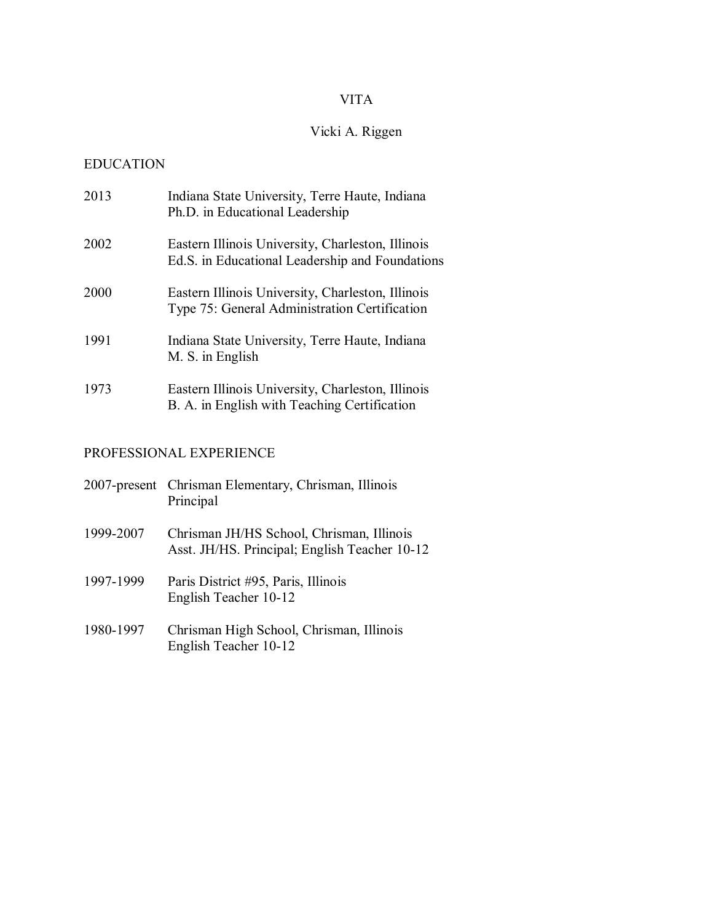# VITA

## Vicki A. Riggen

### EDUCATION

2013 — Indiana State University, Terre Haute, Indiana
Ph.D. in Educational Leadership

2002 — Eastern Illinois University, Charleston, Illinois
Ed.S. in Educational Leadership and Foundations

2000 — Eastern Illinois University, Charleston, Illinois
Type 75: General Administration Certification

1991 — Indiana State University, Terre Haute, Indiana
M. S. in English

1973 — Eastern Illinois University, Charleston, Illinois
B. A. in English with Teaching Certification

### PROFESSIONAL EXPERIENCE

2007-present — Chrisman Elementary, Chrisman, Illinois
Principal

1999-2007 — Chrisman JH/HS School, Chrisman, Illinois
Asst. JH/HS. Principal; English Teacher 10-12

1997-1999 — Paris District #95, Paris, Illinois
English Teacher 10-12

1980-1997 — Chrisman High School, Chrisman, Illinois
English Teacher 10-12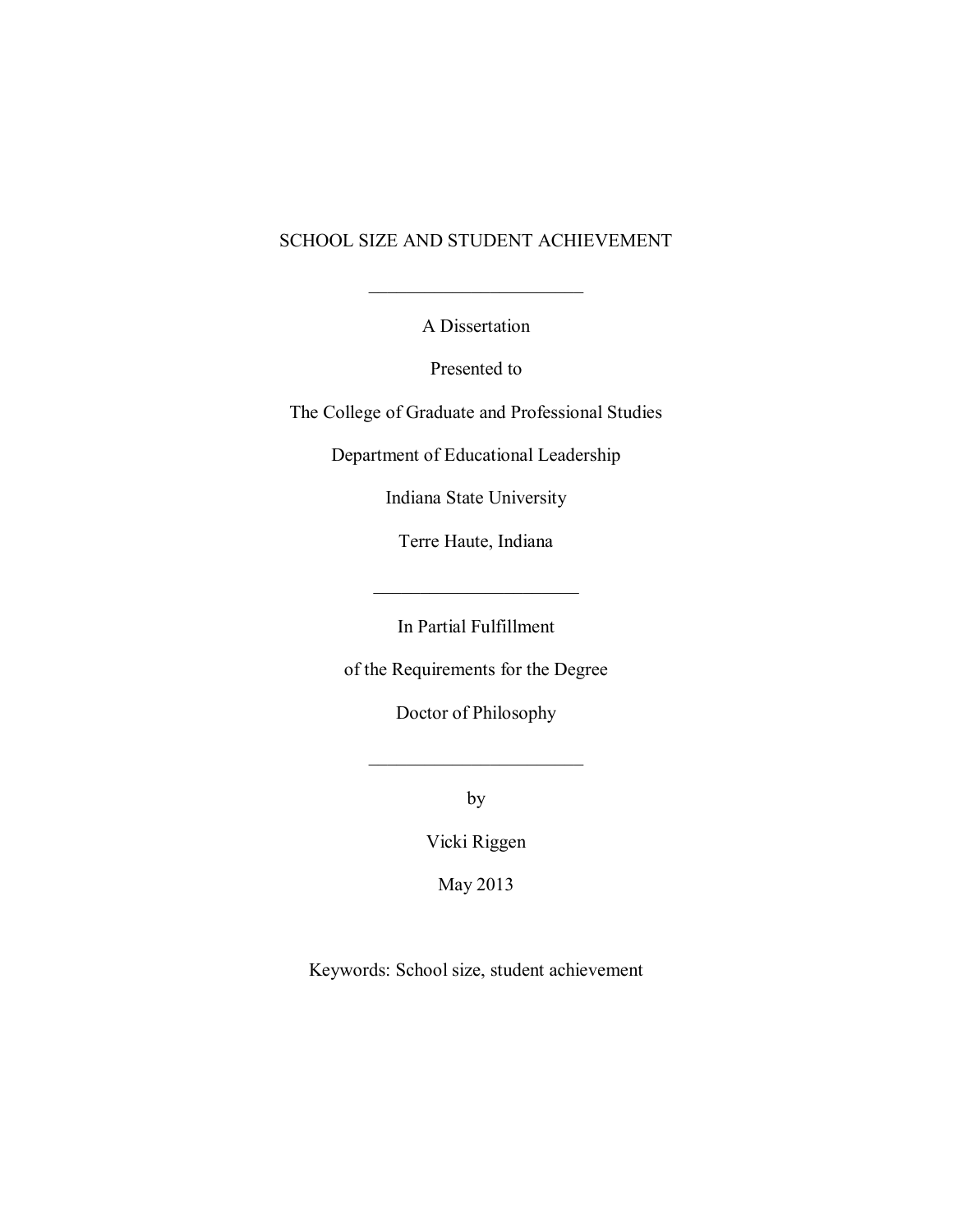# SCHOOL SIZE AND STUDENT ACHIEVEMENT

---

A Dissertation

Presented to

The College of Graduate and Professional Studies

Department of Educational Leadership

Indiana State University

Terre Haute, Indiana

---

In Partial Fulfillment

of the Requirements for the Degree

Doctor of Philosophy

---

by

Vicki Riggen

May 2013

Keywords: School size, student achievement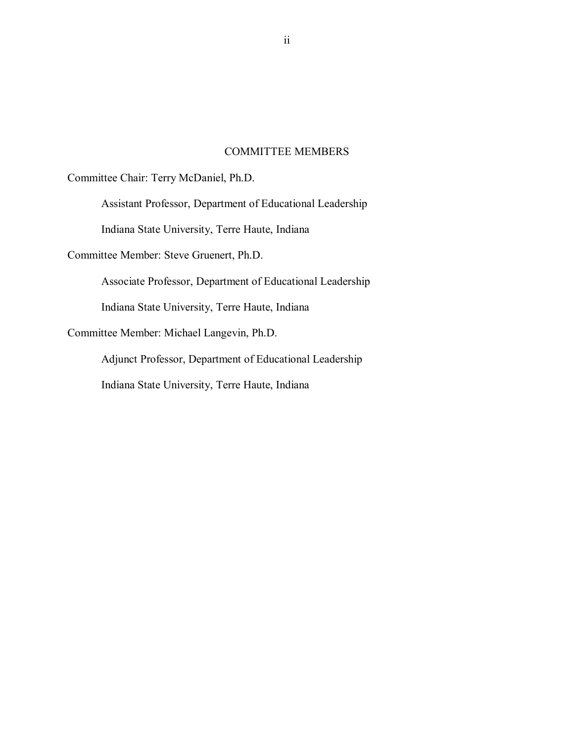## COMMITTEE MEMBERS

Committee Chair: Terry McDaniel, Ph.D.

Assistant Professor, Department of Educational Leadership

Indiana State University, Terre Haute, Indiana

Committee Member: Steve Gruenert, Ph.D.

Associate Professor, Department of Educational Leadership

Indiana State University, Terre Haute, Indiana

Committee Member: Michael Langevin, Ph.D.

Adjunct Professor, Department of Educational Leadership

Indiana State University, Terre Haute, Indiana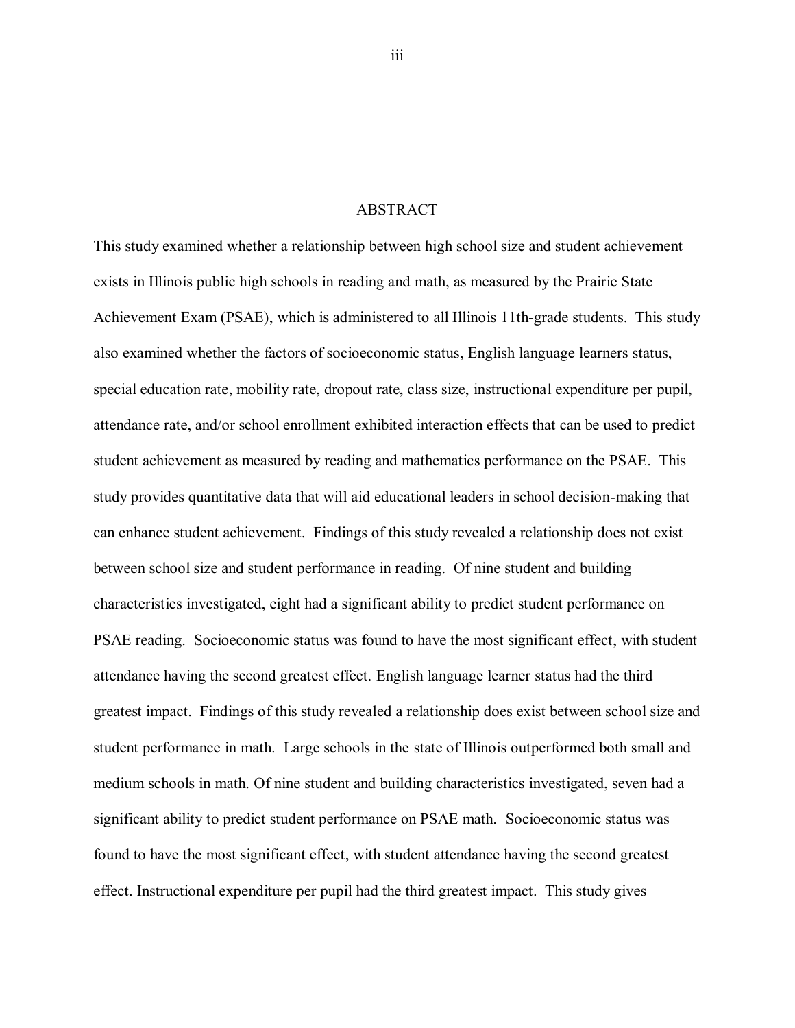# ABSTRACT

This study examined whether a relationship between high school size and student achievement exists in Illinois public high schools in reading and math, as measured by the Prairie State Achievement Exam (PSAE), which is administered to all Illinois 11th-grade students. This study also examined whether the factors of socioeconomic status, English language learners status, special education rate, mobility rate, dropout rate, class size, instructional expenditure per pupil, attendance rate, and/or school enrollment exhibited interaction effects that can be used to predict student achievement as measured by reading and mathematics performance on the PSAE. This study provides quantitative data that will aid educational leaders in school decision-making that can enhance student achievement. Findings of this study revealed a relationship does not exist between school size and student performance in reading. Of nine student and building characteristics investigated, eight had a significant ability to predict student performance on PSAE reading. Socioeconomic status was found to have the most significant effect, with student attendance having the second greatest effect. English language learner status had the third greatest impact. Findings of this study revealed a relationship does exist between school size and student performance in math. Large schools in the state of Illinois outperformed both small and medium schools in math. Of nine student and building characteristics investigated, seven had a significant ability to predict student performance on PSAE math. Socioeconomic status was found to have the most significant effect, with student attendance having the second greatest effect. Instructional expenditure per pupil had the third greatest impact. This study gives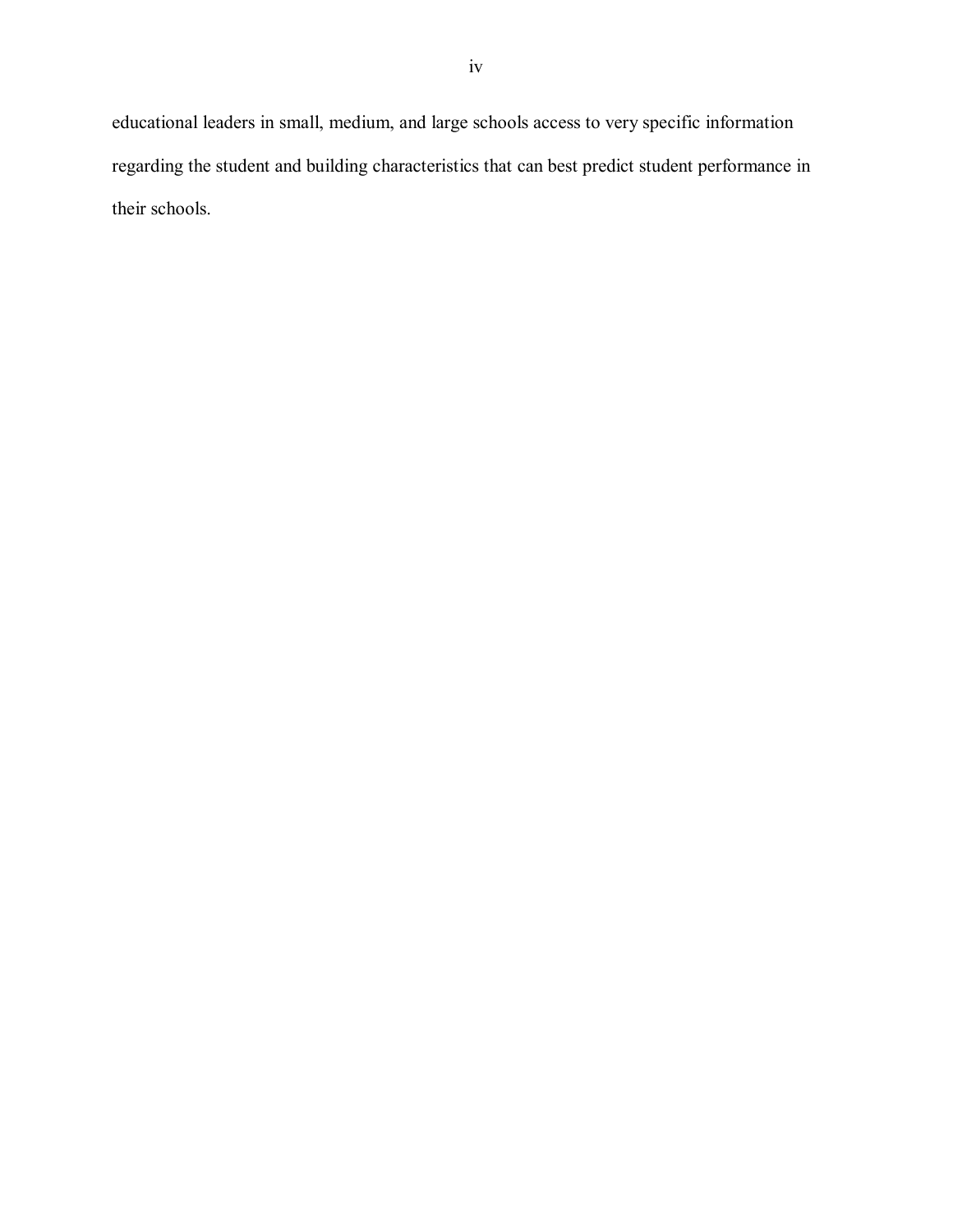educational leaders in small, medium, and large schools access to very specific information regarding the student and building characteristics that can best predict student performance in their schools.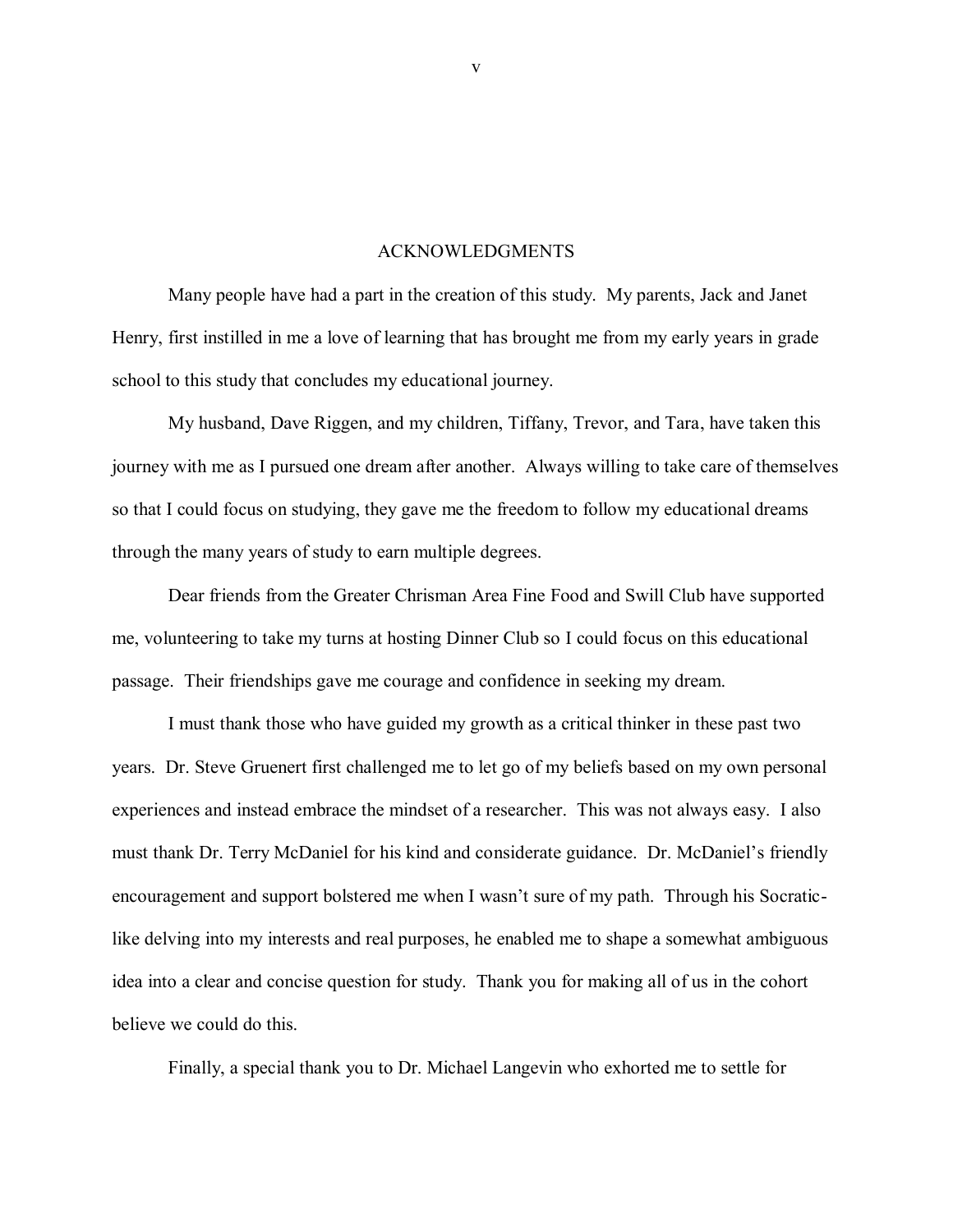# ACKNOWLEDGMENTS

Many people have had a part in the creation of this study. My parents, Jack and Janet Henry, first instilled in me a love of learning that has brought me from my early years in grade school to this study that concludes my educational journey.

My husband, Dave Riggen, and my children, Tiffany, Trevor, and Tara, have taken this journey with me as I pursued one dream after another. Always willing to take care of themselves so that I could focus on studying, they gave me the freedom to follow my educational dreams through the many years of study to earn multiple degrees.

Dear friends from the Greater Chrisman Area Fine Food and Swill Club have supported me, volunteering to take my turns at hosting Dinner Club so I could focus on this educational passage. Their friendships gave me courage and confidence in seeking my dream.

I must thank those who have guided my growth as a critical thinker in these past two years. Dr. Steve Gruenert first challenged me to let go of my beliefs based on my own personal experiences and instead embrace the mindset of a researcher. This was not always easy. I also must thank Dr. Terry McDaniel for his kind and considerate guidance. Dr. McDaniel's friendly encouragement and support bolstered me when I wasn't sure of my path. Through his Socratic-like delving into my interests and real purposes, he enabled me to shape a somewhat ambiguous idea into a clear and concise question for study. Thank you for making all of us in the cohort believe we could do this.

Finally, a special thank you to Dr. Michael Langevin who exhorted me to settle for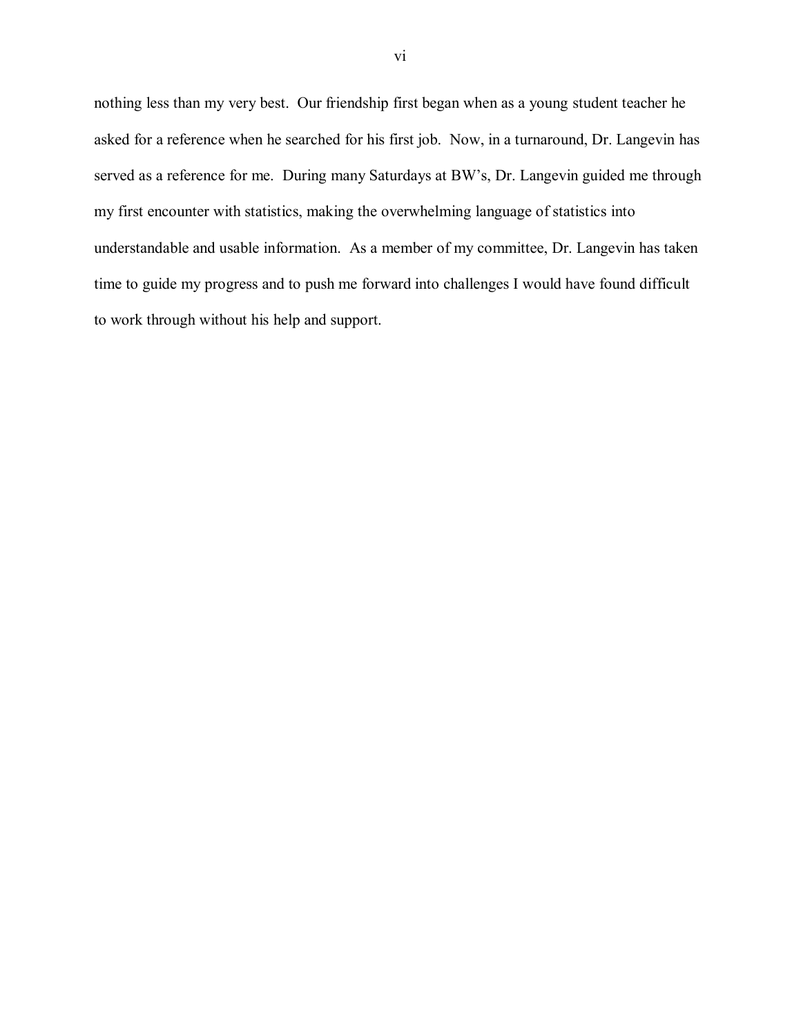nothing less than my very best. Our friendship first began when as a young student teacher he asked for a reference when he searched for his first job. Now, in a turnaround, Dr. Langevin has served as a reference for me. During many Saturdays at BW's, Dr. Langevin guided me through my first encounter with statistics, making the overwhelming language of statistics into understandable and usable information. As a member of my committee, Dr. Langevin has taken time to guide my progress and to push me forward into challenges I would have found difficult to work through without his help and support.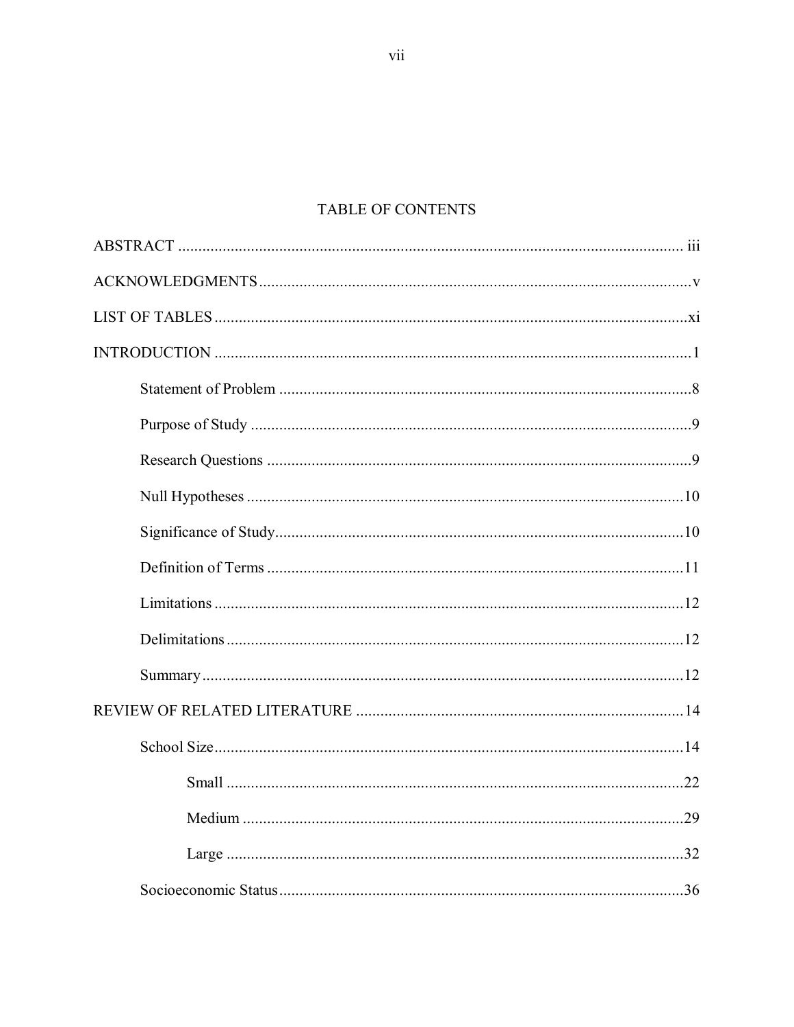# TABLE OF CONTENTS

ABSTRACT ............................................................................................................................ iii

ACKNOWLEDGMENTS ..........................................................................................................v

LIST OF TABLES ...................................................................................................................xi

INTRODUCTION .....................................................................................................................1

- Statement of Problem .....................................................................................................8
- Purpose of Study ............................................................................................................9
- Research Questions ........................................................................................................9
- Null Hypotheses ...........................................................................................................10
- Significance of Study....................................................................................................10
- Definition of Terms ......................................................................................................11
- Limitations ...................................................................................................................12
- Delimitations ................................................................................................................12
- Summary ......................................................................................................................12

REVIEW OF RELATED LITERATURE ...............................................................................14

- School Size...................................................................................................................14
  - Small ................................................................................................................22
  - Medium ............................................................................................................29
  - Large ................................................................................................................32
- Socioeconomic Status...................................................................................................36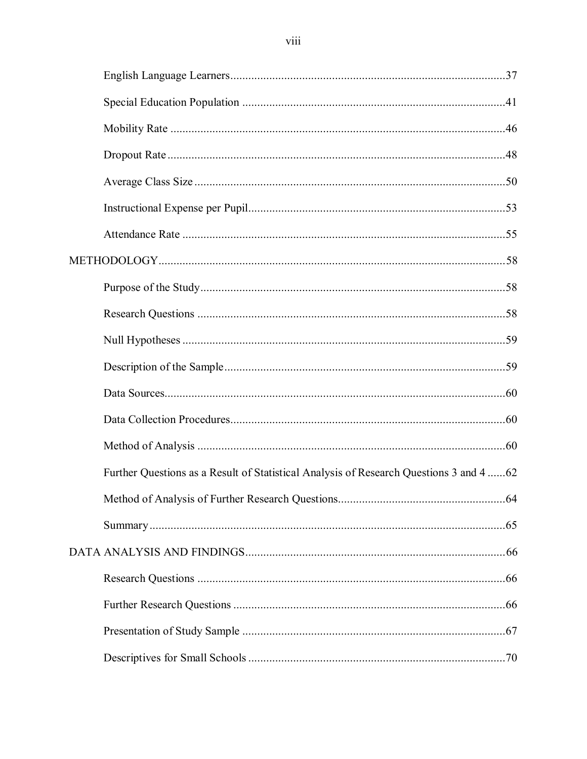English Language Learners ........................................................................................... 37

Special Education Population ....................................................................................... 41

Mobility Rate ............................................................................................................... 46

Dropout Rate ................................................................................................................ 48

Average Class Size ....................................................................................................... 50

Instructional Expense per Pupil..................................................................................... 53

Attendance Rate ........................................................................................................... 55

METHODOLOGY ................................................................................................................. 58

Purpose of the Study ..................................................................................................... 58

Research Questions ....................................................................................................... 58

Null Hypotheses ........................................................................................................... 59

Description of the Sample ............................................................................................. 59

Data Sources ................................................................................................................. 60

Data Collection Procedures ........................................................................................... 60

Method of Analysis ....................................................................................................... 60

Further Questions as a Result of Statistical Analysis of Research Questions 3 and 4 ...... 62

Method of Analysis of Further Research Questions ....................................................... 64

Summary ...................................................................................................................... 65

DATA ANALYSIS AND FINDINGS ..................................................................................... 66

Research Questions ....................................................................................................... 66

Further Research Questions .......................................................................................... 66

Presentation of Study Sample ....................................................................................... 67

Descriptives for Small Schools ..................................................................................... 70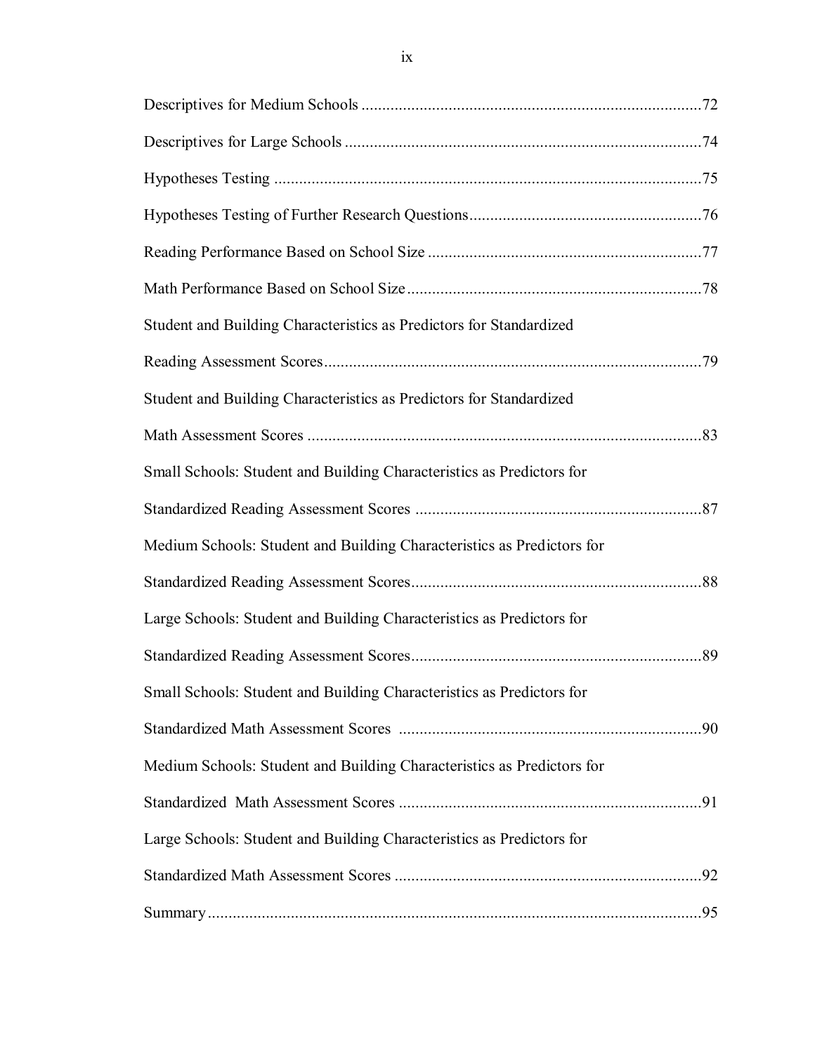Descriptives for Medium Schools ....................................................................................72

Descriptives for Large Schools .......................................................................................74

Hypotheses Testing .........................................................................................................75

Hypotheses Testing of Further Research Questions.........................................................76

Reading Performance Based on School Size ...................................................................77

Math Performance Based on School Size........................................................................78

Student and Building Characteristics as Predictors for Standardized

Reading Assessment Scores.............................................................................................79

Student and Building Characteristics as Predictors for Standardized

Math Assessment Scores .................................................................................................83

Small Schools: Student and Building Characteristics as Predictors for

Standardized Reading Assessment Scores ......................................................................87

Medium Schools: Student and Building Characteristics as Predictors for

Standardized Reading Assessment Scores.......................................................................88

Large Schools: Student and Building Characteristics as Predictors for

Standardized Reading Assessment Scores.......................................................................89

Small Schools: Student and Building Characteristics as Predictors for

Standardized Math Assessment Scores ..........................................................................90

Medium Schools: Student and Building Characteristics as Predictors for

Standardized Math Assessment Scores ..........................................................................91

Large Schools: Student and Building Characteristics as Predictors for

Standardized Math Assessment Scores ...........................................................................92

Summary........................................................................................................................95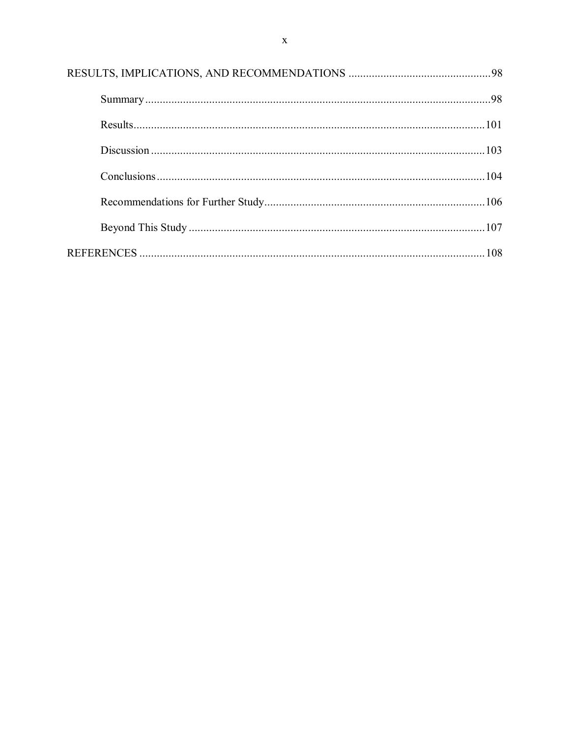RESULTS, IMPLICATIONS, AND RECOMMENDATIONS ................................................ 98

Summary ...................................................................................................................... 98

Results ........................................................................................................................ 101

Discussion .................................................................................................................. 103

Conclusions ................................................................................................................ 104

Recommendations for Further Study .......................................................................... 106

Beyond This Study ..................................................................................................... 107

REFERENCES ............................................................................................................... 108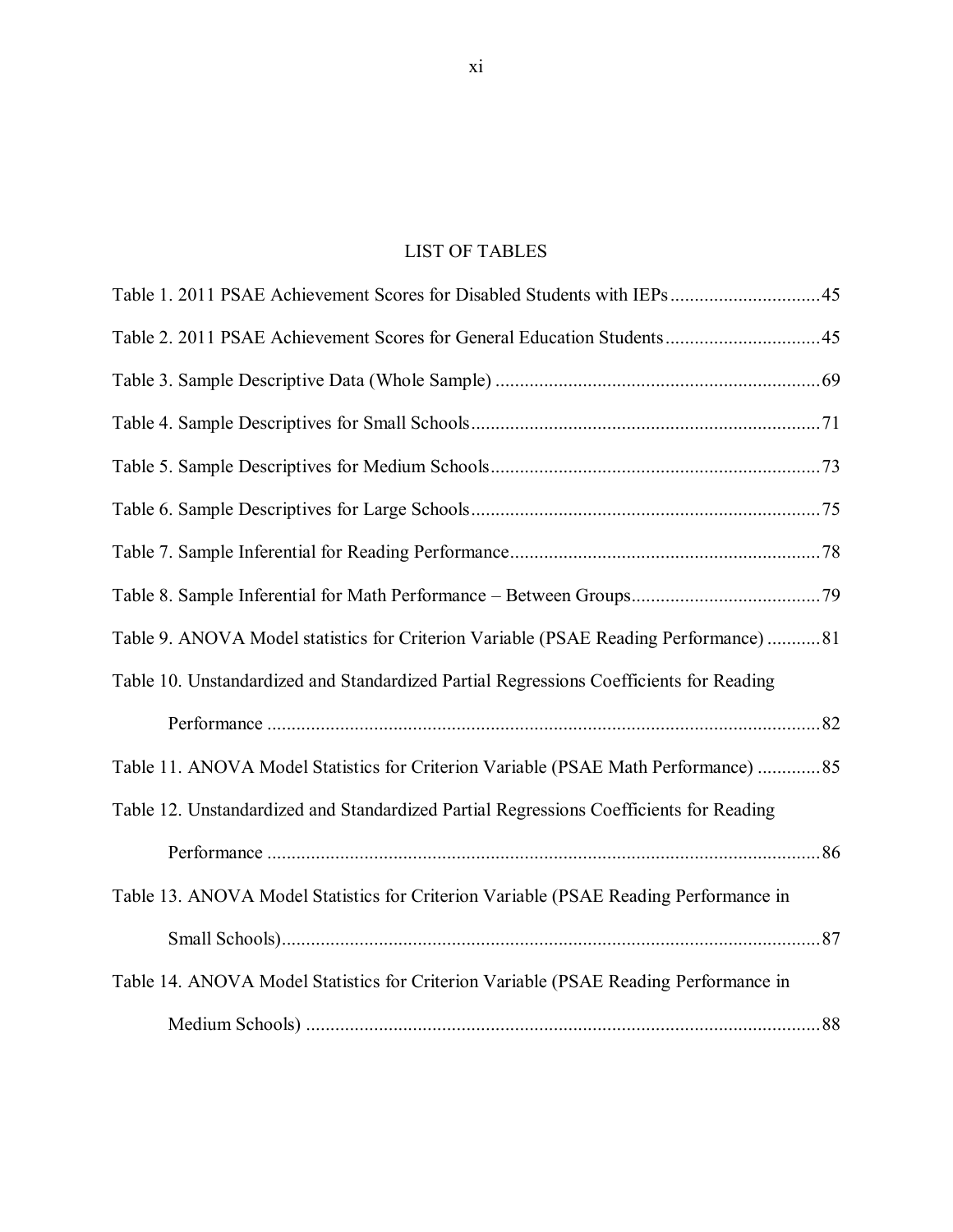# LIST OF TABLES

Table 1. 2011 PSAE Achievement Scores for Disabled Students with IEPs ............................... 45

Table 2. 2011 PSAE Achievement Scores for General Education Students ................................ 45

Table 3. Sample Descriptive Data (Whole Sample) ................................................................... 69

Table 4. Sample Descriptives for Small Schools ........................................................................ 71

Table 5. Sample Descriptives for Medium Schools .................................................................... 73

Table 6. Sample Descriptives for Large Schools ......................................................................... 75

Table 7. Sample Inferential for Reading Performance ................................................................ 78

Table 8. Sample Inferential for Math Performance – Between Groups ....................................... 79

Table 9. ANOVA Model statistics for Criterion Variable (PSAE Reading Performance) ........... 81

Table 10. Unstandardized and Standardized Partial Regressions Coefficients for Reading Performance .................................................................................................................. 82

Table 11. ANOVA Model Statistics for Criterion Variable (PSAE Math Performance) ............. 85

Table 12. Unstandardized and Standardized Partial Regressions Coefficients for Reading Performance .................................................................................................................. 86

Table 13. ANOVA Model Statistics for Criterion Variable (PSAE Reading Performance in Small Schools) ............................................................................................................... 87

Table 14. ANOVA Model Statistics for Criterion Variable (PSAE Reading Performance in Medium Schools) .......................................................................................................... 88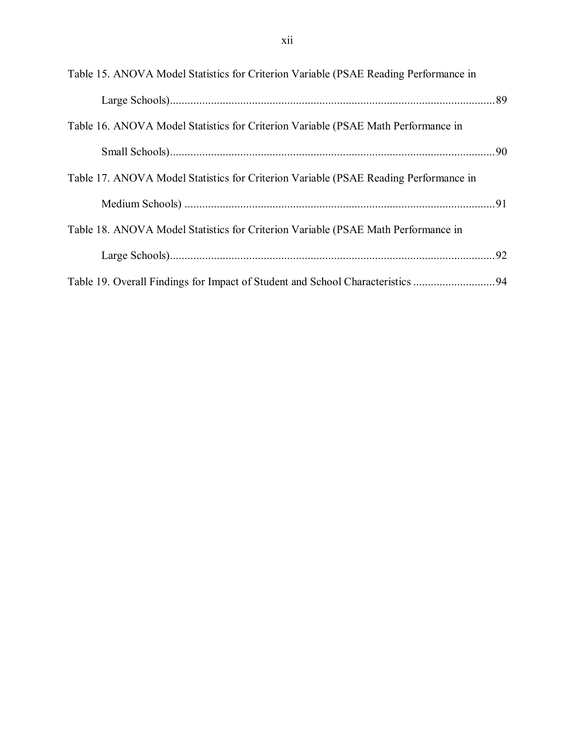Table 15. ANOVA Model Statistics for Criterion Variable (PSAE Reading Performance in Large Schools)....89

Table 16. ANOVA Model Statistics for Criterion Variable (PSAE Math Performance in Small Schools)....90

Table 17. ANOVA Model Statistics for Criterion Variable (PSAE Reading Performance in Medium Schools) ....91

Table 18. ANOVA Model Statistics for Criterion Variable (PSAE Math Performance in Large Schools)....92

Table 19. Overall Findings for Impact of Student and School Characteristics ....94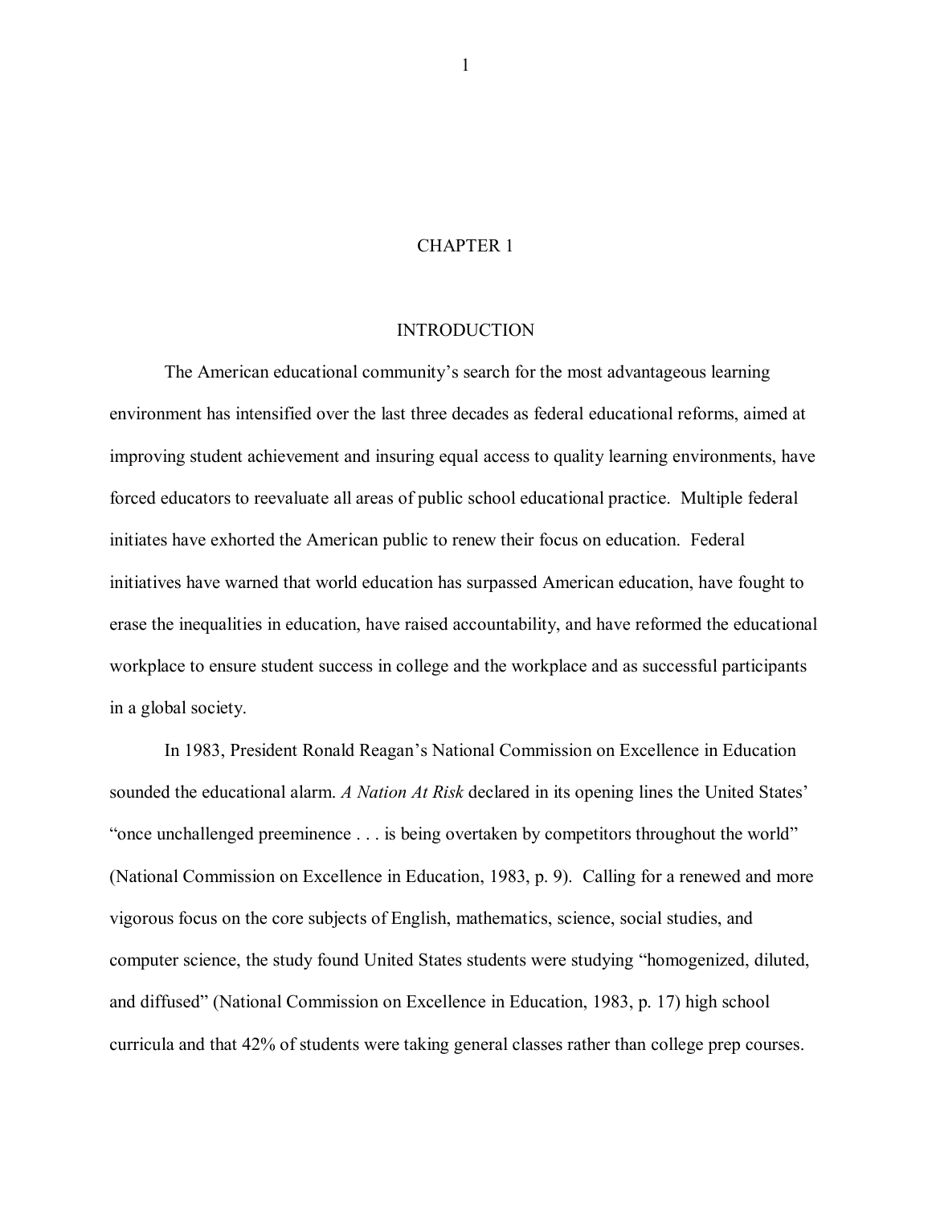# CHAPTER 1

## INTRODUCTION

The American educational community's search for the most advantageous learning environment has intensified over the last three decades as federal educational reforms, aimed at improving student achievement and insuring equal access to quality learning environments, have forced educators to reevaluate all areas of public school educational practice. Multiple federal initiates have exhorted the American public to renew their focus on education. Federal initiatives have warned that world education has surpassed American education, have fought to erase the inequalities in education, have raised accountability, and have reformed the educational workplace to ensure student success in college and the workplace and as successful participants in a global society.

In 1983, President Ronald Reagan's National Commission on Excellence in Education sounded the educational alarm. *A Nation At Risk* declared in its opening lines the United States' "once unchallenged preeminence . . . is being overtaken by competitors throughout the world" (National Commission on Excellence in Education, 1983, p. 9). Calling for a renewed and more vigorous focus on the core subjects of English, mathematics, science, social studies, and computer science, the study found United States students were studying "homogenized, diluted, and diffused" (National Commission on Excellence in Education, 1983, p. 17) high school curricula and that 42% of students were taking general classes rather than college prep courses.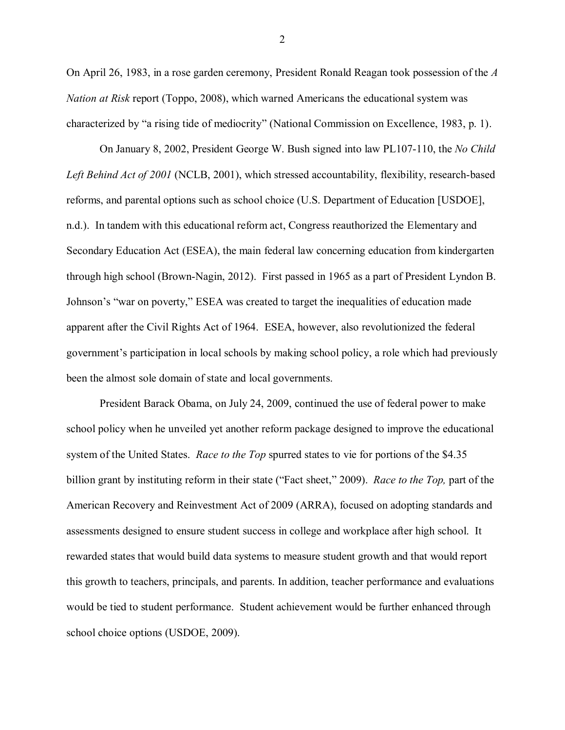On April 26, 1983, in a rose garden ceremony, President Ronald Reagan took possession of the *A Nation at Risk* report (Toppo, 2008), which warned Americans the educational system was characterized by "a rising tide of mediocrity" (National Commission on Excellence, 1983, p. 1).

On January 8, 2002, President George W. Bush signed into law PL107-110, the *No Child Left Behind Act of 2001* (NCLB, 2001), which stressed accountability, flexibility, research-based reforms, and parental options such as school choice (U.S. Department of Education [USDOE], n.d.). In tandem with this educational reform act, Congress reauthorized the Elementary and Secondary Education Act (ESEA), the main federal law concerning education from kindergarten through high school (Brown-Nagin, 2012). First passed in 1965 as a part of President Lyndon B. Johnson's "war on poverty," ESEA was created to target the inequalities of education made apparent after the Civil Rights Act of 1964. ESEA, however, also revolutionized the federal government's participation in local schools by making school policy, a role which had previously been the almost sole domain of state and local governments.

President Barack Obama, on July 24, 2009, continued the use of federal power to make school policy when he unveiled yet another reform package designed to improve the educational system of the United States. *Race to the Top* spurred states to vie for portions of the $4.35 billion grant by instituting reform in their state ("Fact sheet," 2009). *Race to the Top,* part of the American Recovery and Reinvestment Act of 2009 (ARRA), focused on adopting standards and assessments designed to ensure student success in college and workplace after high school. It rewarded states that would build data systems to measure student growth and that would report this growth to teachers, principals, and parents. In addition, teacher performance and evaluations would be tied to student performance. Student achievement would be further enhanced through school choice options (USDOE, 2009).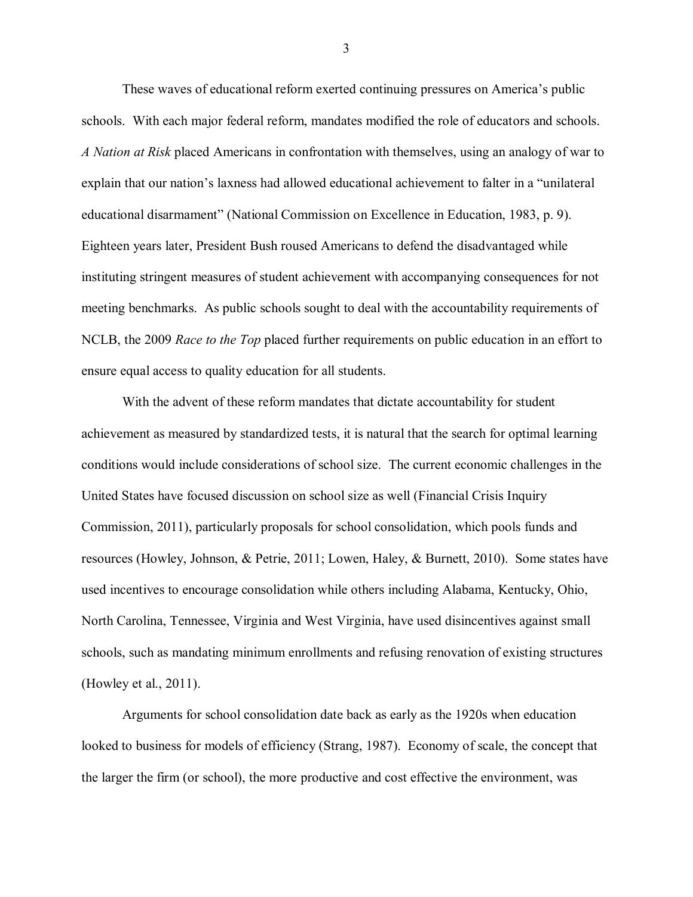These waves of educational reform exerted continuing pressures on America's public schools. With each major federal reform, mandates modified the role of educators and schools. *A Nation at Risk* placed Americans in confrontation with themselves, using an analogy of war to explain that our nation's laxness had allowed educational achievement to falter in a "unilateral educational disarmament" (National Commission on Excellence in Education, 1983, p. 9). Eighteen years later, President Bush roused Americans to defend the disadvantaged while instituting stringent measures of student achievement with accompanying consequences for not meeting benchmarks. As public schools sought to deal with the accountability requirements of NCLB, the 2009 *Race to the Top* placed further requirements on public education in an effort to ensure equal access to quality education for all students.

With the advent of these reform mandates that dictate accountability for student achievement as measured by standardized tests, it is natural that the search for optimal learning conditions would include considerations of school size. The current economic challenges in the United States have focused discussion on school size as well (Financial Crisis Inquiry Commission, 2011), particularly proposals for school consolidation, which pools funds and resources (Howley, Johnson, & Petrie, 2011; Lowen, Haley, & Burnett, 2010). Some states have used incentives to encourage consolidation while others including Alabama, Kentucky, Ohio, North Carolina, Tennessee, Virginia and West Virginia, have used disincentives against small schools, such as mandating minimum enrollments and refusing renovation of existing structures (Howley et al., 2011).

Arguments for school consolidation date back as early as the 1920s when education looked to business for models of efficiency (Strang, 1987). Economy of scale, the concept that the larger the firm (or school), the more productive and cost effective the environment, was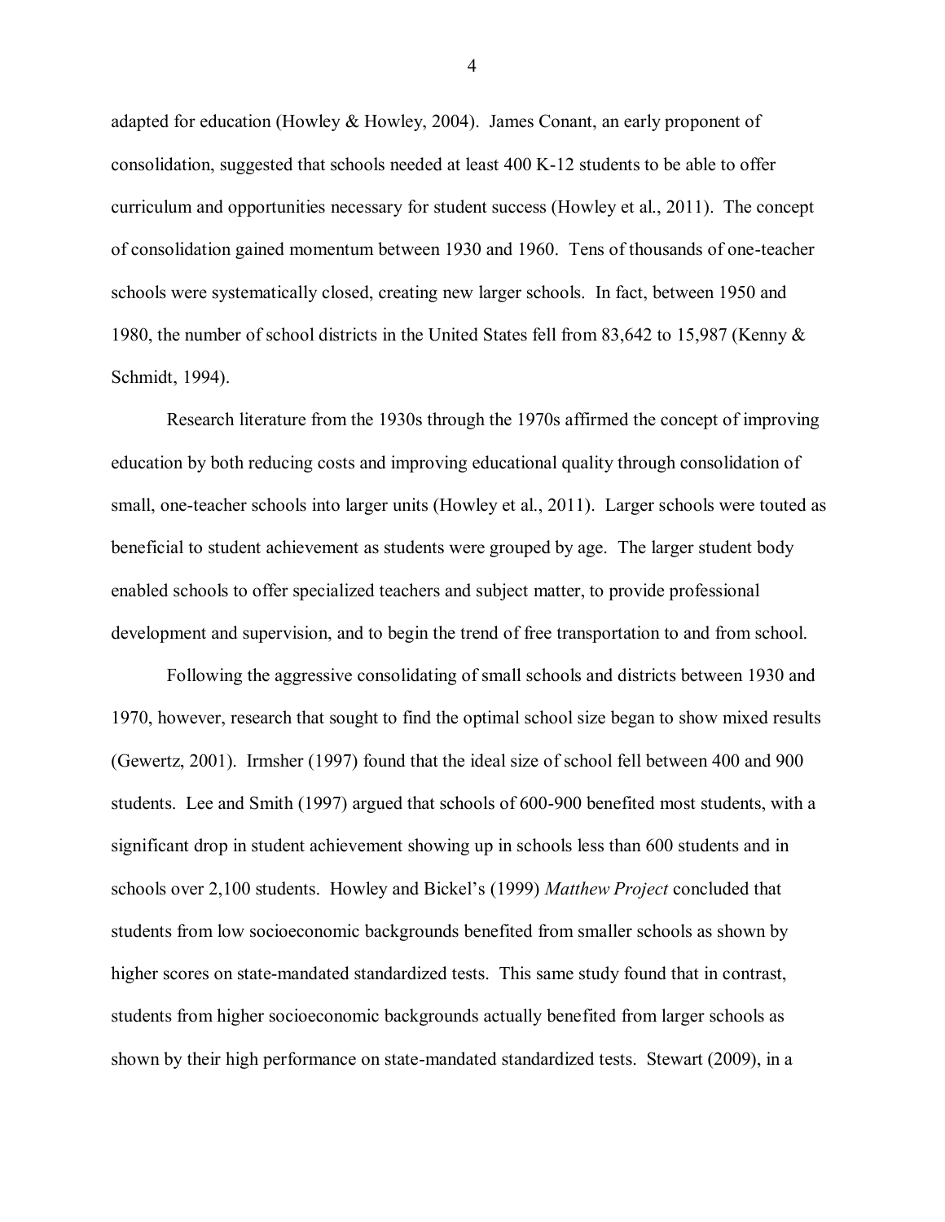adapted for education (Howley & Howley, 2004). James Conant, an early proponent of consolidation, suggested that schools needed at least 400 K-12 students to be able to offer curriculum and opportunities necessary for student success (Howley et al., 2011). The concept of consolidation gained momentum between 1930 and 1960. Tens of thousands of one-teacher schools were systematically closed, creating new larger schools. In fact, between 1950 and 1980, the number of school districts in the United States fell from 83,642 to 15,987 (Kenny & Schmidt, 1994).

Research literature from the 1930s through the 1970s affirmed the concept of improving education by both reducing costs and improving educational quality through consolidation of small, one-teacher schools into larger units (Howley et al., 2011). Larger schools were touted as beneficial to student achievement as students were grouped by age. The larger student body enabled schools to offer specialized teachers and subject matter, to provide professional development and supervision, and to begin the trend of free transportation to and from school.

Following the aggressive consolidating of small schools and districts between 1930 and 1970, however, research that sought to find the optimal school size began to show mixed results (Gewertz, 2001). Irmsher (1997) found that the ideal size of school fell between 400 and 900 students. Lee and Smith (1997) argued that schools of 600-900 benefited most students, with a significant drop in student achievement showing up in schools less than 600 students and in schools over 2,100 students. Howley and Bickel's (1999) *Matthew Project* concluded that students from low socioeconomic backgrounds benefited from smaller schools as shown by higher scores on state-mandated standardized tests. This same study found that in contrast, students from higher socioeconomic backgrounds actually benefited from larger schools as shown by their high performance on state-mandated standardized tests. Stewart (2009), in a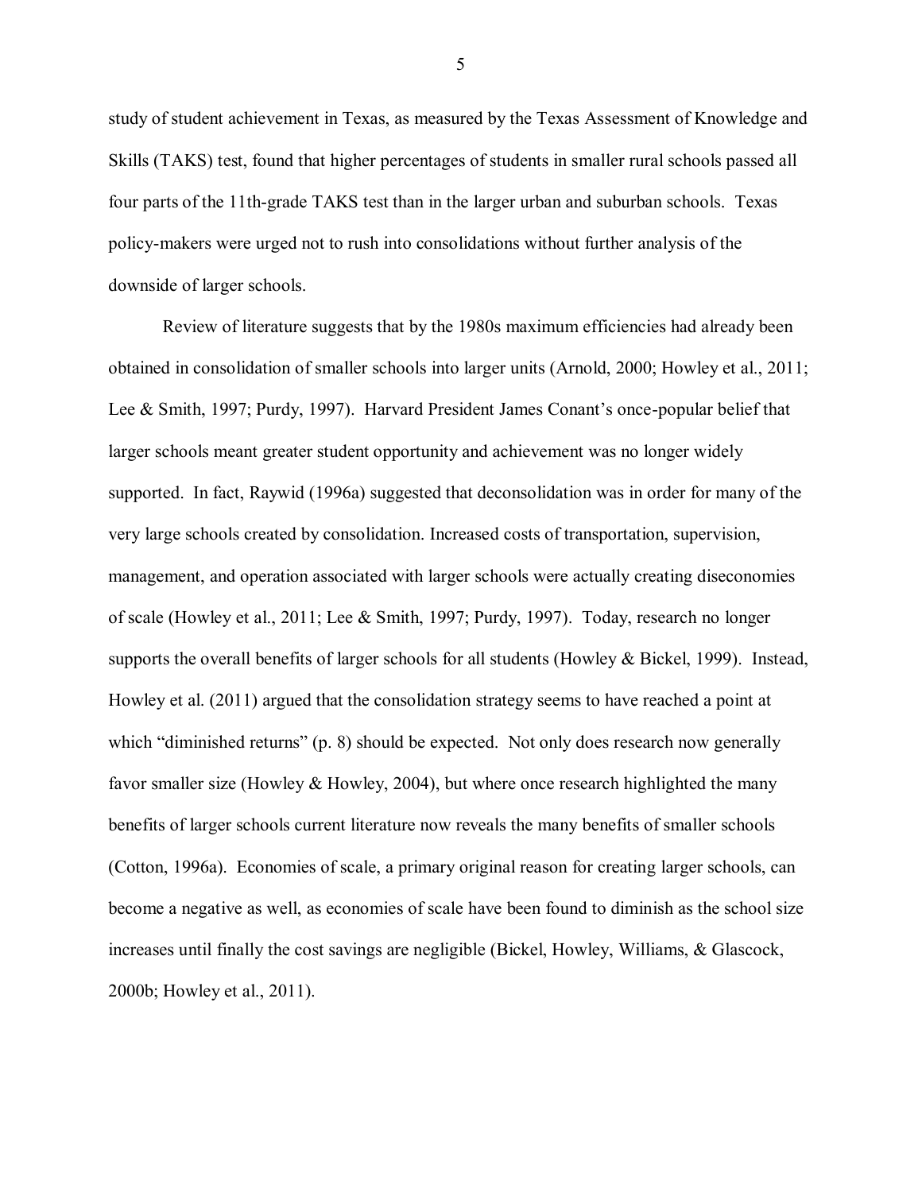study of student achievement in Texas, as measured by the Texas Assessment of Knowledge and Skills (TAKS) test, found that higher percentages of students in smaller rural schools passed all four parts of the 11th-grade TAKS test than in the larger urban and suburban schools. Texas policy-makers were urged not to rush into consolidations without further analysis of the downside of larger schools.

Review of literature suggests that by the 1980s maximum efficiencies had already been obtained in consolidation of smaller schools into larger units (Arnold, 2000; Howley et al., 2011; Lee & Smith, 1997; Purdy, 1997). Harvard President James Conant's once-popular belief that larger schools meant greater student opportunity and achievement was no longer widely supported. In fact, Raywid (1996a) suggested that deconsolidation was in order for many of the very large schools created by consolidation. Increased costs of transportation, supervision, management, and operation associated with larger schools were actually creating diseconomies of scale (Howley et al., 2011; Lee & Smith, 1997; Purdy, 1997). Today, research no longer supports the overall benefits of larger schools for all students (Howley & Bickel, 1999). Instead, Howley et al. (2011) argued that the consolidation strategy seems to have reached a point at which "diminished returns" (p. 8) should be expected. Not only does research now generally favor smaller size (Howley & Howley, 2004), but where once research highlighted the many benefits of larger schools current literature now reveals the many benefits of smaller schools (Cotton, 1996a). Economies of scale, a primary original reason for creating larger schools, can become a negative as well, as economies of scale have been found to diminish as the school size increases until finally the cost savings are negligible (Bickel, Howley, Williams, & Glascock, 2000b; Howley et al., 2011).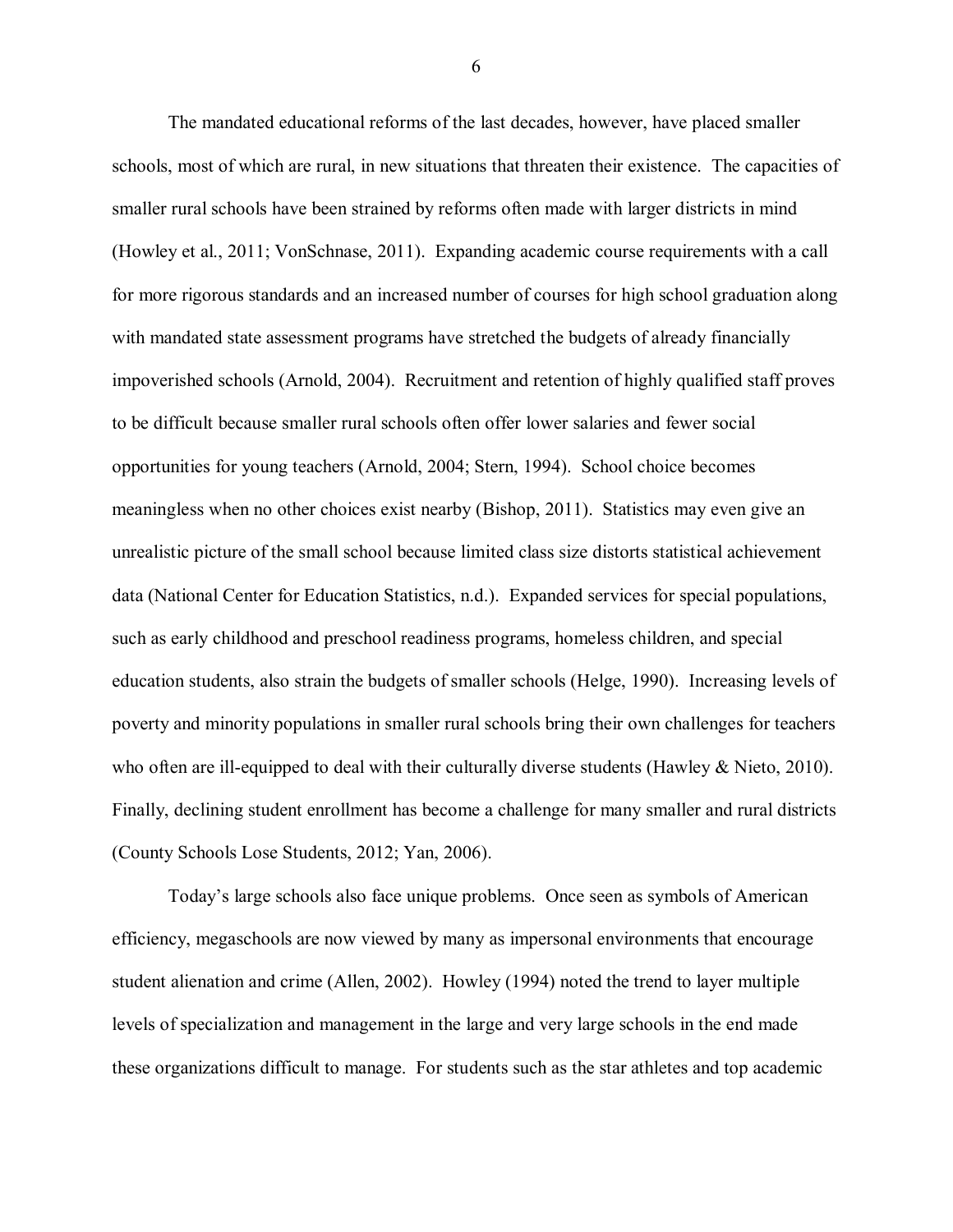The mandated educational reforms of the last decades, however, have placed smaller schools, most of which are rural, in new situations that threaten their existence. The capacities of smaller rural schools have been strained by reforms often made with larger districts in mind (Howley et al., 2011; VonSchnase, 2011). Expanding academic course requirements with a call for more rigorous standards and an increased number of courses for high school graduation along with mandated state assessment programs have stretched the budgets of already financially impoverished schools (Arnold, 2004). Recruitment and retention of highly qualified staff proves to be difficult because smaller rural schools often offer lower salaries and fewer social opportunities for young teachers (Arnold, 2004; Stern, 1994). School choice becomes meaningless when no other choices exist nearby (Bishop, 2011). Statistics may even give an unrealistic picture of the small school because limited class size distorts statistical achievement data (National Center for Education Statistics, n.d.). Expanded services for special populations, such as early childhood and preschool readiness programs, homeless children, and special education students, also strain the budgets of smaller schools (Helge, 1990). Increasing levels of poverty and minority populations in smaller rural schools bring their own challenges for teachers who often are ill-equipped to deal with their culturally diverse students (Hawley & Nieto, 2010). Finally, declining student enrollment has become a challenge for many smaller and rural districts (County Schools Lose Students, 2012; Yan, 2006).

Today's large schools also face unique problems. Once seen as symbols of American efficiency, megaschools are now viewed by many as impersonal environments that encourage student alienation and crime (Allen, 2002). Howley (1994) noted the trend to layer multiple levels of specialization and management in the large and very large schools in the end made these organizations difficult to manage. For students such as the star athletes and top academic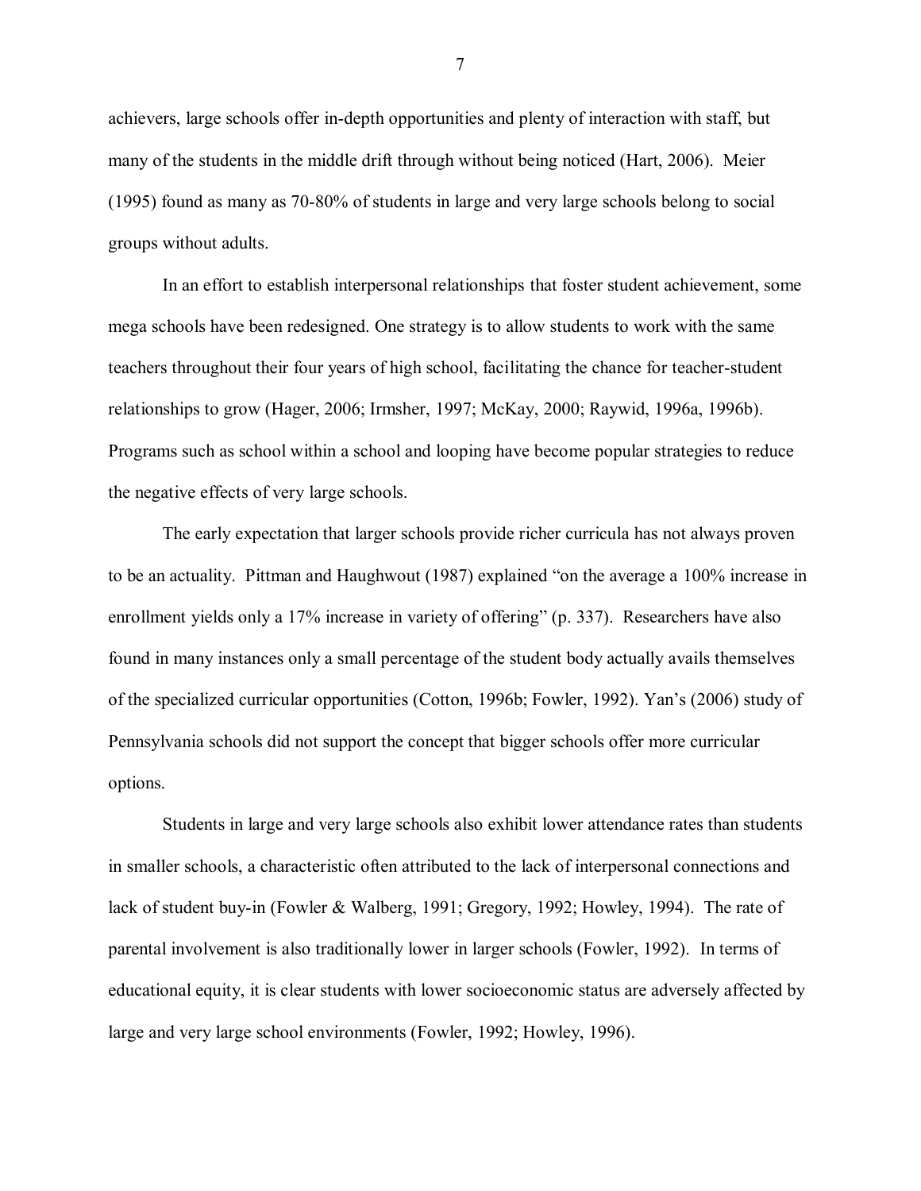achievers, large schools offer in-depth opportunities and plenty of interaction with staff, but many of the students in the middle drift through without being noticed (Hart, 2006). Meier (1995) found as many as 70-80% of students in large and very large schools belong to social groups without adults.

In an effort to establish interpersonal relationships that foster student achievement, some mega schools have been redesigned. One strategy is to allow students to work with the same teachers throughout their four years of high school, facilitating the chance for teacher-student relationships to grow (Hager, 2006; Irmsher, 1997; McKay, 2000; Raywid, 1996a, 1996b). Programs such as school within a school and looping have become popular strategies to reduce the negative effects of very large schools.

The early expectation that larger schools provide richer curricula has not always proven to be an actuality. Pittman and Haughwout (1987) explained "on the average a 100% increase in enrollment yields only a 17% increase in variety of offering" (p. 337). Researchers have also found in many instances only a small percentage of the student body actually avails themselves of the specialized curricular opportunities (Cotton, 1996b; Fowler, 1992). Yan's (2006) study of Pennsylvania schools did not support the concept that bigger schools offer more curricular options.

Students in large and very large schools also exhibit lower attendance rates than students in smaller schools, a characteristic often attributed to the lack of interpersonal connections and lack of student buy-in (Fowler & Walberg, 1991; Gregory, 1992; Howley, 1994). The rate of parental involvement is also traditionally lower in larger schools (Fowler, 1992). In terms of educational equity, it is clear students with lower socioeconomic status are adversely affected by large and very large school environments (Fowler, 1992; Howley, 1996).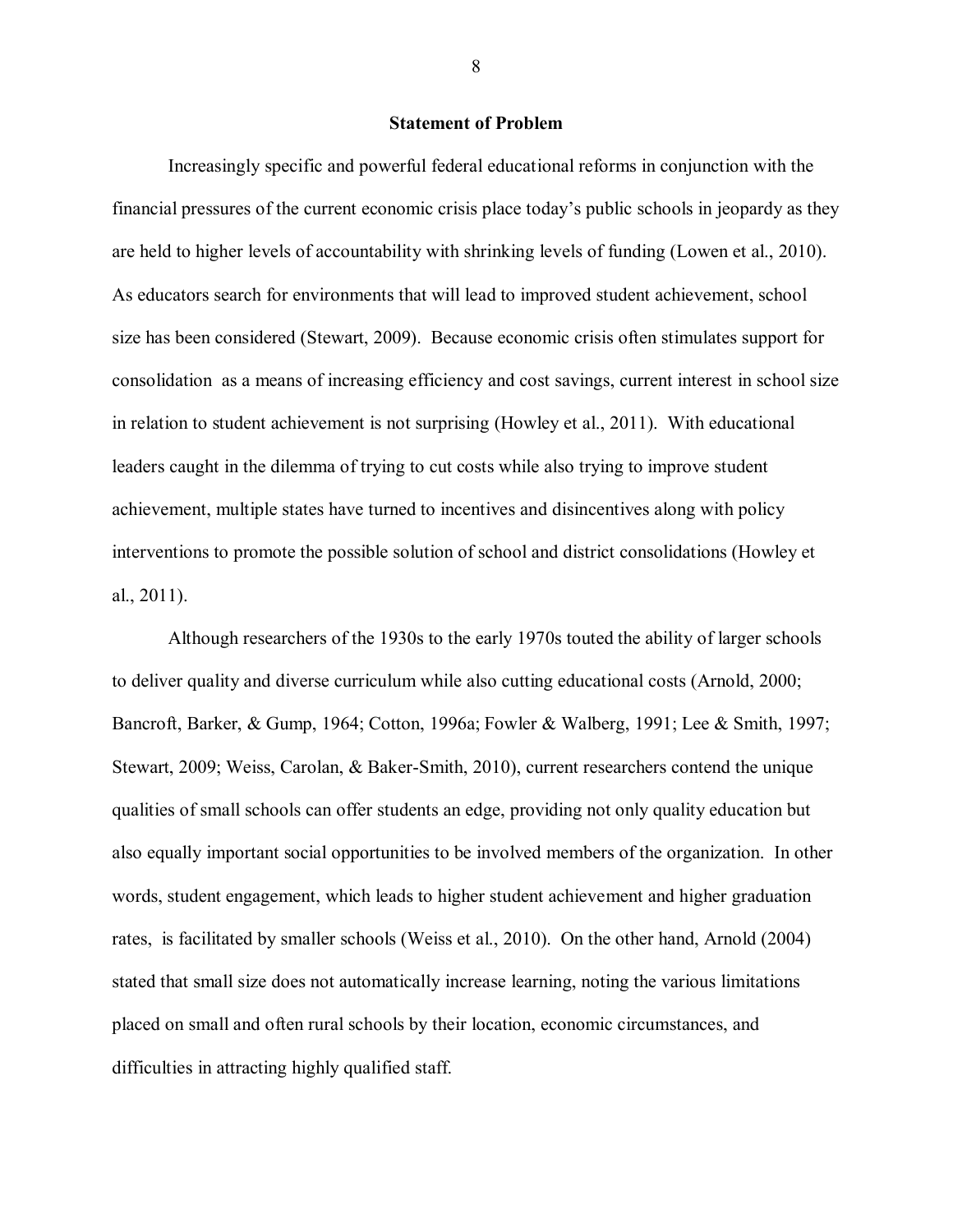## Statement of Problem

Increasingly specific and powerful federal educational reforms in conjunction with the financial pressures of the current economic crisis place today's public schools in jeopardy as they are held to higher levels of accountability with shrinking levels of funding (Lowen et al., 2010). As educators search for environments that will lead to improved student achievement, school size has been considered (Stewart, 2009). Because economic crisis often stimulates support for consolidation as a means of increasing efficiency and cost savings, current interest in school size in relation to student achievement is not surprising (Howley et al., 2011). With educational leaders caught in the dilemma of trying to cut costs while also trying to improve student achievement, multiple states have turned to incentives and disincentives along with policy interventions to promote the possible solution of school and district consolidations (Howley et al., 2011).

Although researchers of the 1930s to the early 1970s touted the ability of larger schools to deliver quality and diverse curriculum while also cutting educational costs (Arnold, 2000; Bancroft, Barker, & Gump, 1964; Cotton, 1996a; Fowler & Walberg, 1991; Lee & Smith, 1997; Stewart, 2009; Weiss, Carolan, & Baker-Smith, 2010), current researchers contend the unique qualities of small schools can offer students an edge, providing not only quality education but also equally important social opportunities to be involved members of the organization. In other words, student engagement, which leads to higher student achievement and higher graduation rates, is facilitated by smaller schools (Weiss et al., 2010). On the other hand, Arnold (2004) stated that small size does not automatically increase learning, noting the various limitations placed on small and often rural schools by their location, economic circumstances, and difficulties in attracting highly qualified staff.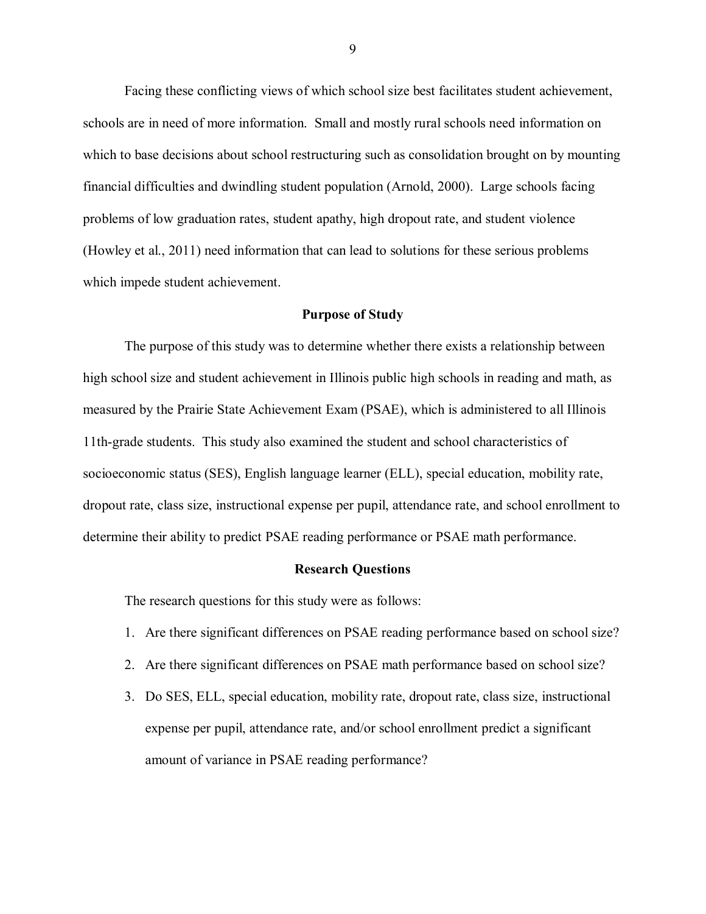Facing these conflicting views of which school size best facilitates student achievement, schools are in need of more information. Small and mostly rural schools need information on which to base decisions about school restructuring such as consolidation brought on by mounting financial difficulties and dwindling student population (Arnold, 2000). Large schools facing problems of low graduation rates, student apathy, high dropout rate, and student violence (Howley et al., 2011) need information that can lead to solutions for these serious problems which impede student achievement.

## Purpose of Study

The purpose of this study was to determine whether there exists a relationship between high school size and student achievement in Illinois public high schools in reading and math, as measured by the Prairie State Achievement Exam (PSAE), which is administered to all Illinois 11th-grade students. This study also examined the student and school characteristics of socioeconomic status (SES), English language learner (ELL), special education, mobility rate, dropout rate, class size, instructional expense per pupil, attendance rate, and school enrollment to determine their ability to predict PSAE reading performance or PSAE math performance.

## Research Questions

The research questions for this study were as follows:

1. Are there significant differences on PSAE reading performance based on school size?
2. Are there significant differences on PSAE math performance based on school size?
3. Do SES, ELL, special education, mobility rate, dropout rate, class size, instructional expense per pupil, attendance rate, and/or school enrollment predict a significant amount of variance in PSAE reading performance?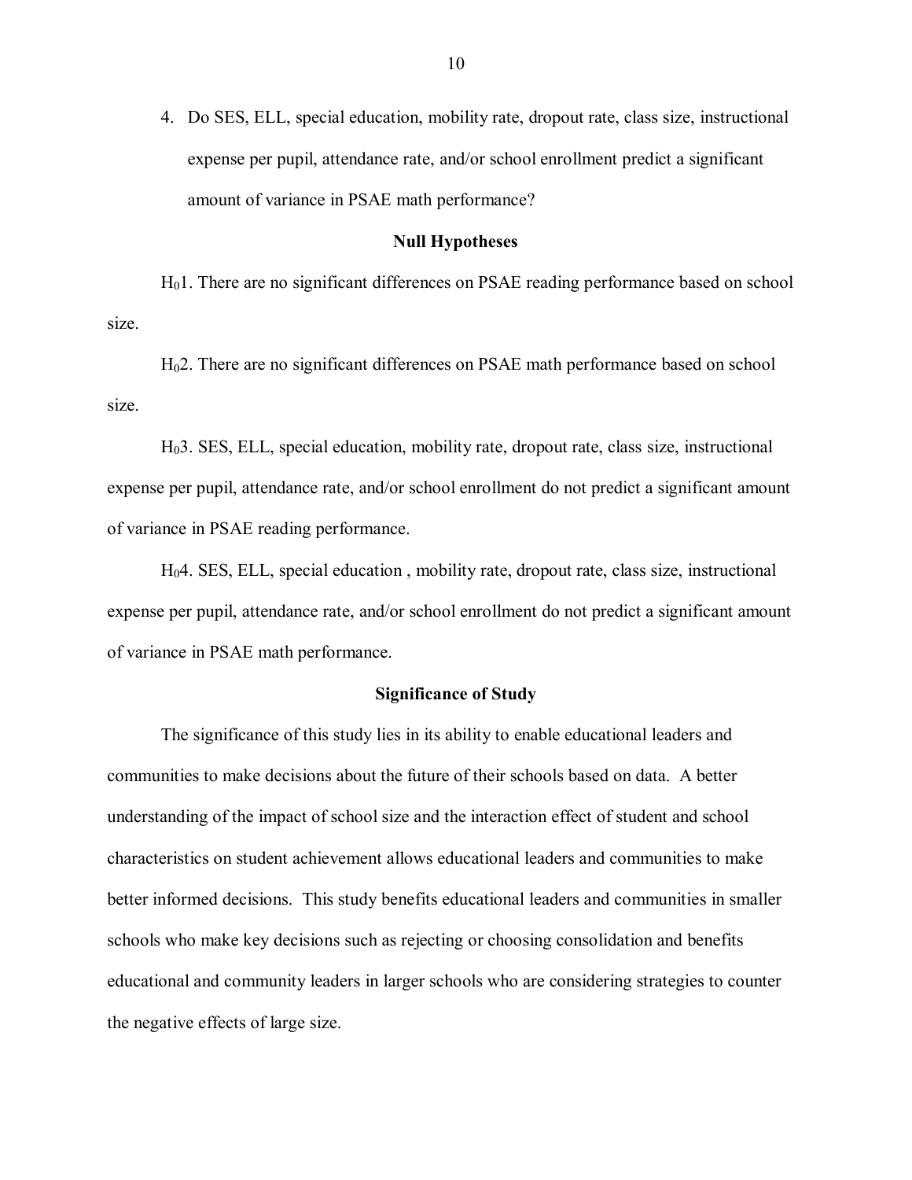4. Do SES, ELL, special education, mobility rate, dropout rate, class size, instructional expense per pupil, attendance rate, and/or school enrollment predict a significant amount of variance in PSAE math performance?

**Null Hypotheses**

$H_0$1. There are no significant differences on PSAE reading performance based on school size.

$H_0$2. There are no significant differences on PSAE math performance based on school size.

$H_0$3. SES, ELL, special education, mobility rate, dropout rate, class size, instructional expense per pupil, attendance rate, and/or school enrollment do not predict a significant amount of variance in PSAE reading performance.

$H_0$4. SES, ELL, special education , mobility rate, dropout rate, class size, instructional expense per pupil, attendance rate, and/or school enrollment do not predict a significant amount of variance in PSAE math performance.

**Significance of Study**

The significance of this study lies in its ability to enable educational leaders and communities to make decisions about the future of their schools based on data. A better understanding of the impact of school size and the interaction effect of student and school characteristics on student achievement allows educational leaders and communities to make better informed decisions. This study benefits educational leaders and communities in smaller schools who make key decisions such as rejecting or choosing consolidation and benefits educational and community leaders in larger schools who are considering strategies to counter the negative effects of large size.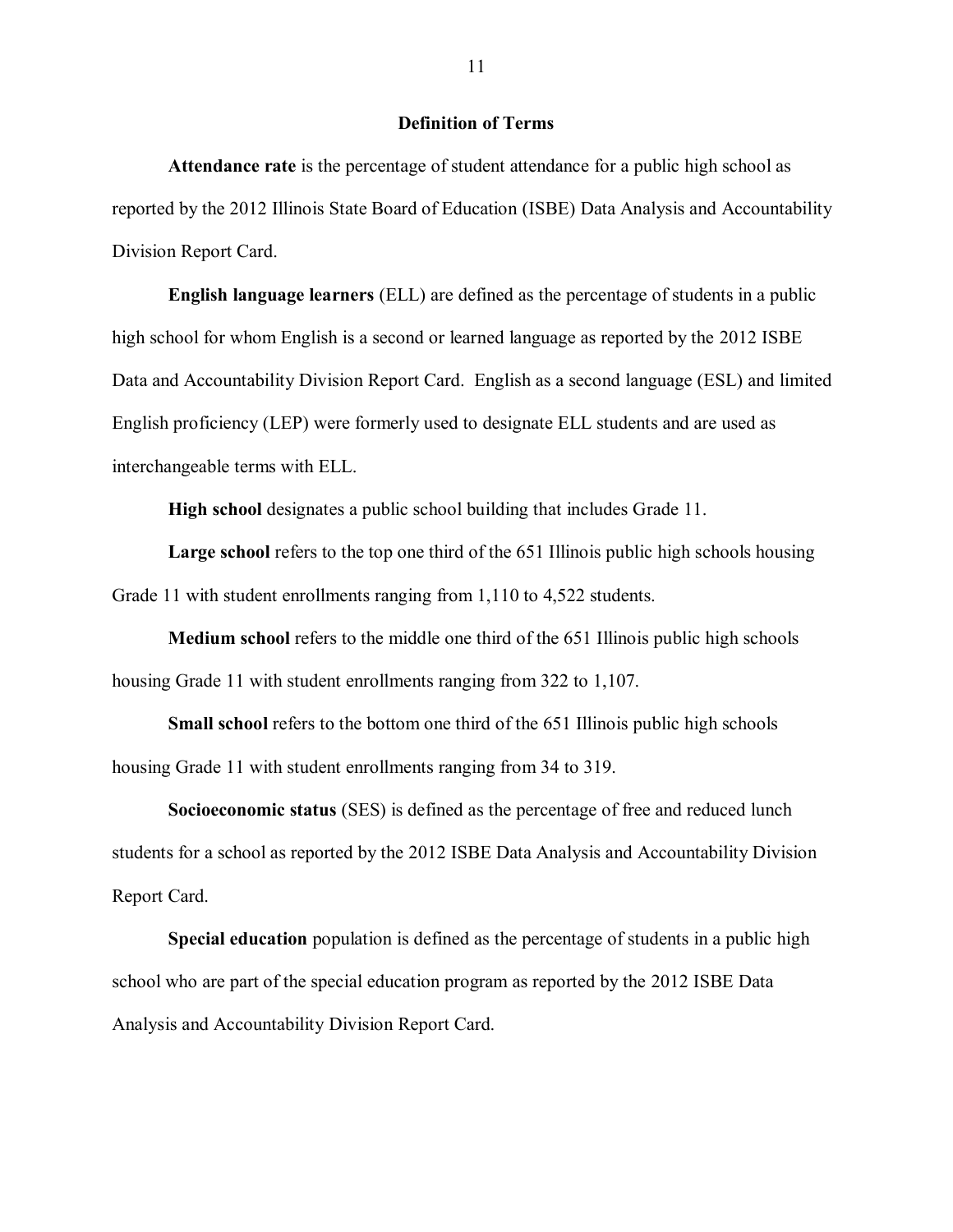## Definition of Terms

**Attendance rate** is the percentage of student attendance for a public high school as reported by the 2012 Illinois State Board of Education (ISBE) Data Analysis and Accountability Division Report Card.

**English language learners** (ELL) are defined as the percentage of students in a public high school for whom English is a second or learned language as reported by the 2012 ISBE Data and Accountability Division Report Card. English as a second language (ESL) and limited English proficiency (LEP) were formerly used to designate ELL students and are used as interchangeable terms with ELL.

**High school** designates a public school building that includes Grade 11.

**Large school** refers to the top one third of the 651 Illinois public high schools housing Grade 11 with student enrollments ranging from 1,110 to 4,522 students.

**Medium school** refers to the middle one third of the 651 Illinois public high schools housing Grade 11 with student enrollments ranging from 322 to 1,107.

**Small school** refers to the bottom one third of the 651 Illinois public high schools housing Grade 11 with student enrollments ranging from 34 to 319.

**Socioeconomic status** (SES) is defined as the percentage of free and reduced lunch students for a school as reported by the 2012 ISBE Data Analysis and Accountability Division Report Card.

**Special education** population is defined as the percentage of students in a public high school who are part of the special education program as reported by the 2012 ISBE Data Analysis and Accountability Division Report Card.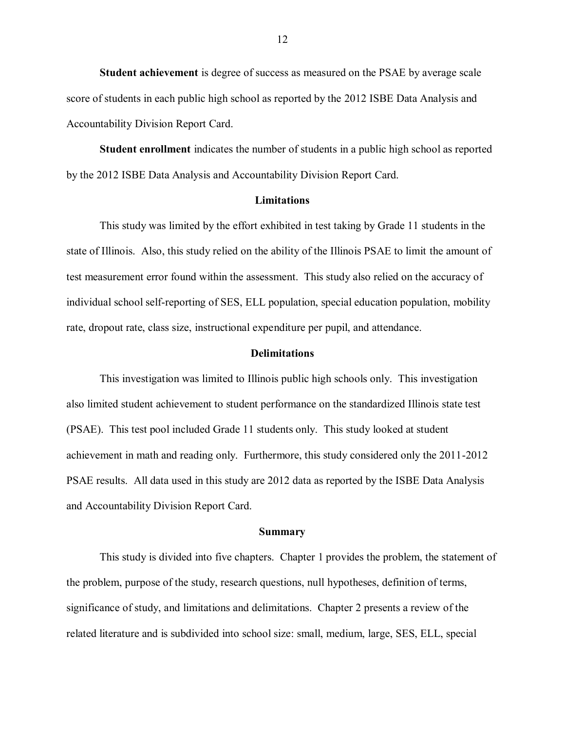**Student achievement** is degree of success as measured on the PSAE by average scale score of students in each public high school as reported by the 2012 ISBE Data Analysis and Accountability Division Report Card.

**Student enrollment** indicates the number of students in a public high school as reported by the 2012 ISBE Data Analysis and Accountability Division Report Card.

## Limitations

This study was limited by the effort exhibited in test taking by Grade 11 students in the state of Illinois. Also, this study relied on the ability of the Illinois PSAE to limit the amount of test measurement error found within the assessment. This study also relied on the accuracy of individual school self-reporting of SES, ELL population, special education population, mobility rate, dropout rate, class size, instructional expenditure per pupil, and attendance.

## Delimitations

This investigation was limited to Illinois public high schools only. This investigation also limited student achievement to student performance on the standardized Illinois state test (PSAE). This test pool included Grade 11 students only. This study looked at student achievement in math and reading only. Furthermore, this study considered only the 2011-2012 PSAE results. All data used in this study are 2012 data as reported by the ISBE Data Analysis and Accountability Division Report Card.

## Summary

This study is divided into five chapters. Chapter 1 provides the problem, the statement of the problem, purpose of the study, research questions, null hypotheses, definition of terms, significance of study, and limitations and delimitations. Chapter 2 presents a review of the related literature and is subdivided into school size: small, medium, large, SES, ELL, special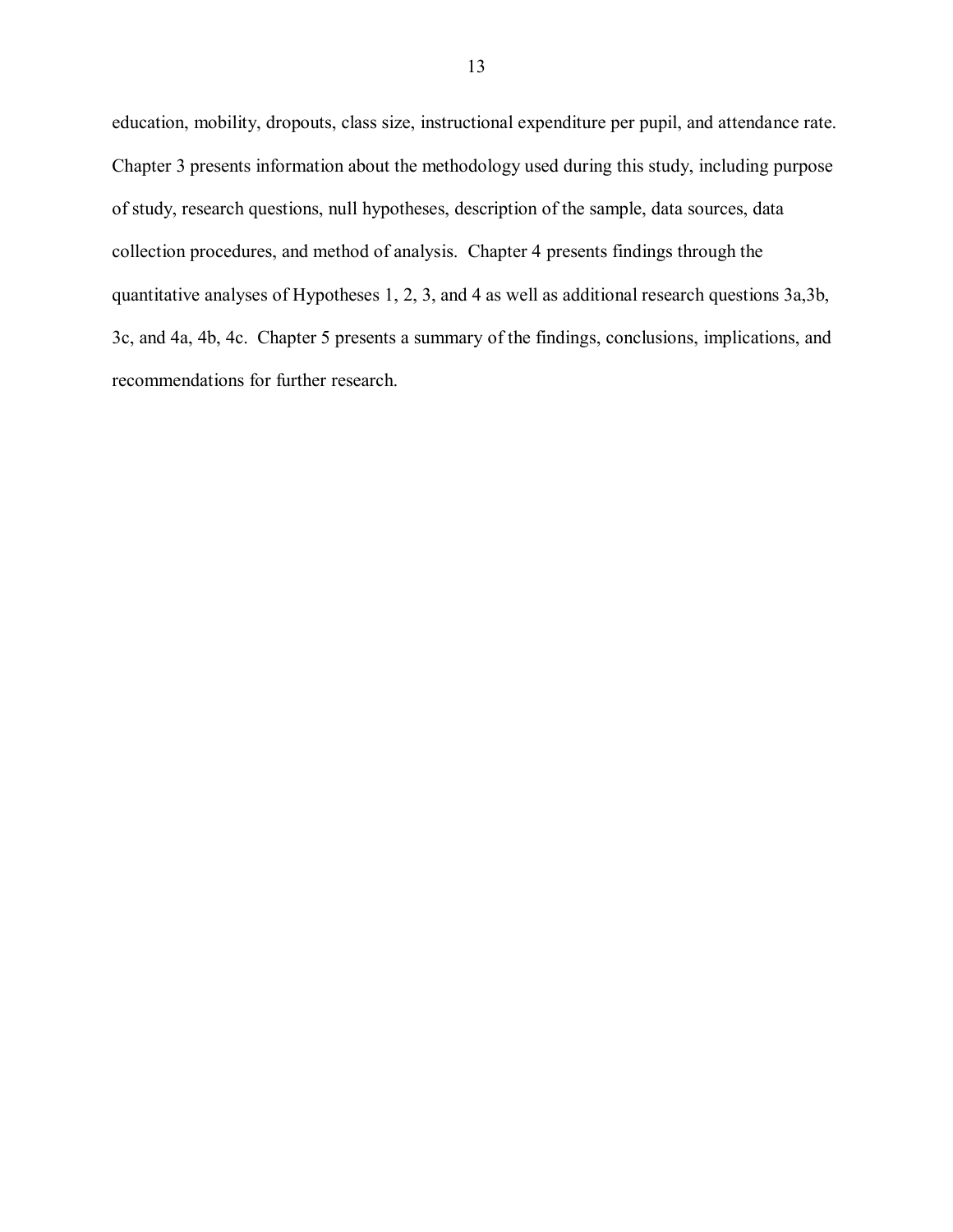education, mobility, dropouts, class size, instructional expenditure per pupil, and attendance rate. Chapter 3 presents information about the methodology used during this study, including purpose of study, research questions, null hypotheses, description of the sample, data sources, data collection procedures, and method of analysis. Chapter 4 presents findings through the quantitative analyses of Hypotheses 1, 2, 3, and 4 as well as additional research questions 3a,3b, 3c, and 4a, 4b, 4c. Chapter 5 presents a summary of the findings, conclusions, implications, and recommendations for further research.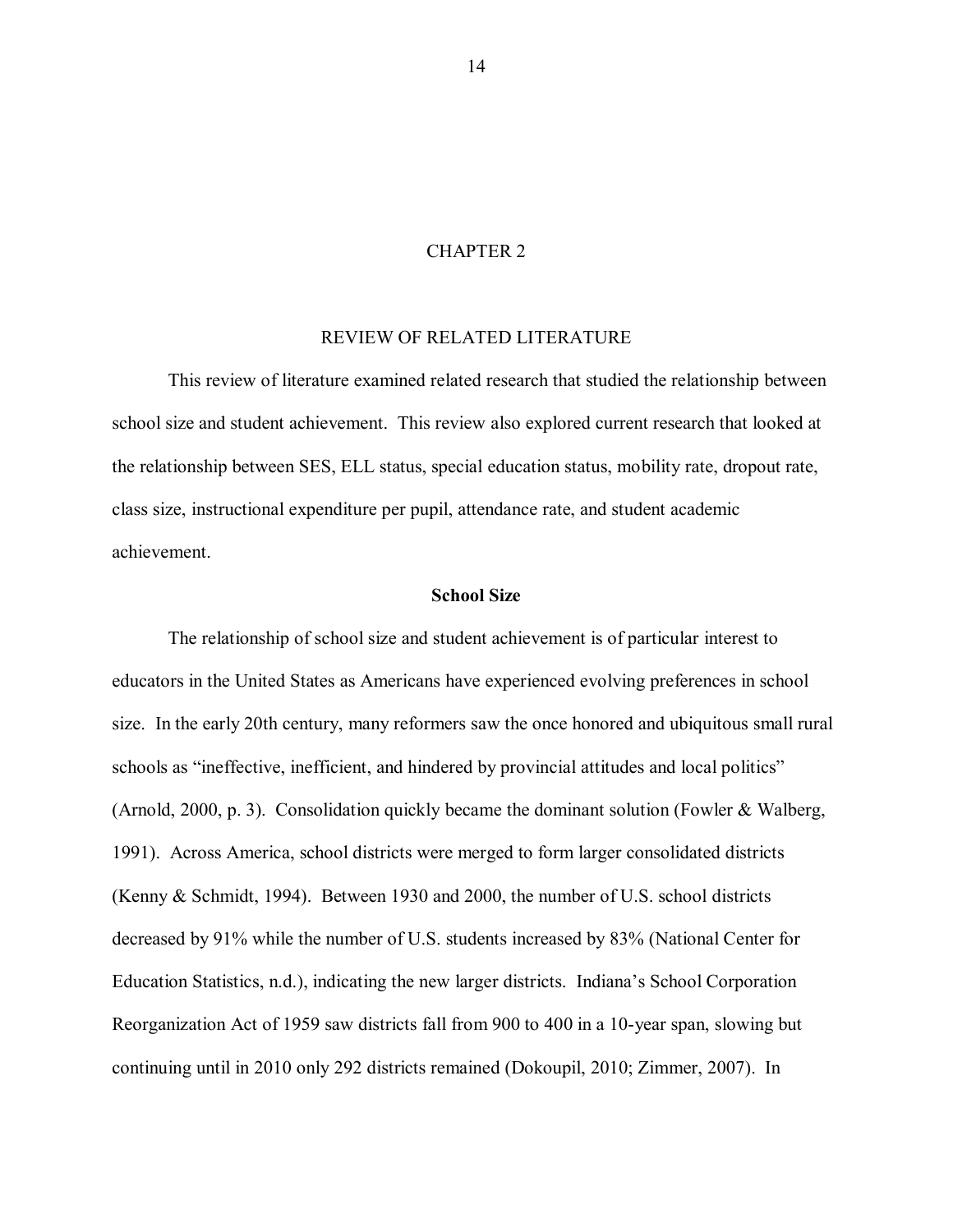# CHAPTER 2

## REVIEW OF RELATED LITERATURE

This review of literature examined related research that studied the relationship between school size and student achievement. This review also explored current research that looked at the relationship between SES, ELL status, special education status, mobility rate, dropout rate, class size, instructional expenditure per pupil, attendance rate, and student academic achievement.

### School Size

The relationship of school size and student achievement is of particular interest to educators in the United States as Americans have experienced evolving preferences in school size. In the early 20th century, many reformers saw the once honored and ubiquitous small rural schools as "ineffective, inefficient, and hindered by provincial attitudes and local politics" (Arnold, 2000, p. 3). Consolidation quickly became the dominant solution (Fowler & Walberg, 1991). Across America, school districts were merged to form larger consolidated districts (Kenny & Schmidt, 1994). Between 1930 and 2000, the number of U.S. school districts decreased by 91% while the number of U.S. students increased by 83% (National Center for Education Statistics, n.d.), indicating the new larger districts. Indiana's School Corporation Reorganization Act of 1959 saw districts fall from 900 to 400 in a 10-year span, slowing but continuing until in 2010 only 292 districts remained (Dokoupil, 2010; Zimmer, 2007). In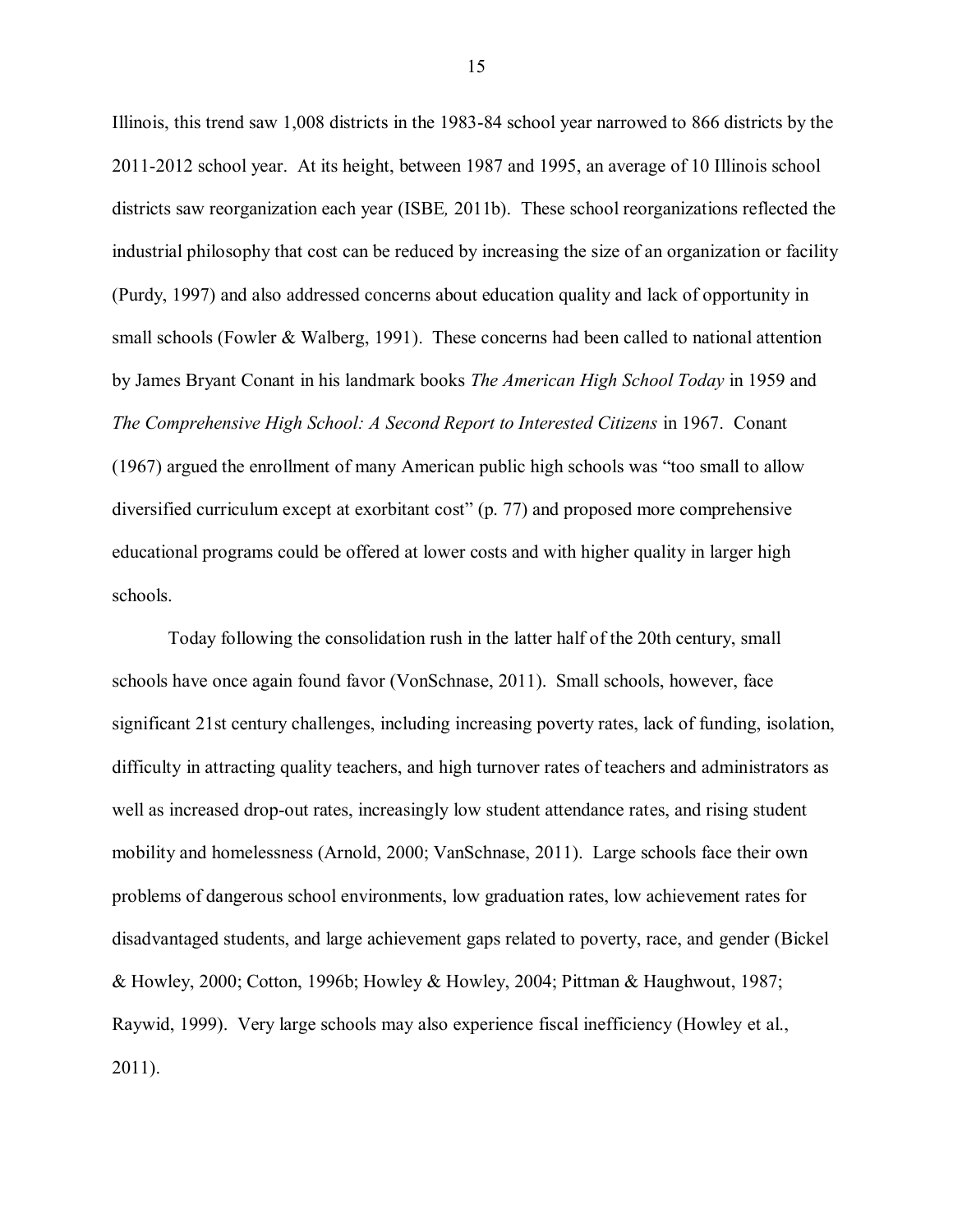Illinois, this trend saw 1,008 districts in the 1983-84 school year narrowed to 866 districts by the 2011-2012 school year. At its height, between 1987 and 1995, an average of 10 Illinois school districts saw reorganization each year (ISBE*,* 2011b). These school reorganizations reflected the industrial philosophy that cost can be reduced by increasing the size of an organization or facility (Purdy, 1997) and also addressed concerns about education quality and lack of opportunity in small schools (Fowler & Walberg, 1991). These concerns had been called to national attention by James Bryant Conant in his landmark books *The American High School Today* in 1959 and *The Comprehensive High School: A Second Report to Interested Citizens* in 1967. Conant (1967) argued the enrollment of many American public high schools was "too small to allow diversified curriculum except at exorbitant cost" (p. 77) and proposed more comprehensive educational programs could be offered at lower costs and with higher quality in larger high schools.

Today following the consolidation rush in the latter half of the 20th century, small schools have once again found favor (VonSchnase, 2011). Small schools, however, face significant 21st century challenges, including increasing poverty rates, lack of funding, isolation, difficulty in attracting quality teachers, and high turnover rates of teachers and administrators as well as increased drop-out rates, increasingly low student attendance rates, and rising student mobility and homelessness (Arnold, 2000; VanSchnase, 2011). Large schools face their own problems of dangerous school environments, low graduation rates, low achievement rates for disadvantaged students, and large achievement gaps related to poverty, race, and gender (Bickel & Howley, 2000; Cotton, 1996b; Howley & Howley, 2004; Pittman & Haughwout, 1987; Raywid, 1999). Very large schools may also experience fiscal inefficiency (Howley et al., 2011).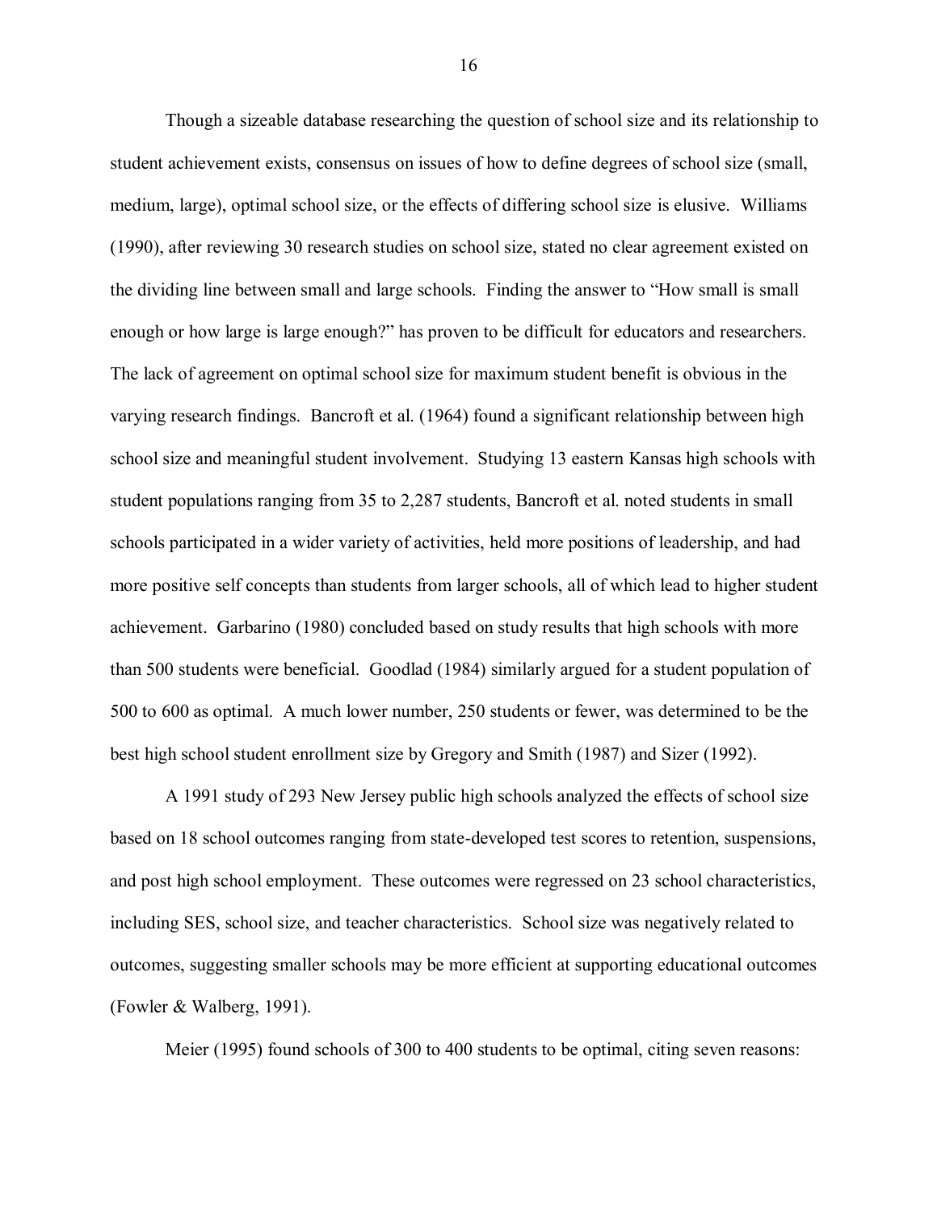Though a sizeable database researching the question of school size and its relationship to student achievement exists, consensus on issues of how to define degrees of school size (small, medium, large), optimal school size, or the effects of differing school size is elusive. Williams (1990), after reviewing 30 research studies on school size, stated no clear agreement existed on the dividing line between small and large schools. Finding the answer to "How small is small enough or how large is large enough?" has proven to be difficult for educators and researchers. The lack of agreement on optimal school size for maximum student benefit is obvious in the varying research findings. Bancroft et al. (1964) found a significant relationship between high school size and meaningful student involvement. Studying 13 eastern Kansas high schools with student populations ranging from 35 to 2,287 students, Bancroft et al. noted students in small schools participated in a wider variety of activities, held more positions of leadership, and had more positive self concepts than students from larger schools, all of which lead to higher student achievement. Garbarino (1980) concluded based on study results that high schools with more than 500 students were beneficial. Goodlad (1984) similarly argued for a student population of 500 to 600 as optimal. A much lower number, 250 students or fewer, was determined to be the best high school student enrollment size by Gregory and Smith (1987) and Sizer (1992).

A 1991 study of 293 New Jersey public high schools analyzed the effects of school size based on 18 school outcomes ranging from state-developed test scores to retention, suspensions, and post high school employment. These outcomes were regressed on 23 school characteristics, including SES, school size, and teacher characteristics. School size was negatively related to outcomes, suggesting smaller schools may be more efficient at supporting educational outcomes (Fowler & Walberg, 1991).

Meier (1995) found schools of 300 to 400 students to be optimal, citing seven reasons: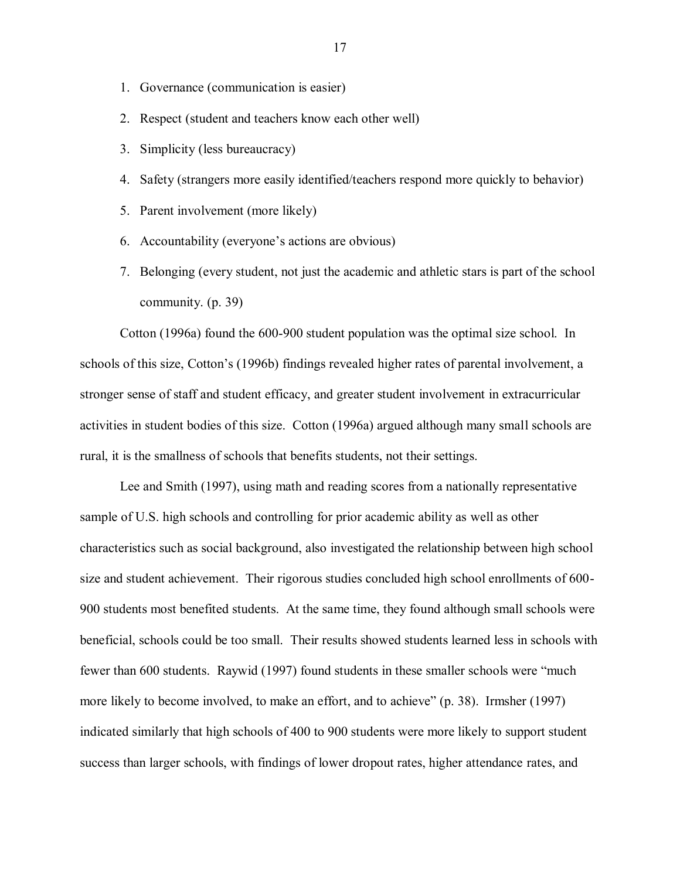1. Governance (communication is easier)
2. Respect (student and teachers know each other well)
3. Simplicity (less bureaucracy)
4. Safety (strangers more easily identified/teachers respond more quickly to behavior)
5. Parent involvement (more likely)
6. Accountability (everyone's actions are obvious)
7. Belonging (every student, not just the academic and athletic stars is part of the school community. (p. 39)

Cotton (1996a) found the 600-900 student population was the optimal size school. In schools of this size, Cotton's (1996b) findings revealed higher rates of parental involvement, a stronger sense of staff and student efficacy, and greater student involvement in extracurricular activities in student bodies of this size. Cotton (1996a) argued although many small schools are rural, it is the smallness of schools that benefits students, not their settings.

Lee and Smith (1997), using math and reading scores from a nationally representative sample of U.S. high schools and controlling for prior academic ability as well as other characteristics such as social background, also investigated the relationship between high school size and student achievement. Their rigorous studies concluded high school enrollments of 600-900 students most benefited students. At the same time, they found although small schools were beneficial, schools could be too small. Their results showed students learned less in schools with fewer than 600 students. Raywid (1997) found students in these smaller schools were "much more likely to become involved, to make an effort, and to achieve" (p. 38). Irmsher (1997) indicated similarly that high schools of 400 to 900 students were more likely to support student success than larger schools, with findings of lower dropout rates, higher attendance rates, and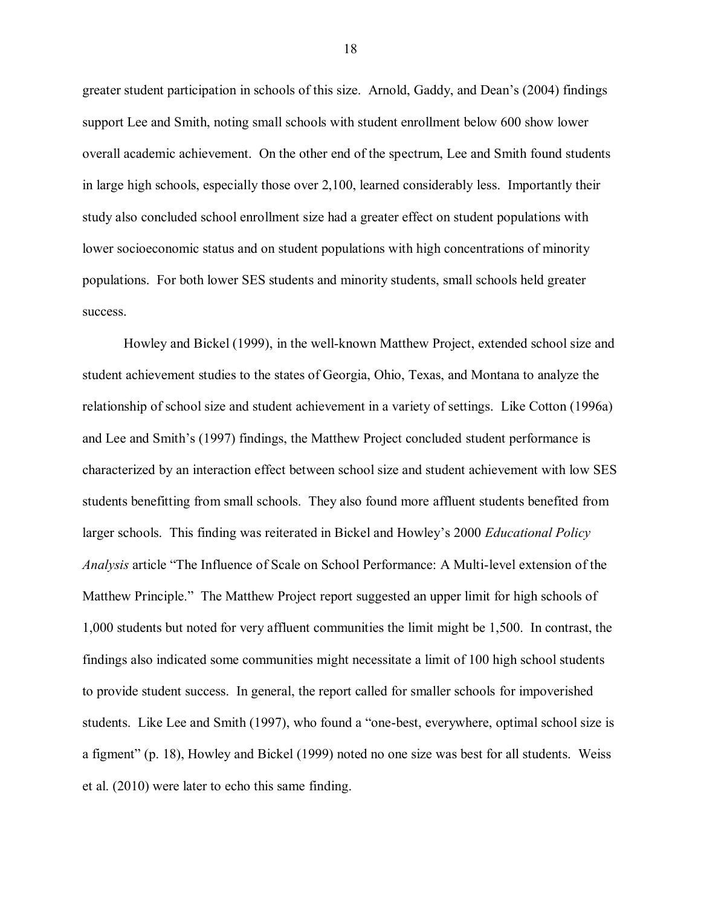greater student participation in schools of this size. Arnold, Gaddy, and Dean's (2004) findings support Lee and Smith, noting small schools with student enrollment below 600 show lower overall academic achievement. On the other end of the spectrum, Lee and Smith found students in large high schools, especially those over 2,100, learned considerably less. Importantly their study also concluded school enrollment size had a greater effect on student populations with lower socioeconomic status and on student populations with high concentrations of minority populations. For both lower SES students and minority students, small schools held greater success.

Howley and Bickel (1999), in the well-known Matthew Project, extended school size and student achievement studies to the states of Georgia, Ohio, Texas, and Montana to analyze the relationship of school size and student achievement in a variety of settings. Like Cotton (1996a) and Lee and Smith's (1997) findings, the Matthew Project concluded student performance is characterized by an interaction effect between school size and student achievement with low SES students benefitting from small schools. They also found more affluent students benefited from larger schools. This finding was reiterated in Bickel and Howley's 2000 *Educational Policy Analysis* article "The Influence of Scale on School Performance: A Multi-level extension of the Matthew Principle." The Matthew Project report suggested an upper limit for high schools of 1,000 students but noted for very affluent communities the limit might be 1,500. In contrast, the findings also indicated some communities might necessitate a limit of 100 high school students to provide student success. In general, the report called for smaller schools for impoverished students. Like Lee and Smith (1997), who found a "one-best, everywhere, optimal school size is a figment" (p. 18), Howley and Bickel (1999) noted no one size was best for all students. Weiss et al. (2010) were later to echo this same finding.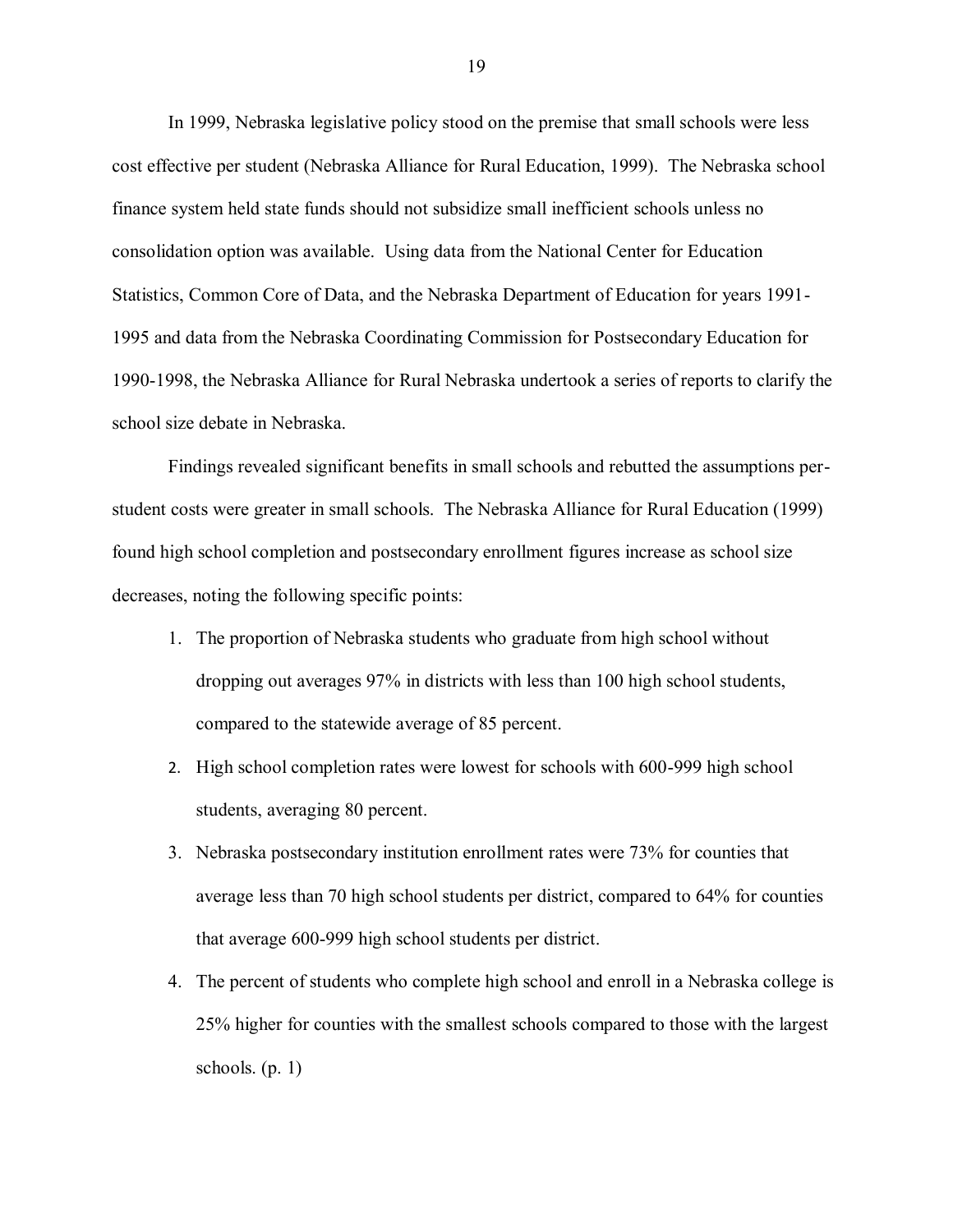In 1999, Nebraska legislative policy stood on the premise that small schools were less cost effective per student (Nebraska Alliance for Rural Education, 1999). The Nebraska school finance system held state funds should not subsidize small inefficient schools unless no consolidation option was available. Using data from the National Center for Education Statistics, Common Core of Data, and the Nebraska Department of Education for years 1991-1995 and data from the Nebraska Coordinating Commission for Postsecondary Education for 1990-1998, the Nebraska Alliance for Rural Nebraska undertook a series of reports to clarify the school size debate in Nebraska.

Findings revealed significant benefits in small schools and rebutted the assumptions per-student costs were greater in small schools. The Nebraska Alliance for Rural Education (1999) found high school completion and postsecondary enrollment figures increase as school size decreases, noting the following specific points:

> 1. The proportion of Nebraska students who graduate from high school without dropping out averages 97% in districts with less than 100 high school students, compared to the statewide average of 85 percent.
> 2. High school completion rates were lowest for schools with 600-999 high school students, averaging 80 percent.
> 3. Nebraska postsecondary institution enrollment rates were 73% for counties that average less than 70 high school students per district, compared to 64% for counties that average 600-999 high school students per district.
> 4. The percent of students who complete high school and enroll in a Nebraska college is 25% higher for counties with the smallest schools compared to those with the largest schools. (p. 1)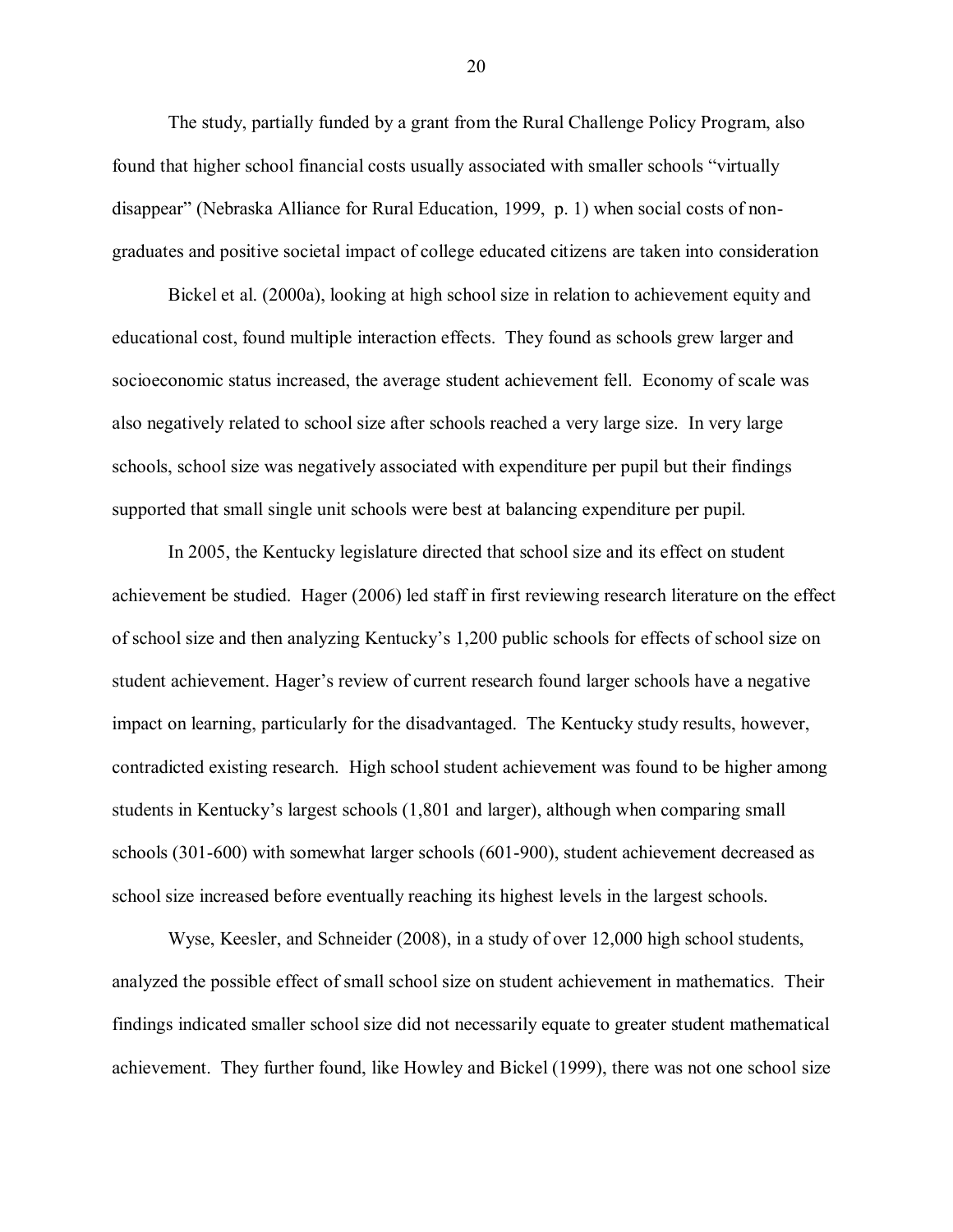The study, partially funded by a grant from the Rural Challenge Policy Program, also found that higher school financial costs usually associated with smaller schools "virtually disappear" (Nebraska Alliance for Rural Education, 1999, p. 1) when social costs of non-graduates and positive societal impact of college educated citizens are taken into consideration

Bickel et al. (2000a), looking at high school size in relation to achievement equity and educational cost, found multiple interaction effects. They found as schools grew larger and socioeconomic status increased, the average student achievement fell. Economy of scale was also negatively related to school size after schools reached a very large size. In very large schools, school size was negatively associated with expenditure per pupil but their findings supported that small single unit schools were best at balancing expenditure per pupil.

In 2005, the Kentucky legislature directed that school size and its effect on student achievement be studied. Hager (2006) led staff in first reviewing research literature on the effect of school size and then analyzing Kentucky's 1,200 public schools for effects of school size on student achievement. Hager's review of current research found larger schools have a negative impact on learning, particularly for the disadvantaged. The Kentucky study results, however, contradicted existing research. High school student achievement was found to be higher among students in Kentucky's largest schools (1,801 and larger), although when comparing small schools (301-600) with somewhat larger schools (601-900), student achievement decreased as school size increased before eventually reaching its highest levels in the largest schools.

Wyse, Keesler, and Schneider (2008), in a study of over 12,000 high school students, analyzed the possible effect of small school size on student achievement in mathematics. Their findings indicated smaller school size did not necessarily equate to greater student mathematical achievement. They further found, like Howley and Bickel (1999), there was not one school size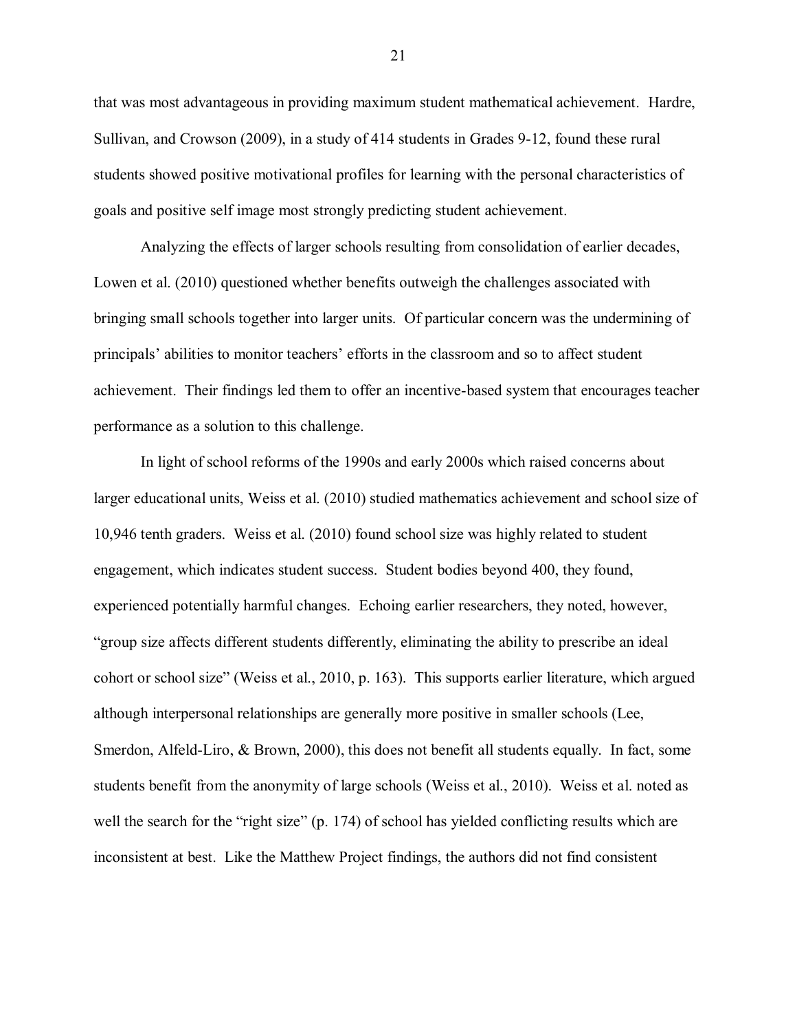that was most advantageous in providing maximum student mathematical achievement. Hardre, Sullivan, and Crowson (2009), in a study of 414 students in Grades 9-12, found these rural students showed positive motivational profiles for learning with the personal characteristics of goals and positive self image most strongly predicting student achievement.

Analyzing the effects of larger schools resulting from consolidation of earlier decades, Lowen et al. (2010) questioned whether benefits outweigh the challenges associated with bringing small schools together into larger units. Of particular concern was the undermining of principals' abilities to monitor teachers' efforts in the classroom and so to affect student achievement. Their findings led them to offer an incentive-based system that encourages teacher performance as a solution to this challenge.

In light of school reforms of the 1990s and early 2000s which raised concerns about larger educational units, Weiss et al. (2010) studied mathematics achievement and school size of 10,946 tenth graders. Weiss et al. (2010) found school size was highly related to student engagement, which indicates student success. Student bodies beyond 400, they found, experienced potentially harmful changes. Echoing earlier researchers, they noted, however, "group size affects different students differently, eliminating the ability to prescribe an ideal cohort or school size" (Weiss et al., 2010, p. 163). This supports earlier literature, which argued although interpersonal relationships are generally more positive in smaller schools (Lee, Smerdon, Alfeld-Liro, & Brown, 2000), this does not benefit all students equally. In fact, some students benefit from the anonymity of large schools (Weiss et al., 2010). Weiss et al. noted as well the search for the "right size" (p. 174) of school has yielded conflicting results which are inconsistent at best. Like the Matthew Project findings, the authors did not find consistent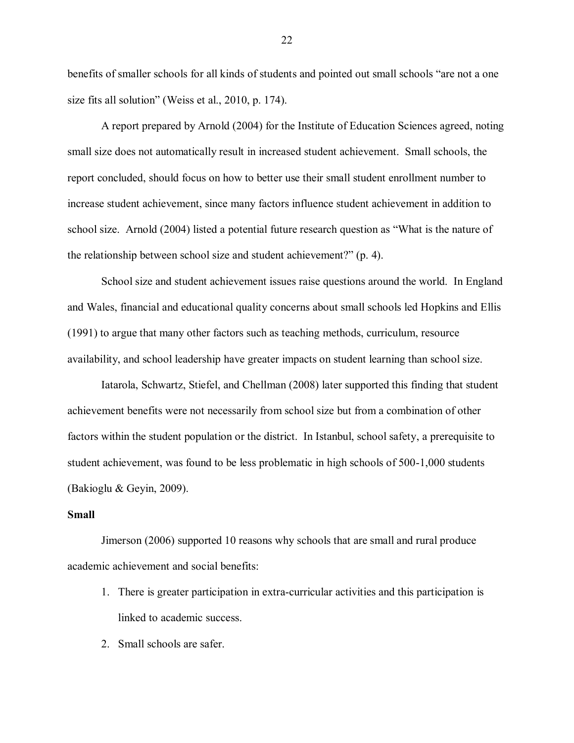benefits of smaller schools for all kinds of students and pointed out small schools "are not a one size fits all solution" (Weiss et al., 2010, p. 174).

A report prepared by Arnold (2004) for the Institute of Education Sciences agreed, noting small size does not automatically result in increased student achievement. Small schools, the report concluded, should focus on how to better use their small student enrollment number to increase student achievement, since many factors influence student achievement in addition to school size. Arnold (2004) listed a potential future research question as "What is the nature of the relationship between school size and student achievement?" (p. 4).

School size and student achievement issues raise questions around the world. In England and Wales, financial and educational quality concerns about small schools led Hopkins and Ellis (1991) to argue that many other factors such as teaching methods, curriculum, resource availability, and school leadership have greater impacts on student learning than school size.

Iatarola, Schwartz, Stiefel, and Chellman (2008) later supported this finding that student achievement benefits were not necessarily from school size but from a combination of other factors within the student population or the district. In Istanbul, school safety, a prerequisite to student achievement, was found to be less problematic in high schools of 500-1,000 students (Bakioglu & Geyin, 2009).

**Small**

Jimerson (2006) supported 10 reasons why schools that are small and rural produce academic achievement and social benefits:

1. There is greater participation in extra-curricular activities and this participation is linked to academic success.
2. Small schools are safer.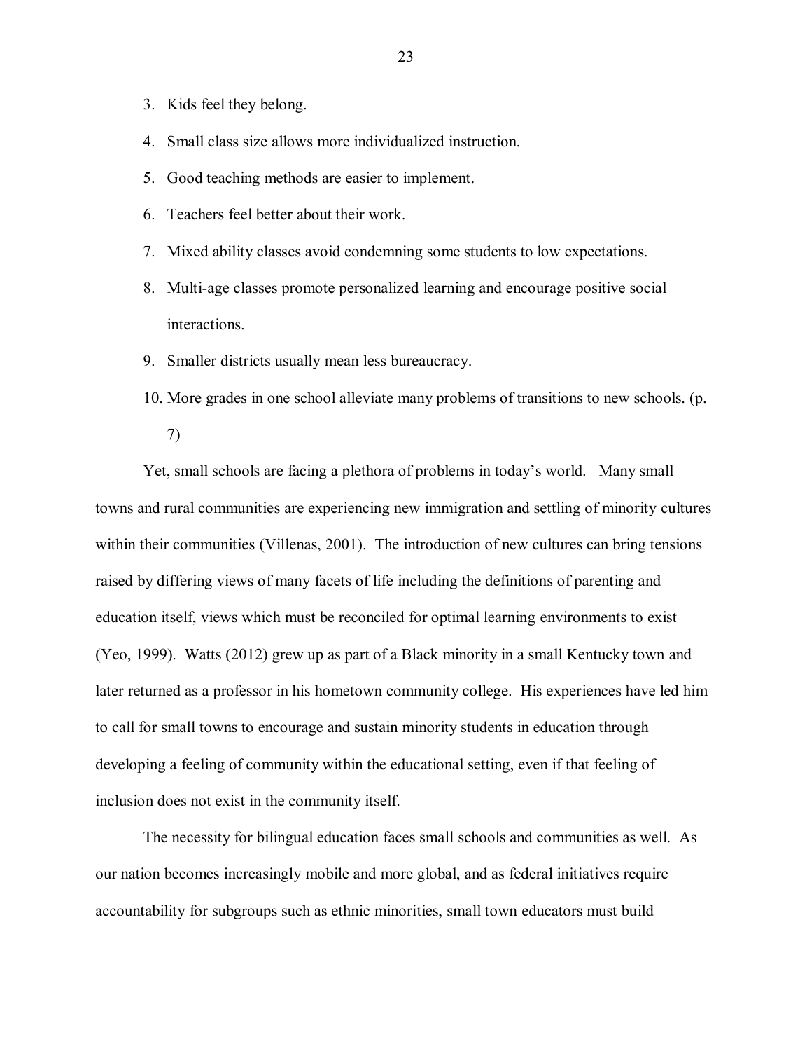3. Kids feel they belong.
4. Small class size allows more individualized instruction.
5. Good teaching methods are easier to implement.
6. Teachers feel better about their work.
7. Mixed ability classes avoid condemning some students to low expectations.
8. Multi-age classes promote personalized learning and encourage positive social interactions.
9. Smaller districts usually mean less bureaucracy.
10. More grades in one school alleviate many problems of transitions to new schools. (p. 7)

Yet, small schools are facing a plethora of problems in today's world. Many small towns and rural communities are experiencing new immigration and settling of minority cultures within their communities (Villenas, 2001). The introduction of new cultures can bring tensions raised by differing views of many facets of life including the definitions of parenting and education itself, views which must be reconciled for optimal learning environments to exist (Yeo, 1999). Watts (2012) grew up as part of a Black minority in a small Kentucky town and later returned as a professor in his hometown community college. His experiences have led him to call for small towns to encourage and sustain minority students in education through developing a feeling of community within the educational setting, even if that feeling of inclusion does not exist in the community itself.

The necessity for bilingual education faces small schools and communities as well. As our nation becomes increasingly mobile and more global, and as federal initiatives require accountability for subgroups such as ethnic minorities, small town educators must build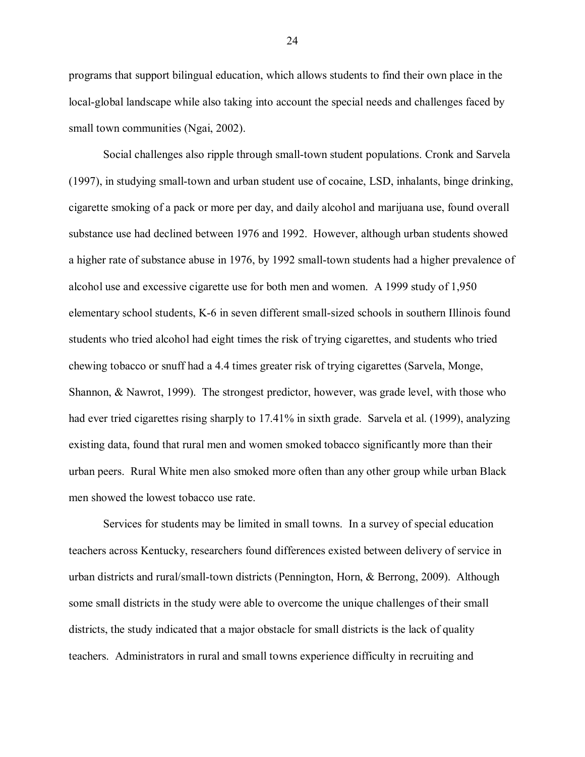programs that support bilingual education, which allows students to find their own place in the local-global landscape while also taking into account the special needs and challenges faced by small town communities (Ngai, 2002).

Social challenges also ripple through small-town student populations. Cronk and Sarvela (1997), in studying small-town and urban student use of cocaine, LSD, inhalants, binge drinking, cigarette smoking of a pack or more per day, and daily alcohol and marijuana use, found overall substance use had declined between 1976 and 1992. However, although urban students showed a higher rate of substance abuse in 1976, by 1992 small-town students had a higher prevalence of alcohol use and excessive cigarette use for both men and women. A 1999 study of 1,950 elementary school students, K-6 in seven different small-sized schools in southern Illinois found students who tried alcohol had eight times the risk of trying cigarettes, and students who tried chewing tobacco or snuff had a 4.4 times greater risk of trying cigarettes (Sarvela, Monge, Shannon, & Nawrot, 1999). The strongest predictor, however, was grade level, with those who had ever tried cigarettes rising sharply to 17.41% in sixth grade. Sarvela et al. (1999), analyzing existing data, found that rural men and women smoked tobacco significantly more than their urban peers. Rural White men also smoked more often than any other group while urban Black men showed the lowest tobacco use rate.

Services for students may be limited in small towns. In a survey of special education teachers across Kentucky, researchers found differences existed between delivery of service in urban districts and rural/small-town districts (Pennington, Horn, & Berrong, 2009). Although some small districts in the study were able to overcome the unique challenges of their small districts, the study indicated that a major obstacle for small districts is the lack of quality teachers. Administrators in rural and small towns experience difficulty in recruiting and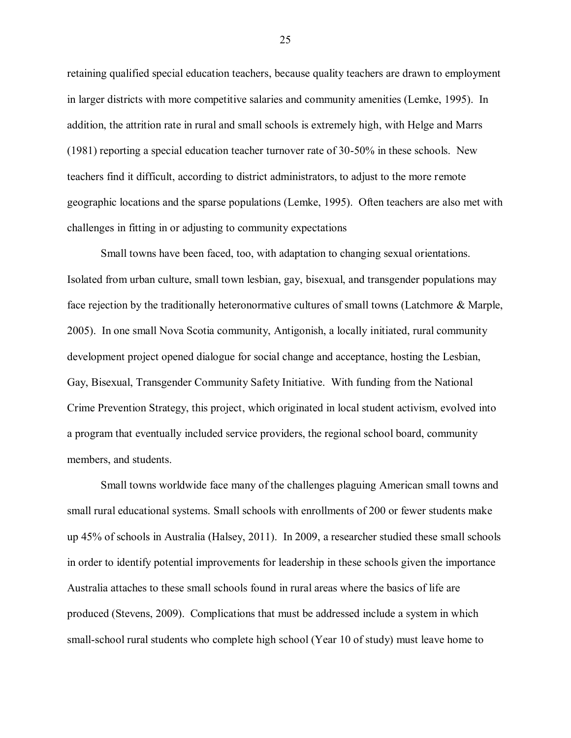retaining qualified special education teachers, because quality teachers are drawn to employment in larger districts with more competitive salaries and community amenities (Lemke, 1995). In addition, the attrition rate in rural and small schools is extremely high, with Helge and Marrs (1981) reporting a special education teacher turnover rate of 30-50% in these schools. New teachers find it difficult, according to district administrators, to adjust to the more remote geographic locations and the sparse populations (Lemke, 1995). Often teachers are also met with challenges in fitting in or adjusting to community expectations

Small towns have been faced, too, with adaptation to changing sexual orientations. Isolated from urban culture, small town lesbian, gay, bisexual, and transgender populations may face rejection by the traditionally heteronormative cultures of small towns (Latchmore & Marple, 2005). In one small Nova Scotia community, Antigonish, a locally initiated, rural community development project opened dialogue for social change and acceptance, hosting the Lesbian, Gay, Bisexual, Transgender Community Safety Initiative. With funding from the National Crime Prevention Strategy, this project, which originated in local student activism, evolved into a program that eventually included service providers, the regional school board, community members, and students.

Small towns worldwide face many of the challenges plaguing American small towns and small rural educational systems. Small schools with enrollments of 200 or fewer students make up 45% of schools in Australia (Halsey, 2011). In 2009, a researcher studied these small schools in order to identify potential improvements for leadership in these schools given the importance Australia attaches to these small schools found in rural areas where the basics of life are produced (Stevens, 2009). Complications that must be addressed include a system in which small-school rural students who complete high school (Year 10 of study) must leave home to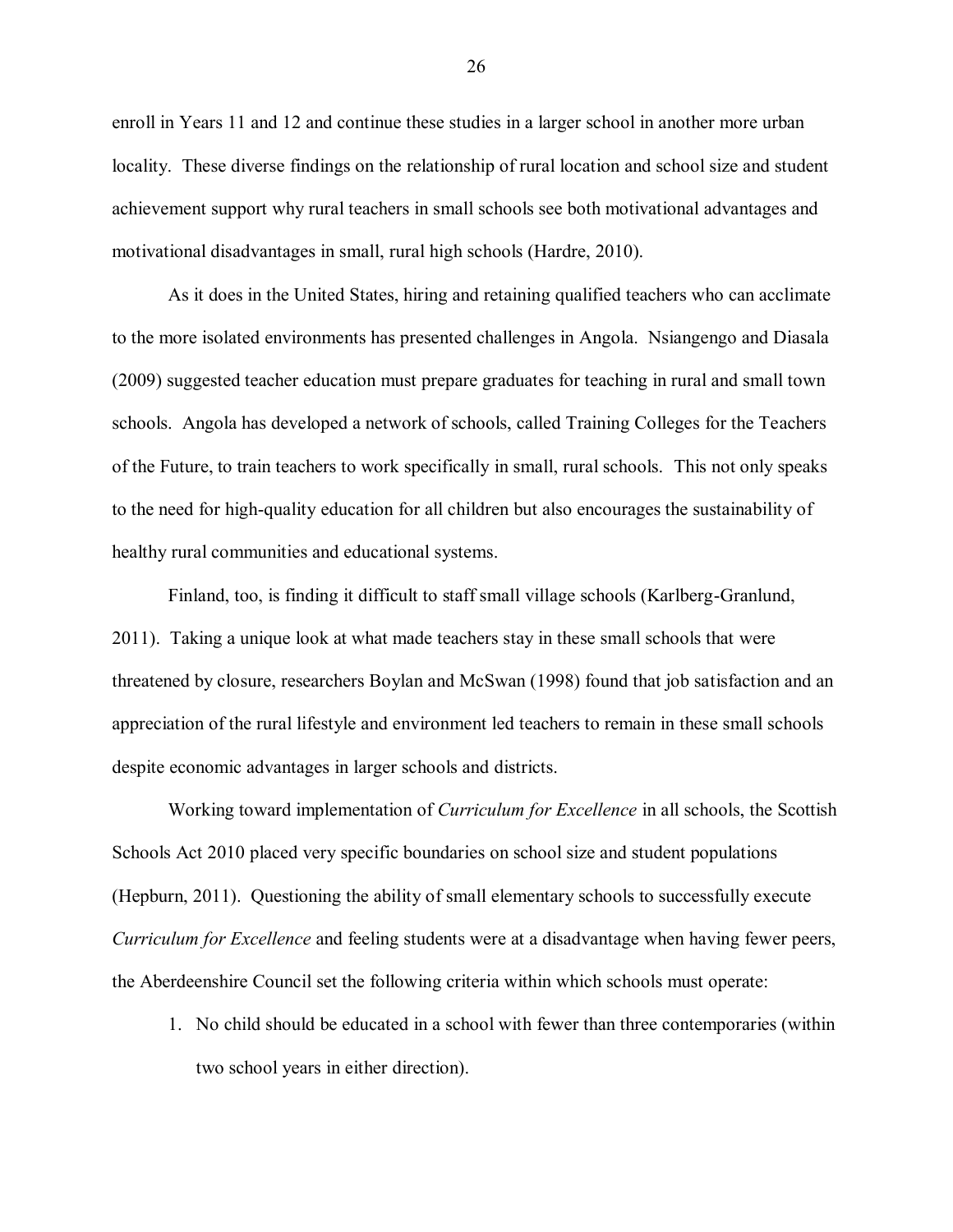enroll in Years 11 and 12 and continue these studies in a larger school in another more urban locality. These diverse findings on the relationship of rural location and school size and student achievement support why rural teachers in small schools see both motivational advantages and motivational disadvantages in small, rural high schools (Hardre, 2010).

As it does in the United States, hiring and retaining qualified teachers who can acclimate to the more isolated environments has presented challenges in Angola. Nsiangengo and Diasala (2009) suggested teacher education must prepare graduates for teaching in rural and small town schools. Angola has developed a network of schools, called Training Colleges for the Teachers of the Future, to train teachers to work specifically in small, rural schools. This not only speaks to the need for high-quality education for all children but also encourages the sustainability of healthy rural communities and educational systems.

Finland, too, is finding it difficult to staff small village schools (Karlberg-Granlund, 2011). Taking a unique look at what made teachers stay in these small schools that were threatened by closure, researchers Boylan and McSwan (1998) found that job satisfaction and an appreciation of the rural lifestyle and environment led teachers to remain in these small schools despite economic advantages in larger schools and districts.

Working toward implementation of *Curriculum for Excellence* in all schools, the Scottish Schools Act 2010 placed very specific boundaries on school size and student populations (Hepburn, 2011). Questioning the ability of small elementary schools to successfully execute *Curriculum for Excellence* and feeling students were at a disadvantage when having fewer peers, the Aberdeenshire Council set the following criteria within which schools must operate:

1. No child should be educated in a school with fewer than three contemporaries (within two school years in either direction).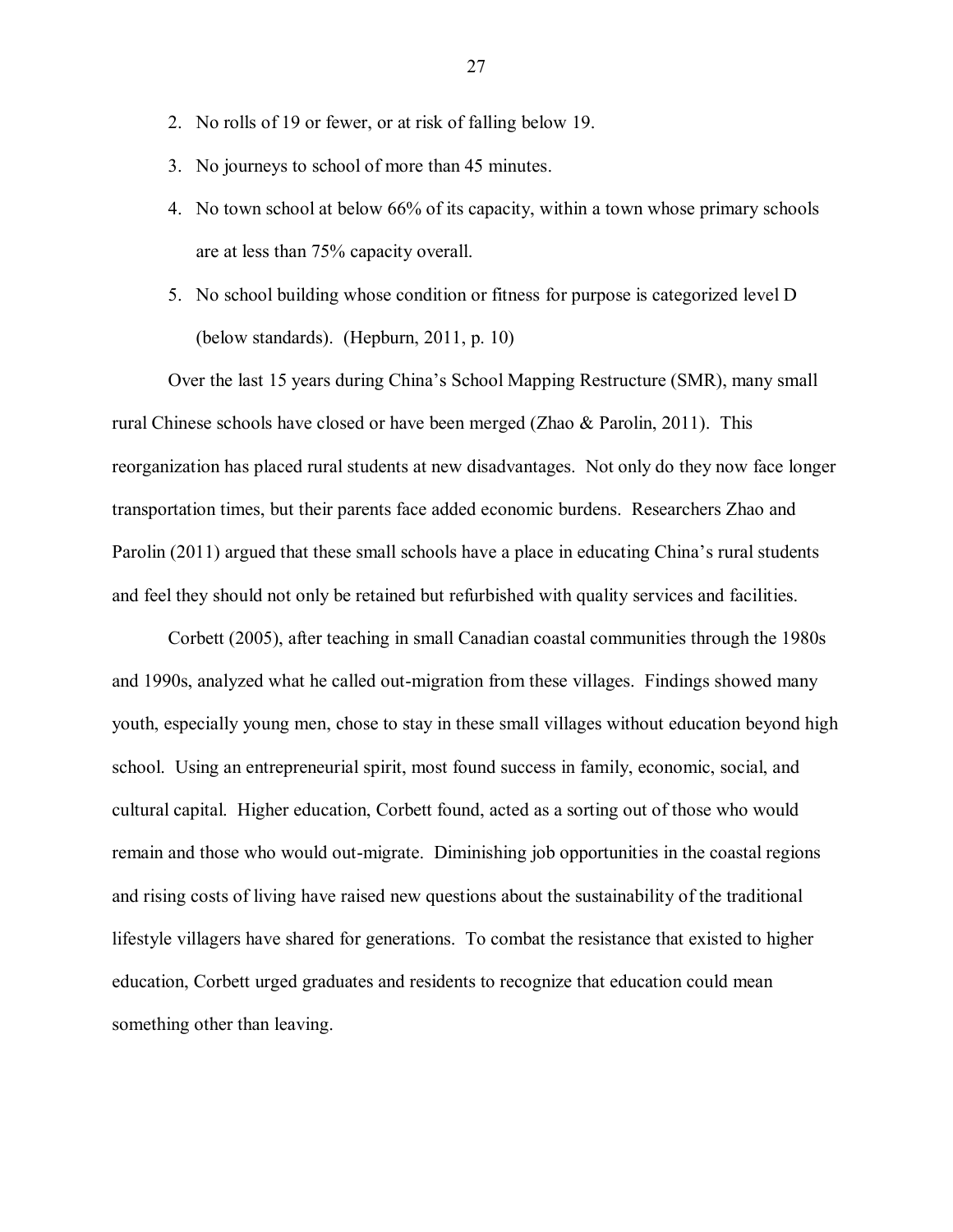2. No rolls of 19 or fewer, or at risk of falling below 19.
3. No journeys to school of more than 45 minutes.
4. No town school at below 66% of its capacity, within a town whose primary schools are at less than 75% capacity overall.
5. No school building whose condition or fitness for purpose is categorized level D (below standards). (Hepburn, 2011, p. 10)

Over the last 15 years during China's School Mapping Restructure (SMR), many small rural Chinese schools have closed or have been merged (Zhao & Parolin, 2011). This reorganization has placed rural students at new disadvantages. Not only do they now face longer transportation times, but their parents face added economic burdens. Researchers Zhao and Parolin (2011) argued that these small schools have a place in educating China's rural students and feel they should not only be retained but refurbished with quality services and facilities.

Corbett (2005), after teaching in small Canadian coastal communities through the 1980s and 1990s, analyzed what he called out-migration from these villages. Findings showed many youth, especially young men, chose to stay in these small villages without education beyond high school. Using an entrepreneurial spirit, most found success in family, economic, social, and cultural capital. Higher education, Corbett found, acted as a sorting out of those who would remain and those who would out-migrate. Diminishing job opportunities in the coastal regions and rising costs of living have raised new questions about the sustainability of the traditional lifestyle villagers have shared for generations. To combat the resistance that existed to higher education, Corbett urged graduates and residents to recognize that education could mean something other than leaving.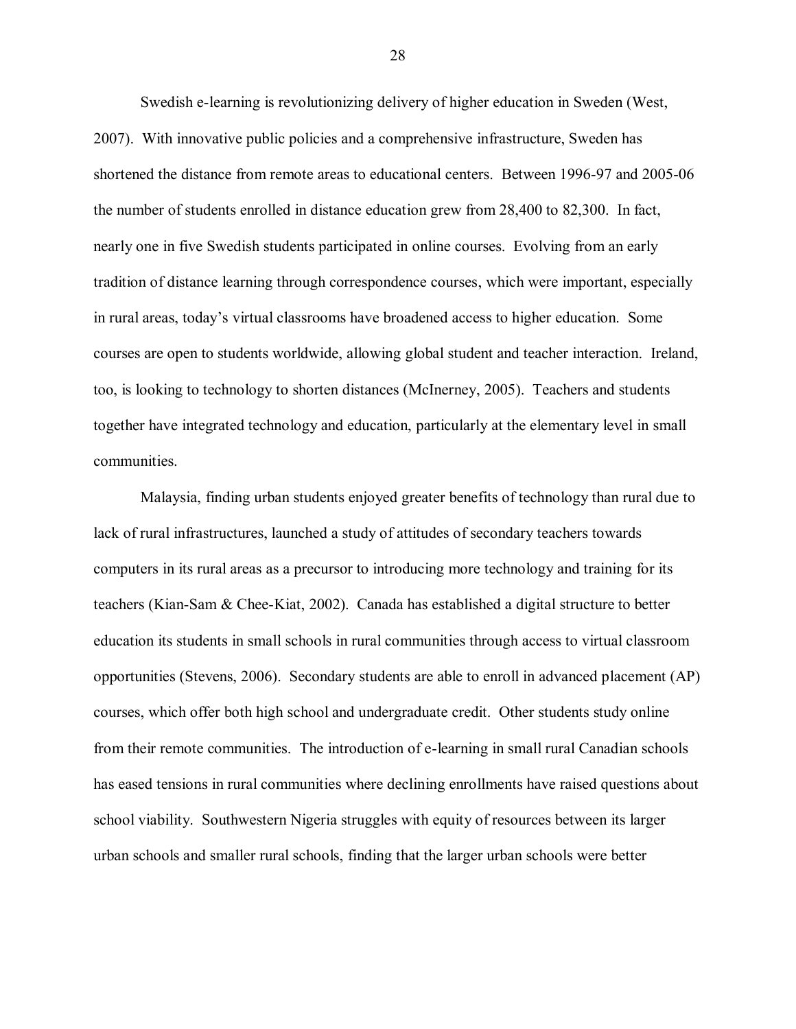Swedish e-learning is revolutionizing delivery of higher education in Sweden (West, 2007). With innovative public policies and a comprehensive infrastructure, Sweden has shortened the distance from remote areas to educational centers. Between 1996-97 and 2005-06 the number of students enrolled in distance education grew from 28,400 to 82,300. In fact, nearly one in five Swedish students participated in online courses. Evolving from an early tradition of distance learning through correspondence courses, which were important, especially in rural areas, today's virtual classrooms have broadened access to higher education. Some courses are open to students worldwide, allowing global student and teacher interaction. Ireland, too, is looking to technology to shorten distances (McInerney, 2005). Teachers and students together have integrated technology and education, particularly at the elementary level in small communities.

Malaysia, finding urban students enjoyed greater benefits of technology than rural due to lack of rural infrastructures, launched a study of attitudes of secondary teachers towards computers in its rural areas as a precursor to introducing more technology and training for its teachers (Kian-Sam & Chee-Kiat, 2002). Canada has established a digital structure to better education its students in small schools in rural communities through access to virtual classroom opportunities (Stevens, 2006). Secondary students are able to enroll in advanced placement (AP) courses, which offer both high school and undergraduate credit. Other students study online from their remote communities. The introduction of e-learning in small rural Canadian schools has eased tensions in rural communities where declining enrollments have raised questions about school viability. Southwestern Nigeria struggles with equity of resources between its larger urban schools and smaller rural schools, finding that the larger urban schools were better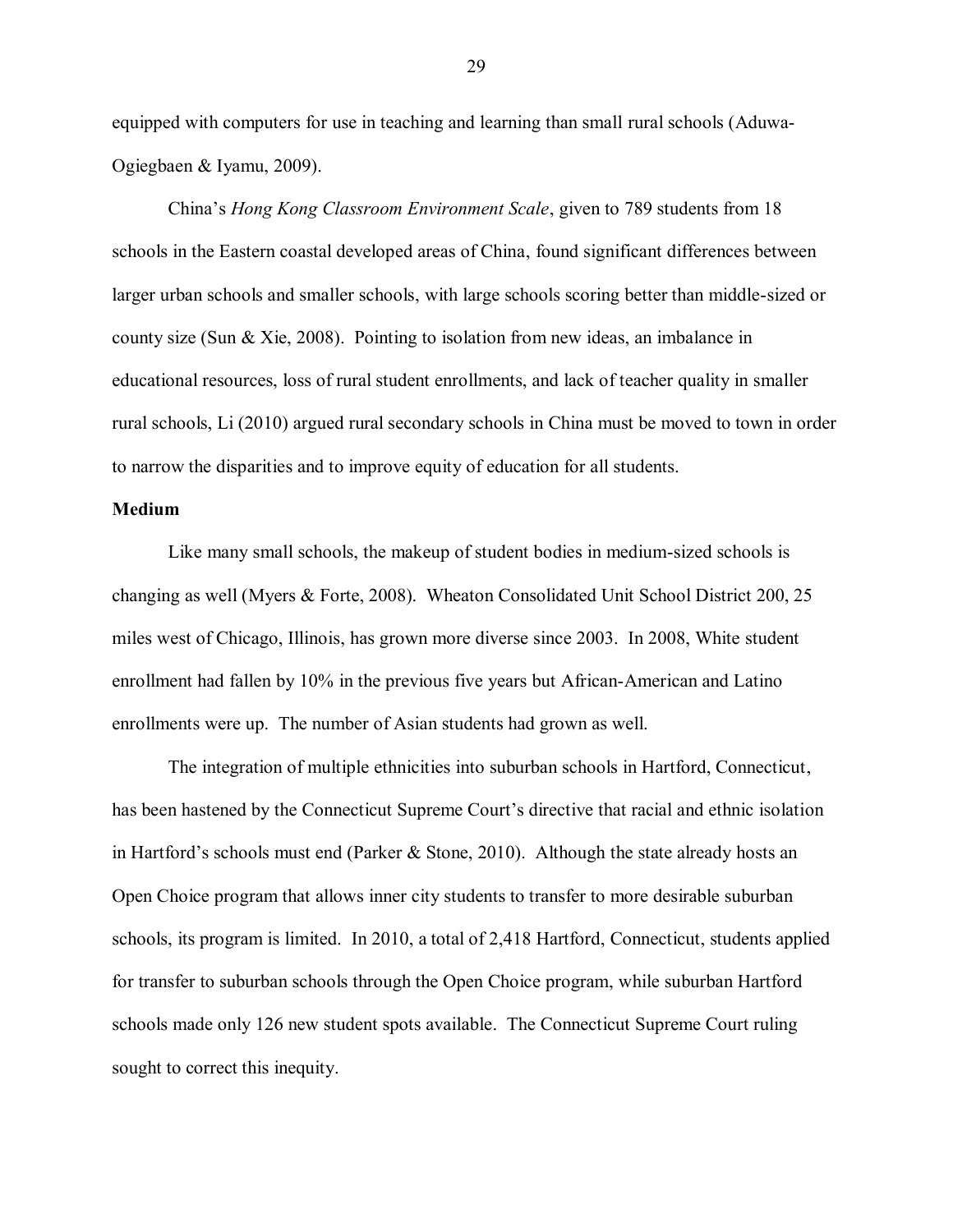equipped with computers for use in teaching and learning than small rural schools (Aduwa-Ogiegbaen & Iyamu, 2009).

China's *Hong Kong Classroom Environment Scale*, given to 789 students from 18 schools in the Eastern coastal developed areas of China, found significant differences between larger urban schools and smaller schools, with large schools scoring better than middle-sized or county size (Sun & Xie, 2008). Pointing to isolation from new ideas, an imbalance in educational resources, loss of rural student enrollments, and lack of teacher quality in smaller rural schools, Li (2010) argued rural secondary schools in China must be moved to town in order to narrow the disparities and to improve equity of education for all students.

**Medium**

Like many small schools, the makeup of student bodies in medium-sized schools is changing as well (Myers & Forte, 2008). Wheaton Consolidated Unit School District 200, 25 miles west of Chicago, Illinois, has grown more diverse since 2003. In 2008, White student enrollment had fallen by 10% in the previous five years but African-American and Latino enrollments were up. The number of Asian students had grown as well.

The integration of multiple ethnicities into suburban schools in Hartford, Connecticut, has been hastened by the Connecticut Supreme Court's directive that racial and ethnic isolation in Hartford's schools must end (Parker & Stone, 2010). Although the state already hosts an Open Choice program that allows inner city students to transfer to more desirable suburban schools, its program is limited. In 2010, a total of 2,418 Hartford, Connecticut, students applied for transfer to suburban schools through the Open Choice program, while suburban Hartford schools made only 126 new student spots available. The Connecticut Supreme Court ruling sought to correct this inequity.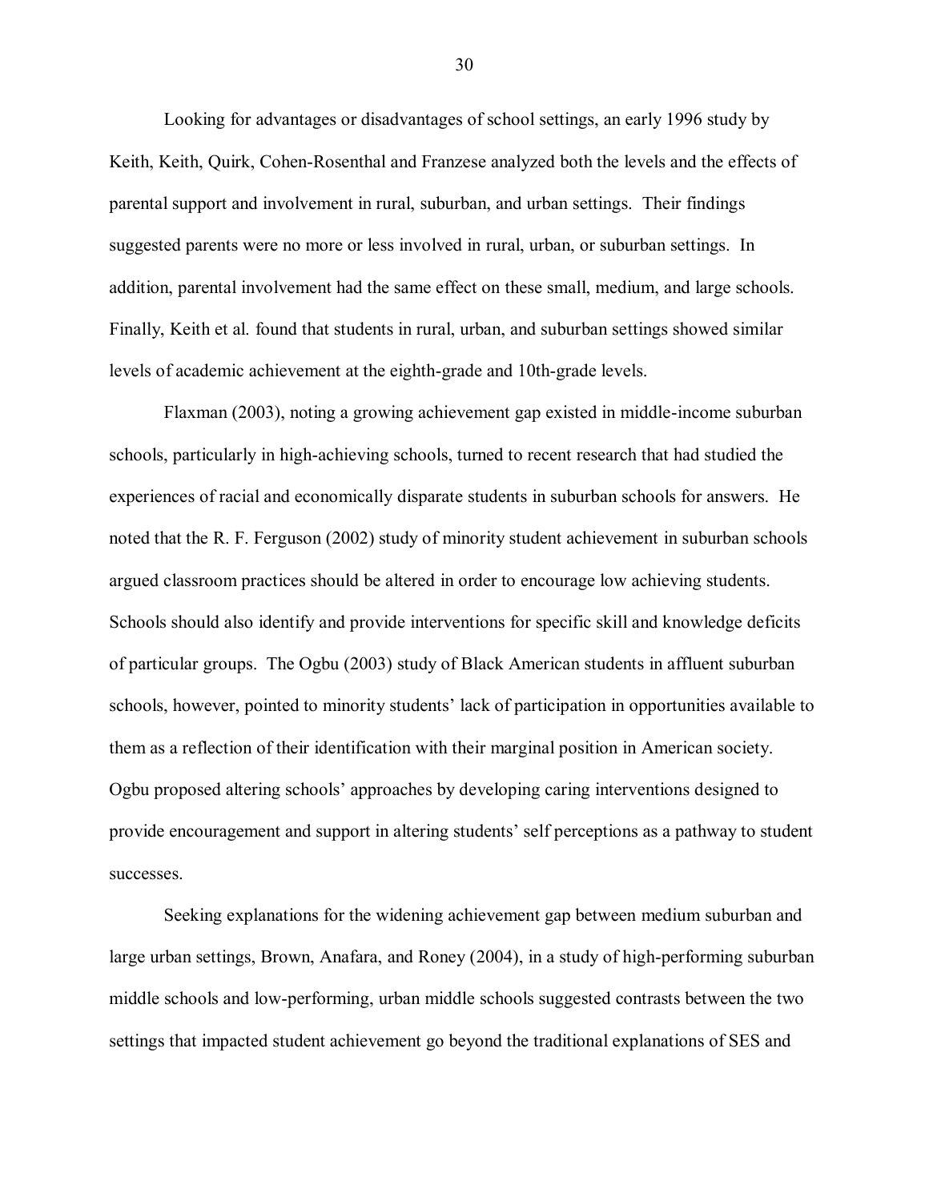Looking for advantages or disadvantages of school settings, an early 1996 study by Keith, Keith, Quirk, Cohen-Rosenthal and Franzese analyzed both the levels and the effects of parental support and involvement in rural, suburban, and urban settings. Their findings suggested parents were no more or less involved in rural, urban, or suburban settings. In addition, parental involvement had the same effect on these small, medium, and large schools. Finally, Keith et al. found that students in rural, urban, and suburban settings showed similar levels of academic achievement at the eighth-grade and 10th-grade levels.

Flaxman (2003), noting a growing achievement gap existed in middle-income suburban schools, particularly in high-achieving schools, turned to recent research that had studied the experiences of racial and economically disparate students in suburban schools for answers. He noted that the R. F. Ferguson (2002) study of minority student achievement in suburban schools argued classroom practices should be altered in order to encourage low achieving students. Schools should also identify and provide interventions for specific skill and knowledge deficits of particular groups. The Ogbu (2003) study of Black American students in affluent suburban schools, however, pointed to minority students' lack of participation in opportunities available to them as a reflection of their identification with their marginal position in American society. Ogbu proposed altering schools' approaches by developing caring interventions designed to provide encouragement and support in altering students' self perceptions as a pathway to student successes.

Seeking explanations for the widening achievement gap between medium suburban and large urban settings, Brown, Anafara, and Roney (2004), in a study of high-performing suburban middle schools and low-performing, urban middle schools suggested contrasts between the two settings that impacted student achievement go beyond the traditional explanations of SES and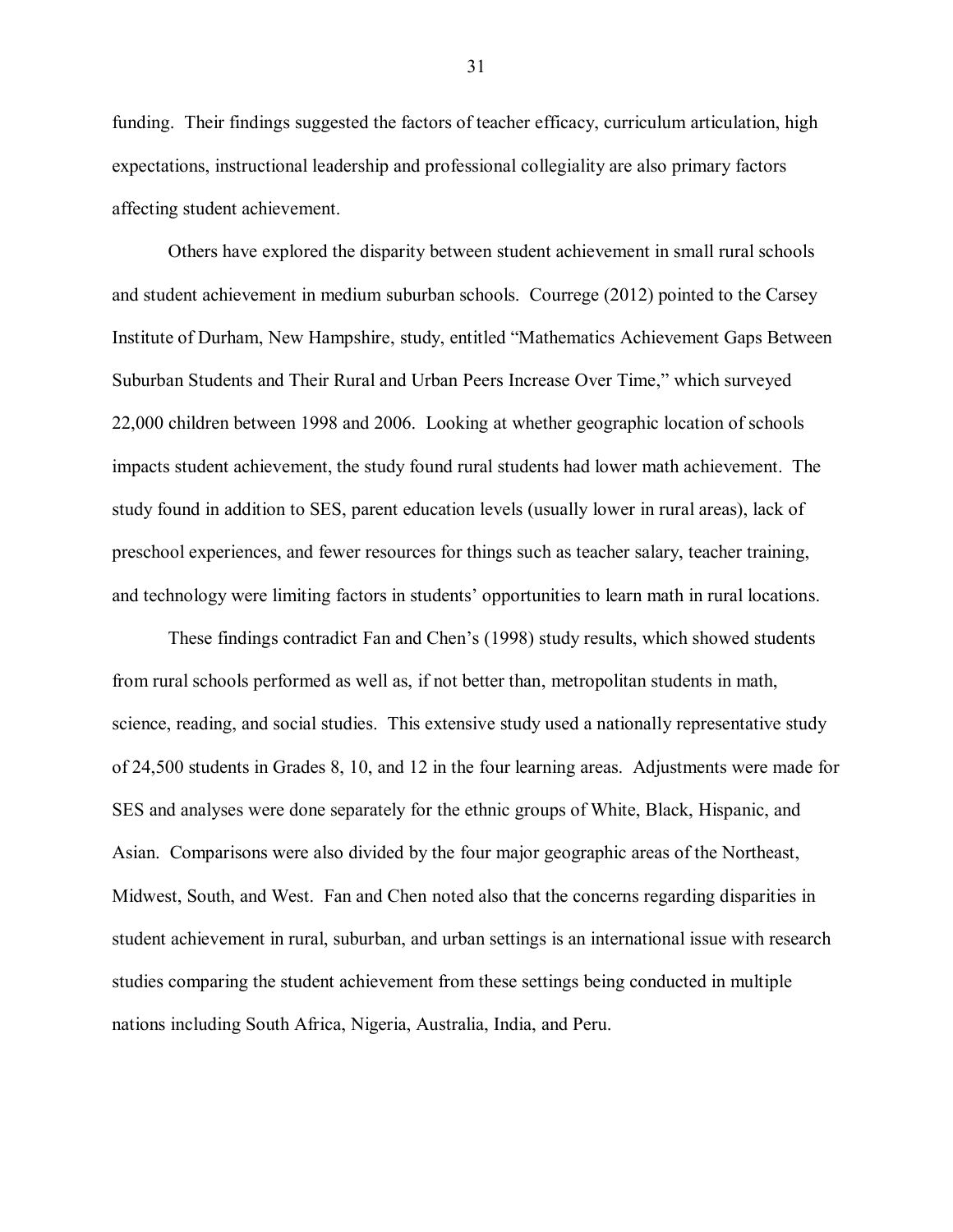funding. Their findings suggested the factors of teacher efficacy, curriculum articulation, high expectations, instructional leadership and professional collegiality are also primary factors affecting student achievement.

Others have explored the disparity between student achievement in small rural schools and student achievement in medium suburban schools. Courrege (2012) pointed to the Carsey Institute of Durham, New Hampshire, study, entitled "Mathematics Achievement Gaps Between Suburban Students and Their Rural and Urban Peers Increase Over Time," which surveyed 22,000 children between 1998 and 2006. Looking at whether geographic location of schools impacts student achievement, the study found rural students had lower math achievement. The study found in addition to SES, parent education levels (usually lower in rural areas), lack of preschool experiences, and fewer resources for things such as teacher salary, teacher training, and technology were limiting factors in students' opportunities to learn math in rural locations.

These findings contradict Fan and Chen's (1998) study results, which showed students from rural schools performed as well as, if not better than, metropolitan students in math, science, reading, and social studies. This extensive study used a nationally representative study of 24,500 students in Grades 8, 10, and 12 in the four learning areas. Adjustments were made for SES and analyses were done separately for the ethnic groups of White, Black, Hispanic, and Asian. Comparisons were also divided by the four major geographic areas of the Northeast, Midwest, South, and West. Fan and Chen noted also that the concerns regarding disparities in student achievement in rural, suburban, and urban settings is an international issue with research studies comparing the student achievement from these settings being conducted in multiple nations including South Africa, Nigeria, Australia, India, and Peru.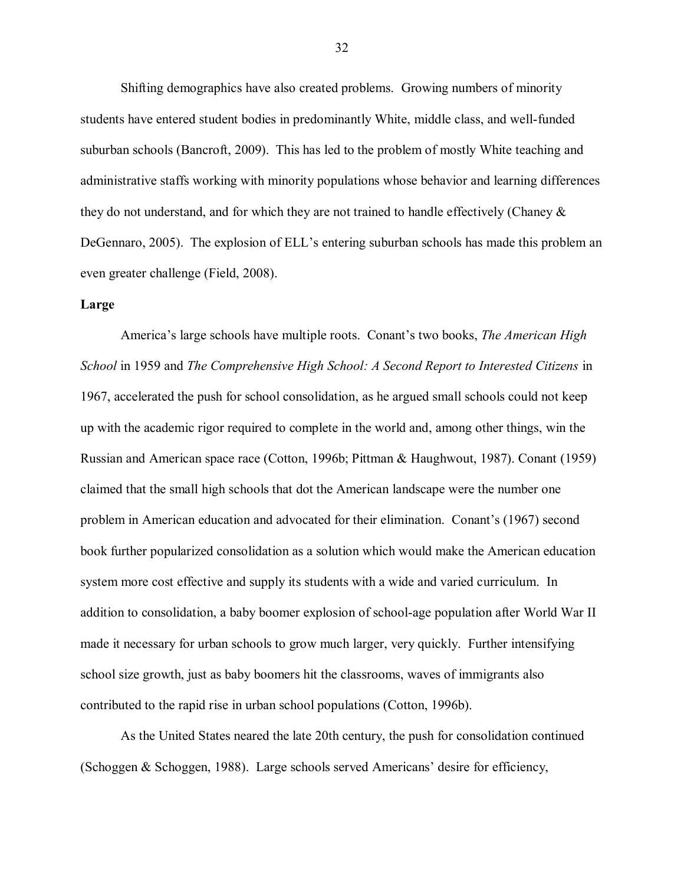Shifting demographics have also created problems. Growing numbers of minority students have entered student bodies in predominantly White, middle class, and well-funded suburban schools (Bancroft, 2009). This has led to the problem of mostly White teaching and administrative staffs working with minority populations whose behavior and learning differences they do not understand, and for which they are not trained to handle effectively (Chaney & DeGennaro, 2005). The explosion of ELL's entering suburban schools has made this problem an even greater challenge (Field, 2008).

**Large**

America's large schools have multiple roots. Conant's two books, *The American High School* in 1959 and *The Comprehensive High School: A Second Report to Interested Citizens* in 1967, accelerated the push for school consolidation, as he argued small schools could not keep up with the academic rigor required to complete in the world and, among other things, win the Russian and American space race (Cotton, 1996b; Pittman & Haughwout, 1987). Conant (1959) claimed that the small high schools that dot the American landscape were the number one problem in American education and advocated for their elimination. Conant's (1967) second book further popularized consolidation as a solution which would make the American education system more cost effective and supply its students with a wide and varied curriculum. In addition to consolidation, a baby boomer explosion of school-age population after World War II made it necessary for urban schools to grow much larger, very quickly. Further intensifying school size growth, just as baby boomers hit the classrooms, waves of immigrants also contributed to the rapid rise in urban school populations (Cotton, 1996b).

As the United States neared the late 20th century, the push for consolidation continued (Schoggen & Schoggen, 1988). Large schools served Americans' desire for efficiency,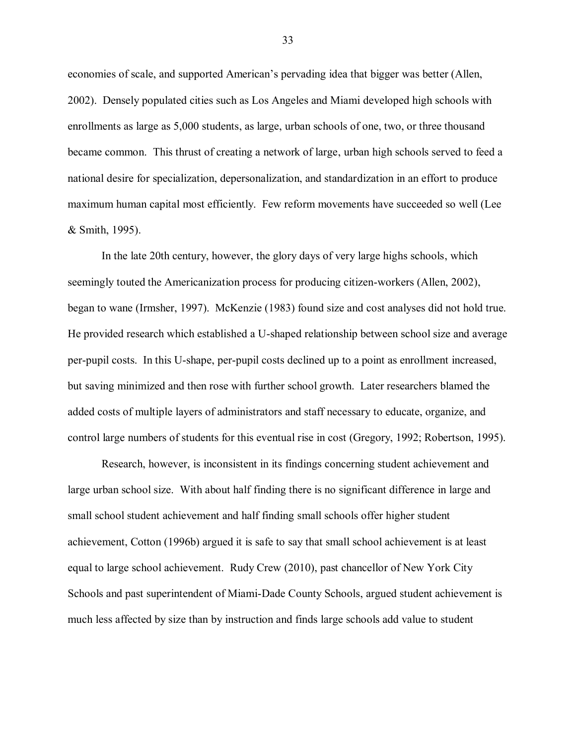economies of scale, and supported American's pervading idea that bigger was better (Allen, 2002). Densely populated cities such as Los Angeles and Miami developed high schools with enrollments as large as 5,000 students, as large, urban schools of one, two, or three thousand became common. This thrust of creating a network of large, urban high schools served to feed a national desire for specialization, depersonalization, and standardization in an effort to produce maximum human capital most efficiently. Few reform movements have succeeded so well (Lee & Smith, 1995).

In the late 20th century, however, the glory days of very large highs schools, which seemingly touted the Americanization process for producing citizen-workers (Allen, 2002), began to wane (Irmsher, 1997). McKenzie (1983) found size and cost analyses did not hold true. He provided research which established a U-shaped relationship between school size and average per-pupil costs. In this U-shape, per-pupil costs declined up to a point as enrollment increased, but saving minimized and then rose with further school growth. Later researchers blamed the added costs of multiple layers of administrators and staff necessary to educate, organize, and control large numbers of students for this eventual rise in cost (Gregory, 1992; Robertson, 1995).

Research, however, is inconsistent in its findings concerning student achievement and large urban school size. With about half finding there is no significant difference in large and small school student achievement and half finding small schools offer higher student achievement, Cotton (1996b) argued it is safe to say that small school achievement is at least equal to large school achievement. Rudy Crew (2010), past chancellor of New York City Schools and past superintendent of Miami-Dade County Schools, argued student achievement is much less affected by size than by instruction and finds large schools add value to student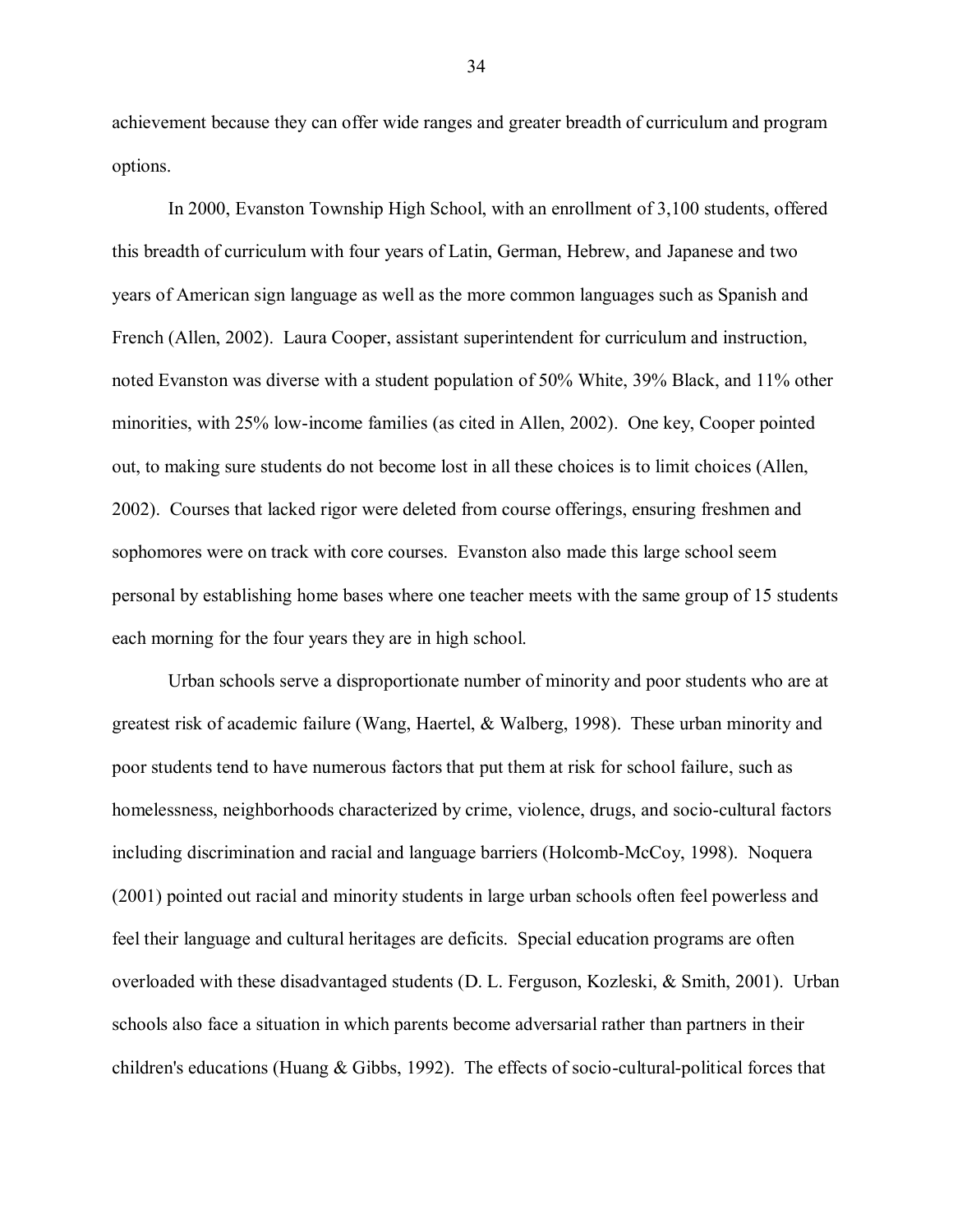achievement because they can offer wide ranges and greater breadth of curriculum and program options.

In 2000, Evanston Township High School, with an enrollment of 3,100 students, offered this breadth of curriculum with four years of Latin, German, Hebrew, and Japanese and two years of American sign language as well as the more common languages such as Spanish and French (Allen, 2002). Laura Cooper, assistant superintendent for curriculum and instruction, noted Evanston was diverse with a student population of 50% White, 39% Black, and 11% other minorities, with 25% low-income families (as cited in Allen, 2002). One key, Cooper pointed out, to making sure students do not become lost in all these choices is to limit choices (Allen, 2002). Courses that lacked rigor were deleted from course offerings, ensuring freshmen and sophomores were on track with core courses. Evanston also made this large school seem personal by establishing home bases where one teacher meets with the same group of 15 students each morning for the four years they are in high school.

Urban schools serve a disproportionate number of minority and poor students who are at greatest risk of academic failure (Wang, Haertel, & Walberg, 1998). These urban minority and poor students tend to have numerous factors that put them at risk for school failure, such as homelessness, neighborhoods characterized by crime, violence, drugs, and socio-cultural factors including discrimination and racial and language barriers (Holcomb-McCoy, 1998). Noquera (2001) pointed out racial and minority students in large urban schools often feel powerless and feel their language and cultural heritages are deficits. Special education programs are often overloaded with these disadvantaged students (D. L. Ferguson, Kozleski, & Smith, 2001). Urban schools also face a situation in which parents become adversarial rather than partners in their children's educations (Huang & Gibbs, 1992). The effects of socio-cultural-political forces that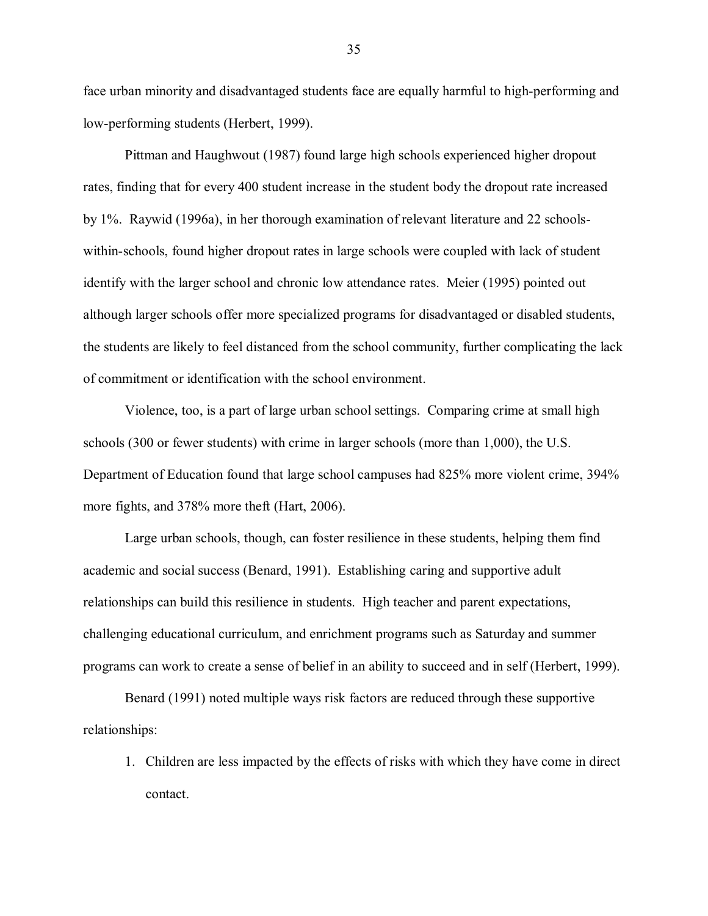face urban minority and disadvantaged students face are equally harmful to high-performing and low-performing students (Herbert, 1999).

Pittman and Haughwout (1987) found large high schools experienced higher dropout rates, finding that for every 400 student increase in the student body the dropout rate increased by 1%. Raywid (1996a), in her thorough examination of relevant literature and 22 schools-within-schools, found higher dropout rates in large schools were coupled with lack of student identify with the larger school and chronic low attendance rates. Meier (1995) pointed out although larger schools offer more specialized programs for disadvantaged or disabled students, the students are likely to feel distanced from the school community, further complicating the lack of commitment or identification with the school environment.

Violence, too, is a part of large urban school settings. Comparing crime at small high schools (300 or fewer students) with crime in larger schools (more than 1,000), the U.S. Department of Education found that large school campuses had 825% more violent crime, 394% more fights, and 378% more theft (Hart, 2006).

Large urban schools, though, can foster resilience in these students, helping them find academic and social success (Benard, 1991). Establishing caring and supportive adult relationships can build this resilience in students. High teacher and parent expectations, challenging educational curriculum, and enrichment programs such as Saturday and summer programs can work to create a sense of belief in an ability to succeed and in self (Herbert, 1999).

Benard (1991) noted multiple ways risk factors are reduced through these supportive relationships:

1. Children are less impacted by the effects of risks with which they have come in direct contact.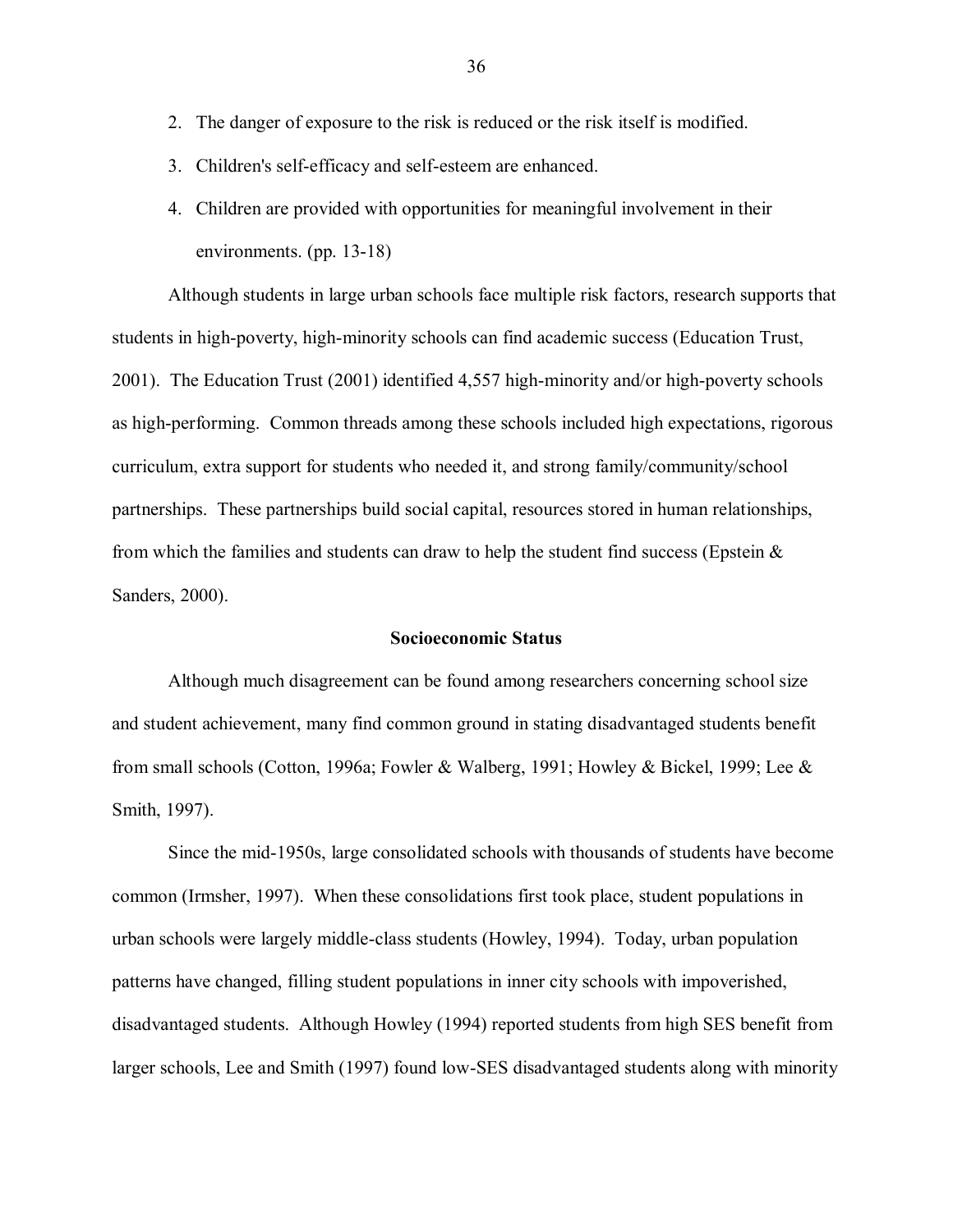2. The danger of exposure to the risk is reduced or the risk itself is modified.
3. Children's self-efficacy and self-esteem are enhanced.
4. Children are provided with opportunities for meaningful involvement in their environments. (pp. 13-18)

Although students in large urban schools face multiple risk factors, research supports that students in high-poverty, high-minority schools can find academic success (Education Trust, 2001). The Education Trust (2001) identified 4,557 high-minority and/or high-poverty schools as high-performing. Common threads among these schools included high expectations, rigorous curriculum, extra support for students who needed it, and strong family/community/school partnerships. These partnerships build social capital, resources stored in human relationships, from which the families and students can draw to help the student find success (Epstein & Sanders, 2000).

**Socioeconomic Status**

Although much disagreement can be found among researchers concerning school size and student achievement, many find common ground in stating disadvantaged students benefit from small schools (Cotton, 1996a; Fowler & Walberg, 1991; Howley & Bickel, 1999; Lee & Smith, 1997).

Since the mid-1950s, large consolidated schools with thousands of students have become common (Irmsher, 1997). When these consolidations first took place, student populations in urban schools were largely middle-class students (Howley, 1994). Today, urban population patterns have changed, filling student populations in inner city schools with impoverished, disadvantaged students. Although Howley (1994) reported students from high SES benefit from larger schools, Lee and Smith (1997) found low-SES disadvantaged students along with minority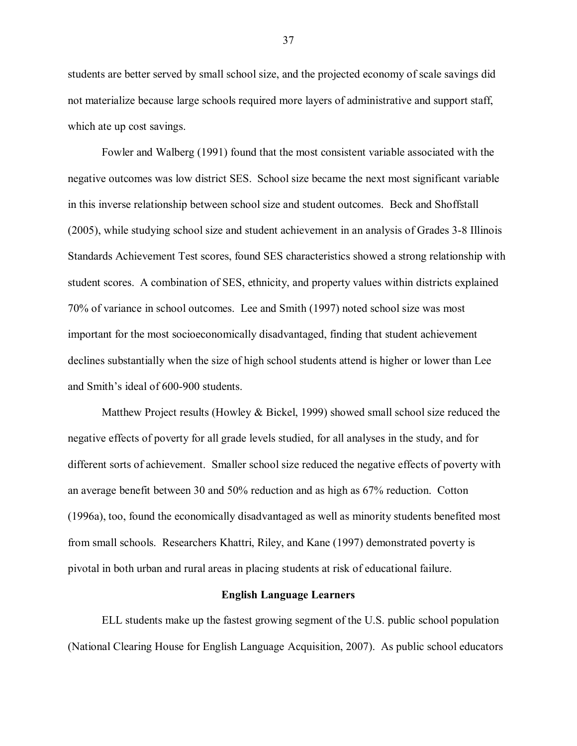students are better served by small school size, and the projected economy of scale savings did not materialize because large schools required more layers of administrative and support staff, which ate up cost savings.

Fowler and Walberg (1991) found that the most consistent variable associated with the negative outcomes was low district SES. School size became the next most significant variable in this inverse relationship between school size and student outcomes. Beck and Shoffstall (2005), while studying school size and student achievement in an analysis of Grades 3-8 Illinois Standards Achievement Test scores, found SES characteristics showed a strong relationship with student scores. A combination of SES, ethnicity, and property values within districts explained 70% of variance in school outcomes. Lee and Smith (1997) noted school size was most important for the most socioeconomically disadvantaged, finding that student achievement declines substantially when the size of high school students attend is higher or lower than Lee and Smith's ideal of 600-900 students.

Matthew Project results (Howley & Bickel, 1999) showed small school size reduced the negative effects of poverty for all grade levels studied, for all analyses in the study, and for different sorts of achievement. Smaller school size reduced the negative effects of poverty with an average benefit between 30 and 50% reduction and as high as 67% reduction. Cotton (1996a), too, found the economically disadvantaged as well as minority students benefited most from small schools. Researchers Khattri, Riley, and Kane (1997) demonstrated poverty is pivotal in both urban and rural areas in placing students at risk of educational failure.

## English Language Learners

ELL students make up the fastest growing segment of the U.S. public school population (National Clearing House for English Language Acquisition, 2007). As public school educators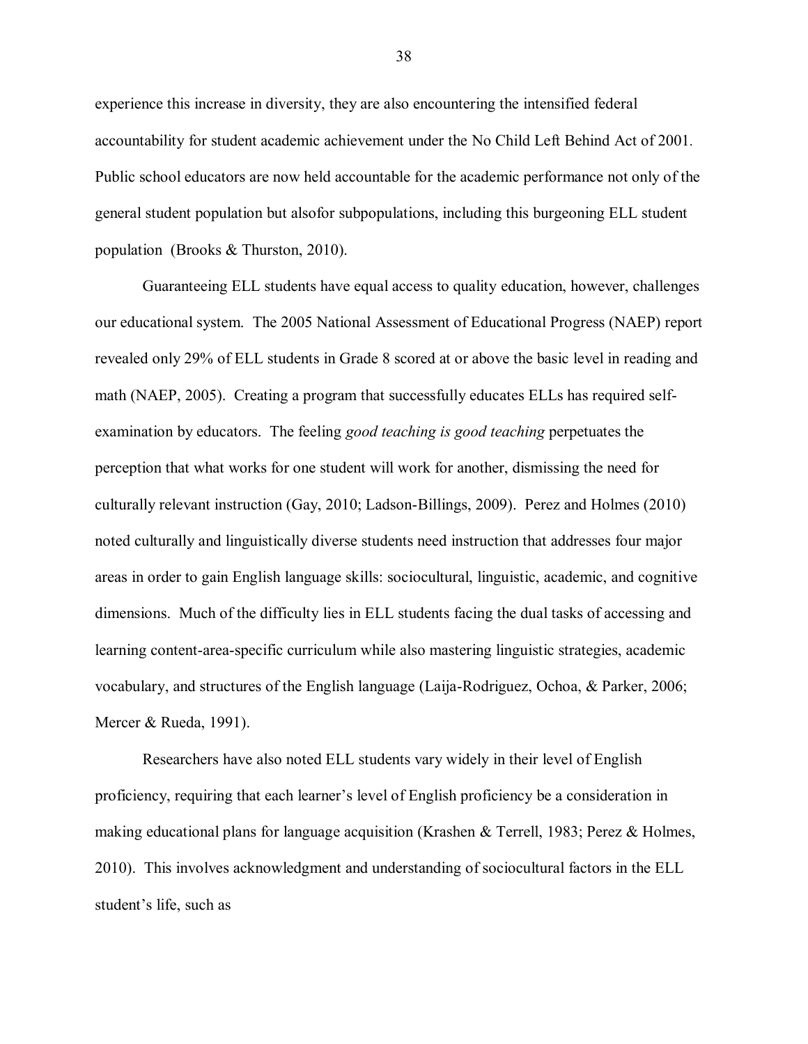experience this increase in diversity, they are also encountering the intensified federal accountability for student academic achievement under the No Child Left Behind Act of 2001. Public school educators are now held accountable for the academic performance not only of the general student population but alsofor subpopulations, including this burgeoning ELL student population (Brooks & Thurston, 2010).

Guaranteeing ELL students have equal access to quality education, however, challenges our educational system. The 2005 National Assessment of Educational Progress (NAEP) report revealed only 29% of ELL students in Grade 8 scored at or above the basic level in reading and math (NAEP, 2005). Creating a program that successfully educates ELLs has required self-examination by educators. The feeling *good teaching is good teaching* perpetuates the perception that what works for one student will work for another, dismissing the need for culturally relevant instruction (Gay, 2010; Ladson-Billings, 2009). Perez and Holmes (2010) noted culturally and linguistically diverse students need instruction that addresses four major areas in order to gain English language skills: sociocultural, linguistic, academic, and cognitive dimensions. Much of the difficulty lies in ELL students facing the dual tasks of accessing and learning content-area-specific curriculum while also mastering linguistic strategies, academic vocabulary, and structures of the English language (Laija-Rodriguez, Ochoa, & Parker, 2006; Mercer & Rueda, 1991).

Researchers have also noted ELL students vary widely in their level of English proficiency, requiring that each learner's level of English proficiency be a consideration in making educational plans for language acquisition (Krashen & Terrell, 1983; Perez & Holmes, 2010). This involves acknowledgment and understanding of sociocultural factors in the ELL student's life, such as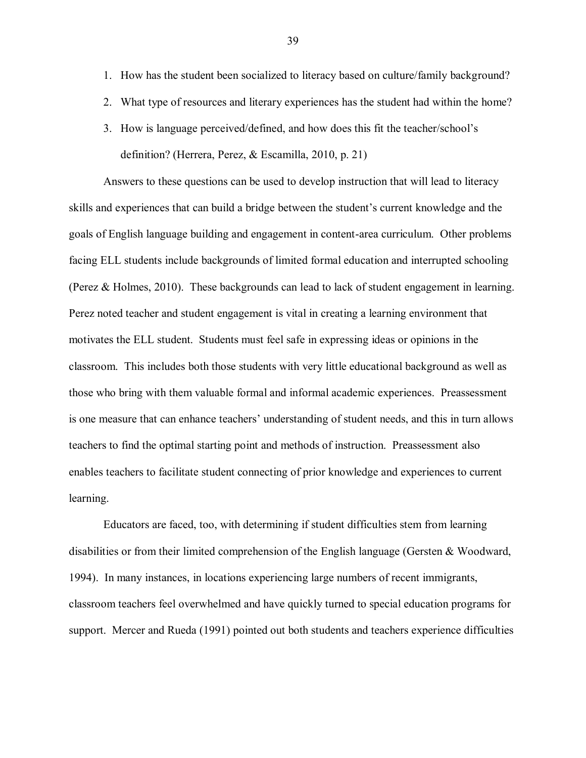1. How has the student been socialized to literacy based on culture/family background?
2. What type of resources and literary experiences has the student had within the home?
3. How is language perceived/defined, and how does this fit the teacher/school's definition? (Herrera, Perez, & Escamilla, 2010, p. 21)

Answers to these questions can be used to develop instruction that will lead to literacy skills and experiences that can build a bridge between the student's current knowledge and the goals of English language building and engagement in content-area curriculum. Other problems facing ELL students include backgrounds of limited formal education and interrupted schooling (Perez & Holmes, 2010). These backgrounds can lead to lack of student engagement in learning. Perez noted teacher and student engagement is vital in creating a learning environment that motivates the ELL student. Students must feel safe in expressing ideas or opinions in the classroom. This includes both those students with very little educational background as well as those who bring with them valuable formal and informal academic experiences. Preassessment is one measure that can enhance teachers' understanding of student needs, and this in turn allows teachers to find the optimal starting point and methods of instruction. Preassessment also enables teachers to facilitate student connecting of prior knowledge and experiences to current learning.

Educators are faced, too, with determining if student difficulties stem from learning disabilities or from their limited comprehension of the English language (Gersten & Woodward, 1994). In many instances, in locations experiencing large numbers of recent immigrants, classroom teachers feel overwhelmed and have quickly turned to special education programs for support. Mercer and Rueda (1991) pointed out both students and teachers experience difficulties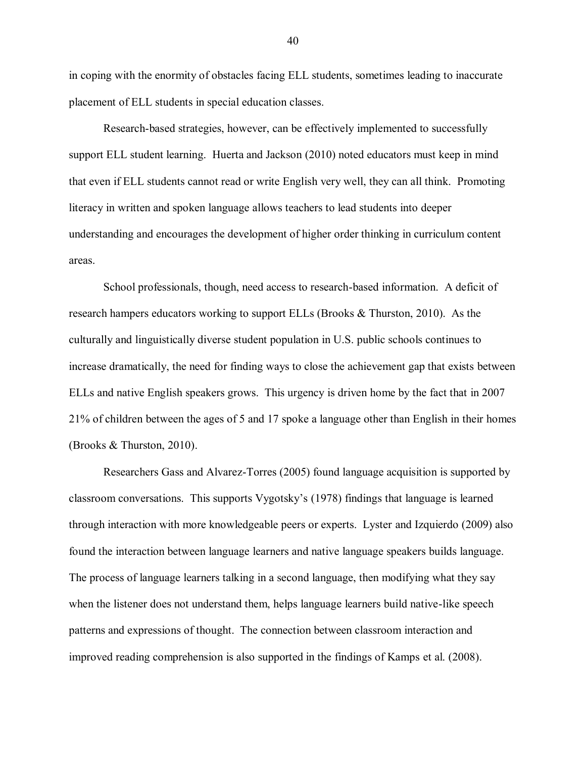in coping with the enormity of obstacles facing ELL students, sometimes leading to inaccurate placement of ELL students in special education classes.

Research-based strategies, however, can be effectively implemented to successfully support ELL student learning. Huerta and Jackson (2010) noted educators must keep in mind that even if ELL students cannot read or write English very well, they can all think. Promoting literacy in written and spoken language allows teachers to lead students into deeper understanding and encourages the development of higher order thinking in curriculum content areas.

School professionals, though, need access to research-based information. A deficit of research hampers educators working to support ELLs (Brooks & Thurston, 2010). As the culturally and linguistically diverse student population in U.S. public schools continues to increase dramatically, the need for finding ways to close the achievement gap that exists between ELLs and native English speakers grows. This urgency is driven home by the fact that in 2007 21% of children between the ages of 5 and 17 spoke a language other than English in their homes (Brooks & Thurston, 2010).

Researchers Gass and Alvarez-Torres (2005) found language acquisition is supported by classroom conversations. This supports Vygotsky's (1978) findings that language is learned through interaction with more knowledgeable peers or experts. Lyster and Izquierdo (2009) also found the interaction between language learners and native language speakers builds language. The process of language learners talking in a second language, then modifying what they say when the listener does not understand them, helps language learners build native-like speech patterns and expressions of thought. The connection between classroom interaction and improved reading comprehension is also supported in the findings of Kamps et al. (2008).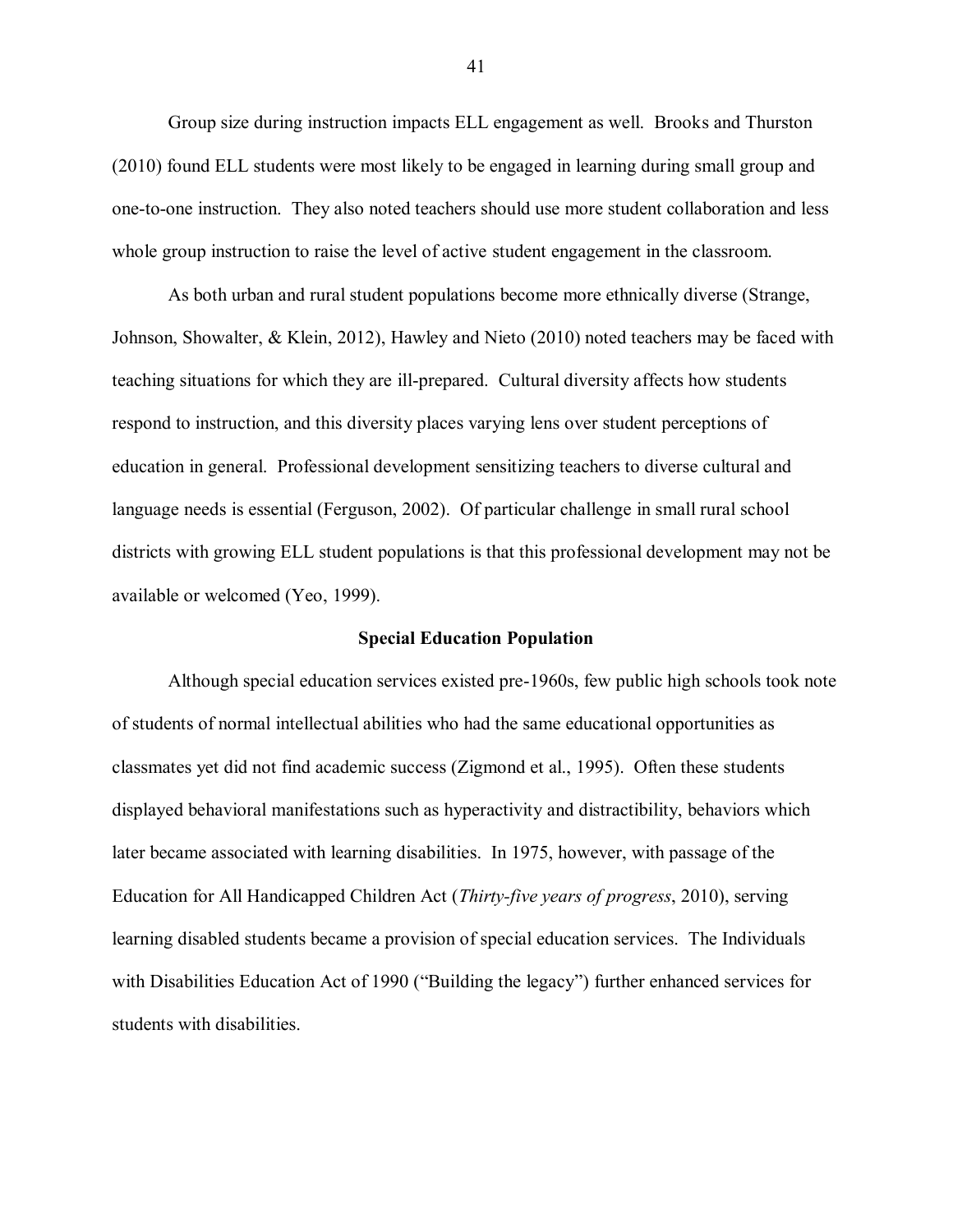Group size during instruction impacts ELL engagement as well. Brooks and Thurston (2010) found ELL students were most likely to be engaged in learning during small group and one-to-one instruction. They also noted teachers should use more student collaboration and less whole group instruction to raise the level of active student engagement in the classroom.

As both urban and rural student populations become more ethnically diverse (Strange, Johnson, Showalter, & Klein, 2012), Hawley and Nieto (2010) noted teachers may be faced with teaching situations for which they are ill-prepared. Cultural diversity affects how students respond to instruction, and this diversity places varying lens over student perceptions of education in general. Professional development sensitizing teachers to diverse cultural and language needs is essential (Ferguson, 2002). Of particular challenge in small rural school districts with growing ELL student populations is that this professional development may not be available or welcomed (Yeo, 1999).

## Special Education Population

Although special education services existed pre-1960s, few public high schools took note of students of normal intellectual abilities who had the same educational opportunities as classmates yet did not find academic success (Zigmond et al., 1995). Often these students displayed behavioral manifestations such as hyperactivity and distractibility, behaviors which later became associated with learning disabilities. In 1975, however, with passage of the Education for All Handicapped Children Act (*Thirty-five years of progress*, 2010), serving learning disabled students became a provision of special education services. The Individuals with Disabilities Education Act of 1990 ("Building the legacy") further enhanced services for students with disabilities.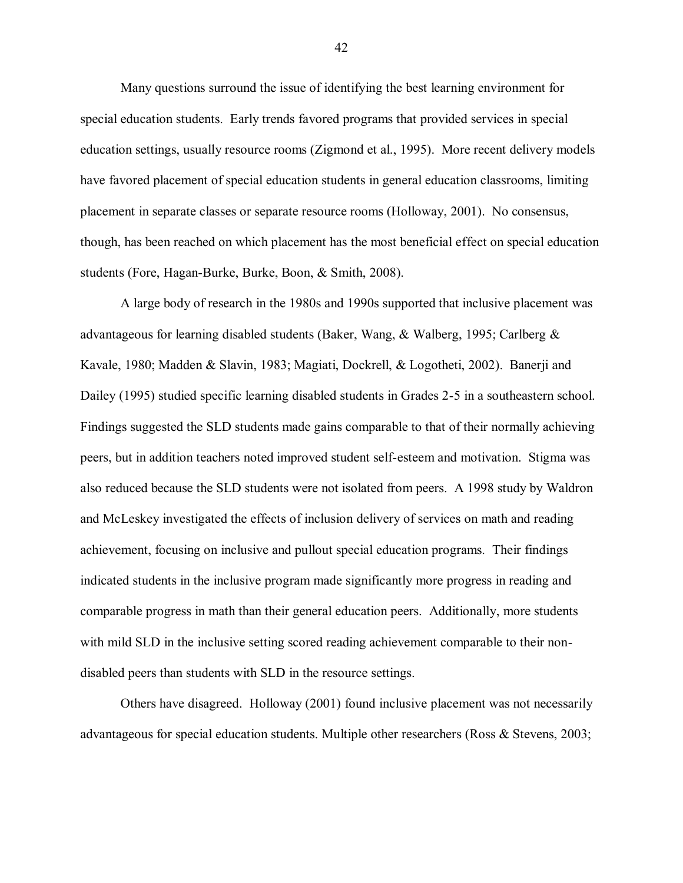Many questions surround the issue of identifying the best learning environment for special education students. Early trends favored programs that provided services in special education settings, usually resource rooms (Zigmond et al., 1995). More recent delivery models have favored placement of special education students in general education classrooms, limiting placement in separate classes or separate resource rooms (Holloway, 2001). No consensus, though, has been reached on which placement has the most beneficial effect on special education students (Fore, Hagan-Burke, Burke, Boon, & Smith, 2008).

A large body of research in the 1980s and 1990s supported that inclusive placement was advantageous for learning disabled students (Baker, Wang, & Walberg, 1995; Carlberg & Kavale, 1980; Madden & Slavin, 1983; Magiati, Dockrell, & Logotheti, 2002). Banerji and Dailey (1995) studied specific learning disabled students in Grades 2-5 in a southeastern school. Findings suggested the SLD students made gains comparable to that of their normally achieving peers, but in addition teachers noted improved student self-esteem and motivation. Stigma was also reduced because the SLD students were not isolated from peers. A 1998 study by Waldron and McLeskey investigated the effects of inclusion delivery of services on math and reading achievement, focusing on inclusive and pullout special education programs. Their findings indicated students in the inclusive program made significantly more progress in reading and comparable progress in math than their general education peers. Additionally, more students with mild SLD in the inclusive setting scored reading achievement comparable to their non-disabled peers than students with SLD in the resource settings.

Others have disagreed. Holloway (2001) found inclusive placement was not necessarily advantageous for special education students. Multiple other researchers (Ross & Stevens, 2003;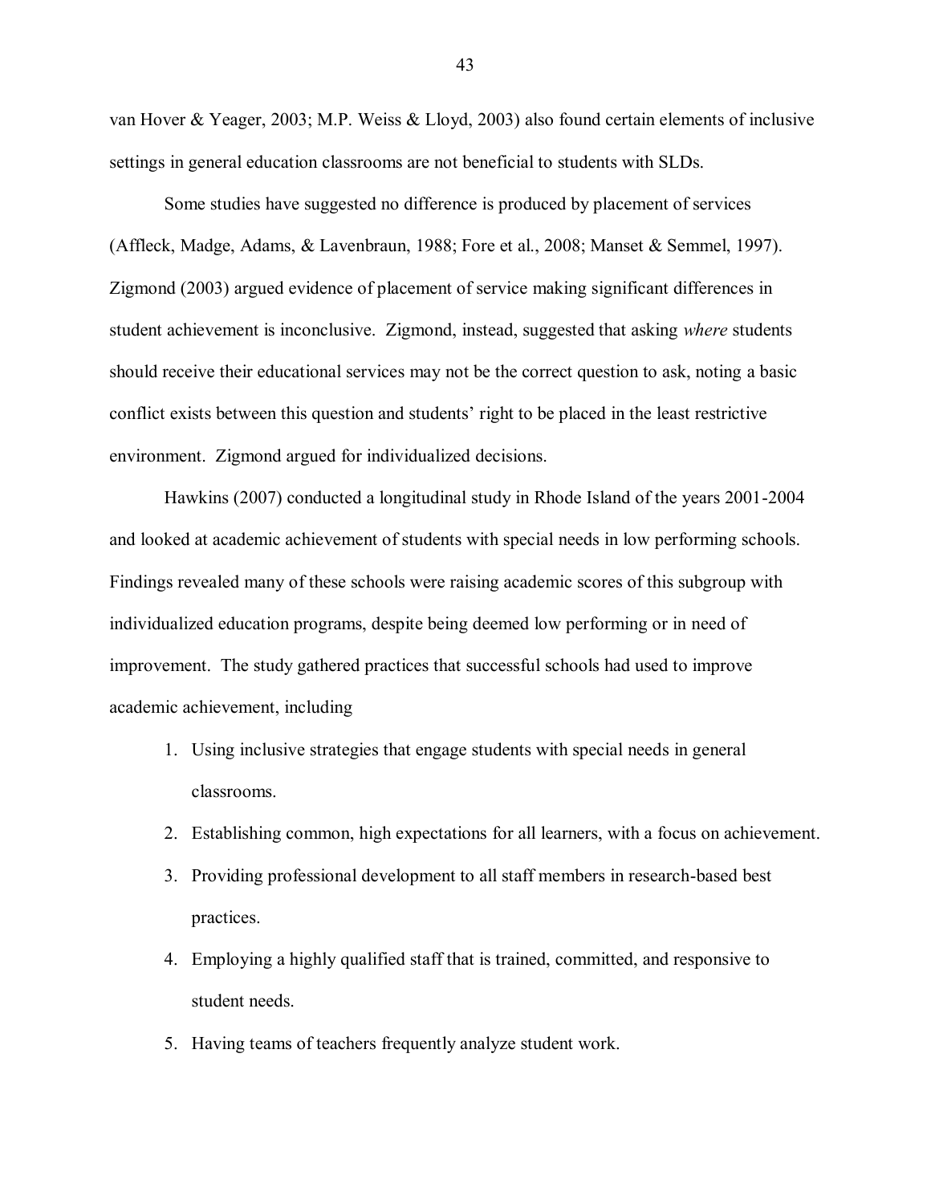van Hover & Yeager, 2003; M.P. Weiss & Lloyd, 2003) also found certain elements of inclusive settings in general education classrooms are not beneficial to students with SLDs.

Some studies have suggested no difference is produced by placement of services (Affleck, Madge, Adams, & Lavenbraun, 1988; Fore et al., 2008; Manset & Semmel, 1997). Zigmond (2003) argued evidence of placement of service making significant differences in student achievement is inconclusive. Zigmond, instead, suggested that asking *where* students should receive their educational services may not be the correct question to ask, noting a basic conflict exists between this question and students' right to be placed in the least restrictive environment. Zigmond argued for individualized decisions.

Hawkins (2007) conducted a longitudinal study in Rhode Island of the years 2001-2004 and looked at academic achievement of students with special needs in low performing schools. Findings revealed many of these schools were raising academic scores of this subgroup with individualized education programs, despite being deemed low performing or in need of improvement. The study gathered practices that successful schools had used to improve academic achievement, including

1. Using inclusive strategies that engage students with special needs in general classrooms.
2. Establishing common, high expectations for all learners, with a focus on achievement.
3. Providing professional development to all staff members in research-based best practices.
4. Employing a highly qualified staff that is trained, committed, and responsive to student needs.
5. Having teams of teachers frequently analyze student work.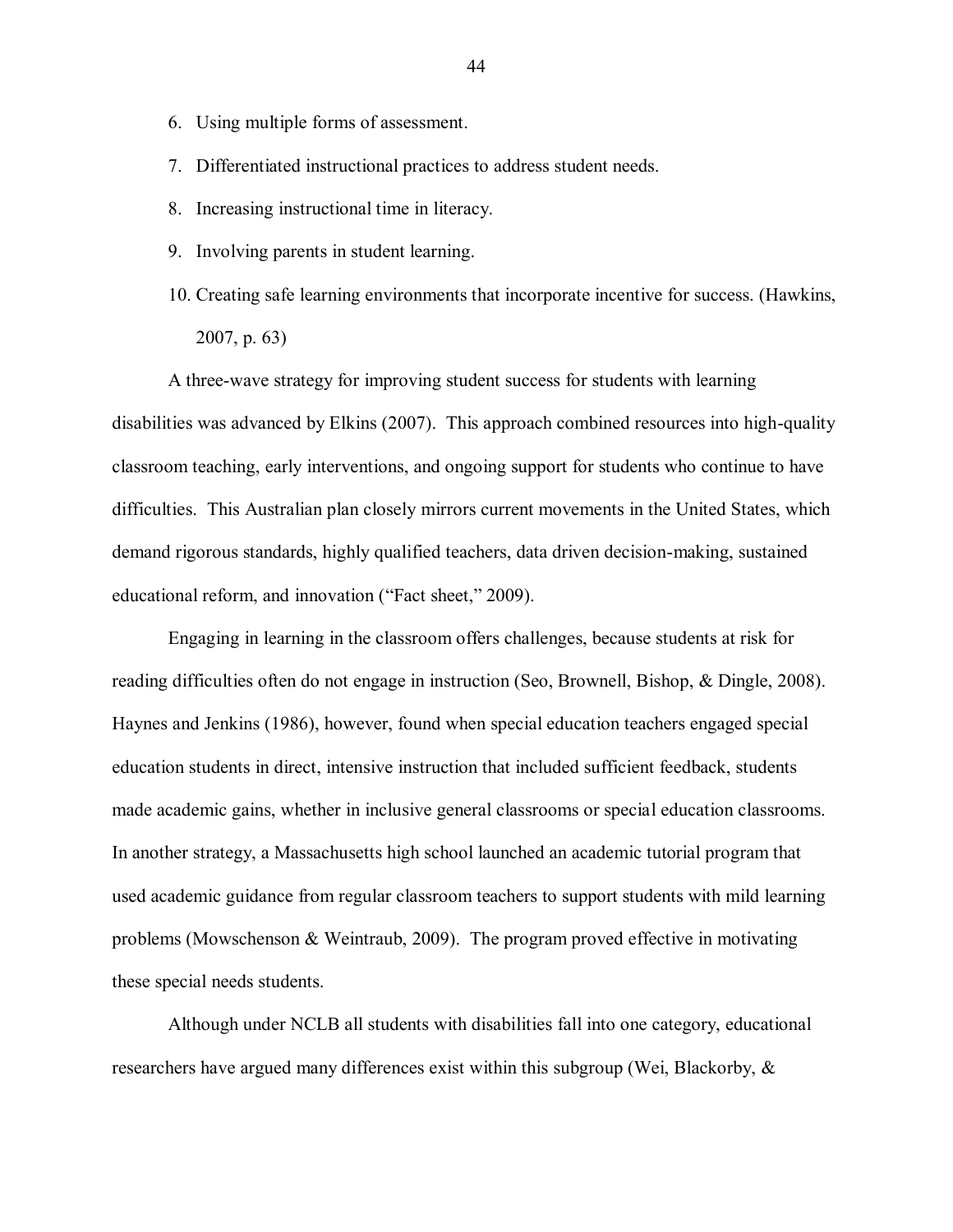6. Using multiple forms of assessment.
7. Differentiated instructional practices to address student needs.
8. Increasing instructional time in literacy.
9. Involving parents in student learning.
10. Creating safe learning environments that incorporate incentive for success. (Hawkins, 2007, p. 63)

A three-wave strategy for improving student success for students with learning disabilities was advanced by Elkins (2007). This approach combined resources into high-quality classroom teaching, early interventions, and ongoing support for students who continue to have difficulties. This Australian plan closely mirrors current movements in the United States, which demand rigorous standards, highly qualified teachers, data driven decision-making, sustained educational reform, and innovation ("Fact sheet," 2009).

Engaging in learning in the classroom offers challenges, because students at risk for reading difficulties often do not engage in instruction (Seo, Brownell, Bishop, & Dingle, 2008). Haynes and Jenkins (1986), however, found when special education teachers engaged special education students in direct, intensive instruction that included sufficient feedback, students made academic gains, whether in inclusive general classrooms or special education classrooms. In another strategy, a Massachusetts high school launched an academic tutorial program that used academic guidance from regular classroom teachers to support students with mild learning problems (Mowschenson & Weintraub, 2009). The program proved effective in motivating these special needs students.

Although under NCLB all students with disabilities fall into one category, educational researchers have argued many differences exist within this subgroup (Wei, Blackorby, &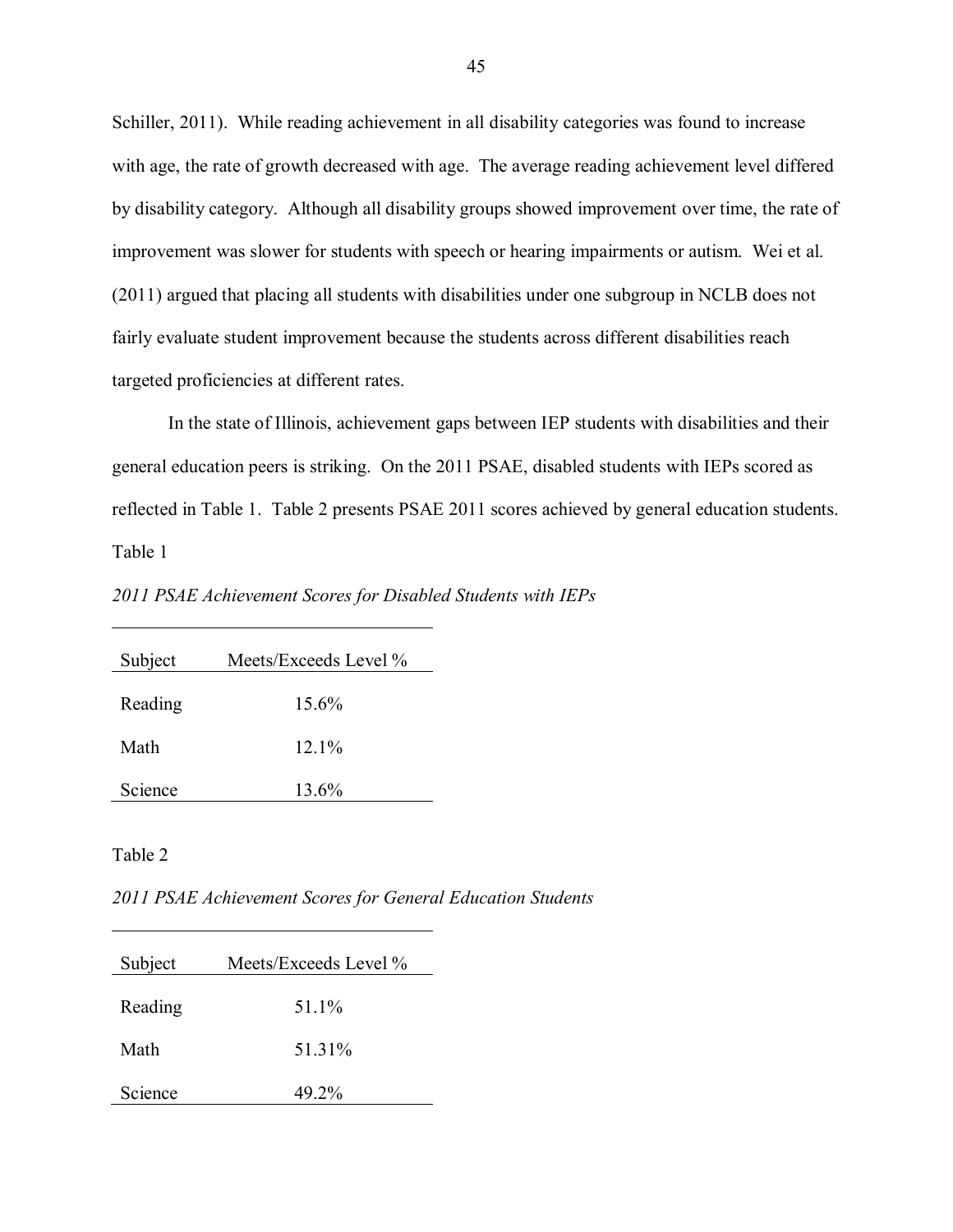Schiller, 2011). While reading achievement in all disability categories was found to increase with age, the rate of growth decreased with age. The average reading achievement level differed by disability category. Although all disability groups showed improvement over time, the rate of improvement was slower for students with speech or hearing impairments or autism. Wei et al. (2011) argued that placing all students with disabilities under one subgroup in NCLB does not fairly evaluate student improvement because the students across different disabilities reach targeted proficiencies at different rates.

In the state of Illinois, achievement gaps between IEP students with disabilities and their general education peers is striking. On the 2011 PSAE, disabled students with IEPs scored as reflected in Table 1. Table 2 presents PSAE 2011 scores achieved by general education students.

Table 1

*2011 PSAE Achievement Scores for Disabled Students with IEPs*

| Subject | Meets/Exceeds Level % |
|---|---|
| Reading | 15.6% |
| Math | 12.1% |
| Science | 13.6% |

Table 2

*2011 PSAE Achievement Scores for General Education Students*

| Subject | Meets/Exceeds Level % |
|---|---|
| Reading | 51.1% |
| Math | 51.31% |
| Science | 49.2% |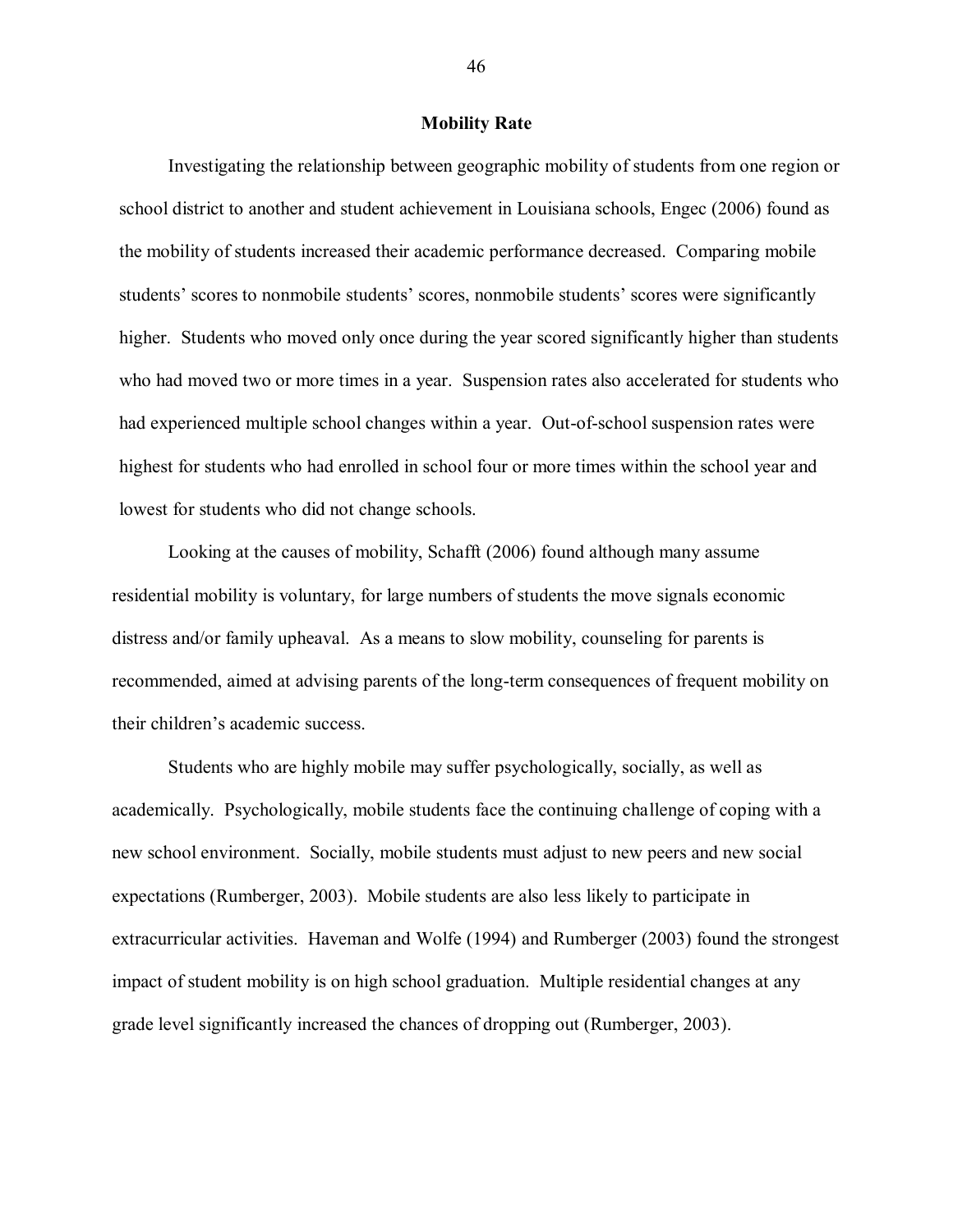## Mobility Rate

Investigating the relationship between geographic mobility of students from one region or school district to another and student achievement in Louisiana schools, Engec (2006) found as the mobility of students increased their academic performance decreased. Comparing mobile students' scores to nonmobile students' scores, nonmobile students' scores were significantly higher. Students who moved only once during the year scored significantly higher than students who had moved two or more times in a year. Suspension rates also accelerated for students who had experienced multiple school changes within a year. Out-of-school suspension rates were highest for students who had enrolled in school four or more times within the school year and lowest for students who did not change schools.

Looking at the causes of mobility, Schafft (2006) found although many assume residential mobility is voluntary, for large numbers of students the move signals economic distress and/or family upheaval. As a means to slow mobility, counseling for parents is recommended, aimed at advising parents of the long-term consequences of frequent mobility on their children's academic success.

Students who are highly mobile may suffer psychologically, socially, as well as academically. Psychologically, mobile students face the continuing challenge of coping with a new school environment. Socially, mobile students must adjust to new peers and new social expectations (Rumberger, 2003). Mobile students are also less likely to participate in extracurricular activities. Haveman and Wolfe (1994) and Rumberger (2003) found the strongest impact of student mobility is on high school graduation. Multiple residential changes at any grade level significantly increased the chances of dropping out (Rumberger, 2003).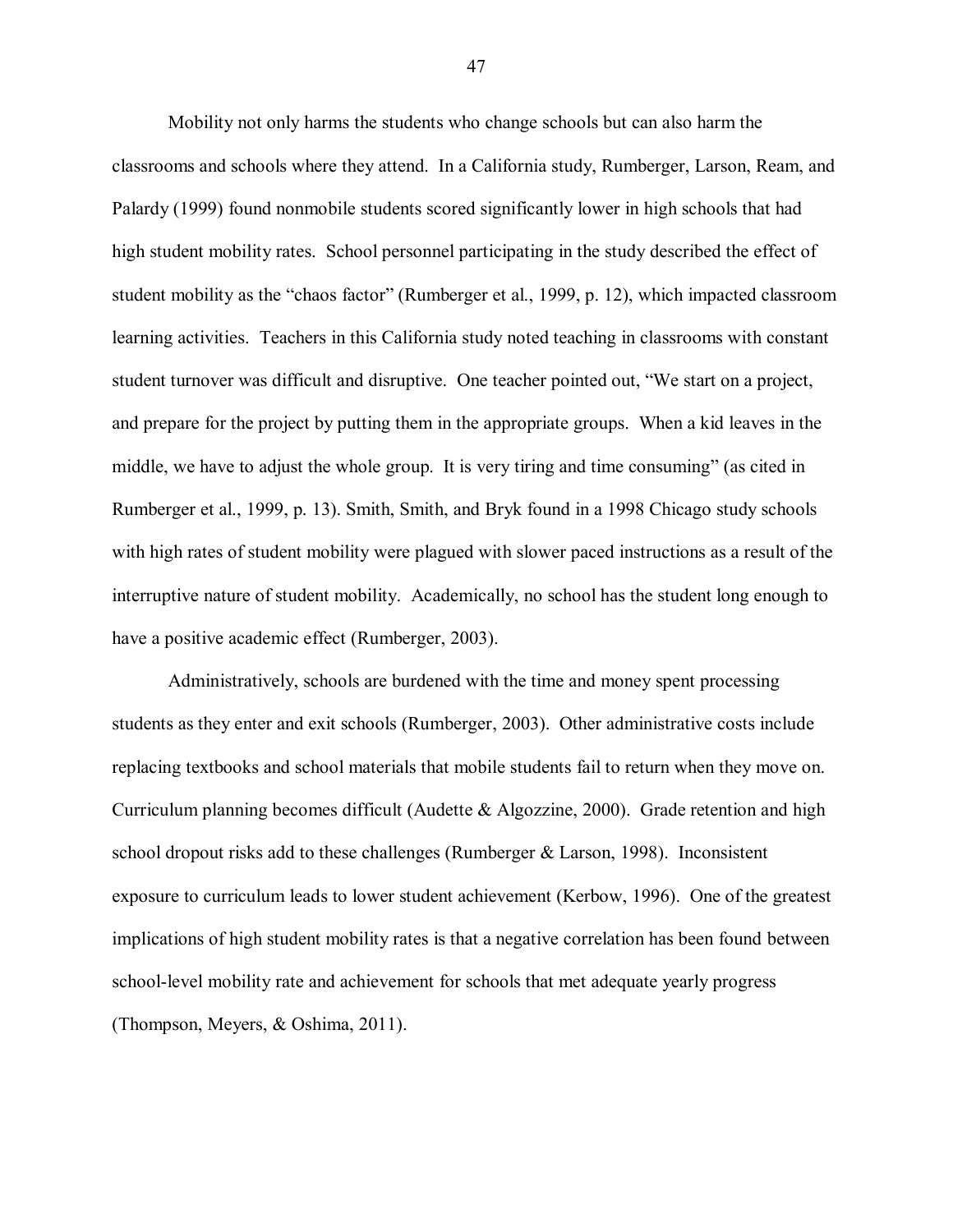Mobility not only harms the students who change schools but can also harm the classrooms and schools where they attend. In a California study, Rumberger, Larson, Ream, and Palardy (1999) found nonmobile students scored significantly lower in high schools that had high student mobility rates. School personnel participating in the study described the effect of student mobility as the "chaos factor" (Rumberger et al., 1999, p. 12), which impacted classroom learning activities. Teachers in this California study noted teaching in classrooms with constant student turnover was difficult and disruptive. One teacher pointed out, "We start on a project, and prepare for the project by putting them in the appropriate groups. When a kid leaves in the middle, we have to adjust the whole group. It is very tiring and time consuming" (as cited in Rumberger et al., 1999, p. 13). Smith, Smith, and Bryk found in a 1998 Chicago study schools with high rates of student mobility were plagued with slower paced instructions as a result of the interruptive nature of student mobility. Academically, no school has the student long enough to have a positive academic effect (Rumberger, 2003).

Administratively, schools are burdened with the time and money spent processing students as they enter and exit schools (Rumberger, 2003). Other administrative costs include replacing textbooks and school materials that mobile students fail to return when they move on. Curriculum planning becomes difficult (Audette & Algozzine, 2000). Grade retention and high school dropout risks add to these challenges (Rumberger & Larson, 1998). Inconsistent exposure to curriculum leads to lower student achievement (Kerbow, 1996). One of the greatest implications of high student mobility rates is that a negative correlation has been found between school-level mobility rate and achievement for schools that met adequate yearly progress (Thompson, Meyers, & Oshima, 2011).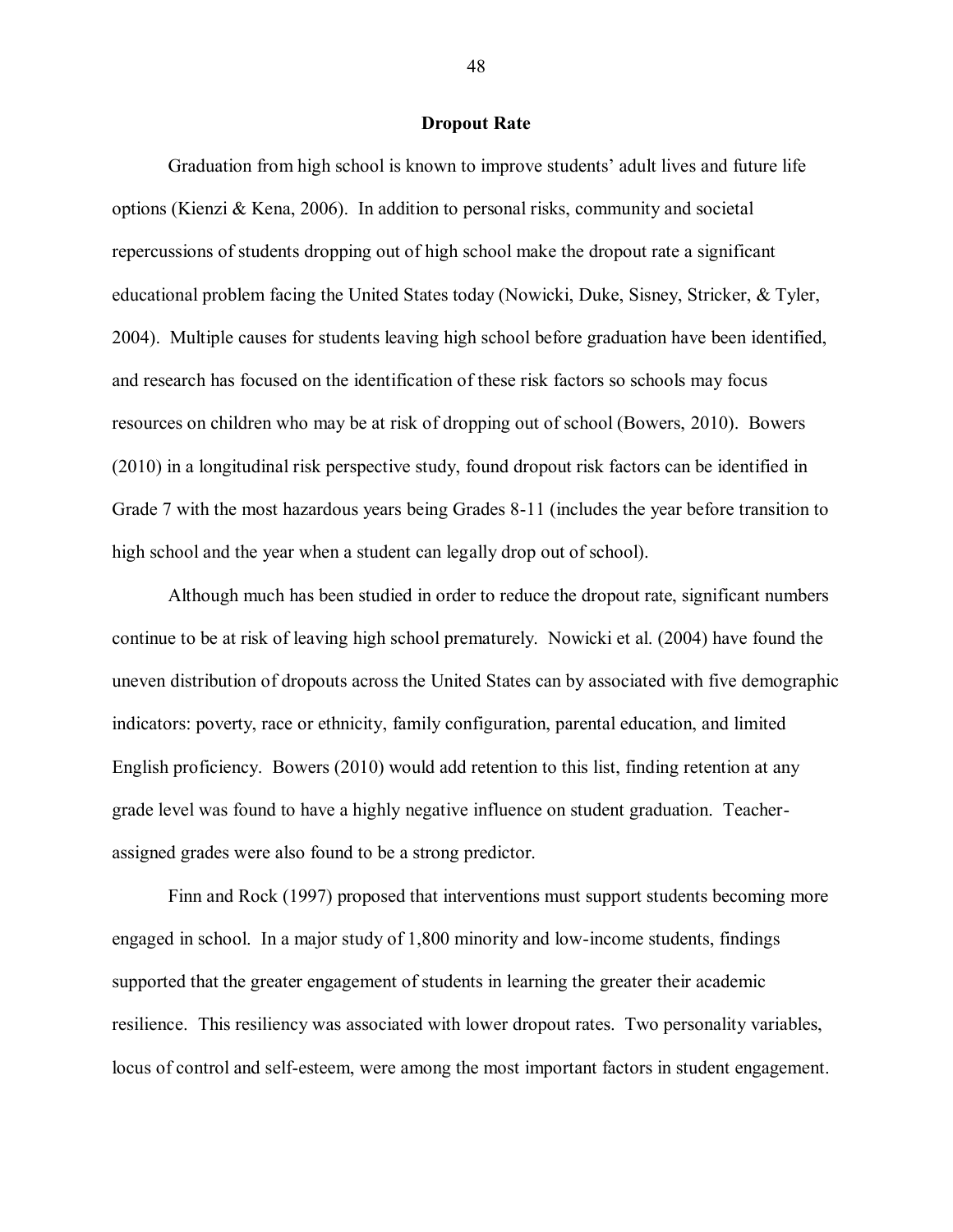## Dropout Rate

Graduation from high school is known to improve students' adult lives and future life options (Kienzi & Kena, 2006). In addition to personal risks, community and societal repercussions of students dropping out of high school make the dropout rate a significant educational problem facing the United States today (Nowicki, Duke, Sisney, Stricker, & Tyler, 2004). Multiple causes for students leaving high school before graduation have been identified, and research has focused on the identification of these risk factors so schools may focus resources on children who may be at risk of dropping out of school (Bowers, 2010). Bowers (2010) in a longitudinal risk perspective study, found dropout risk factors can be identified in Grade 7 with the most hazardous years being Grades 8-11 (includes the year before transition to high school and the year when a student can legally drop out of school).

Although much has been studied in order to reduce the dropout rate, significant numbers continue to be at risk of leaving high school prematurely. Nowicki et al. (2004) have found the uneven distribution of dropouts across the United States can by associated with five demographic indicators: poverty, race or ethnicity, family configuration, parental education, and limited English proficiency. Bowers (2010) would add retention to this list, finding retention at any grade level was found to have a highly negative influence on student graduation. Teacher-assigned grades were also found to be a strong predictor.

Finn and Rock (1997) proposed that interventions must support students becoming more engaged in school. In a major study of 1,800 minority and low-income students, findings supported that the greater engagement of students in learning the greater their academic resilience. This resiliency was associated with lower dropout rates. Two personality variables, locus of control and self-esteem, were among the most important factors in student engagement.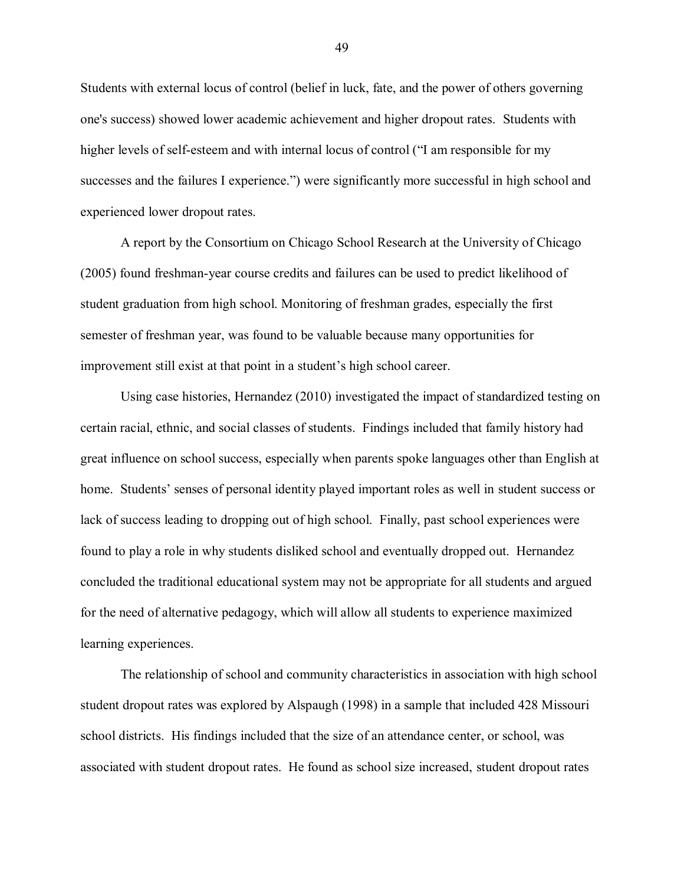Students with external locus of control (belief in luck, fate, and the power of others governing one's success) showed lower academic achievement and higher dropout rates. Students with higher levels of self-esteem and with internal locus of control ("I am responsible for my successes and the failures I experience.") were significantly more successful in high school and experienced lower dropout rates.

A report by the Consortium on Chicago School Research at the University of Chicago (2005) found freshman-year course credits and failures can be used to predict likelihood of student graduation from high school. Monitoring of freshman grades, especially the first semester of freshman year, was found to be valuable because many opportunities for improvement still exist at that point in a student's high school career.

Using case histories, Hernandez (2010) investigated the impact of standardized testing on certain racial, ethnic, and social classes of students. Findings included that family history had great influence on school success, especially when parents spoke languages other than English at home. Students' senses of personal identity played important roles as well in student success or lack of success leading to dropping out of high school. Finally, past school experiences were found to play a role in why students disliked school and eventually dropped out. Hernandez concluded the traditional educational system may not be appropriate for all students and argued for the need of alternative pedagogy, which will allow all students to experience maximized learning experiences.

The relationship of school and community characteristics in association with high school student dropout rates was explored by Alspaugh (1998) in a sample that included 428 Missouri school districts. His findings included that the size of an attendance center, or school, was associated with student dropout rates. He found as school size increased, student dropout rates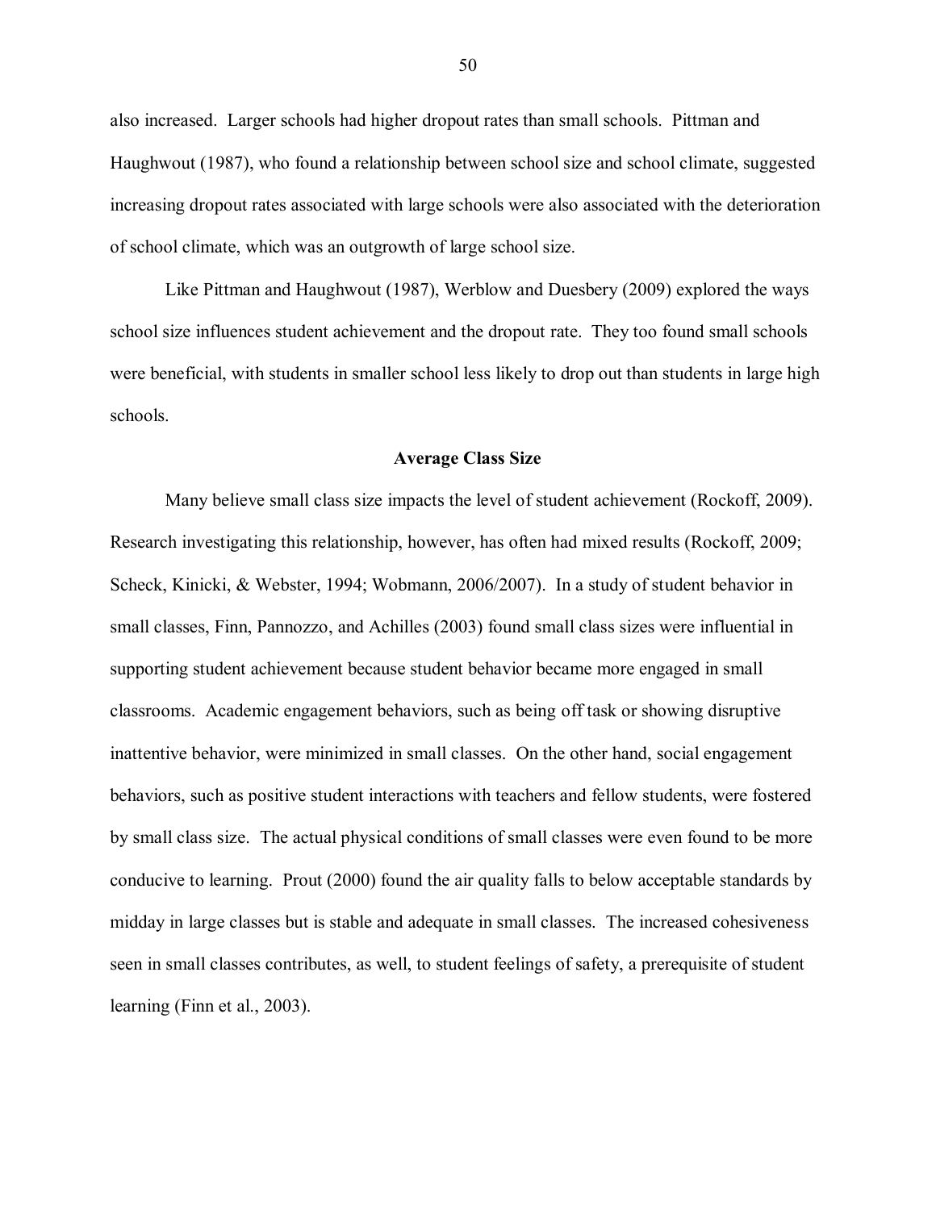also increased. Larger schools had higher dropout rates than small schools. Pittman and Haughwout (1987), who found a relationship between school size and school climate, suggested increasing dropout rates associated with large schools were also associated with the deterioration of school climate, which was an outgrowth of large school size.

Like Pittman and Haughwout (1987), Werblow and Duesbery (2009) explored the ways school size influences student achievement and the dropout rate. They too found small schools were beneficial, with students in smaller school less likely to drop out than students in large high schools.

## Average Class Size

Many believe small class size impacts the level of student achievement (Rockoff, 2009). Research investigating this relationship, however, has often had mixed results (Rockoff, 2009; Scheck, Kinicki, & Webster, 1994; Wobmann, 2006/2007). In a study of student behavior in small classes, Finn, Pannozzo, and Achilles (2003) found small class sizes were influential in supporting student achievement because student behavior became more engaged in small classrooms. Academic engagement behaviors, such as being off task or showing disruptive inattentive behavior, were minimized in small classes. On the other hand, social engagement behaviors, such as positive student interactions with teachers and fellow students, were fostered by small class size. The actual physical conditions of small classes were even found to be more conducive to learning. Prout (2000) found the air quality falls to below acceptable standards by midday in large classes but is stable and adequate in small classes. The increased cohesiveness seen in small classes contributes, as well, to student feelings of safety, a prerequisite of student learning (Finn et al., 2003).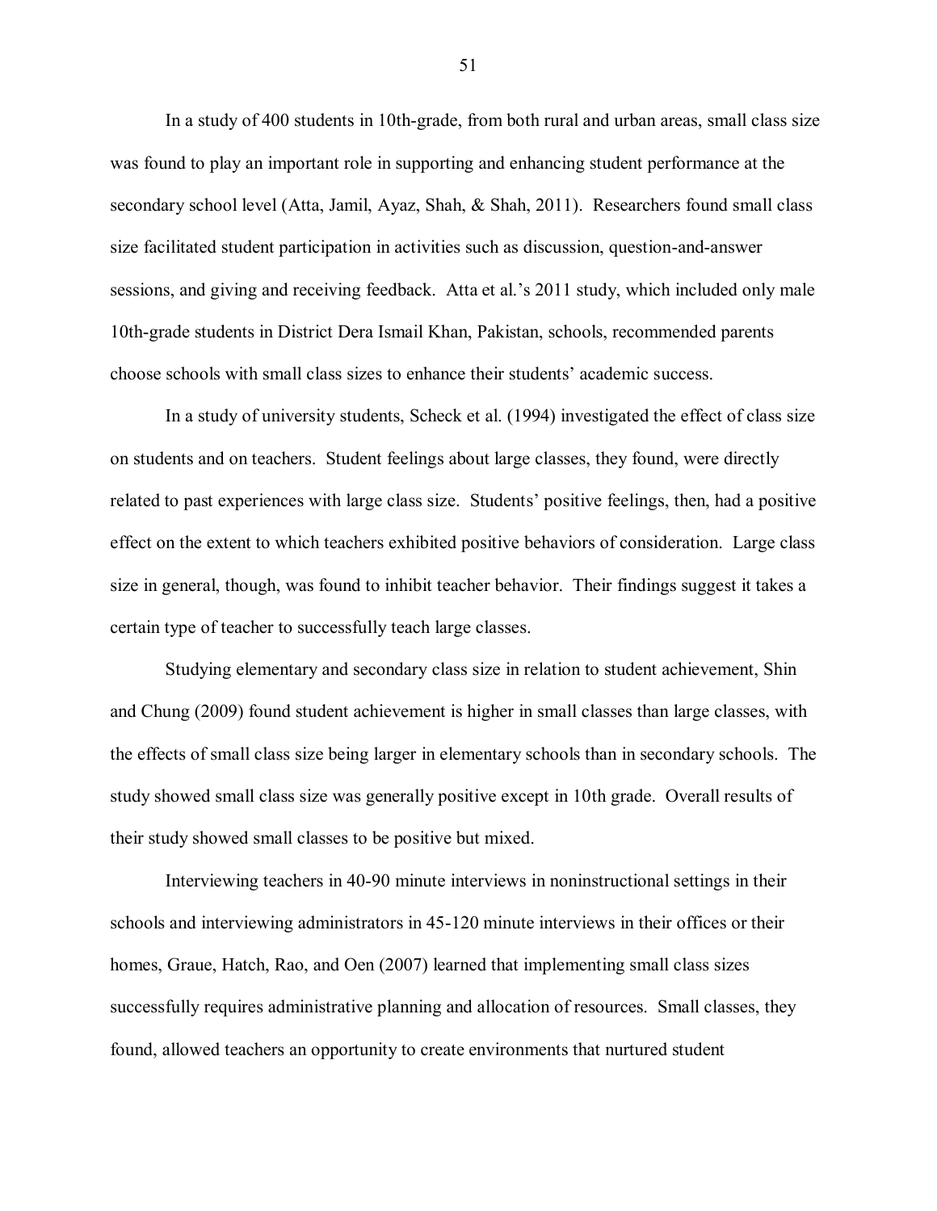In a study of 400 students in 10th-grade, from both rural and urban areas, small class size was found to play an important role in supporting and enhancing student performance at the secondary school level (Atta, Jamil, Ayaz, Shah, & Shah, 2011). Researchers found small class size facilitated student participation in activities such as discussion, question-and-answer sessions, and giving and receiving feedback. Atta et al.'s 2011 study, which included only male 10th-grade students in District Dera Ismail Khan, Pakistan, schools, recommended parents choose schools with small class sizes to enhance their students' academic success.

In a study of university students, Scheck et al. (1994) investigated the effect of class size on students and on teachers. Student feelings about large classes, they found, were directly related to past experiences with large class size. Students' positive feelings, then, had a positive effect on the extent to which teachers exhibited positive behaviors of consideration. Large class size in general, though, was found to inhibit teacher behavior. Their findings suggest it takes a certain type of teacher to successfully teach large classes.

Studying elementary and secondary class size in relation to student achievement, Shin and Chung (2009) found student achievement is higher in small classes than large classes, with the effects of small class size being larger in elementary schools than in secondary schools. The study showed small class size was generally positive except in 10th grade. Overall results of their study showed small classes to be positive but mixed.

Interviewing teachers in 40-90 minute interviews in noninstructional settings in their schools and interviewing administrators in 45-120 minute interviews in their offices or their homes, Graue, Hatch, Rao, and Oen (2007) learned that implementing small class sizes successfully requires administrative planning and allocation of resources. Small classes, they found, allowed teachers an opportunity to create environments that nurtured student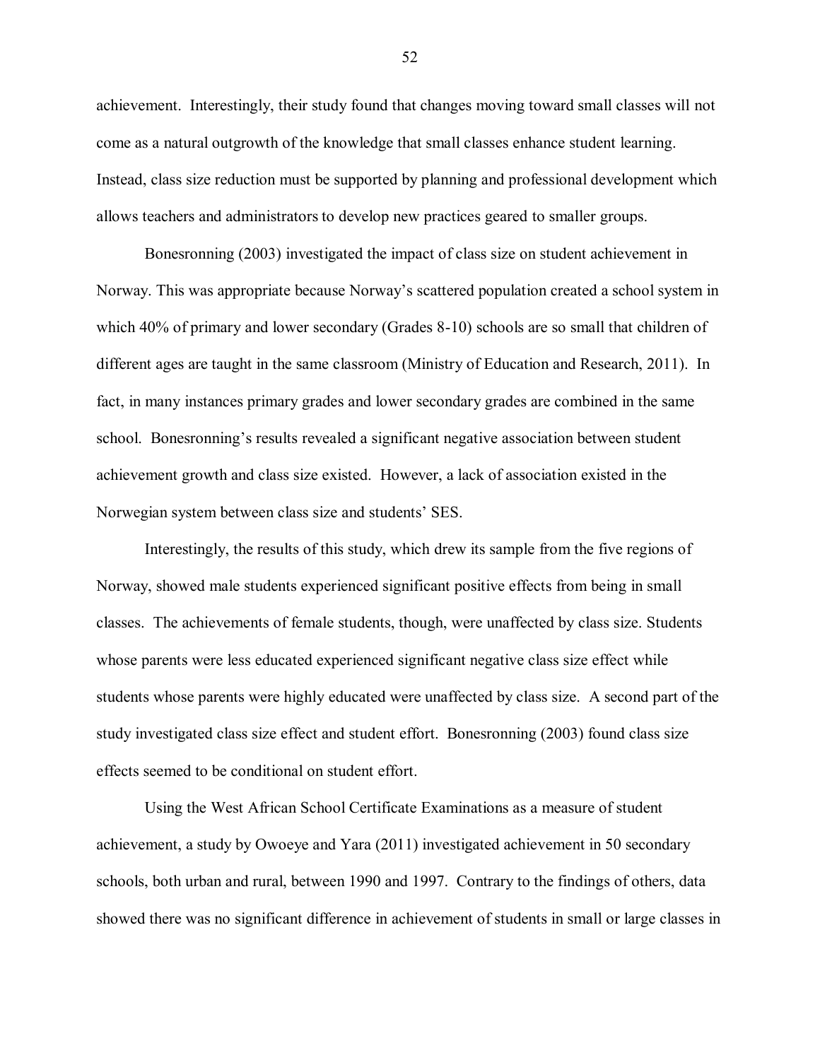achievement. Interestingly, their study found that changes moving toward small classes will not come as a natural outgrowth of the knowledge that small classes enhance student learning. Instead, class size reduction must be supported by planning and professional development which allows teachers and administrators to develop new practices geared to smaller groups.

Bonesronning (2003) investigated the impact of class size on student achievement in Norway. This was appropriate because Norway's scattered population created a school system in which 40% of primary and lower secondary (Grades 8-10) schools are so small that children of different ages are taught in the same classroom (Ministry of Education and Research, 2011). In fact, in many instances primary grades and lower secondary grades are combined in the same school. Bonesronning's results revealed a significant negative association between student achievement growth and class size existed. However, a lack of association existed in the Norwegian system between class size and students' SES.

Interestingly, the results of this study, which drew its sample from the five regions of Norway, showed male students experienced significant positive effects from being in small classes. The achievements of female students, though, were unaffected by class size. Students whose parents were less educated experienced significant negative class size effect while students whose parents were highly educated were unaffected by class size. A second part of the study investigated class size effect and student effort. Bonesronning (2003) found class size effects seemed to be conditional on student effort.

Using the West African School Certificate Examinations as a measure of student achievement, a study by Owoeye and Yara (2011) investigated achievement in 50 secondary schools, both urban and rural, between 1990 and 1997. Contrary to the findings of others, data showed there was no significant difference in achievement of students in small or large classes in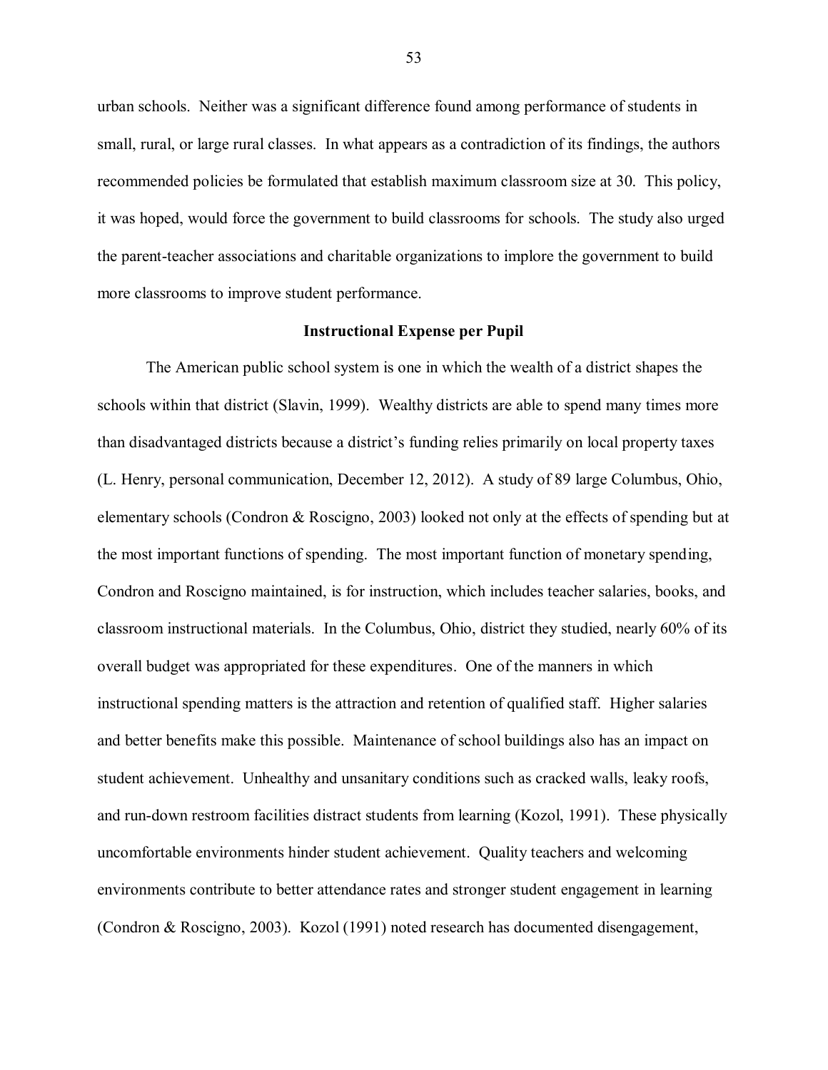urban schools. Neither was a significant difference found among performance of students in small, rural, or large rural classes. In what appears as a contradiction of its findings, the authors recommended policies be formulated that establish maximum classroom size at 30. This policy, it was hoped, would force the government to build classrooms for schools. The study also urged the parent-teacher associations and charitable organizations to implore the government to build more classrooms to improve student performance.

## Instructional Expense per Pupil

The American public school system is one in which the wealth of a district shapes the schools within that district (Slavin, 1999). Wealthy districts are able to spend many times more than disadvantaged districts because a district's funding relies primarily on local property taxes (L. Henry, personal communication, December 12, 2012). A study of 89 large Columbus, Ohio, elementary schools (Condron & Roscigno, 2003) looked not only at the effects of spending but at the most important functions of spending. The most important function of monetary spending, Condron and Roscigno maintained, is for instruction, which includes teacher salaries, books, and classroom instructional materials. In the Columbus, Ohio, district they studied, nearly 60% of its overall budget was appropriated for these expenditures. One of the manners in which instructional spending matters is the attraction and retention of qualified staff. Higher salaries and better benefits make this possible. Maintenance of school buildings also has an impact on student achievement. Unhealthy and unsanitary conditions such as cracked walls, leaky roofs, and run-down restroom facilities distract students from learning (Kozol, 1991). These physically uncomfortable environments hinder student achievement. Quality teachers and welcoming environments contribute to better attendance rates and stronger student engagement in learning (Condron & Roscigno, 2003). Kozol (1991) noted research has documented disengagement,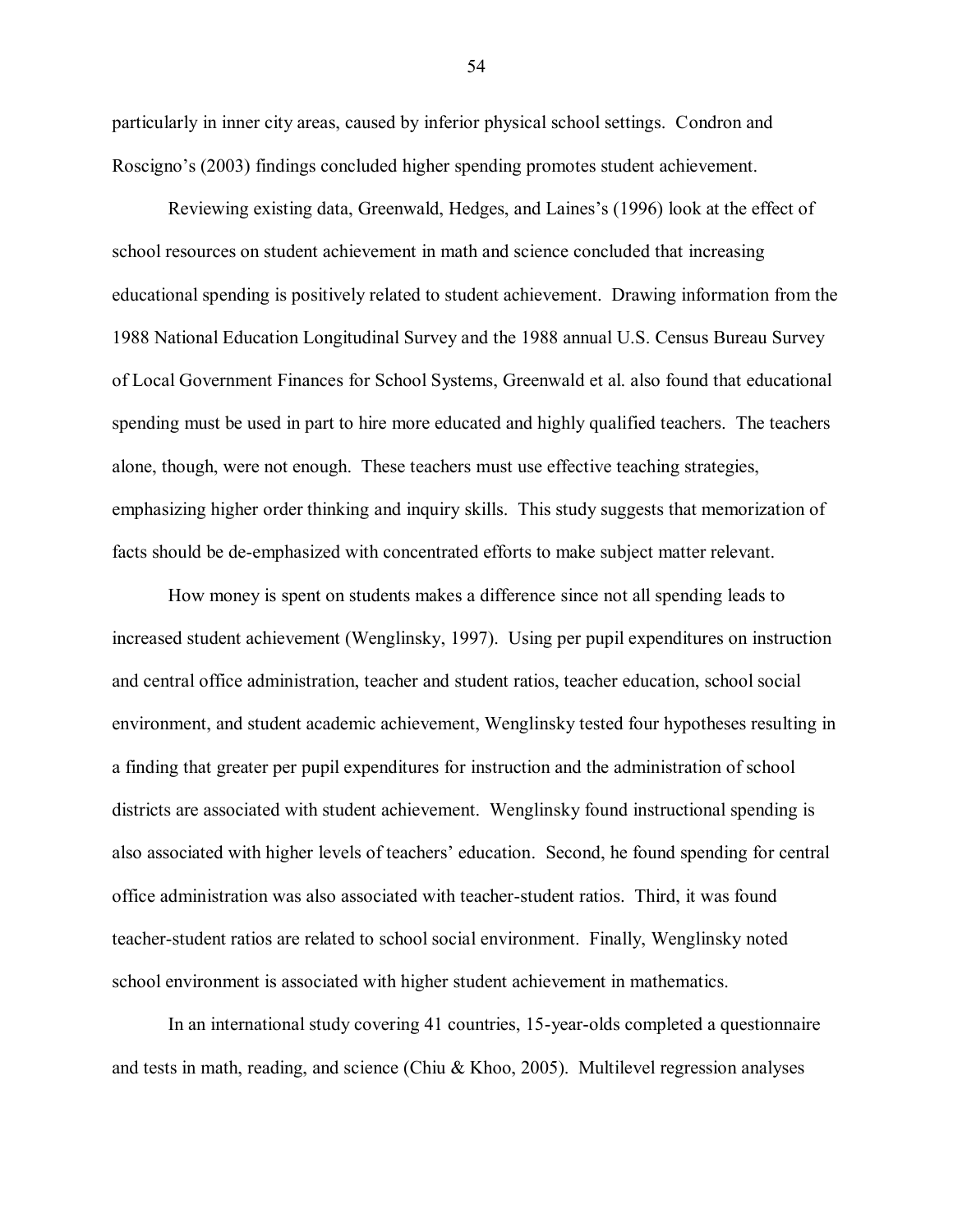particularly in inner city areas, caused by inferior physical school settings. Condron and Roscigno's (2003) findings concluded higher spending promotes student achievement.

Reviewing existing data, Greenwald, Hedges, and Laines's (1996) look at the effect of school resources on student achievement in math and science concluded that increasing educational spending is positively related to student achievement. Drawing information from the 1988 National Education Longitudinal Survey and the 1988 annual U.S. Census Bureau Survey of Local Government Finances for School Systems, Greenwald et al. also found that educational spending must be used in part to hire more educated and highly qualified teachers. The teachers alone, though, were not enough. These teachers must use effective teaching strategies, emphasizing higher order thinking and inquiry skills. This study suggests that memorization of facts should be de-emphasized with concentrated efforts to make subject matter relevant.

How money is spent on students makes a difference since not all spending leads to increased student achievement (Wenglinsky, 1997). Using per pupil expenditures on instruction and central office administration, teacher and student ratios, teacher education, school social environment, and student academic achievement, Wenglinsky tested four hypotheses resulting in a finding that greater per pupil expenditures for instruction and the administration of school districts are associated with student achievement. Wenglinsky found instructional spending is also associated with higher levels of teachers' education. Second, he found spending for central office administration was also associated with teacher-student ratios. Third, it was found teacher-student ratios are related to school social environment. Finally, Wenglinsky noted school environment is associated with higher student achievement in mathematics.

In an international study covering 41 countries, 15-year-olds completed a questionnaire and tests in math, reading, and science (Chiu & Khoo, 2005). Multilevel regression analyses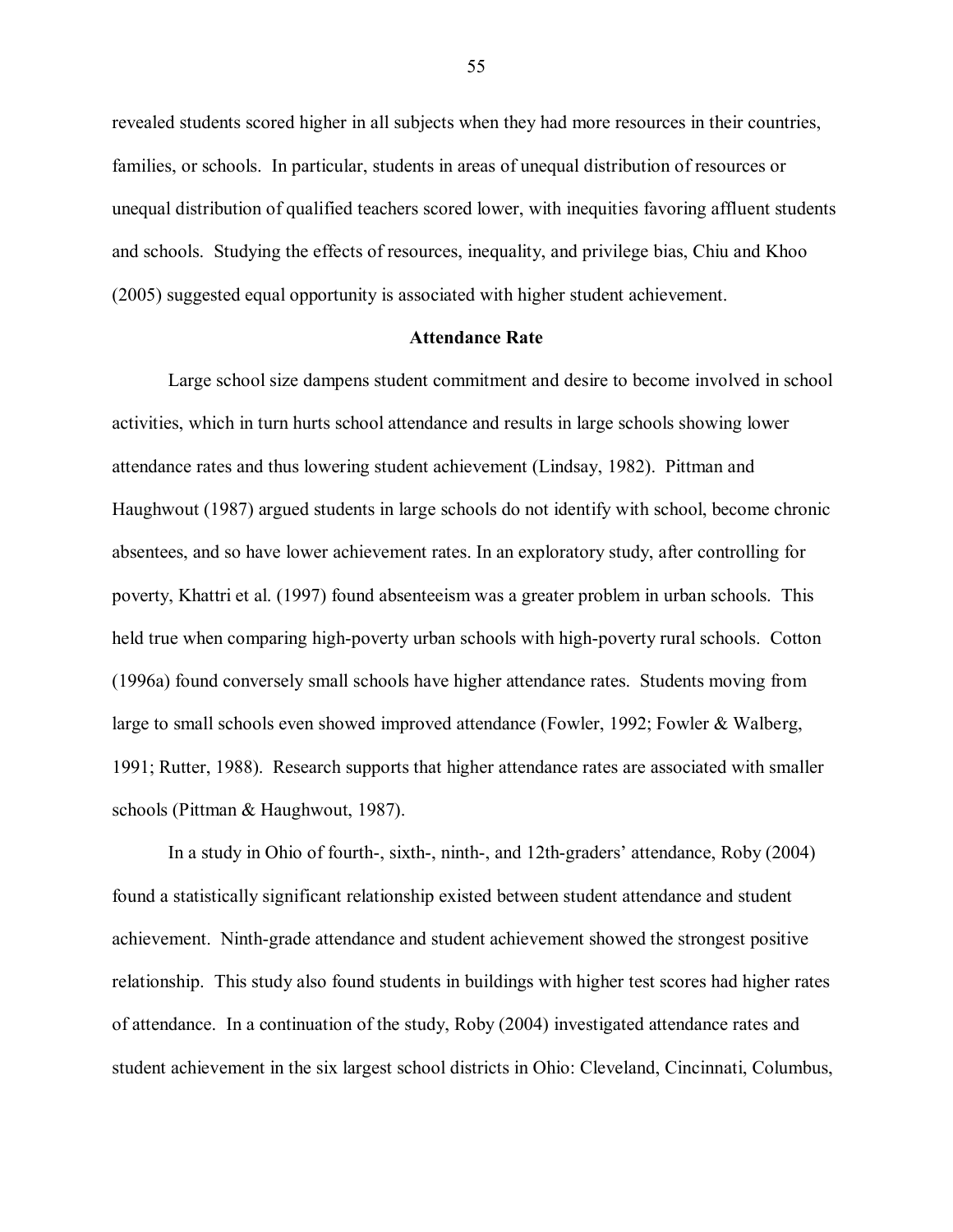revealed students scored higher in all subjects when they had more resources in their countries, families, or schools. In particular, students in areas of unequal distribution of resources or unequal distribution of qualified teachers scored lower, with inequities favoring affluent students and schools. Studying the effects of resources, inequality, and privilege bias, Chiu and Khoo (2005) suggested equal opportunity is associated with higher student achievement.

### Attendance Rate

Large school size dampens student commitment and desire to become involved in school activities, which in turn hurts school attendance and results in large schools showing lower attendance rates and thus lowering student achievement (Lindsay, 1982). Pittman and Haughwout (1987) argued students in large schools do not identify with school, become chronic absentees, and so have lower achievement rates. In an exploratory study, after controlling for poverty, Khattri et al. (1997) found absenteeism was a greater problem in urban schools. This held true when comparing high-poverty urban schools with high-poverty rural schools. Cotton (1996a) found conversely small schools have higher attendance rates. Students moving from large to small schools even showed improved attendance (Fowler, 1992; Fowler & Walberg, 1991; Rutter, 1988). Research supports that higher attendance rates are associated with smaller schools (Pittman & Haughwout, 1987).

In a study in Ohio of fourth-, sixth-, ninth-, and 12th-graders' attendance, Roby (2004) found a statistically significant relationship existed between student attendance and student achievement. Ninth-grade attendance and student achievement showed the strongest positive relationship. This study also found students in buildings with higher test scores had higher rates of attendance. In a continuation of the study, Roby (2004) investigated attendance rates and student achievement in the six largest school districts in Ohio: Cleveland, Cincinnati, Columbus,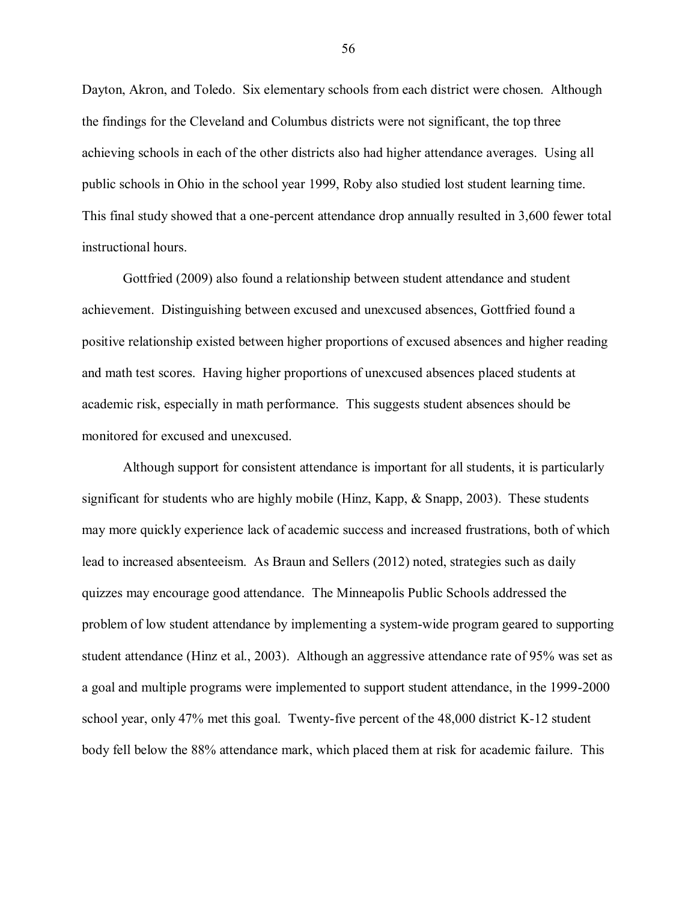Dayton, Akron, and Toledo. Six elementary schools from each district were chosen. Although the findings for the Cleveland and Columbus districts were not significant, the top three achieving schools in each of the other districts also had higher attendance averages. Using all public schools in Ohio in the school year 1999, Roby also studied lost student learning time. This final study showed that a one-percent attendance drop annually resulted in 3,600 fewer total instructional hours.

Gottfried (2009) also found a relationship between student attendance and student achievement. Distinguishing between excused and unexcused absences, Gottfried found a positive relationship existed between higher proportions of excused absences and higher reading and math test scores. Having higher proportions of unexcused absences placed students at academic risk, especially in math performance. This suggests student absences should be monitored for excused and unexcused.

Although support for consistent attendance is important for all students, it is particularly significant for students who are highly mobile (Hinz, Kapp, & Snapp, 2003). These students may more quickly experience lack of academic success and increased frustrations, both of which lead to increased absenteeism. As Braun and Sellers (2012) noted, strategies such as daily quizzes may encourage good attendance. The Minneapolis Public Schools addressed the problem of low student attendance by implementing a system-wide program geared to supporting student attendance (Hinz et al., 2003). Although an aggressive attendance rate of 95% was set as a goal and multiple programs were implemented to support student attendance, in the 1999-2000 school year, only 47% met this goal. Twenty-five percent of the 48,000 district K-12 student body fell below the 88% attendance mark, which placed them at risk for academic failure. This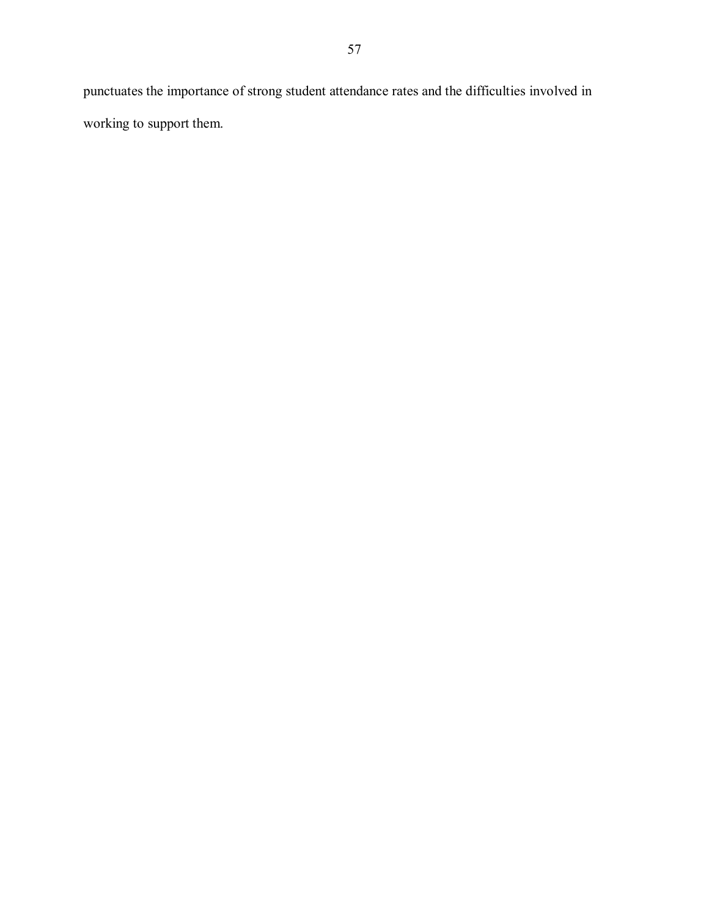punctuates the importance of strong student attendance rates and the difficulties involved in working to support them.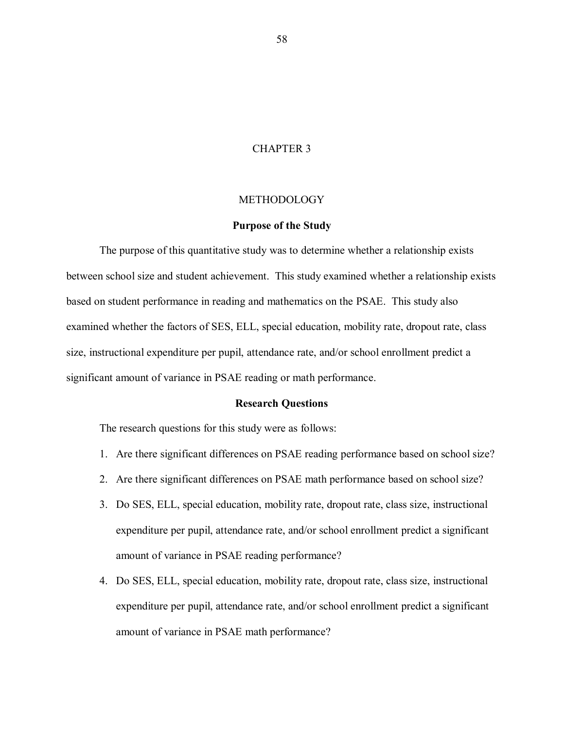# CHAPTER 3

# METHODOLOGY

## Purpose of the Study

The purpose of this quantitative study was to determine whether a relationship exists between school size and student achievement. This study examined whether a relationship exists based on student performance in reading and mathematics on the PSAE. This study also examined whether the factors of SES, ELL, special education, mobility rate, dropout rate, class size, instructional expenditure per pupil, attendance rate, and/or school enrollment predict a significant amount of variance in PSAE reading or math performance.

## Research Questions

The research questions for this study were as follows:

1. Are there significant differences on PSAE reading performance based on school size?
2. Are there significant differences on PSAE math performance based on school size?
3. Do SES, ELL, special education, mobility rate, dropout rate, class size, instructional expenditure per pupil, attendance rate, and/or school enrollment predict a significant amount of variance in PSAE reading performance?
4. Do SES, ELL, special education, mobility rate, dropout rate, class size, instructional expenditure per pupil, attendance rate, and/or school enrollment predict a significant amount of variance in PSAE math performance?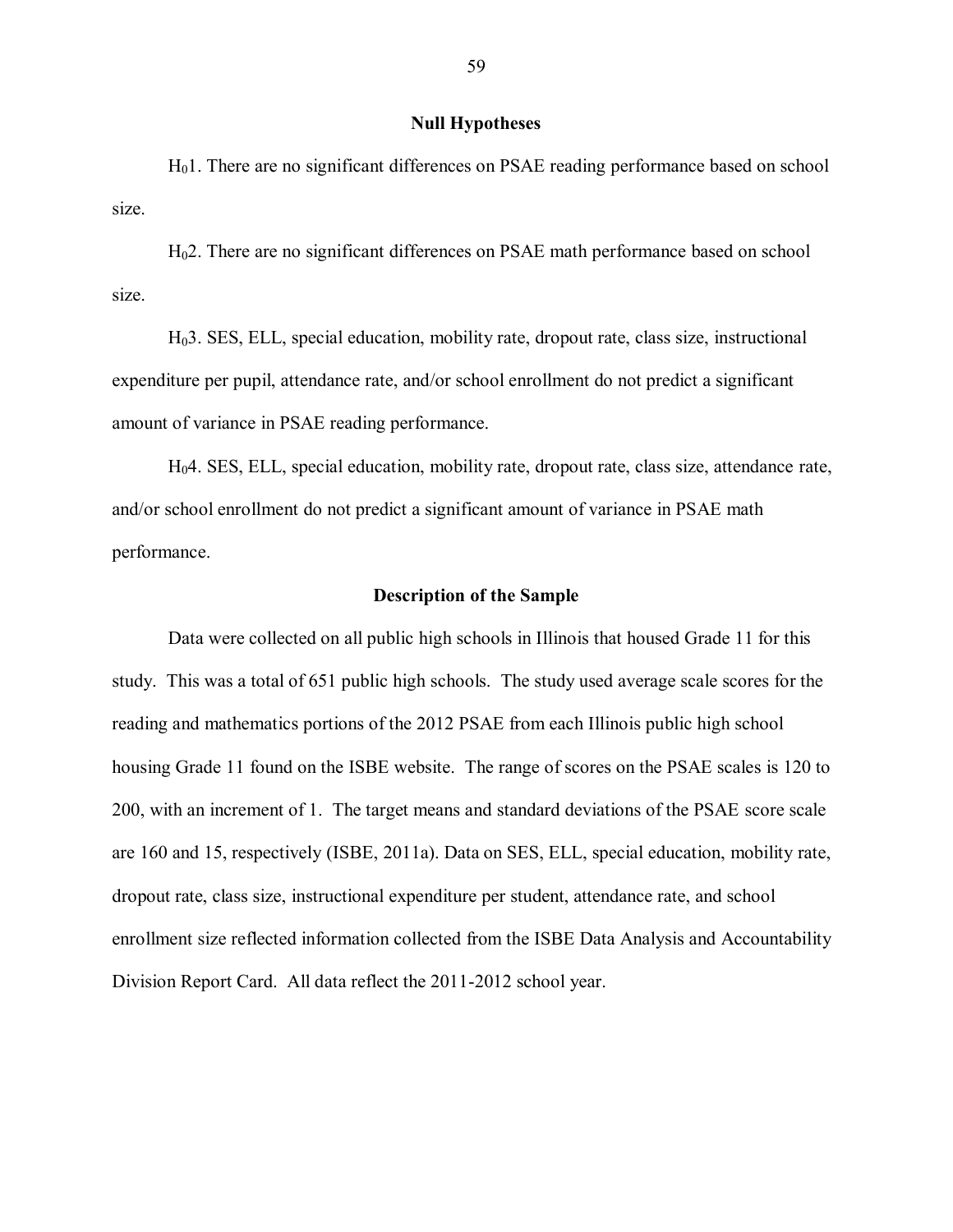## Null Hypotheses

$H_0$1. There are no significant differences on PSAE reading performance based on school size.

$H_0$2. There are no significant differences on PSAE math performance based on school size.

$H_0$3. SES, ELL, special education, mobility rate, dropout rate, class size, instructional expenditure per pupil, attendance rate, and/or school enrollment do not predict a significant amount of variance in PSAE reading performance.

$H_0$4. SES, ELL, special education, mobility rate, dropout rate, class size, attendance rate, and/or school enrollment do not predict a significant amount of variance in PSAE math performance.

## Description of the Sample

Data were collected on all public high schools in Illinois that housed Grade 11 for this study. This was a total of 651 public high schools. The study used average scale scores for the reading and mathematics portions of the 2012 PSAE from each Illinois public high school housing Grade 11 found on the ISBE website. The range of scores on the PSAE scales is 120 to 200, with an increment of 1. The target means and standard deviations of the PSAE score scale are 160 and 15, respectively (ISBE, 2011a). Data on SES, ELL, special education, mobility rate, dropout rate, class size, instructional expenditure per student, attendance rate, and school enrollment size reflected information collected from the ISBE Data Analysis and Accountability Division Report Card. All data reflect the 2011-2012 school year.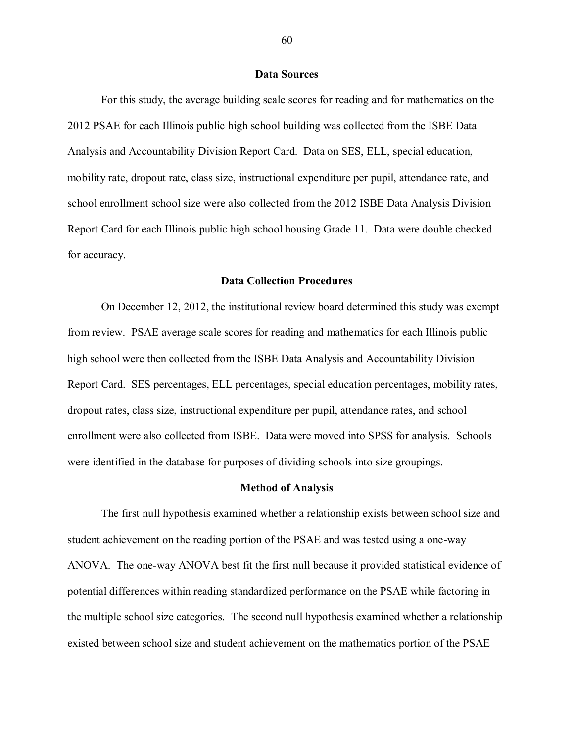## Data Sources

For this study, the average building scale scores for reading and for mathematics on the 2012 PSAE for each Illinois public high school building was collected from the ISBE Data Analysis and Accountability Division Report Card. Data on SES, ELL, special education, mobility rate, dropout rate, class size, instructional expenditure per pupil, attendance rate, and school enrollment school size were also collected from the 2012 ISBE Data Analysis Division Report Card for each Illinois public high school housing Grade 11. Data were double checked for accuracy.

## Data Collection Procedures

On December 12, 2012, the institutional review board determined this study was exempt from review. PSAE average scale scores for reading and mathematics for each Illinois public high school were then collected from the ISBE Data Analysis and Accountability Division Report Card. SES percentages, ELL percentages, special education percentages, mobility rates, dropout rates, class size, instructional expenditure per pupil, attendance rates, and school enrollment were also collected from ISBE. Data were moved into SPSS for analysis. Schools were identified in the database for purposes of dividing schools into size groupings.

## Method of Analysis

The first null hypothesis examined whether a relationship exists between school size and student achievement on the reading portion of the PSAE and was tested using a one-way ANOVA. The one-way ANOVA best fit the first null because it provided statistical evidence of potential differences within reading standardized performance on the PSAE while factoring in the multiple school size categories. The second null hypothesis examined whether a relationship existed between school size and student achievement on the mathematics portion of the PSAE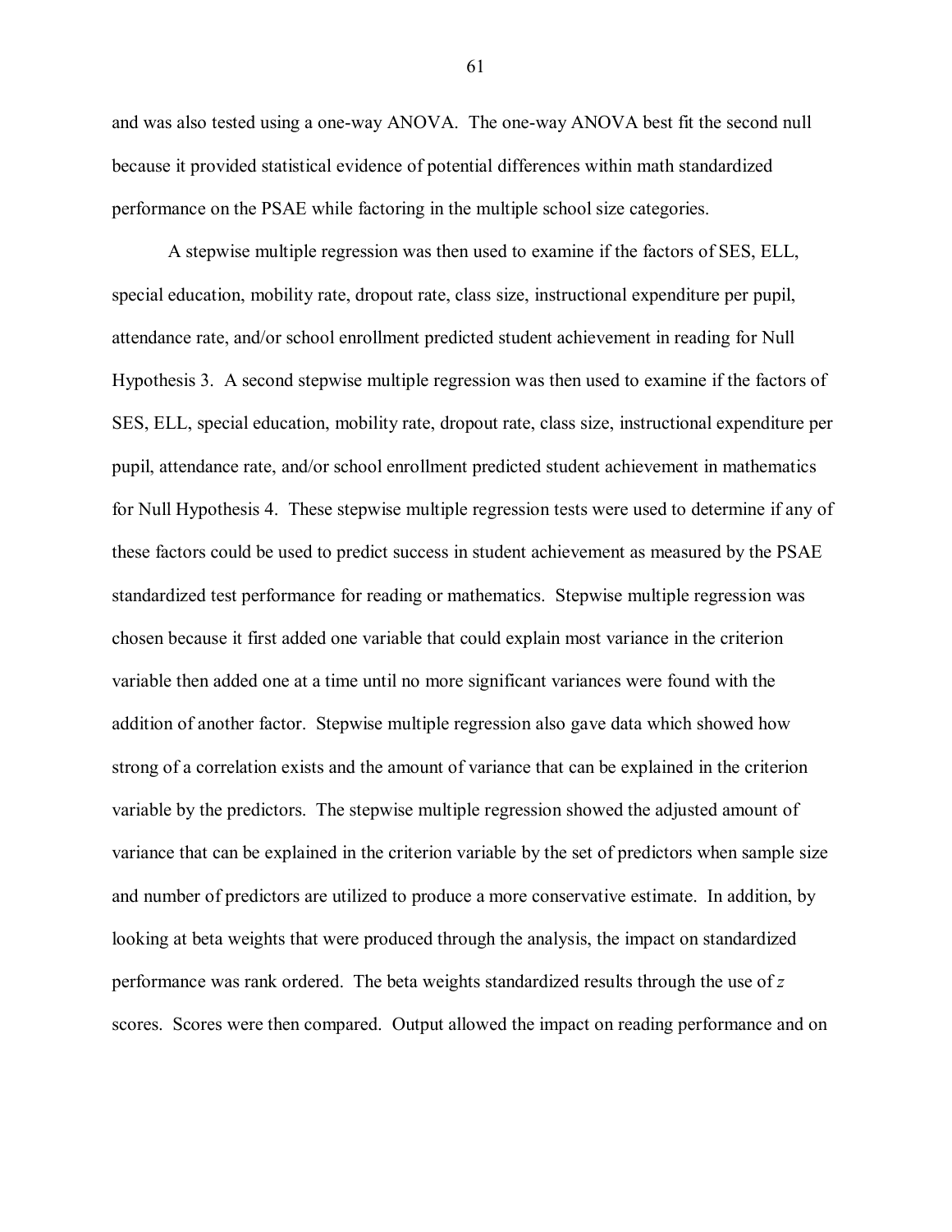and was also tested using a one-way ANOVA. The one-way ANOVA best fit the second null because it provided statistical evidence of potential differences within math standardized performance on the PSAE while factoring in the multiple school size categories.

A stepwise multiple regression was then used to examine if the factors of SES, ELL, special education, mobility rate, dropout rate, class size, instructional expenditure per pupil, attendance rate, and/or school enrollment predicted student achievement in reading for Null Hypothesis 3. A second stepwise multiple regression was then used to examine if the factors of SES, ELL, special education, mobility rate, dropout rate, class size, instructional expenditure per pupil, attendance rate, and/or school enrollment predicted student achievement in mathematics for Null Hypothesis 4. These stepwise multiple regression tests were used to determine if any of these factors could be used to predict success in student achievement as measured by the PSAE standardized test performance for reading or mathematics. Stepwise multiple regression was chosen because it first added one variable that could explain most variance in the criterion variable then added one at a time until no more significant variances were found with the addition of another factor. Stepwise multiple regression also gave data which showed how strong of a correlation exists and the amount of variance that can be explained in the criterion variable by the predictors. The stepwise multiple regression showed the adjusted amount of variance that can be explained in the criterion variable by the set of predictors when sample size and number of predictors are utilized to produce a more conservative estimate. In addition, by looking at beta weights that were produced through the analysis, the impact on standardized performance was rank ordered. The beta weights standardized results through the use of *z* scores. Scores were then compared. Output allowed the impact on reading performance and on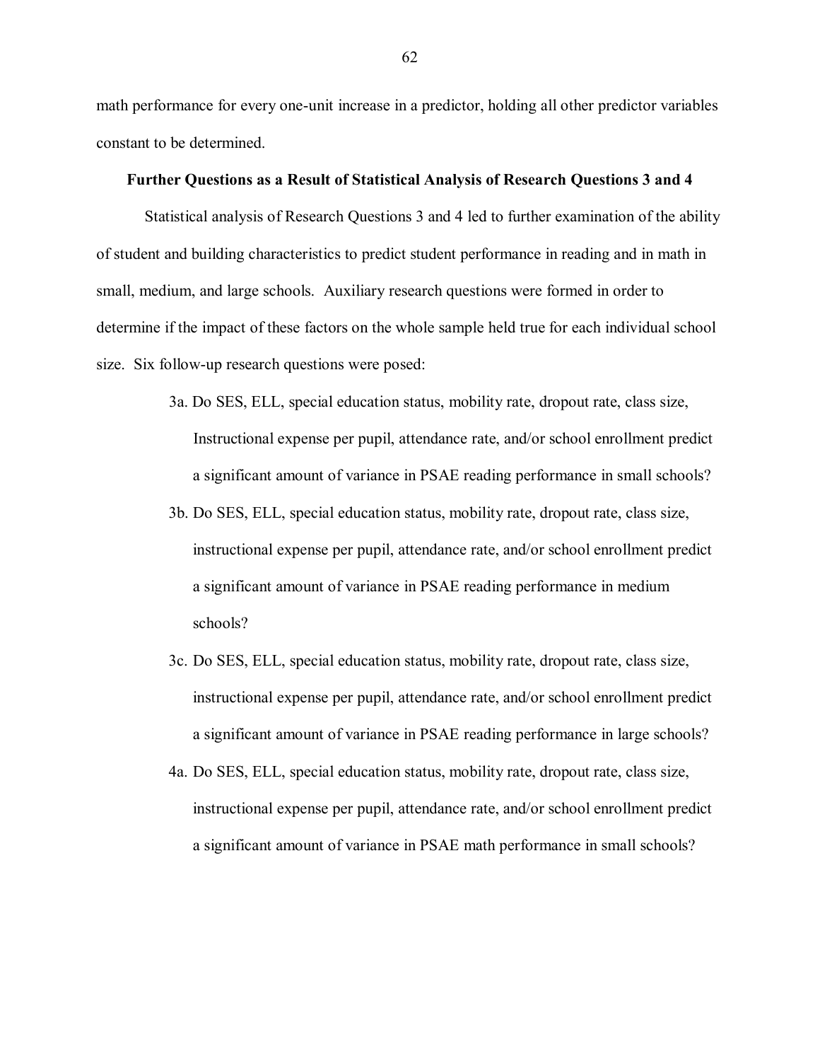math performance for every one-unit increase in a predictor, holding all other predictor variables constant to be determined.

**Further Questions as a Result of Statistical Analysis of Research Questions 3 and 4**

Statistical analysis of Research Questions 3 and 4 led to further examination of the ability of student and building characteristics to predict student performance in reading and in math in small, medium, and large schools. Auxiliary research questions were formed in order to determine if the impact of these factors on the whole sample held true for each individual school size. Six follow-up research questions were posed:

3a. Do SES, ELL, special education status, mobility rate, dropout rate, class size, Instructional expense per pupil, attendance rate, and/or school enrollment predict a significant amount of variance in PSAE reading performance in small schools?

3b. Do SES, ELL, special education status, mobility rate, dropout rate, class size, instructional expense per pupil, attendance rate, and/or school enrollment predict a significant amount of variance in PSAE reading performance in medium schools?

3c. Do SES, ELL, special education status, mobility rate, dropout rate, class size, instructional expense per pupil, attendance rate, and/or school enrollment predict a significant amount of variance in PSAE reading performance in large schools?

4a. Do SES, ELL, special education status, mobility rate, dropout rate, class size, instructional expense per pupil, attendance rate, and/or school enrollment predict a significant amount of variance in PSAE math performance in small schools?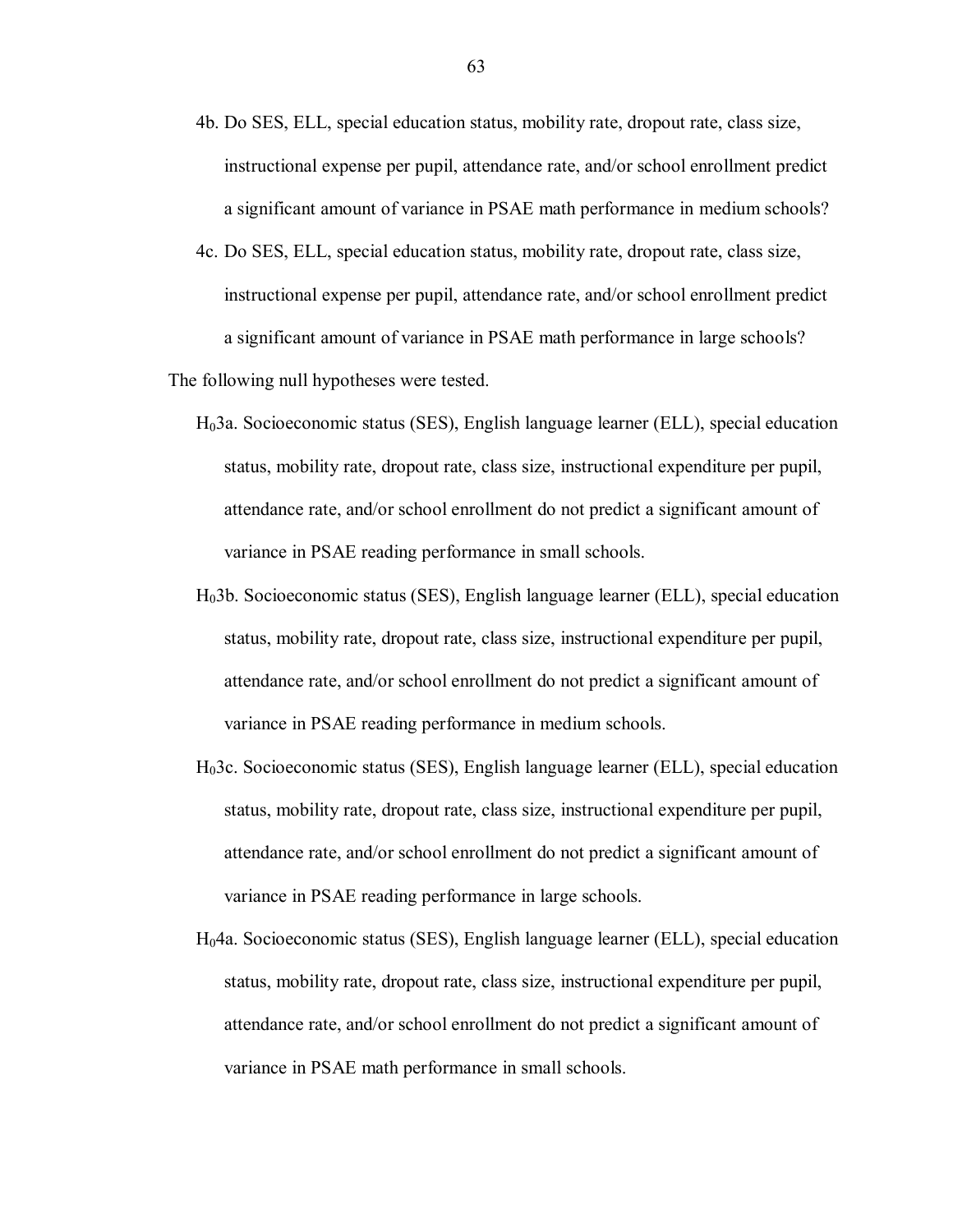4b. Do SES, ELL, special education status, mobility rate, dropout rate, class size, instructional expense per pupil, attendance rate, and/or school enrollment predict a significant amount of variance in PSAE math performance in medium schools?

4c. Do SES, ELL, special education status, mobility rate, dropout rate, class size, instructional expense per pupil, attendance rate, and/or school enrollment predict a significant amount of variance in PSAE math performance in large schools?

The following null hypotheses were tested.

$H_0$3a. Socioeconomic status (SES), English language learner (ELL), special education status, mobility rate, dropout rate, class size, instructional expenditure per pupil, attendance rate, and/or school enrollment do not predict a significant amount of variance in PSAE reading performance in small schools.

$H_0$3b. Socioeconomic status (SES), English language learner (ELL), special education status, mobility rate, dropout rate, class size, instructional expenditure per pupil, attendance rate, and/or school enrollment do not predict a significant amount of variance in PSAE reading performance in medium schools.

$H_0$3c. Socioeconomic status (SES), English language learner (ELL), special education status, mobility rate, dropout rate, class size, instructional expenditure per pupil, attendance rate, and/or school enrollment do not predict a significant amount of variance in PSAE reading performance in large schools.

$H_0$4a. Socioeconomic status (SES), English language learner (ELL), special education status, mobility rate, dropout rate, class size, instructional expenditure per pupil, attendance rate, and/or school enrollment do not predict a significant amount of variance in PSAE math performance in small schools.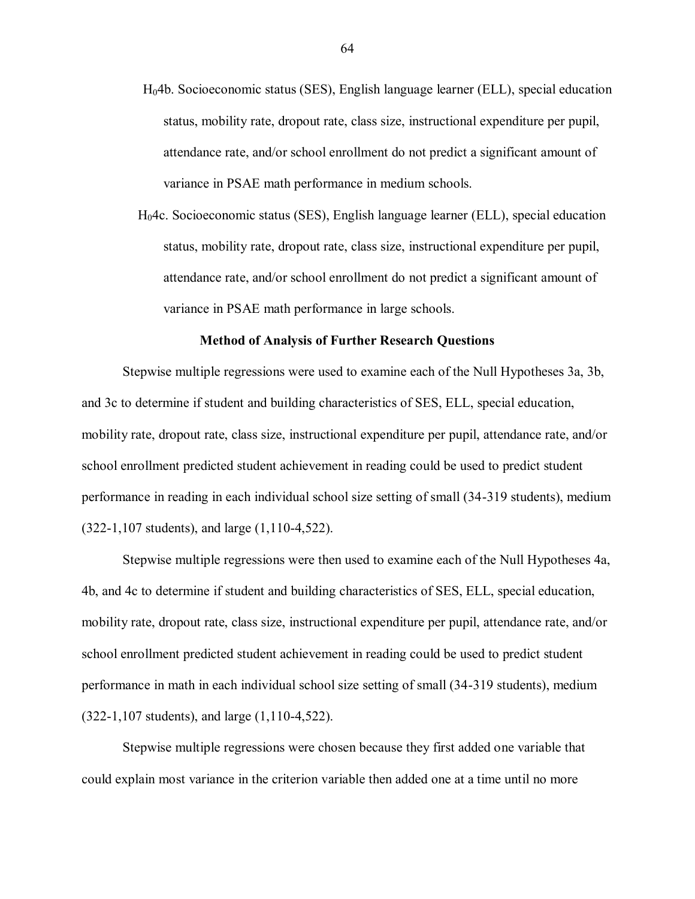$H_0$4b. Socioeconomic status (SES), English language learner (ELL), special education status, mobility rate, dropout rate, class size, instructional expenditure per pupil, attendance rate, and/or school enrollment do not predict a significant amount of variance in PSAE math performance in medium schools.

$H_0$4c. Socioeconomic status (SES), English language learner (ELL), special education status, mobility rate, dropout rate, class size, instructional expenditure per pupil, attendance rate, and/or school enrollment do not predict a significant amount of variance in PSAE math performance in large schools.

### Method of Analysis of Further Research Questions

Stepwise multiple regressions were used to examine each of the Null Hypotheses 3a, 3b, and 3c to determine if student and building characteristics of SES, ELL, special education, mobility rate, dropout rate, class size, instructional expenditure per pupil, attendance rate, and/or school enrollment predicted student achievement in reading could be used to predict student performance in reading in each individual school size setting of small (34-319 students), medium (322-1,107 students), and large (1,110-4,522).

Stepwise multiple regressions were then used to examine each of the Null Hypotheses 4a, 4b, and 4c to determine if student and building characteristics of SES, ELL, special education, mobility rate, dropout rate, class size, instructional expenditure per pupil, attendance rate, and/or school enrollment predicted student achievement in reading could be used to predict student performance in math in each individual school size setting of small (34-319 students), medium (322-1,107 students), and large (1,110-4,522).

Stepwise multiple regressions were chosen because they first added one variable that could explain most variance in the criterion variable then added one at a time until no more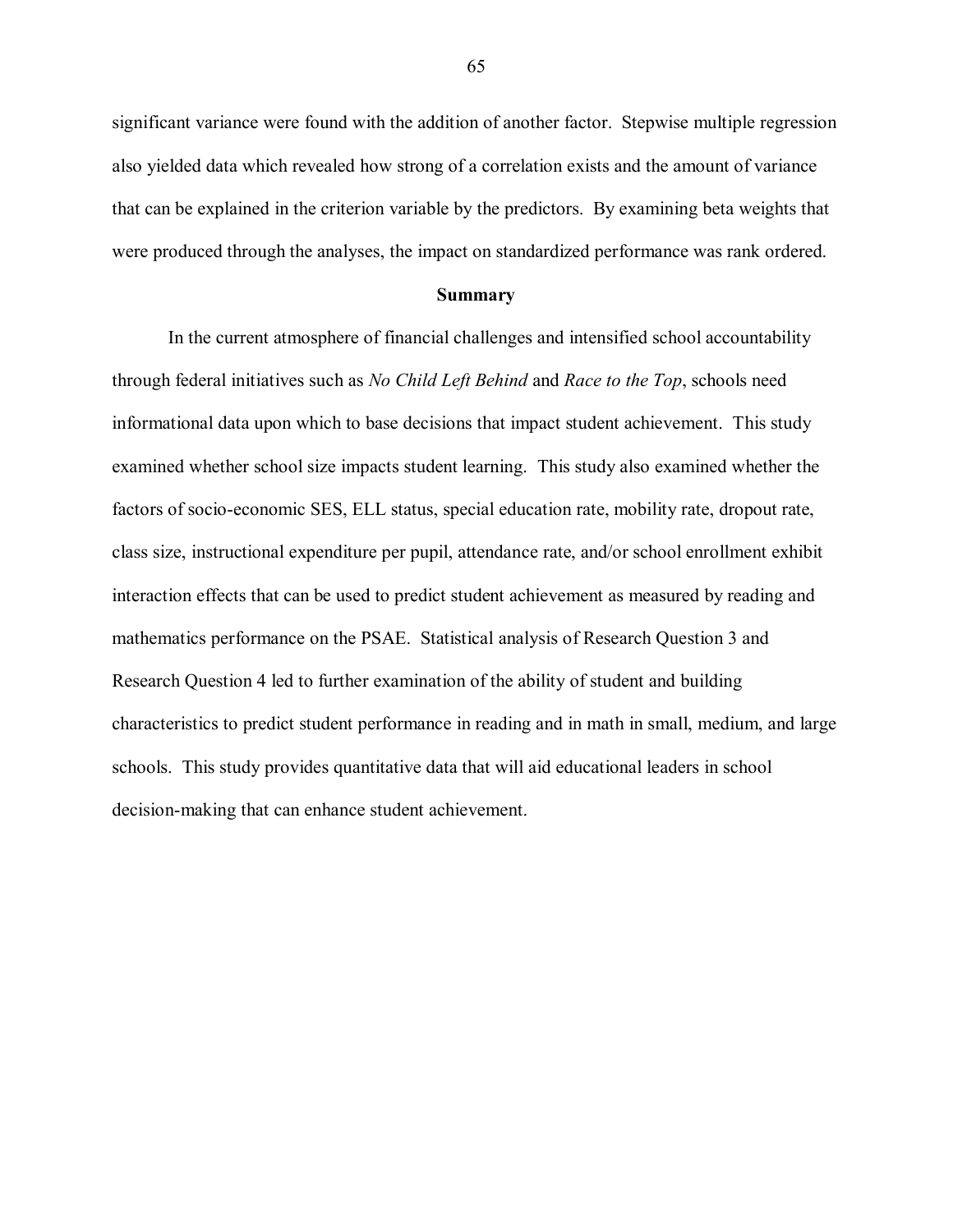significant variance were found with the addition of another factor. Stepwise multiple regression also yielded data which revealed how strong of a correlation exists and the amount of variance that can be explained in the criterion variable by the predictors. By examining beta weights that were produced through the analyses, the impact on standardized performance was rank ordered.

## Summary

In the current atmosphere of financial challenges and intensified school accountability through federal initiatives such as *No Child Left Behind* and *Race to the Top*, schools need informational data upon which to base decisions that impact student achievement. This study examined whether school size impacts student learning. This study also examined whether the factors of socio-economic SES, ELL status, special education rate, mobility rate, dropout rate, class size, instructional expenditure per pupil, attendance rate, and/or school enrollment exhibit interaction effects that can be used to predict student achievement as measured by reading and mathematics performance on the PSAE. Statistical analysis of Research Question 3 and Research Question 4 led to further examination of the ability of student and building characteristics to predict student performance in reading and in math in small, medium, and large schools. This study provides quantitative data that will aid educational leaders in school decision-making that can enhance student achievement.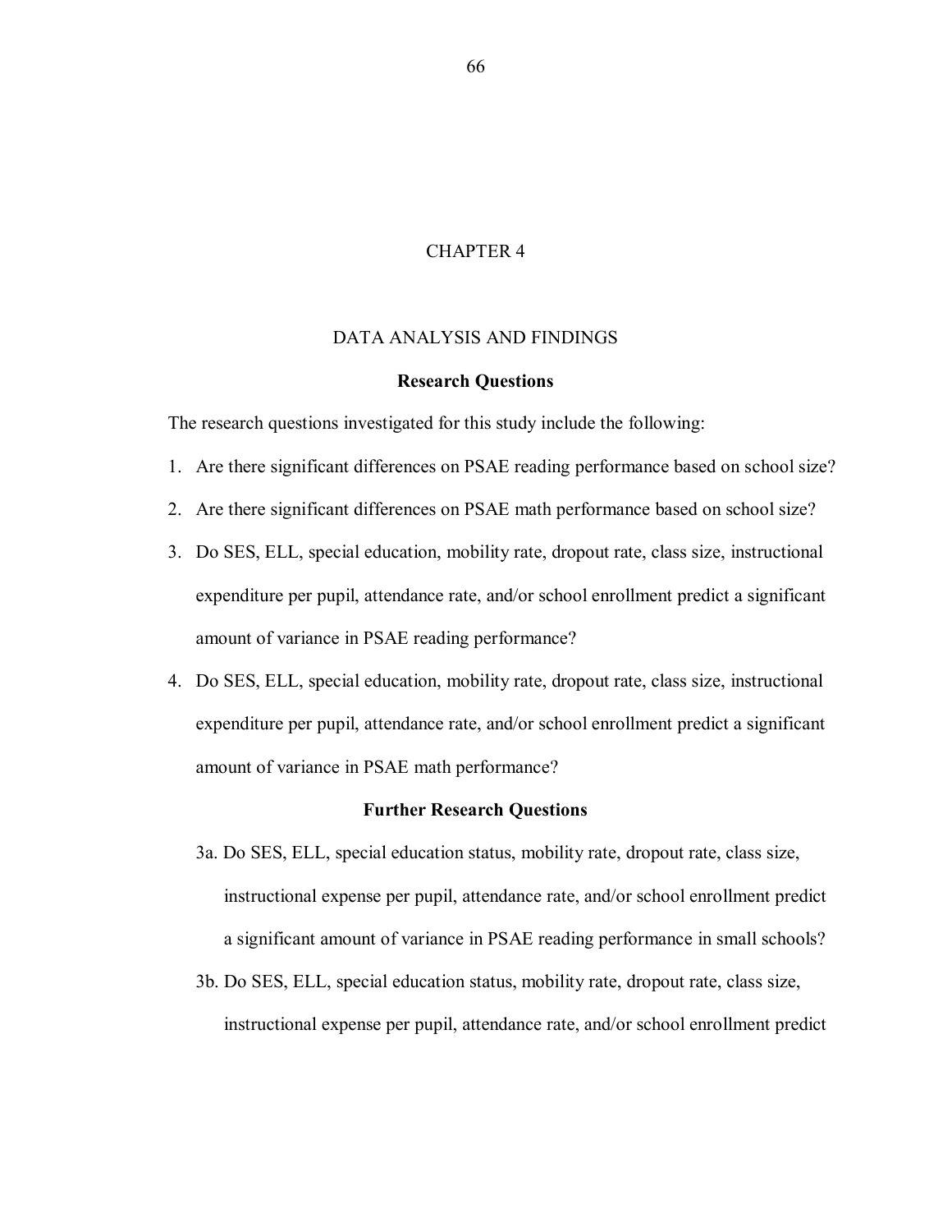# CHAPTER 4

# DATA ANALYSIS AND FINDINGS

## Research Questions

The research questions investigated for this study include the following:

1. Are there significant differences on PSAE reading performance based on school size?
2. Are there significant differences on PSAE math performance based on school size?
3. Do SES, ELL, special education, mobility rate, dropout rate, class size, instructional expenditure per pupil, attendance rate, and/or school enrollment predict a significant amount of variance in PSAE reading performance?
4. Do SES, ELL, special education, mobility rate, dropout rate, class size, instructional expenditure per pupil, attendance rate, and/or school enrollment predict a significant amount of variance in PSAE math performance?

## Further Research Questions

3a. Do SES, ELL, special education status, mobility rate, dropout rate, class size, instructional expense per pupil, attendance rate, and/or school enrollment predict a significant amount of variance in PSAE reading performance in small schools?

3b. Do SES, ELL, special education status, mobility rate, dropout rate, class size, instructional expense per pupil, attendance rate, and/or school enrollment predict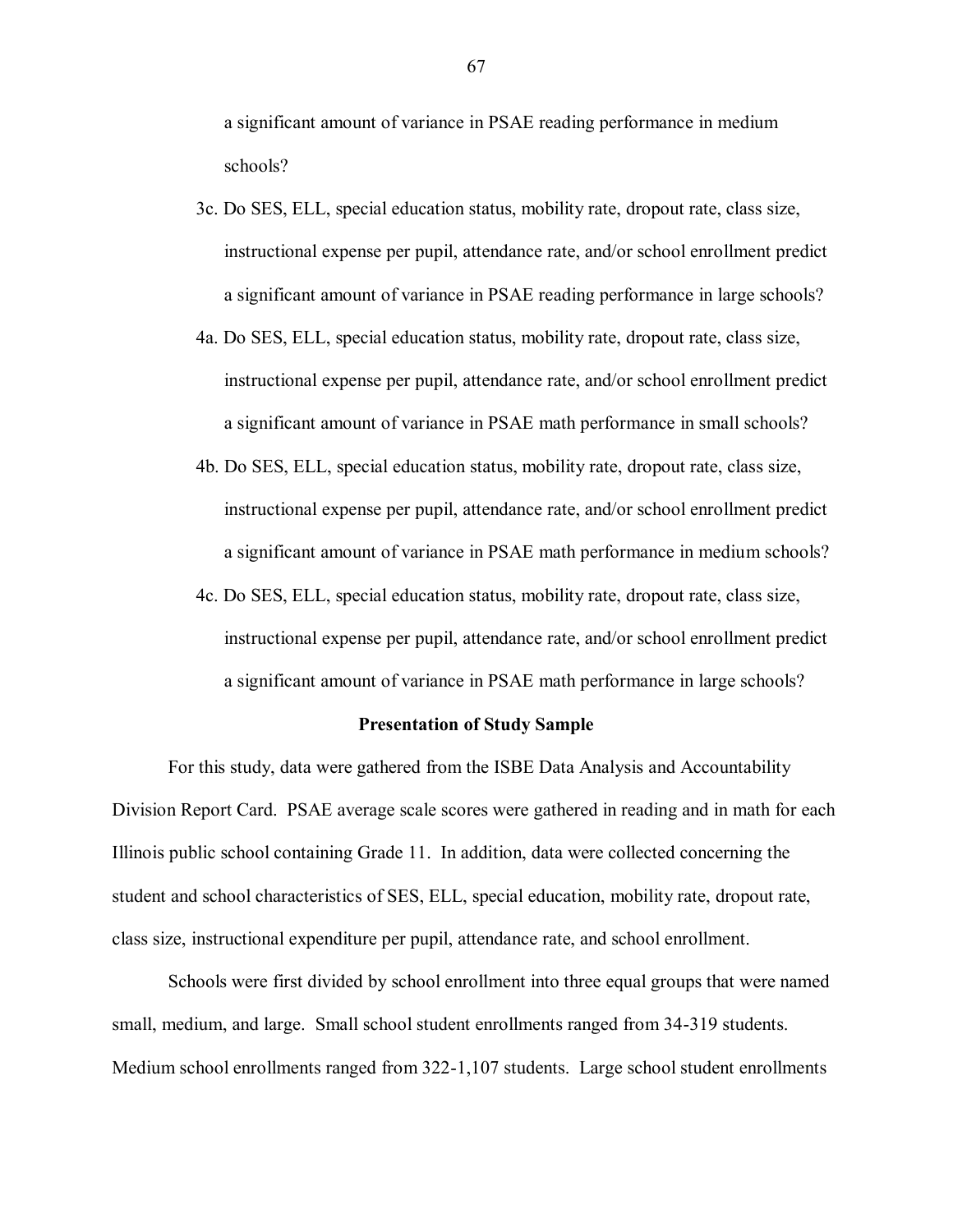a significant amount of variance in PSAE reading performance in medium schools?

3c. Do SES, ELL, special education status, mobility rate, dropout rate, class size, instructional expense per pupil, attendance rate, and/or school enrollment predict a significant amount of variance in PSAE reading performance in large schools?

4a. Do SES, ELL, special education status, mobility rate, dropout rate, class size, instructional expense per pupil, attendance rate, and/or school enrollment predict a significant amount of variance in PSAE math performance in small schools?

4b. Do SES, ELL, special education status, mobility rate, dropout rate, class size, instructional expense per pupil, attendance rate, and/or school enrollment predict a significant amount of variance in PSAE math performance in medium schools?

4c. Do SES, ELL, special education status, mobility rate, dropout rate, class size, instructional expense per pupil, attendance rate, and/or school enrollment predict a significant amount of variance in PSAE math performance in large schools?

## Presentation of Study Sample

For this study, data were gathered from the ISBE Data Analysis and Accountability Division Report Card. PSAE average scale scores were gathered in reading and in math for each Illinois public school containing Grade 11. In addition, data were collected concerning the student and school characteristics of SES, ELL, special education, mobility rate, dropout rate, class size, instructional expenditure per pupil, attendance rate, and school enrollment.

Schools were first divided by school enrollment into three equal groups that were named small, medium, and large. Small school student enrollments ranged from 34-319 students. Medium school enrollments ranged from 322-1,107 students. Large school student enrollments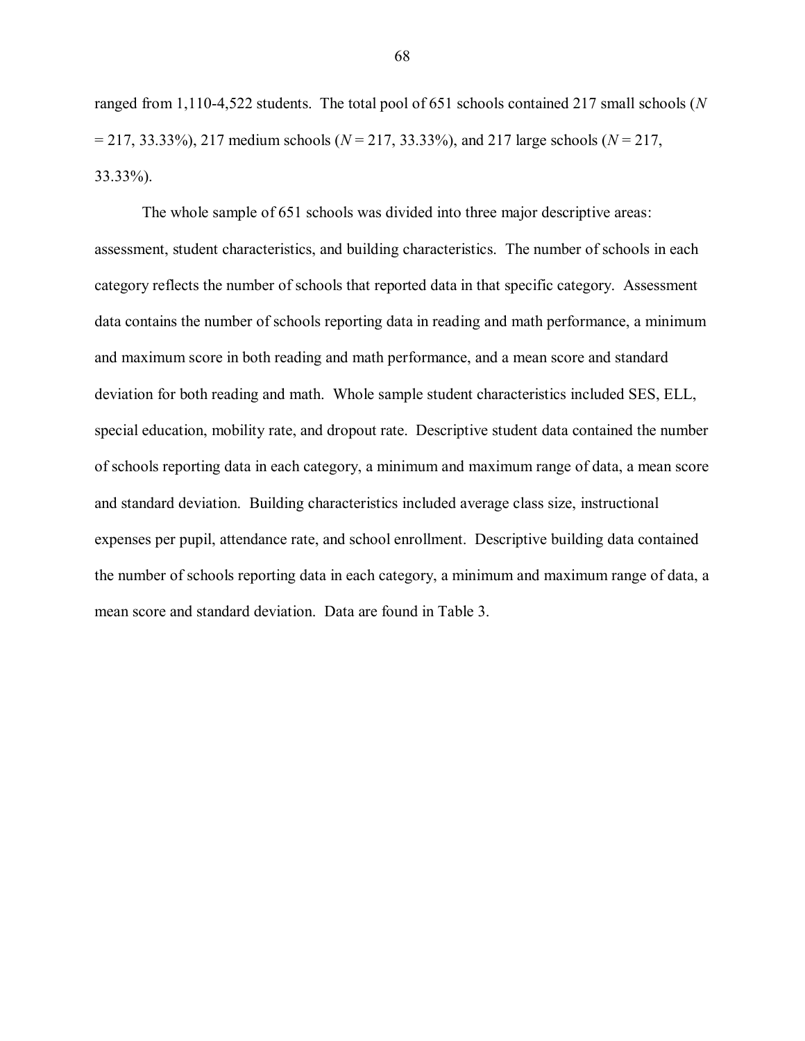ranged from 1,110-4,522 students. The total pool of 651 schools contained 217 small schools (*N* = 217, 33.33%), 217 medium schools (*N* = 217, 33.33%), and 217 large schools (*N* = 217, 33.33%).

The whole sample of 651 schools was divided into three major descriptive areas: assessment, student characteristics, and building characteristics. The number of schools in each category reflects the number of schools that reported data in that specific category. Assessment data contains the number of schools reporting data in reading and math performance, a minimum and maximum score in both reading and math performance, and a mean score and standard deviation for both reading and math. Whole sample student characteristics included SES, ELL, special education, mobility rate, and dropout rate. Descriptive student data contained the number of schools reporting data in each category, a minimum and maximum range of data, a mean score and standard deviation. Building characteristics included average class size, instructional expenses per pupil, attendance rate, and school enrollment. Descriptive building data contained the number of schools reporting data in each category, a minimum and maximum range of data, a mean score and standard deviation. Data are found in Table 3.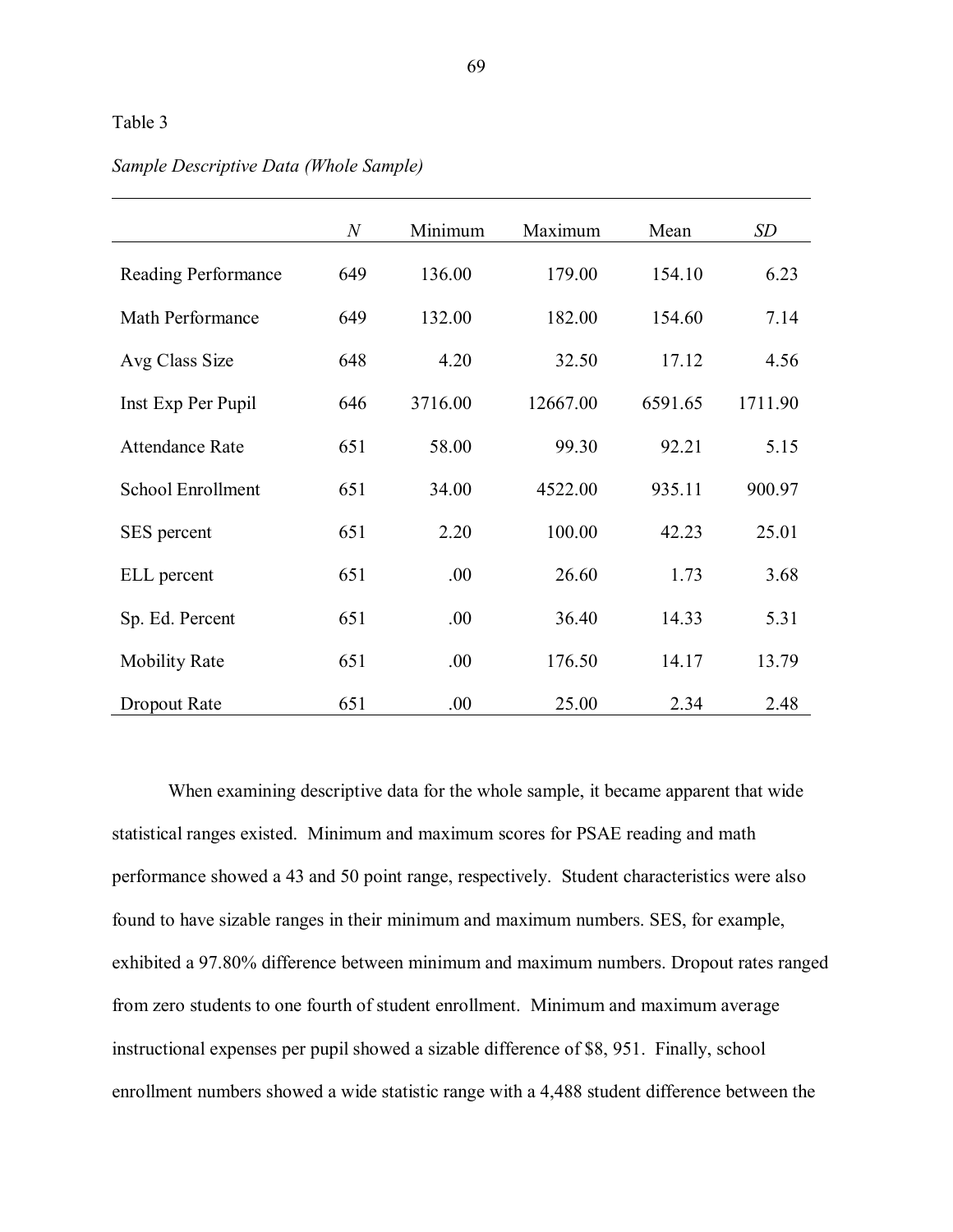Table 3

*Sample Descriptive Data (Whole Sample)*

| | *N* | Minimum | Maximum | Mean | *SD* |
|---|---|---|---|---|---|
| Reading Performance | 649 | 136.00 | 179.00 | 154.10 | 6.23 |
| Math Performance | 649 | 132.00 | 182.00 | 154.60 | 7.14 |
| Avg Class Size | 648 | 4.20 | 32.50 | 17.12 | 4.56 |
| Inst Exp Per Pupil | 646 | 3716.00 | 12667.00 | 6591.65 | 1711.90 |
| Attendance Rate | 651 | 58.00 | 99.30 | 92.21 | 5.15 |
| School Enrollment | 651 | 34.00 | 4522.00 | 935.11 | 900.97 |
| SES percent | 651 | 2.20 | 100.00 | 42.23 | 25.01 |
| ELL percent | 651 | .00 | 26.60 | 1.73 | 3.68 |
| Sp. Ed. Percent | 651 | .00 | 36.40 | 14.33 | 5.31 |
| Mobility Rate | 651 | .00 | 176.50 | 14.17 | 13.79 |
| Dropout Rate | 651 | .00 | 25.00 | 2.34 | 2.48 |

When examining descriptive data for the whole sample, it became apparent that wide statistical ranges existed. Minimum and maximum scores for PSAE reading and math performance showed a 43 and 50 point range, respectively. Student characteristics were also found to have sizable ranges in their minimum and maximum numbers. SES, for example, exhibited a 97.80% difference between minimum and maximum numbers. Dropout rates ranged from zero students to one fourth of student enrollment. Minimum and maximum average instructional expenses per pupil showed a sizable difference of $8, 951. Finally, school enrollment numbers showed a wide statistic range with a 4,488 student difference between the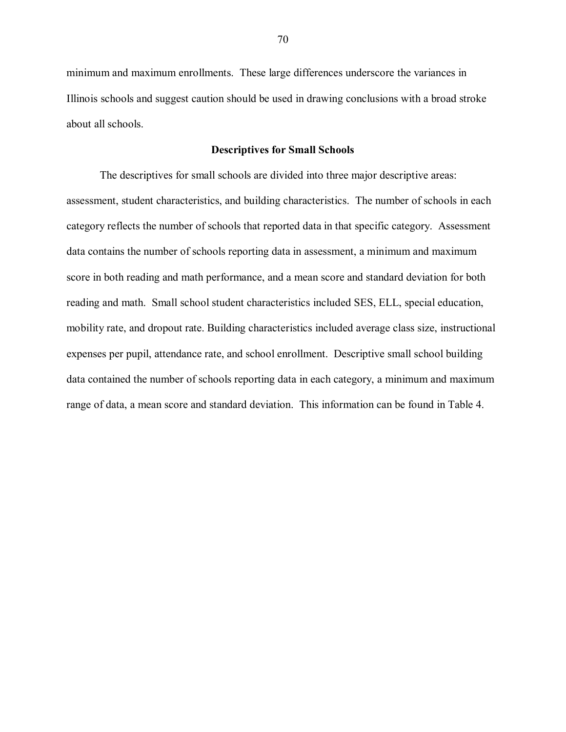minimum and maximum enrollments. These large differences underscore the variances in Illinois schools and suggest caution should be used in drawing conclusions with a broad stroke about all schools.

## Descriptives for Small Schools

The descriptives for small schools are divided into three major descriptive areas: assessment, student characteristics, and building characteristics. The number of schools in each category reflects the number of schools that reported data in that specific category. Assessment data contains the number of schools reporting data in assessment, a minimum and maximum score in both reading and math performance, and a mean score and standard deviation for both reading and math. Small school student characteristics included SES, ELL, special education, mobility rate, and dropout rate. Building characteristics included average class size, instructional expenses per pupil, attendance rate, and school enrollment. Descriptive small school building data contained the number of schools reporting data in each category, a minimum and maximum range of data, a mean score and standard deviation. This information can be found in Table 4.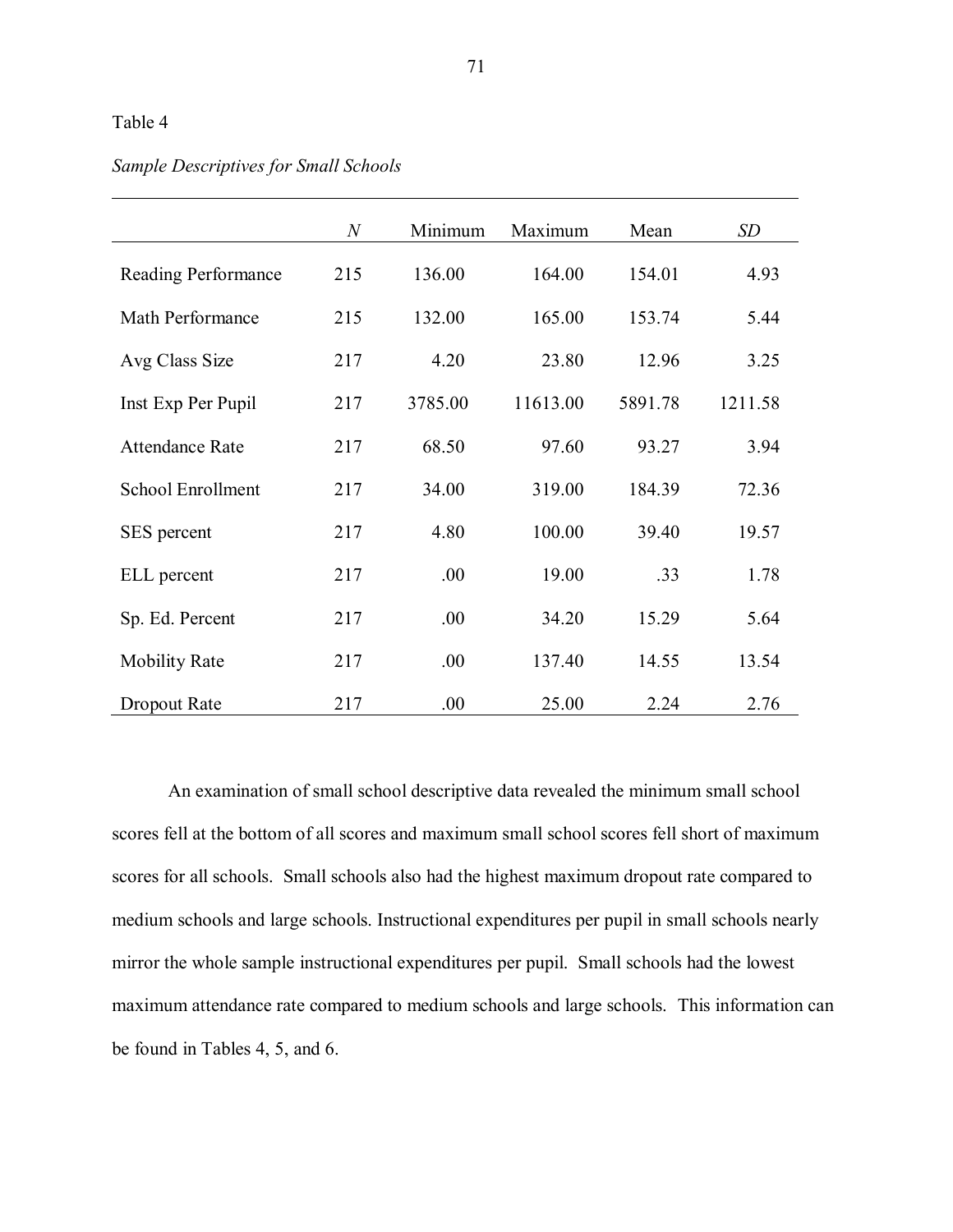Table 4

*Sample Descriptives for Small Schools*

| | *N* | Minimum | Maximum | Mean | *SD* |
|---|---|---|---|---|---|
| Reading Performance | 215 | 136.00 | 164.00 | 154.01 | 4.93 |
| Math Performance | 215 | 132.00 | 165.00 | 153.74 | 5.44 |
| Avg Class Size | 217 | 4.20 | 23.80 | 12.96 | 3.25 |
| Inst Exp Per Pupil | 217 | 3785.00 | 11613.00 | 5891.78 | 1211.58 |
| Attendance Rate | 217 | 68.50 | 97.60 | 93.27 | 3.94 |
| School Enrollment | 217 | 34.00 | 319.00 | 184.39 | 72.36 |
| SES percent | 217 | 4.80 | 100.00 | 39.40 | 19.57 |
| ELL percent | 217 | .00 | 19.00 | .33 | 1.78 |
| Sp. Ed. Percent | 217 | .00 | 34.20 | 15.29 | 5.64 |
| Mobility Rate | 217 | .00 | 137.40 | 14.55 | 13.54 |
| Dropout Rate | 217 | .00 | 25.00 | 2.24 | 2.76 |

An examination of small school descriptive data revealed the minimum small school scores fell at the bottom of all scores and maximum small school scores fell short of maximum scores for all schools. Small schools also had the highest maximum dropout rate compared to medium schools and large schools. Instructional expenditures per pupil in small schools nearly mirror the whole sample instructional expenditures per pupil. Small schools had the lowest maximum attendance rate compared to medium schools and large schools. This information can be found in Tables 4, 5, and 6.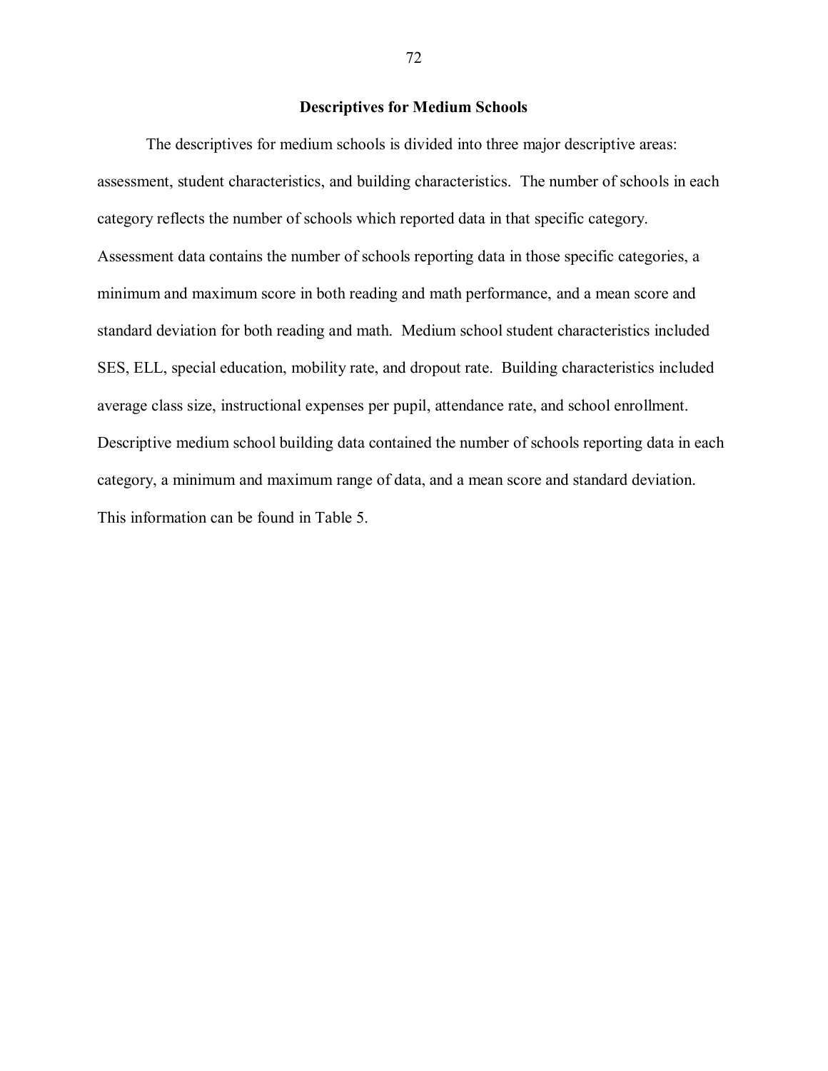## Descriptives for Medium Schools

The descriptives for medium schools is divided into three major descriptive areas: assessment, student characteristics, and building characteristics. The number of schools in each category reflects the number of schools which reported data in that specific category. Assessment data contains the number of schools reporting data in those specific categories, a minimum and maximum score in both reading and math performance, and a mean score and standard deviation for both reading and math. Medium school student characteristics included SES, ELL, special education, mobility rate, and dropout rate. Building characteristics included average class size, instructional expenses per pupil, attendance rate, and school enrollment. Descriptive medium school building data contained the number of schools reporting data in each category, a minimum and maximum range of data, and a mean score and standard deviation. This information can be found in Table 5.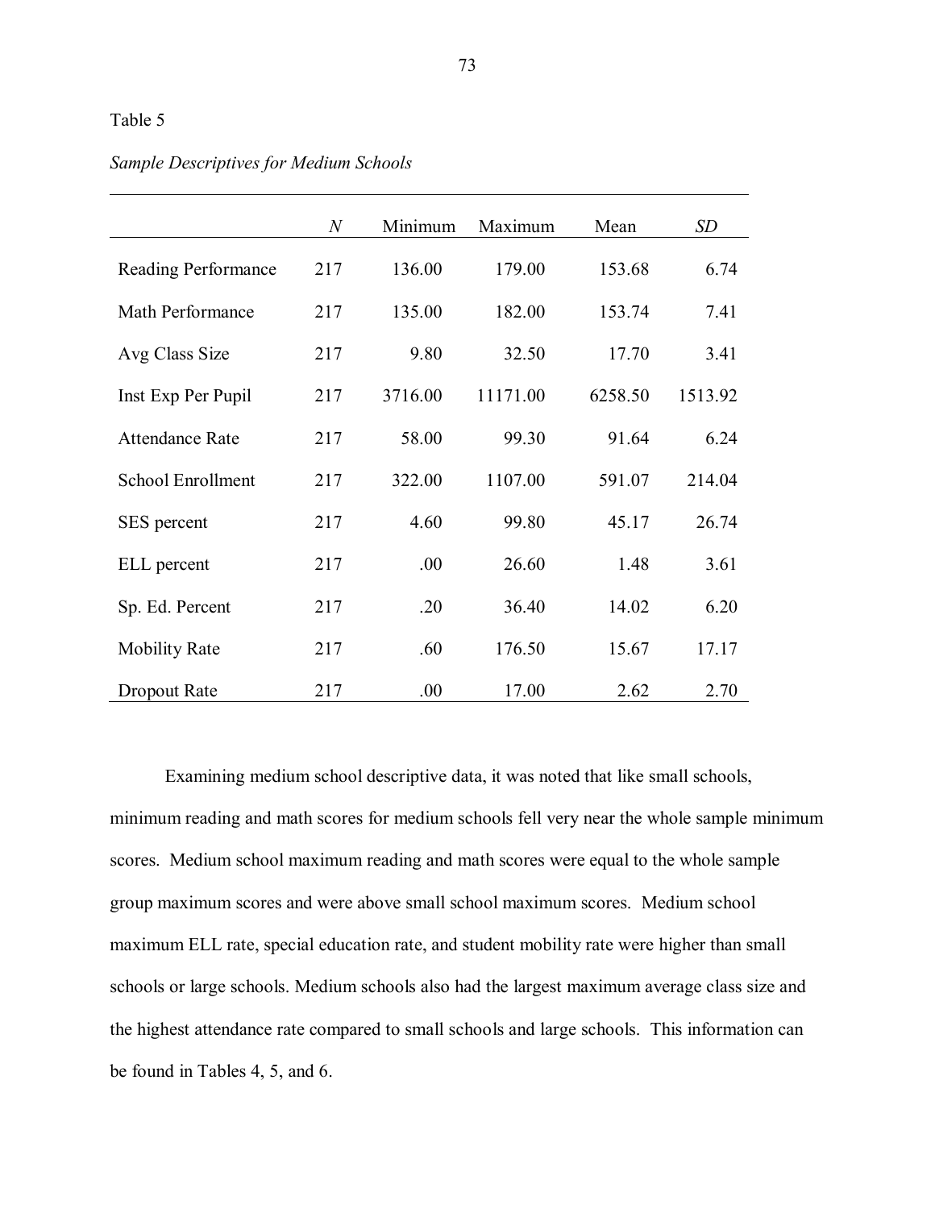Table 5

*Sample Descriptives for Medium Schools*

| | *N* | Minimum | Maximum | Mean | *SD* |
|---|---|---|---|---|---|
| Reading Performance | 217 | 136.00 | 179.00 | 153.68 | 6.74 |
| Math Performance | 217 | 135.00 | 182.00 | 153.74 | 7.41 |
| Avg Class Size | 217 | 9.80 | 32.50 | 17.70 | 3.41 |
| Inst Exp Per Pupil | 217 | 3716.00 | 11171.00 | 6258.50 | 1513.92 |
| Attendance Rate | 217 | 58.00 | 99.30 | 91.64 | 6.24 |
| School Enrollment | 217 | 322.00 | 1107.00 | 591.07 | 214.04 |
| SES percent | 217 | 4.60 | 99.80 | 45.17 | 26.74 |
| ELL percent | 217 | .00 | 26.60 | 1.48 | 3.61 |
| Sp. Ed. Percent | 217 | .20 | 36.40 | 14.02 | 6.20 |
| Mobility Rate | 217 | .60 | 176.50 | 15.67 | 17.17 |
| Dropout Rate | 217 | .00 | 17.00 | 2.62 | 2.70 |

Examining medium school descriptive data, it was noted that like small schools, minimum reading and math scores for medium schools fell very near the whole sample minimum scores. Medium school maximum reading and math scores were equal to the whole sample group maximum scores and were above small school maximum scores. Medium school maximum ELL rate, special education rate, and student mobility rate were higher than small schools or large schools. Medium schools also had the largest maximum average class size and the highest attendance rate compared to small schools and large schools. This information can be found in Tables 4, 5, and 6.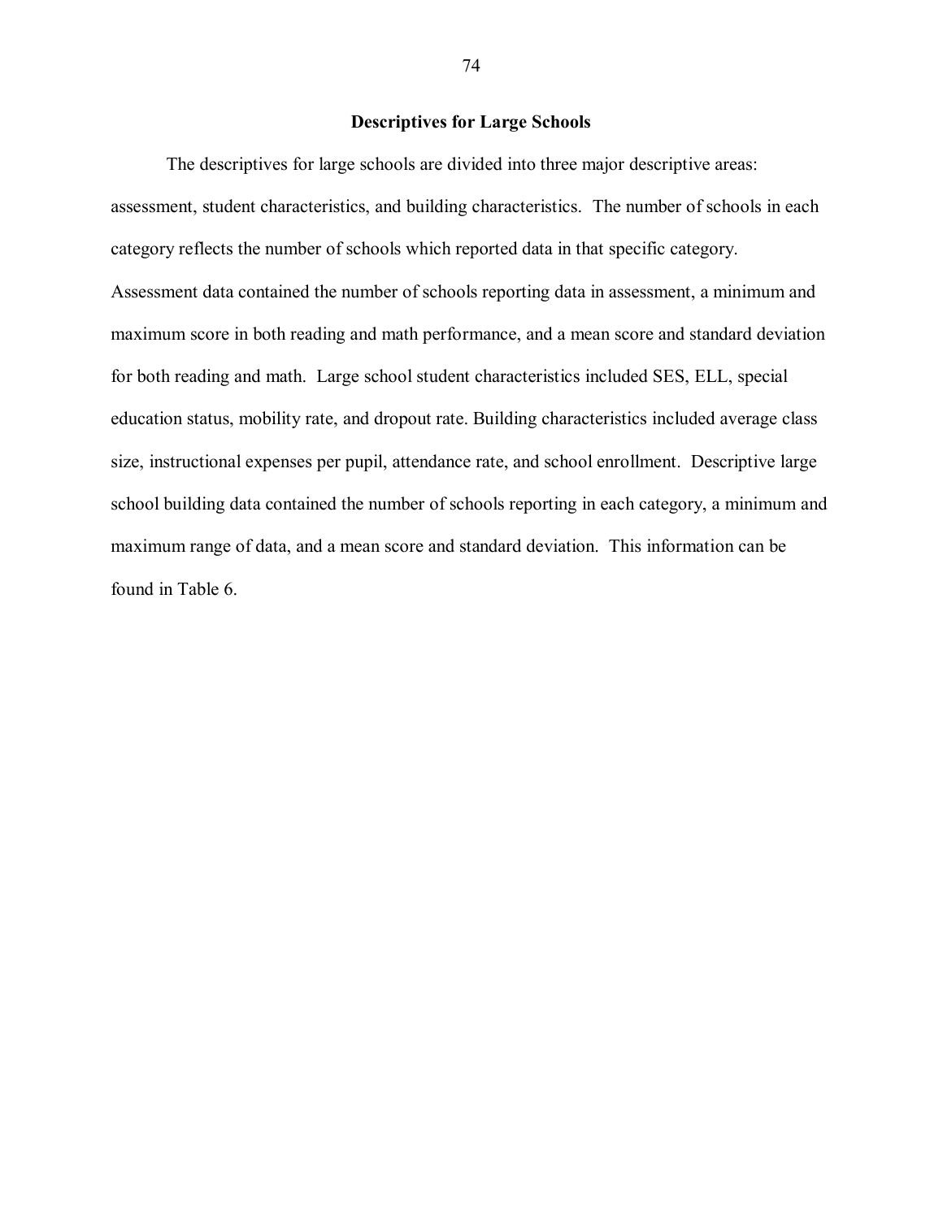## Descriptives for Large Schools

The descriptives for large schools are divided into three major descriptive areas: assessment, student characteristics, and building characteristics. The number of schools in each category reflects the number of schools which reported data in that specific category. Assessment data contained the number of schools reporting data in assessment, a minimum and maximum score in both reading and math performance, and a mean score and standard deviation for both reading and math. Large school student characteristics included SES, ELL, special education status, mobility rate, and dropout rate. Building characteristics included average class size, instructional expenses per pupil, attendance rate, and school enrollment. Descriptive large school building data contained the number of schools reporting in each category, a minimum and maximum range of data, and a mean score and standard deviation. This information can be found in Table 6.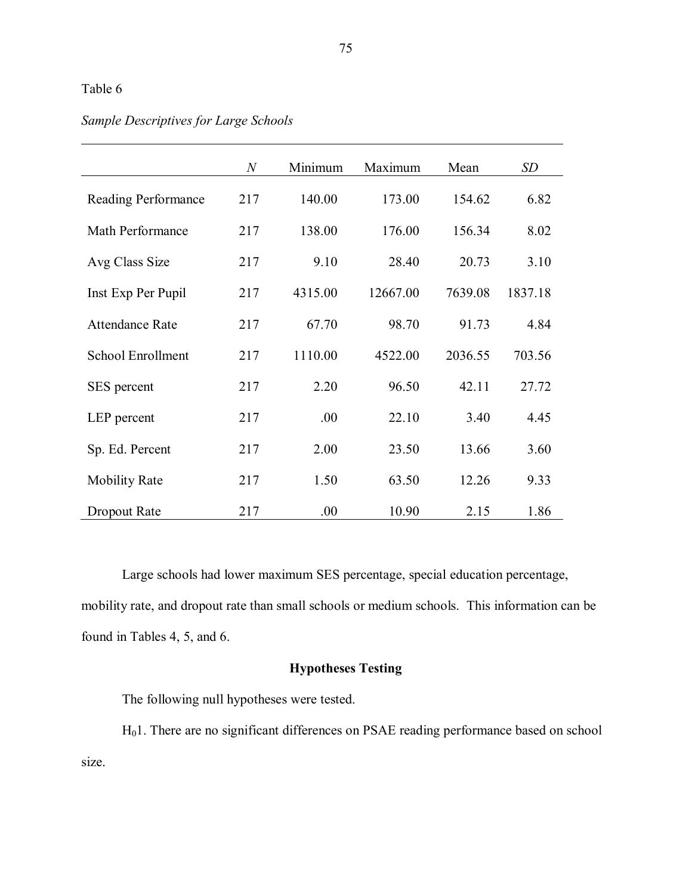Table 6

*Sample Descriptives for Large Schools*

| | *N* | Minimum | Maximum | Mean | *SD* |
|---|---|---|---|---|---|
| Reading Performance | 217 | 140.00 | 173.00 | 154.62 | 6.82 |
| Math Performance | 217 | 138.00 | 176.00 | 156.34 | 8.02 |
| Avg Class Size | 217 | 9.10 | 28.40 | 20.73 | 3.10 |
| Inst Exp Per Pupil | 217 | 4315.00 | 12667.00 | 7639.08 | 1837.18 |
| Attendance Rate | 217 | 67.70 | 98.70 | 91.73 | 4.84 |
| School Enrollment | 217 | 1110.00 | 4522.00 | 2036.55 | 703.56 |
| SES percent | 217 | 2.20 | 96.50 | 42.11 | 27.72 |
| LEP percent | 217 | .00 | 22.10 | 3.40 | 4.45 |
| Sp. Ed. Percent | 217 | 2.00 | 23.50 | 13.66 | 3.60 |
| Mobility Rate | 217 | 1.50 | 63.50 | 12.26 | 9.33 |
| Dropout Rate | 217 | .00 | 10.90 | 2.15 | 1.86 |

Large schools had lower maximum SES percentage, special education percentage, mobility rate, and dropout rate than small schools or medium schools. This information can be found in Tables 4, 5, and 6.

**Hypotheses Testing**

The following null hypotheses were tested.

$H_0$1. There are no significant differences on PSAE reading performance based on school size.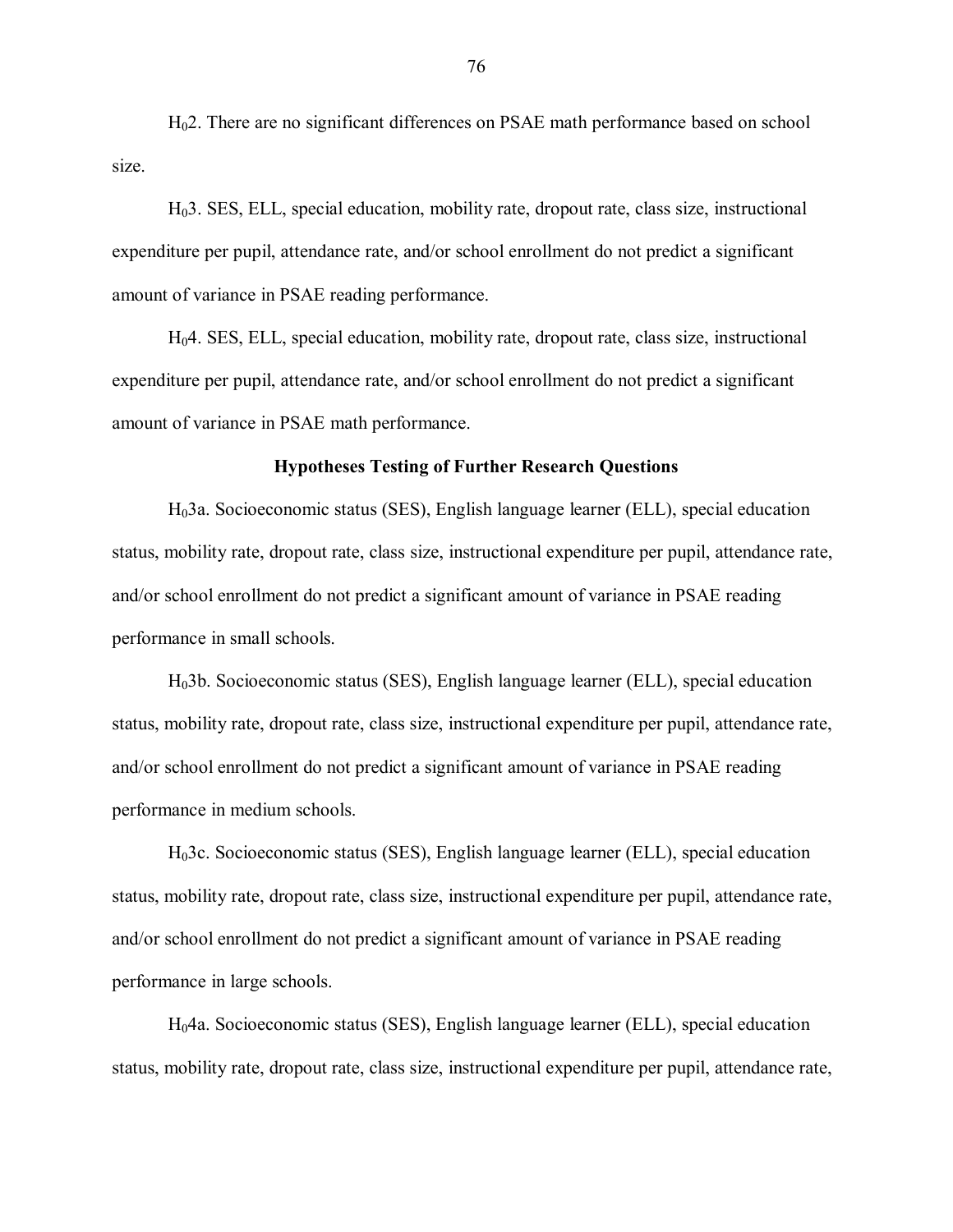$H_0$2. There are no significant differences on PSAE math performance based on school size.

$H_0$3. SES, ELL, special education, mobility rate, dropout rate, class size, instructional expenditure per pupil, attendance rate, and/or school enrollment do not predict a significant amount of variance in PSAE reading performance.

$H_0$4. SES, ELL, special education, mobility rate, dropout rate, class size, instructional expenditure per pupil, attendance rate, and/or school enrollment do not predict a significant amount of variance in PSAE math performance.

**Hypotheses Testing of Further Research Questions**

$H_0$3a. Socioeconomic status (SES), English language learner (ELL), special education status, mobility rate, dropout rate, class size, instructional expenditure per pupil, attendance rate, and/or school enrollment do not predict a significant amount of variance in PSAE reading performance in small schools.

$H_0$3b. Socioeconomic status (SES), English language learner (ELL), special education status, mobility rate, dropout rate, class size, instructional expenditure per pupil, attendance rate, and/or school enrollment do not predict a significant amount of variance in PSAE reading performance in medium schools.

$H_0$3c. Socioeconomic status (SES), English language learner (ELL), special education status, mobility rate, dropout rate, class size, instructional expenditure per pupil, attendance rate, and/or school enrollment do not predict a significant amount of variance in PSAE reading performance in large schools.

$H_0$4a. Socioeconomic status (SES), English language learner (ELL), special education status, mobility rate, dropout rate, class size, instructional expenditure per pupil, attendance rate,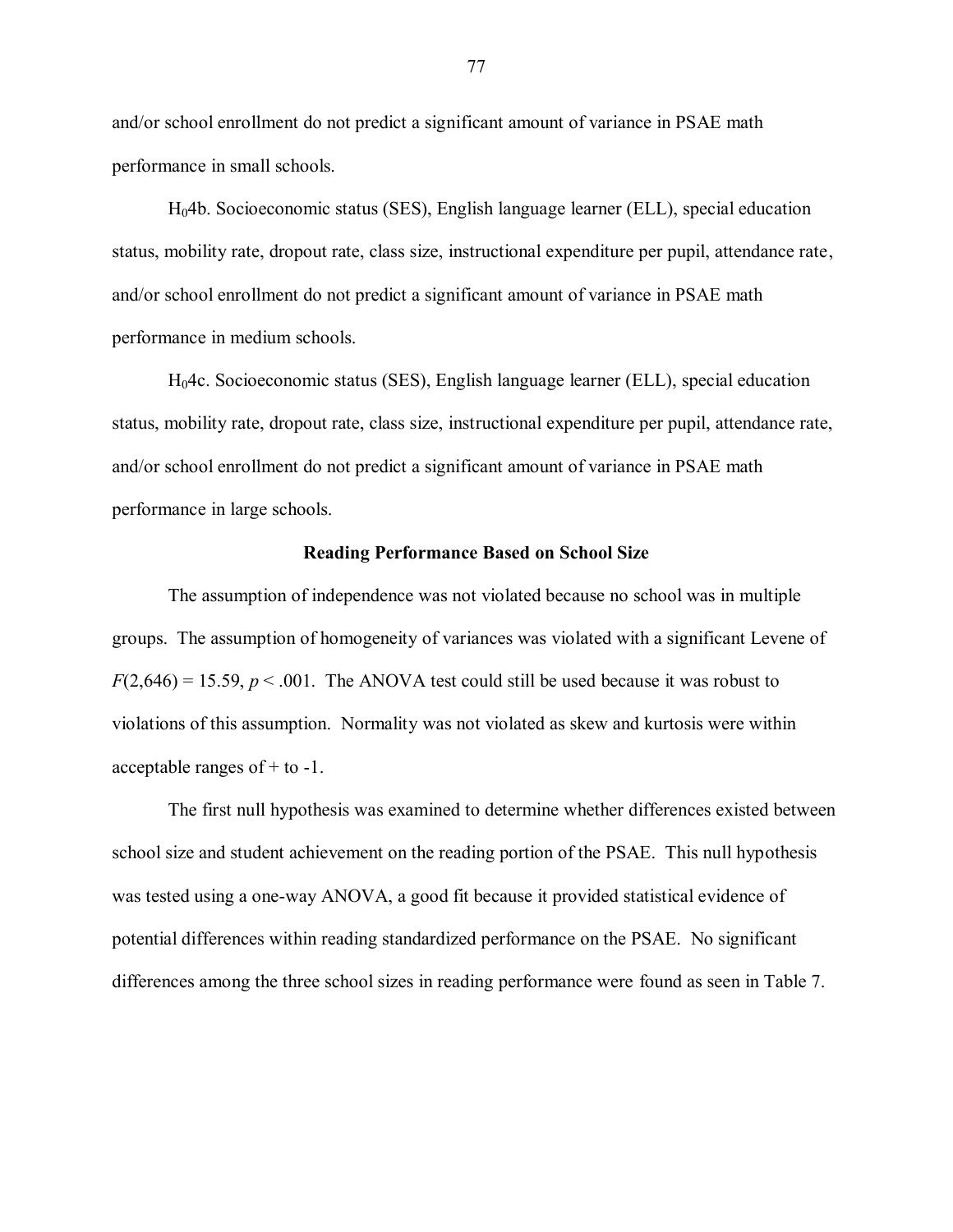and/or school enrollment do not predict a significant amount of variance in PSAE math performance in small schools.

$H_0$4b. Socioeconomic status (SES), English language learner (ELL), special education status, mobility rate, dropout rate, class size, instructional expenditure per pupil, attendance rate, and/or school enrollment do not predict a significant amount of variance in PSAE math performance in medium schools.

$H_0$4c. Socioeconomic status (SES), English language learner (ELL), special education status, mobility rate, dropout rate, class size, instructional expenditure per pupil, attendance rate, and/or school enrollment do not predict a significant amount of variance in PSAE math performance in large schools.

**Reading Performance Based on School Size**

The assumption of independence was not violated because no school was in multiple groups. The assumption of homogeneity of variances was violated with a significant Levene of $F(2,646) = 15.59$, $p < .001$. The ANOVA test could still be used because it was robust to violations of this assumption. Normality was not violated as skew and kurtosis were within acceptable ranges of + to -1.

The first null hypothesis was examined to determine whether differences existed between school size and student achievement on the reading portion of the PSAE. This null hypothesis was tested using a one-way ANOVA, a good fit because it provided statistical evidence of potential differences within reading standardized performance on the PSAE. No significant differences among the three school sizes in reading performance were found as seen in Table 7.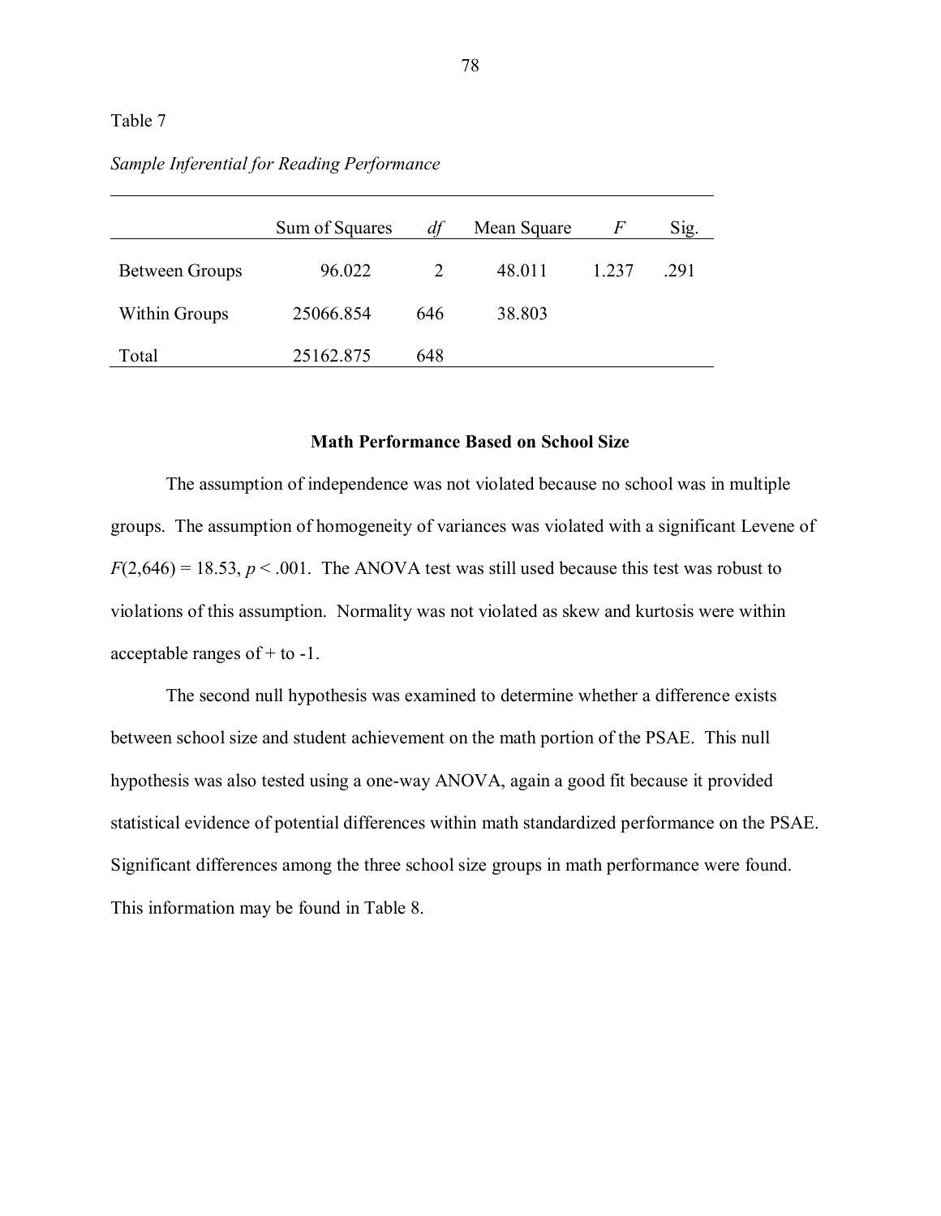Table 7

*Sample Inferential for Reading Performance*

| | Sum of Squares | *df* | Mean Square | *F* | Sig. |
|---|---|---|---|---|---|
| Between Groups | 96.022 | 2 | 48.011 | 1.237 | .291 |
| Within Groups | 25066.854 | 646 | 38.803 | | |
| Total | 25162.875 | 648 | | | |

### Math Performance Based on School Size

The assumption of independence was not violated because no school was in multiple groups. The assumption of homogeneity of variances was violated with a significant Levene of $F(2,646) = 18.53$, $p < .001$. The ANOVA test was still used because this test was robust to violations of this assumption. Normality was not violated as skew and kurtosis were within acceptable ranges of + to -1.

The second null hypothesis was examined to determine whether a difference exists between school size and student achievement on the math portion of the PSAE. This null hypothesis was also tested using a one-way ANOVA, again a good fit because it provided statistical evidence of potential differences within math standardized performance on the PSAE. Significant differences among the three school size groups in math performance were found. This information may be found in Table 8.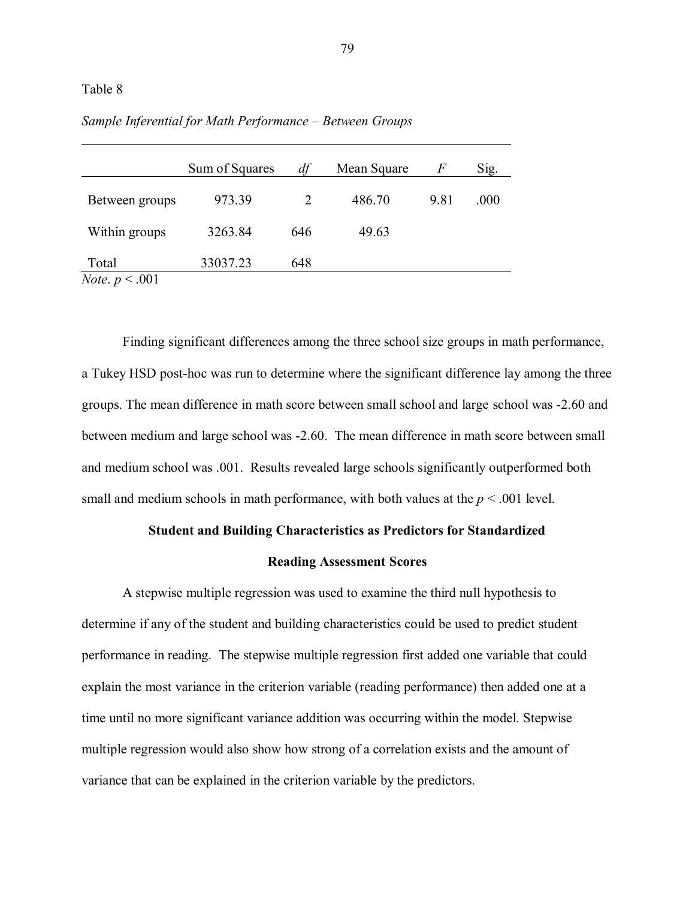Table 8

*Sample Inferential for Math Performance – Between Groups*

| | Sum of Squares | *df* | Mean Square | *F* | Sig. |
|---|---|---|---|---|---|
| Between groups | 973.39 | 2 | 486.70 | 9.81 | .000 |
| Within groups | 3263.84 | 646 | 49.63 | | |
| Total | 33037.23 | 648 | | | |

*Note*. $p < .001$

Finding significant differences among the three school size groups in math performance, a Tukey HSD post-hoc was run to determine where the significant difference lay among the three groups. The mean difference in math score between small school and large school was -2.60 and between medium and large school was -2.60. The mean difference in math score between small and medium school was .001. Results revealed large schools significantly outperformed both small and medium schools in math performance, with both values at the $p < .001$ level.

**Student and Building Characteristics as Predictors for Standardized Reading Assessment Scores**

A stepwise multiple regression was used to examine the third null hypothesis to determine if any of the student and building characteristics could be used to predict student performance in reading. The stepwise multiple regression first added one variable that could explain the most variance in the criterion variable (reading performance) then added one at a time until no more significant variance addition was occurring within the model. Stepwise multiple regression would also show how strong of a correlation exists and the amount of variance that can be explained in the criterion variable by the predictors.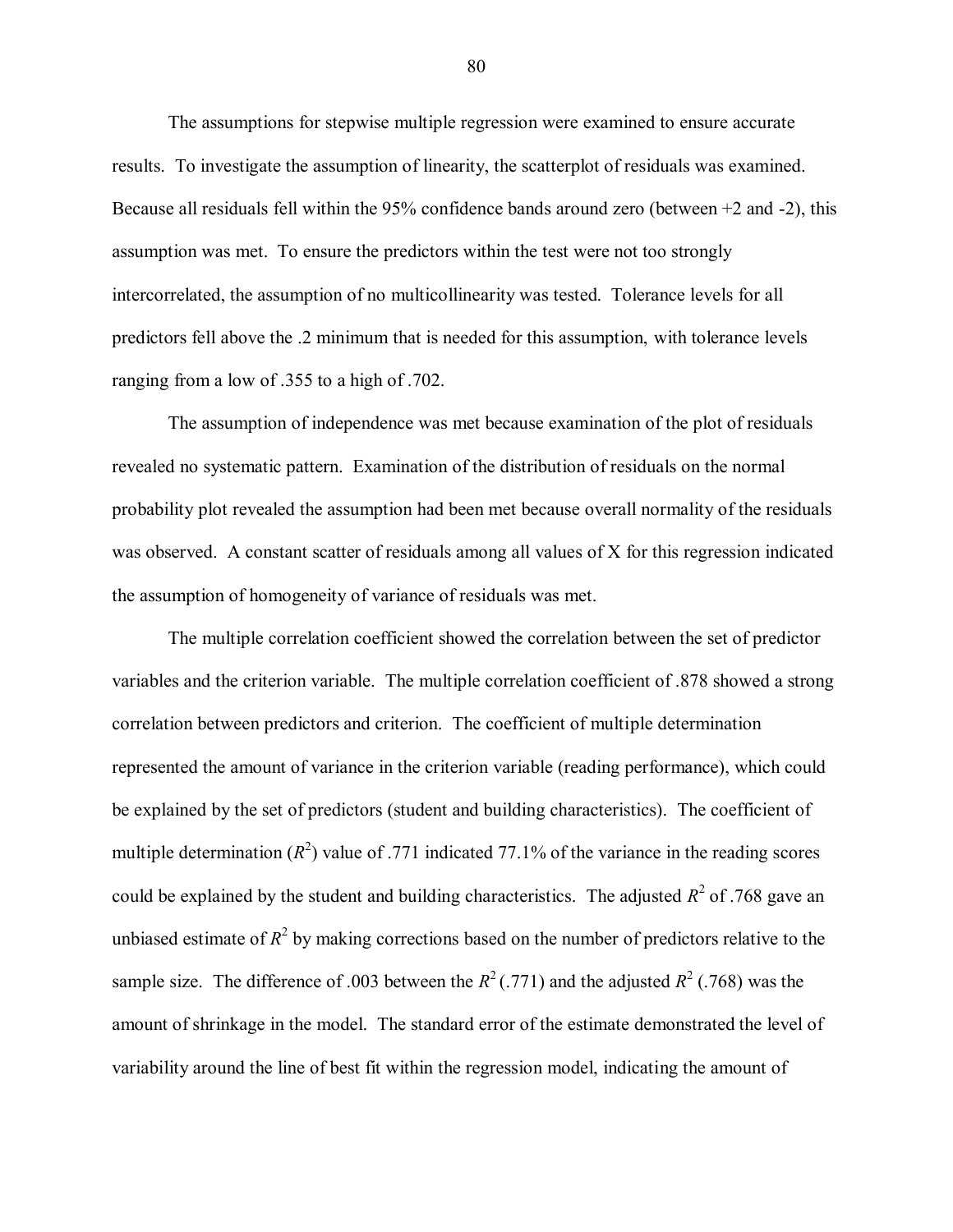The assumptions for stepwise multiple regression were examined to ensure accurate results. To investigate the assumption of linearity, the scatterplot of residuals was examined. Because all residuals fell within the 95% confidence bands around zero (between +2 and -2), this assumption was met. To ensure the predictors within the test were not too strongly intercorrelated, the assumption of no multicollinearity was tested. Tolerance levels for all predictors fell above the .2 minimum that is needed for this assumption, with tolerance levels ranging from a low of .355 to a high of .702.

The assumption of independence was met because examination of the plot of residuals revealed no systematic pattern. Examination of the distribution of residuals on the normal probability plot revealed the assumption had been met because overall normality of the residuals was observed. A constant scatter of residuals among all values of X for this regression indicated the assumption of homogeneity of variance of residuals was met.

The multiple correlation coefficient showed the correlation between the set of predictor variables and the criterion variable. The multiple correlation coefficient of .878 showed a strong correlation between predictors and criterion. The coefficient of multiple determination represented the amount of variance in the criterion variable (reading performance), which could be explained by the set of predictors (student and building characteristics). The coefficient of multiple determination ($R^2$) value of .771 indicated 77.1% of the variance in the reading scores could be explained by the student and building characteristics. The adjusted $R^2$ of .768 gave an unbiased estimate of $R^2$ by making corrections based on the number of predictors relative to the sample size. The difference of .003 between the $R^2$ (.771) and the adjusted $R^2$ (.768) was the amount of shrinkage in the model. The standard error of the estimate demonstrated the level of variability around the line of best fit within the regression model, indicating the amount of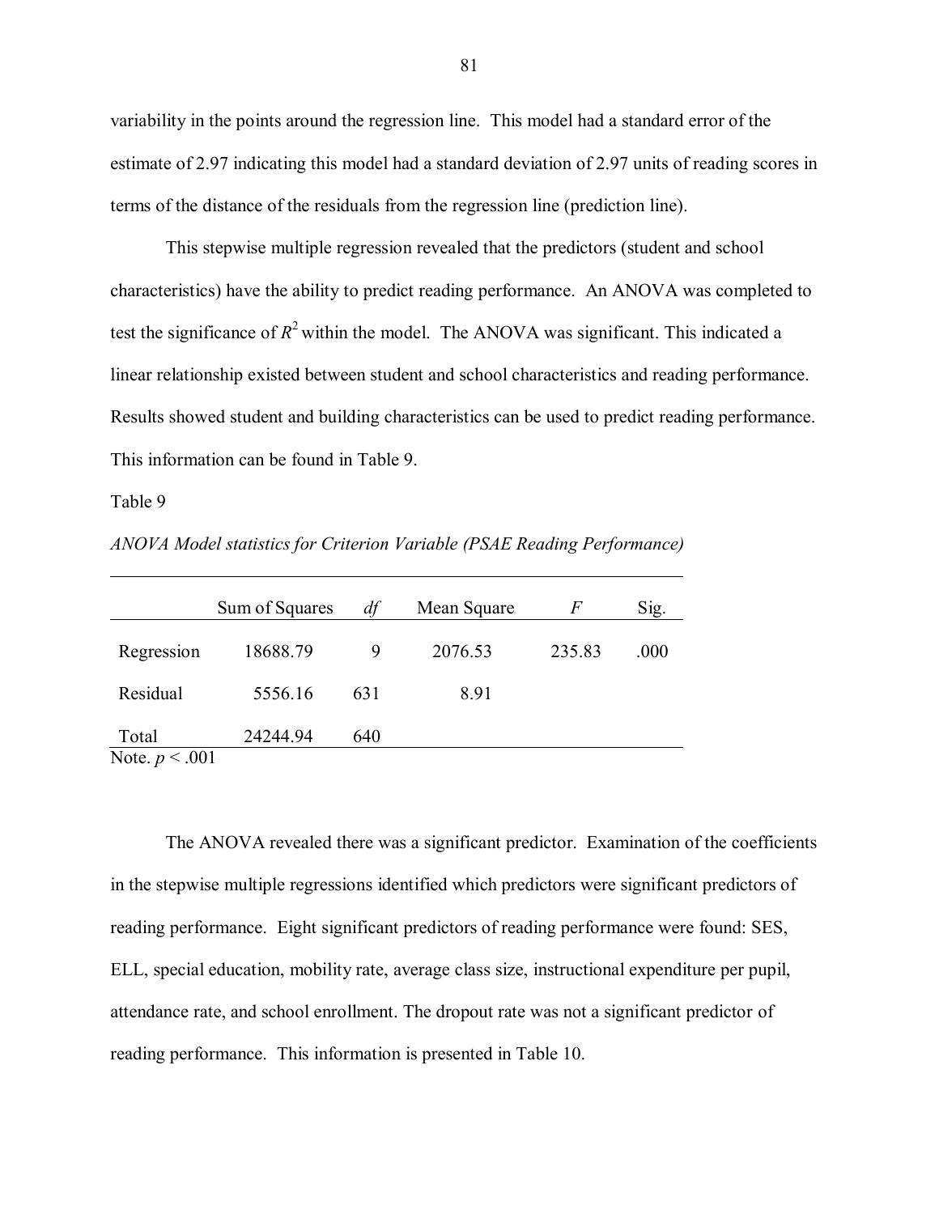variability in the points around the regression line. This model had a standard error of the estimate of 2.97 indicating this model had a standard deviation of 2.97 units of reading scores in terms of the distance of the residuals from the regression line (prediction line).

This stepwise multiple regression revealed that the predictors (student and school characteristics) have the ability to predict reading performance. An ANOVA was completed to test the significance of $R^2$ within the model. The ANOVA was significant. This indicated a linear relationship existed between student and school characteristics and reading performance. Results showed student and building characteristics can be used to predict reading performance. This information can be found in Table 9.

Table 9

*ANOVA Model statistics for Criterion Variable (PSAE Reading Performance)*

| | Sum of Squares | *df* | Mean Square | *F* | Sig. |
|---|---|---|---|---|---|
| Regression | 18688.79 | 9 | 2076.53 | 235.83 | .000 |
| Residual | 5556.16 | 631 | 8.91 | | |
| Total | 24244.94 | 640 | | | |

Note. $p < .001$

The ANOVA revealed there was a significant predictor. Examination of the coefficients in the stepwise multiple regressions identified which predictors were significant predictors of reading performance. Eight significant predictors of reading performance were found: SES, ELL, special education, mobility rate, average class size, instructional expenditure per pupil, attendance rate, and school enrollment. The dropout rate was not a significant predictor of reading performance. This information is presented in Table 10.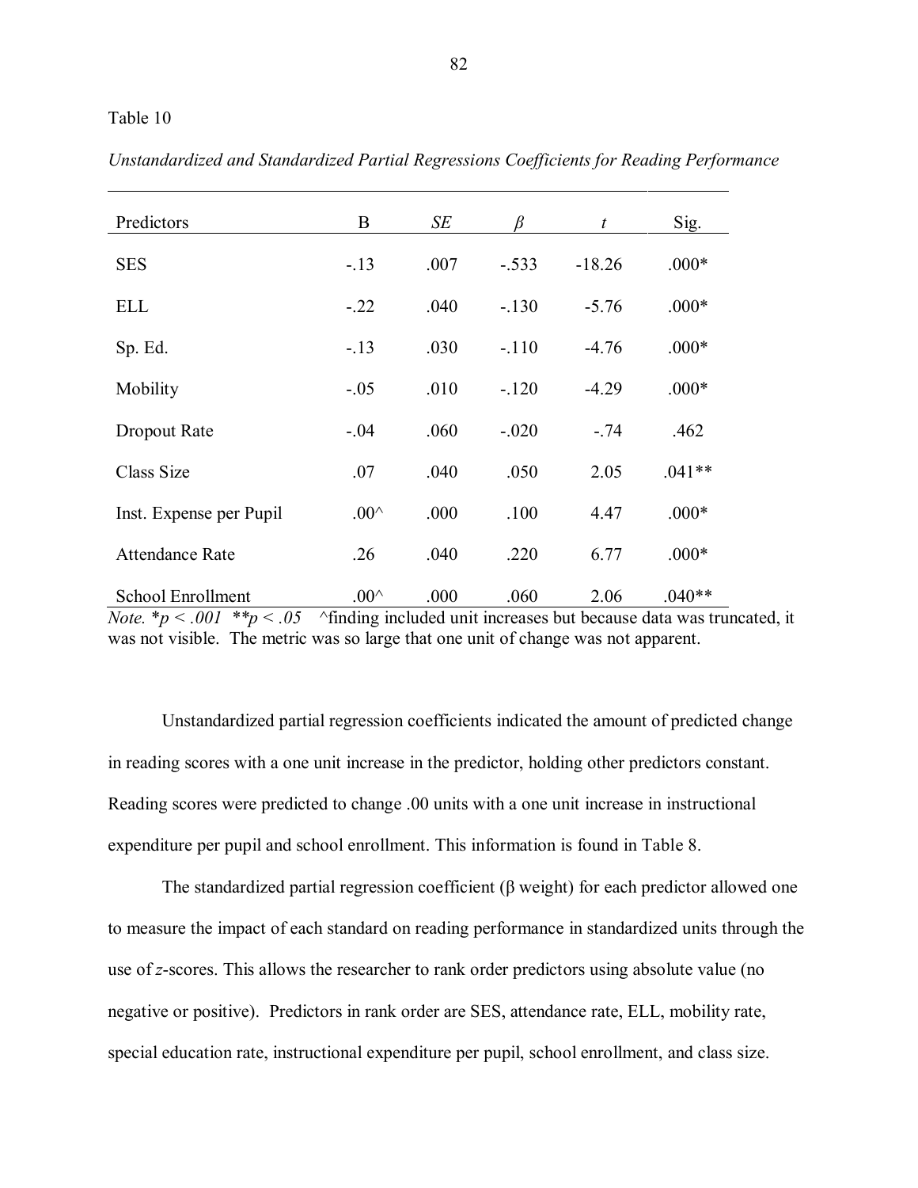Table 10

*Unstandardized and Standardized Partial Regressions Coefficients for Reading Performance*

| Predictors | B | *SE* | *β* | *t* | Sig. |
|---|---|---|---|---|---|
| SES | -.13 | .007 | -.533 | -18.26 | .000* |
| ELL | -.22 | .040 | -.130 | -5.76 | .000* |
| Sp. Ed. | -.13 | .030 | -.110 | -4.76 | .000* |
| Mobility | -.05 | .010 | -.120 | -4.29 | .000* |
| Dropout Rate | -.04 | .060 | -.020 | -.74 | .462 |
| Class Size | .07 | .040 | .050 | 2.05 | .041** |
| Inst. Expense per Pupil | .00^ | .000 | .100 | 4.47 | .000* |
| Attendance Rate | .26 | .040 | .220 | 6.77 | .000* |
| School Enrollment | .00^ | .000 | .060 | 2.06 | .040** |

*Note.* *$p < .001$ **$p < .05$ ^finding included unit increases but because data was truncated, it was not visible. The metric was so large that one unit of change was not apparent.

Unstandardized partial regression coefficients indicated the amount of predicted change in reading scores with a one unit increase in the predictor, holding other predictors constant. Reading scores were predicted to change .00 units with a one unit increase in instructional expenditure per pupil and school enrollment. This information is found in Table 8.

The standardized partial regression coefficient (β weight) for each predictor allowed one to measure the impact of each standard on reading performance in standardized units through the use of *z*-scores. This allows the researcher to rank order predictors using absolute value (no negative or positive). Predictors in rank order are SES, attendance rate, ELL, mobility rate, special education rate, instructional expenditure per pupil, school enrollment, and class size.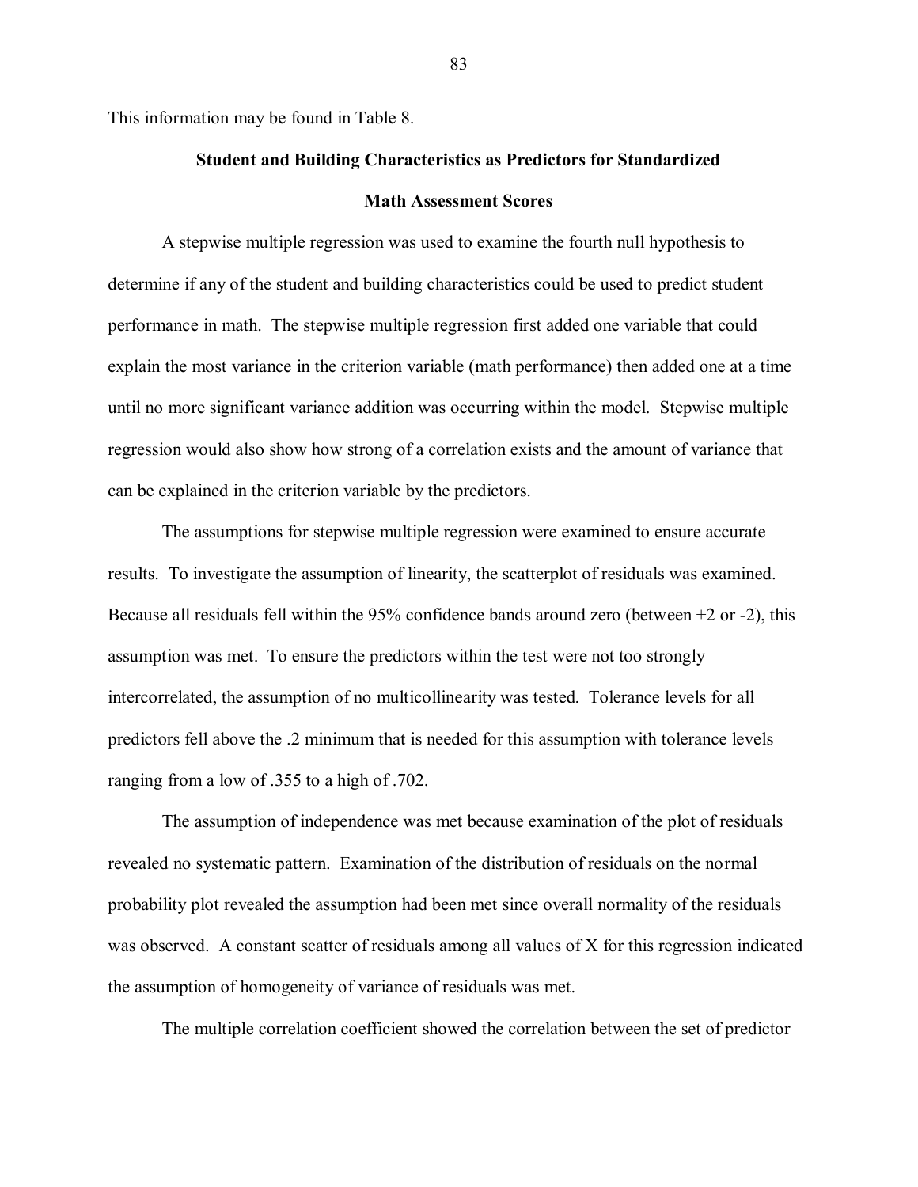This information may be found in Table 8.

## Student and Building Characteristics as Predictors for Standardized Math Assessment Scores

A stepwise multiple regression was used to examine the fourth null hypothesis to determine if any of the student and building characteristics could be used to predict student performance in math. The stepwise multiple regression first added one variable that could explain the most variance in the criterion variable (math performance) then added one at a time until no more significant variance addition was occurring within the model. Stepwise multiple regression would also show how strong of a correlation exists and the amount of variance that can be explained in the criterion variable by the predictors.

The assumptions for stepwise multiple regression were examined to ensure accurate results. To investigate the assumption of linearity, the scatterplot of residuals was examined. Because all residuals fell within the 95% confidence bands around zero (between +2 or -2), this assumption was met. To ensure the predictors within the test were not too strongly intercorrelated, the assumption of no multicollinearity was tested. Tolerance levels for all predictors fell above the .2 minimum that is needed for this assumption with tolerance levels ranging from a low of .355 to a high of .702.

The assumption of independence was met because examination of the plot of residuals revealed no systematic pattern. Examination of the distribution of residuals on the normal probability plot revealed the assumption had been met since overall normality of the residuals was observed. A constant scatter of residuals among all values of X for this regression indicated the assumption of homogeneity of variance of residuals was met.

The multiple correlation coefficient showed the correlation between the set of predictor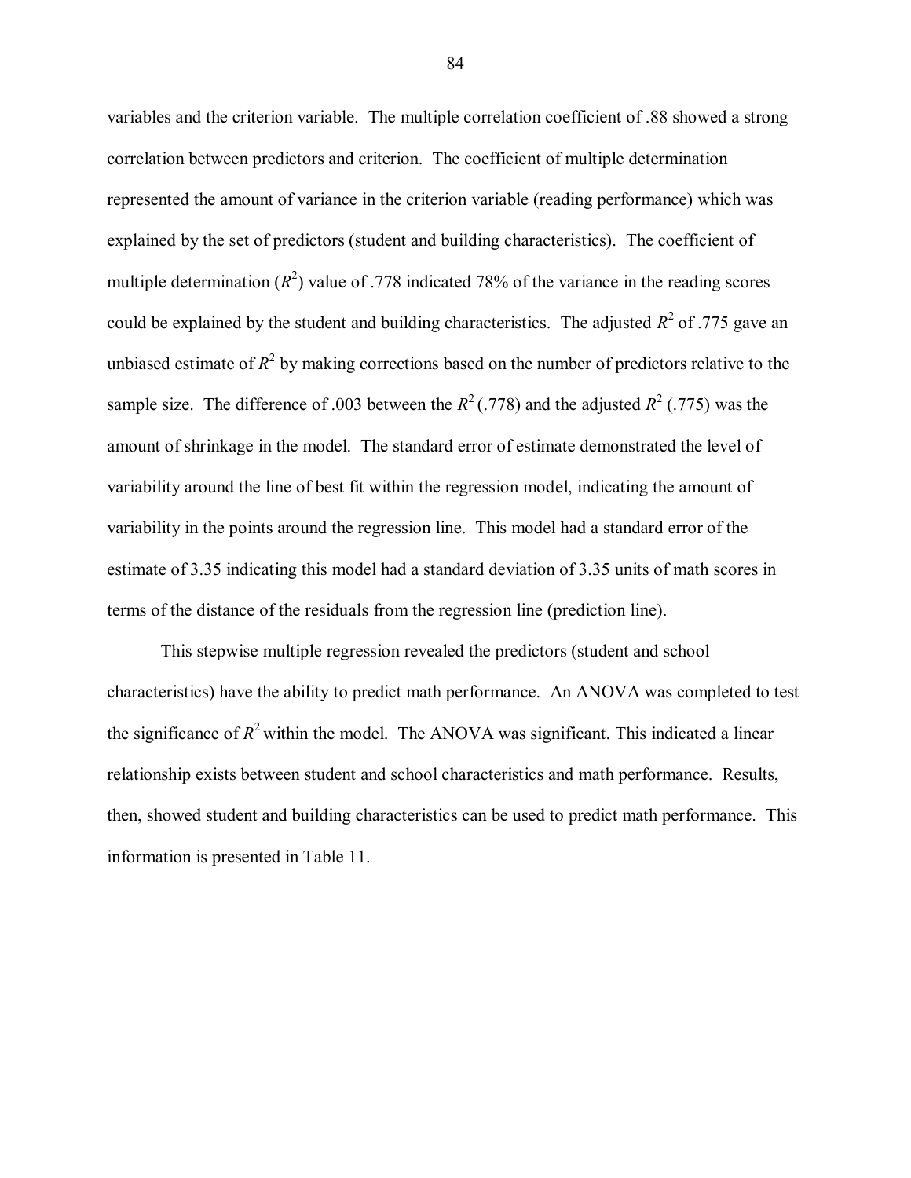variables and the criterion variable. The multiple correlation coefficient of .88 showed a strong correlation between predictors and criterion. The coefficient of multiple determination represented the amount of variance in the criterion variable (reading performance) which was explained by the set of predictors (student and building characteristics). The coefficient of multiple determination ($R^2$) value of .778 indicated 78% of the variance in the reading scores could be explained by the student and building characteristics. The adjusted $R^2$ of .775 gave an unbiased estimate of $R^2$ by making corrections based on the number of predictors relative to the sample size. The difference of .003 between the $R^2$ (.778) and the adjusted $R^2$ (.775) was the amount of shrinkage in the model. The standard error of estimate demonstrated the level of variability around the line of best fit within the regression model, indicating the amount of variability in the points around the regression line. This model had a standard error of the estimate of 3.35 indicating this model had a standard deviation of 3.35 units of math scores in terms of the distance of the residuals from the regression line (prediction line).

This stepwise multiple regression revealed the predictors (student and school characteristics) have the ability to predict math performance. An ANOVA was completed to test the significance of $R^2$ within the model. The ANOVA was significant. This indicated a linear relationship exists between student and school characteristics and math performance. Results, then, showed student and building characteristics can be used to predict math performance. This information is presented in Table 11.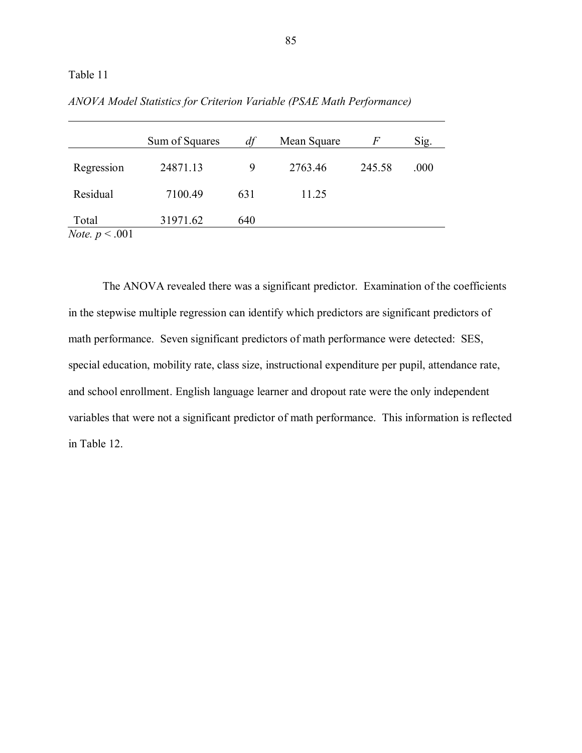Table 11

*ANOVA Model Statistics for Criterion Variable (PSAE Math Performance)*

| | Sum of Squares | *df* | Mean Square | *F* | Sig. |
|---|---|---|---|---|---|
| Regression | 24871.13 | 9 | 2763.46 | 245.58 | .000 |
| Residual | 7100.49 | 631 | 11.25 | | |
| Total | 31971.62 | 640 | | | |

*Note.* $p < .001$

The ANOVA revealed there was a significant predictor. Examination of the coefficients in the stepwise multiple regression can identify which predictors are significant predictors of math performance. Seven significant predictors of math performance were detected: SES, special education, mobility rate, class size, instructional expenditure per pupil, attendance rate, and school enrollment. English language learner and dropout rate were the only independent variables that were not a significant predictor of math performance. This information is reflected in Table 12.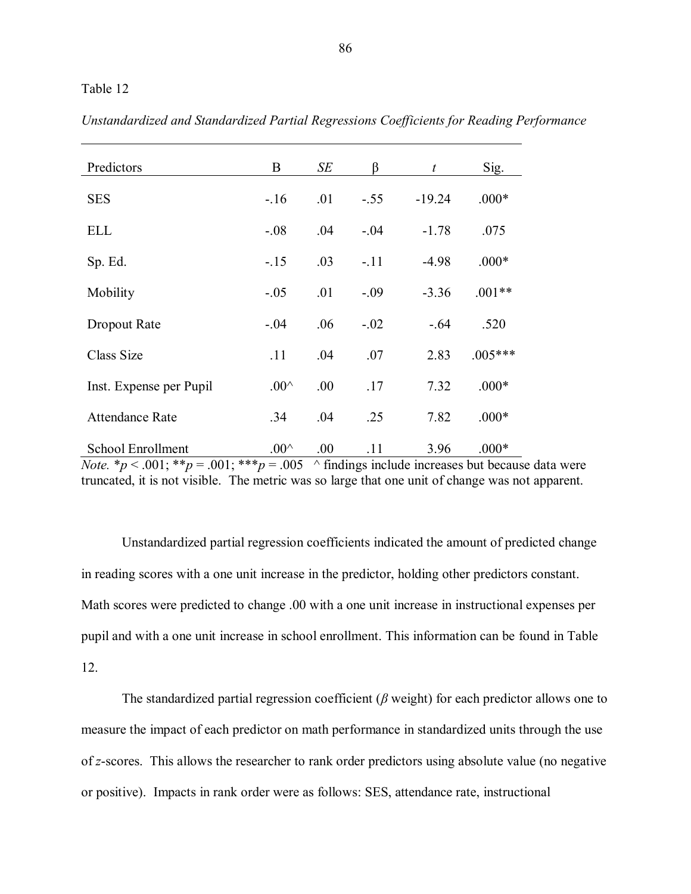Table 12

*Unstandardized and Standardized Partial Regressions Coefficients for Reading Performance*

| Predictors | B | *SE* | β | *t* | Sig. |
|---|---|---|---|---|---|
| SES | -.16 | .01 | -.55 | -19.24 | .000* |
| ELL | -.08 | .04 | -.04 | -1.78 | .075 |
| Sp. Ed. | -.15 | .03 | -.11 | -4.98 | .000* |
| Mobility | -.05 | .01 | -.09 | -3.36 | .001** |
| Dropout Rate | -.04 | .06 | -.02 | -.64 | .520 |
| Class Size | .11 | .04 | .07 | 2.83 | .005*** |
| Inst. Expense per Pupil | .00^ | .00 | .17 | 7.32 | .000* |
| Attendance Rate | .34 | .04 | .25 | 7.82 | .000* |
| School Enrollment | .00^ | .00 | .11 | 3.96 | .000* |

*Note.* *$p < .001$; **$p = .001$; ***$p = .005$ ^ findings include increases but because data were truncated, it is not visible. The metric was so large that one unit of change was not apparent.

Unstandardized partial regression coefficients indicated the amount of predicted change in reading scores with a one unit increase in the predictor, holding other predictors constant. Math scores were predicted to change .00 with a one unit increase in instructional expenses per pupil and with a one unit increase in school enrollment. This information can be found in Table 12.

The standardized partial regression coefficient (*β* weight) for each predictor allows one to measure the impact of each predictor on math performance in standardized units through the use of *z*-scores. This allows the researcher to rank order predictors using absolute value (no negative or positive). Impacts in rank order were as follows: SES, attendance rate, instructional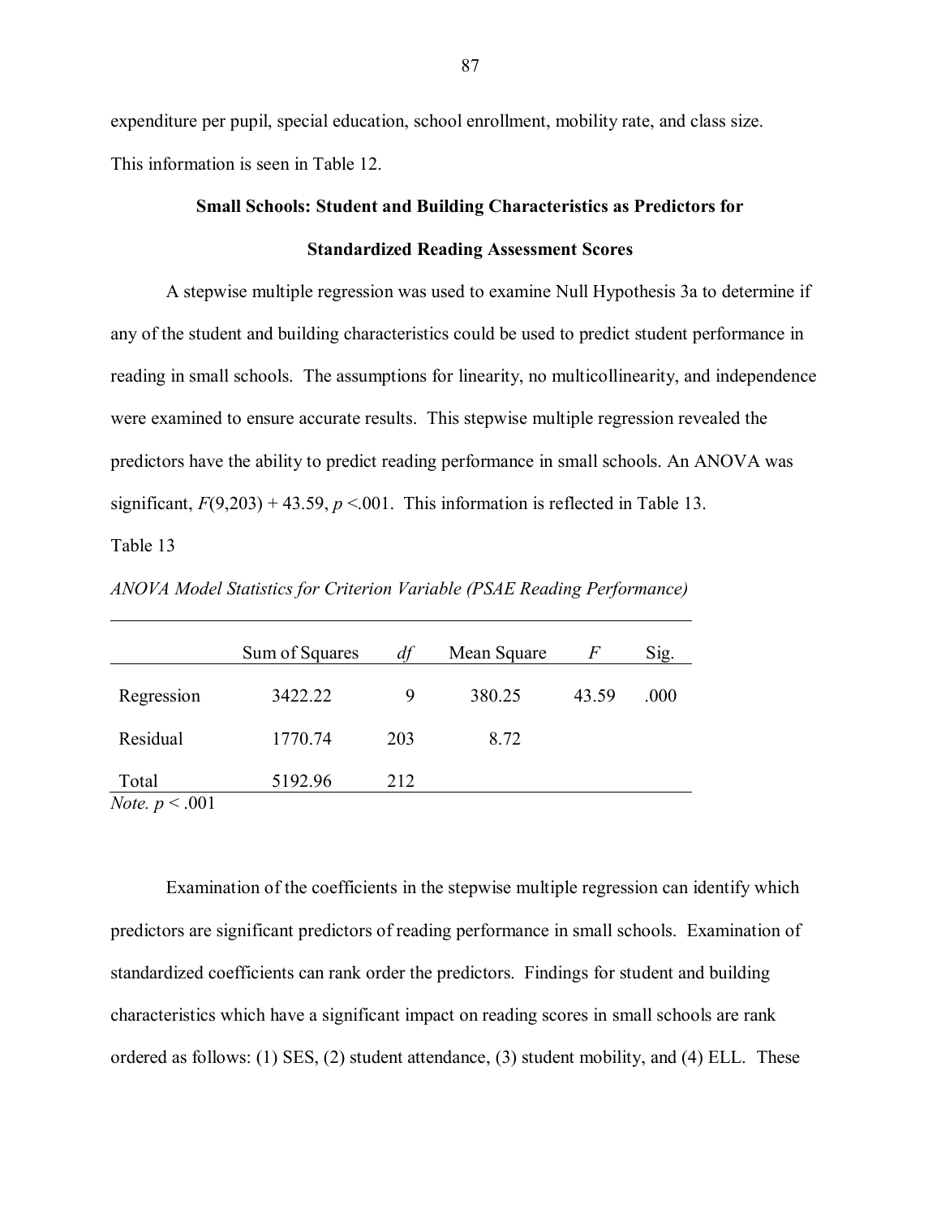expenditure per pupil, special education, school enrollment, mobility rate, and class size. This information is seen in Table 12.

**Small Schools: Student and Building Characteristics as Predictors for Standardized Reading Assessment Scores**

A stepwise multiple regression was used to examine Null Hypothesis 3a to determine if any of the student and building characteristics could be used to predict student performance in reading in small schools. The assumptions for linearity, no multicollinearity, and independence were examined to ensure accurate results. This stepwise multiple regression revealed the predictors have the ability to predict reading performance in small schools. An ANOVA was significant, $F(9,203) + 43.59$, $p < .001$. This information is reflected in Table 13.

Table 13

*ANOVA Model Statistics for Criterion Variable (PSAE Reading Performance)*

| | Sum of Squares | *df* | Mean Square | *F* | Sig. |
|---|---|---|---|---|---|
| Regression | 3422.22 | 9 | 380.25 | 43.59 | .000 |
| Residual | 1770.74 | 203 | 8.72 | | |
| Total | 5192.96 | 212 | | | |

*Note.* $p < .001$

Examination of the coefficients in the stepwise multiple regression can identify which predictors are significant predictors of reading performance in small schools. Examination of standardized coefficients can rank order the predictors. Findings for student and building characteristics which have a significant impact on reading scores in small schools are rank ordered as follows: (1) SES, (2) student attendance, (3) student mobility, and (4) ELL. These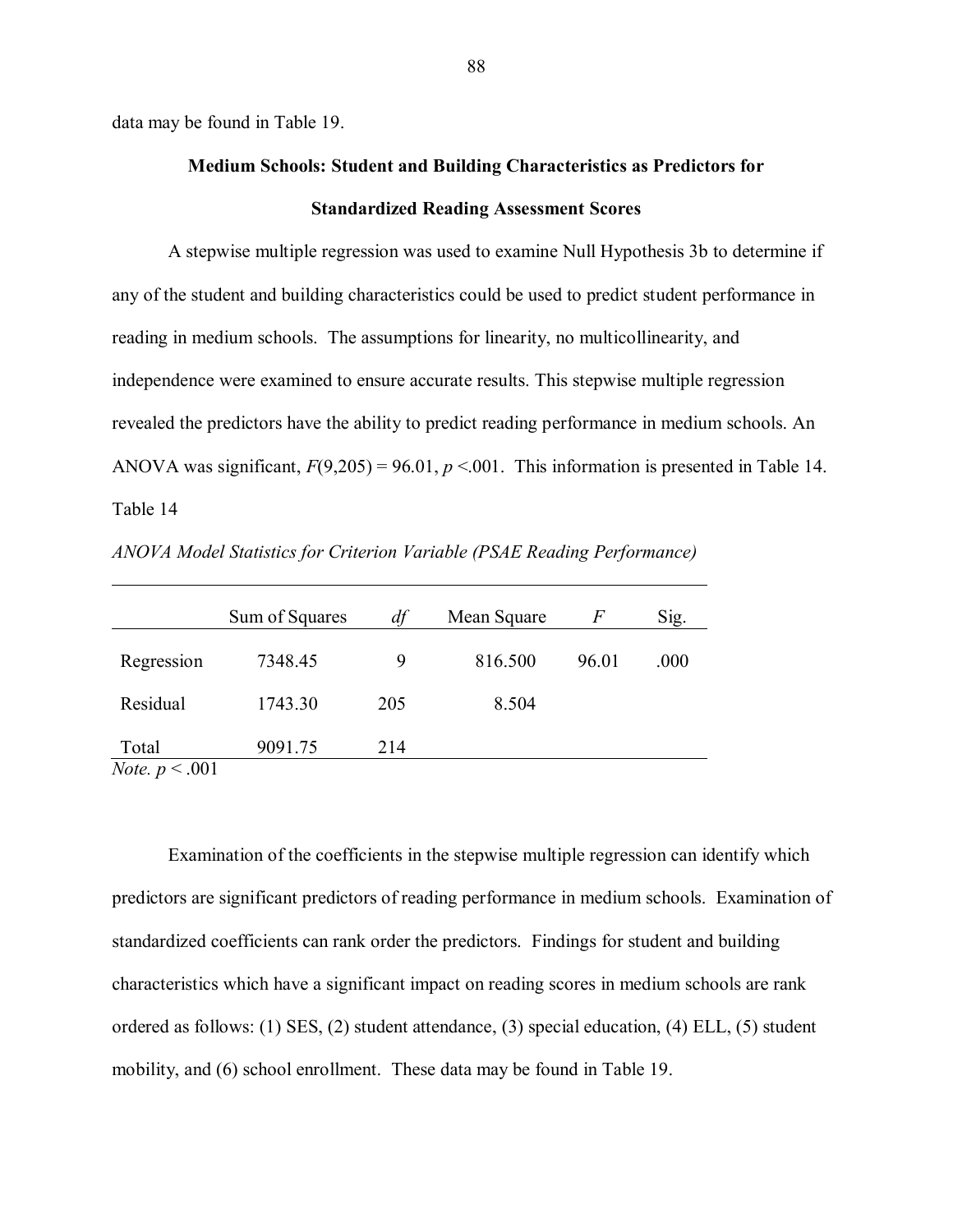data may be found in Table 19.

### Medium Schools: Student and Building Characteristics as Predictors for Standardized Reading Assessment Scores

A stepwise multiple regression was used to examine Null Hypothesis 3b to determine if any of the student and building characteristics could be used to predict student performance in reading in medium schools. The assumptions for linearity, no multicollinearity, and independence were examined to ensure accurate results. This stepwise multiple regression revealed the predictors have the ability to predict reading performance in medium schools. An ANOVA was significant, $F(9,205) = 96.01$, $p < .001$. This information is presented in Table 14.

Table 14

*ANOVA Model Statistics for Criterion Variable (PSAE Reading Performance)*

| | Sum of Squares | *df* | Mean Square | *F* | Sig. |
|---|---|---|---|---|---|
| Regression | 7348.45 | 9 | 816.500 | 96.01 | .000 |
| Residual | 1743.30 | 205 | 8.504 | | |
| Total | 9091.75 | 214 | | | |

*Note.* $p < .001$

Examination of the coefficients in the stepwise multiple regression can identify which predictors are significant predictors of reading performance in medium schools. Examination of standardized coefficients can rank order the predictors. Findings for student and building characteristics which have a significant impact on reading scores in medium schools are rank ordered as follows: (1) SES, (2) student attendance, (3) special education, (4) ELL, (5) student mobility, and (6) school enrollment. These data may be found in Table 19.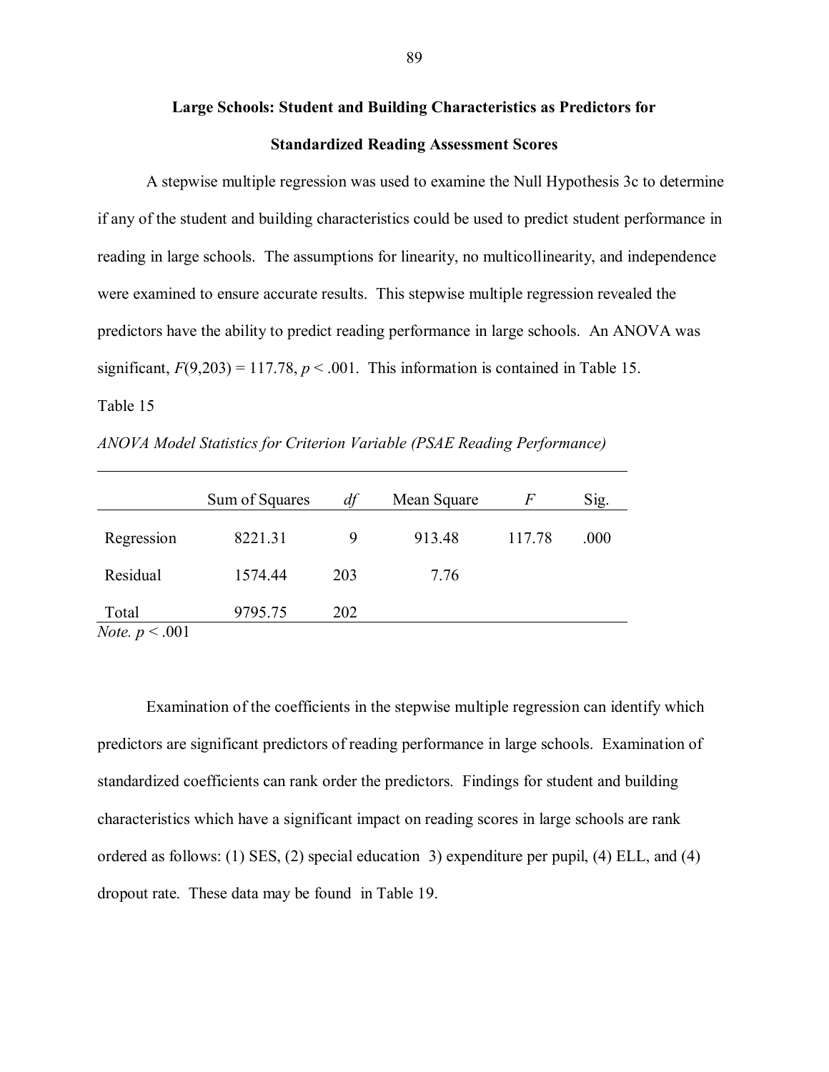**Large Schools: Student and Building Characteristics as Predictors for Standardized Reading Assessment Scores**

A stepwise multiple regression was used to examine the Null Hypothesis 3c to determine if any of the student and building characteristics could be used to predict student performance in reading in large schools. The assumptions for linearity, no multicollinearity, and independence were examined to ensure accurate results. This stepwise multiple regression revealed the predictors have the ability to predict reading performance in large schools. An ANOVA was significant, $F(9,203) = 117.78$, $p < .001$. This information is contained in Table 15.

Table 15

*ANOVA Model Statistics for Criterion Variable (PSAE Reading Performance)*

| | Sum of Squares | *df* | Mean Square | *F* | Sig. |
|---|---|---|---|---|---|
| Regression | 8221.31 | 9 | 913.48 | 117.78 | .000 |
| Residual | 1574.44 | 203 | 7.76 | | |
| Total | 9795.75 | 202 | | | |

*Note.* $p < .001$

Examination of the coefficients in the stepwise multiple regression can identify which predictors are significant predictors of reading performance in large schools. Examination of standardized coefficients can rank order the predictors. Findings for student and building characteristics which have a significant impact on reading scores in large schools are rank ordered as follows: (1) SES, (2) special education 3) expenditure per pupil, (4) ELL, and (4) dropout rate. These data may be found in Table 19.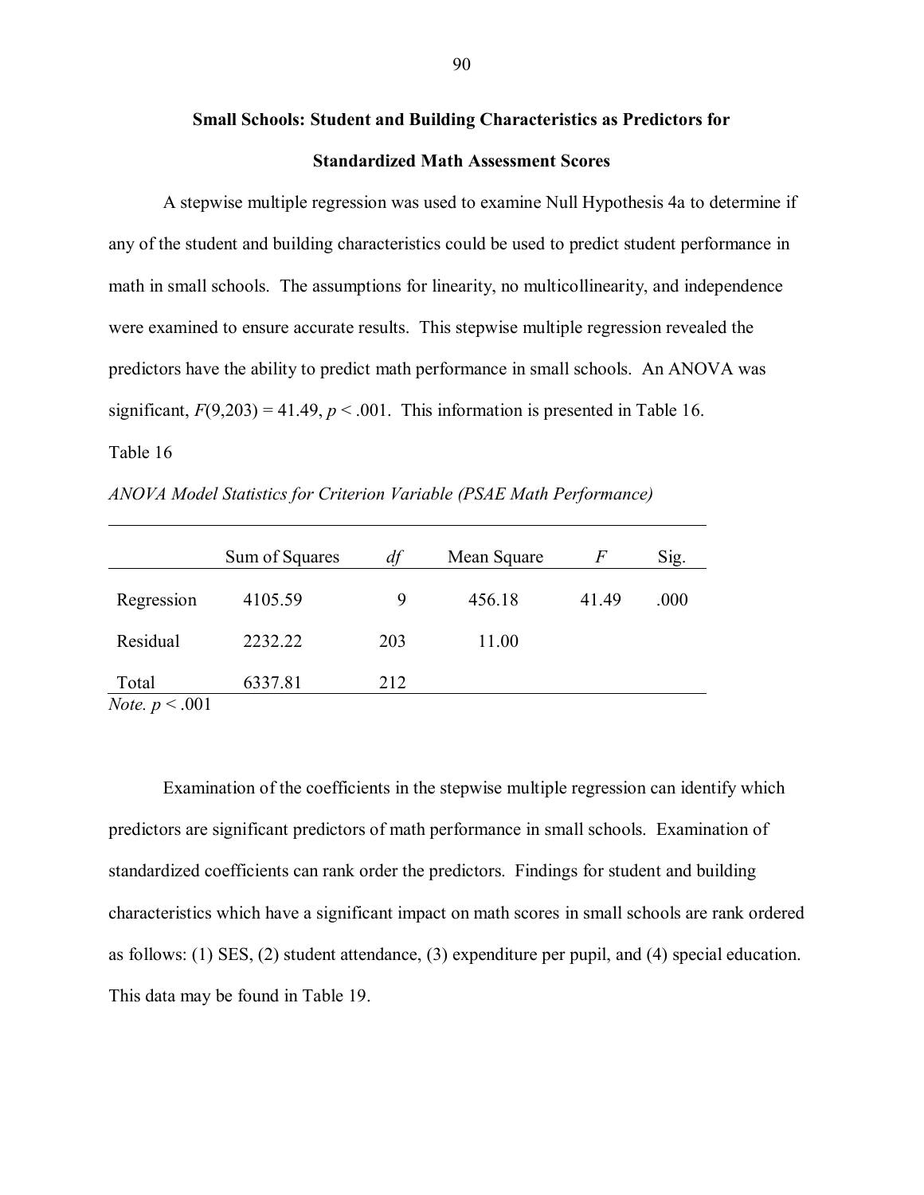## Small Schools: Student and Building Characteristics as Predictors for Standardized Math Assessment Scores

A stepwise multiple regression was used to examine Null Hypothesis 4a to determine if any of the student and building characteristics could be used to predict student performance in math in small schools. The assumptions for linearity, no multicollinearity, and independence were examined to ensure accurate results. This stepwise multiple regression revealed the predictors have the ability to predict math performance in small schools. An ANOVA was significant, $F(9,203) = 41.49$, $p < .001$. This information is presented in Table 16.

Table 16

*ANOVA Model Statistics for Criterion Variable (PSAE Math Performance)*

| | Sum of Squares | *df* | Mean Square | *F* | Sig. |
|---|---|---|---|---|---|
| Regression | 4105.59 | 9 | 456.18 | 41.49 | .000 |
| Residual | 2232.22 | 203 | 11.00 | | |
| Total | 6337.81 | 212 | | | |

*Note.* $p < .001$

Examination of the coefficients in the stepwise multiple regression can identify which predictors are significant predictors of math performance in small schools. Examination of standardized coefficients can rank order the predictors. Findings for student and building characteristics which have a significant impact on math scores in small schools are rank ordered as follows: (1) SES, (2) student attendance, (3) expenditure per pupil, and (4) special education. This data may be found in Table 19.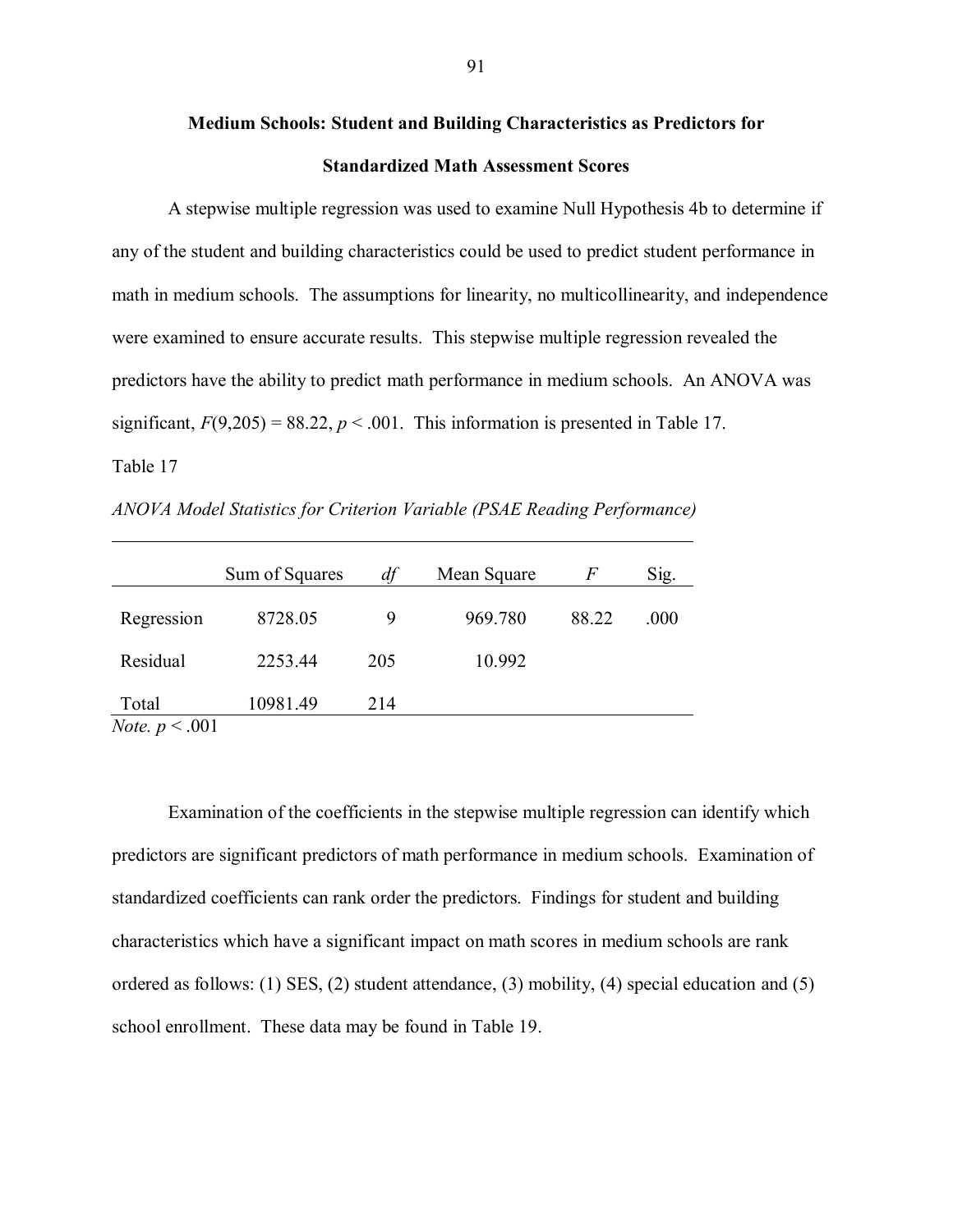## Medium Schools: Student and Building Characteristics as Predictors for Standardized Math Assessment Scores

A stepwise multiple regression was used to examine Null Hypothesis 4b to determine if any of the student and building characteristics could be used to predict student performance in math in medium schools. The assumptions for linearity, no multicollinearity, and independence were examined to ensure accurate results. This stepwise multiple regression revealed the predictors have the ability to predict math performance in medium schools. An ANOVA was significant, $F(9,205) = 88.22$, $p < .001$. This information is presented in Table 17.

Table 17

*ANOVA Model Statistics for Criterion Variable (PSAE Reading Performance)*

| | Sum of Squares | *df* | Mean Square | *F* | Sig. |
|---|---|---|---|---|---|
| Regression | 8728.05 | 9 | 969.780 | 88.22 | .000 |
| Residual | 2253.44 | 205 | 10.992 | | |
| Total | 10981.49 | 214 | | | |

*Note.* $p < .001$

Examination of the coefficients in the stepwise multiple regression can identify which predictors are significant predictors of math performance in medium schools. Examination of standardized coefficients can rank order the predictors. Findings for student and building characteristics which have a significant impact on math scores in medium schools are rank ordered as follows: (1) SES, (2) student attendance, (3) mobility, (4) special education and (5) school enrollment. These data may be found in Table 19.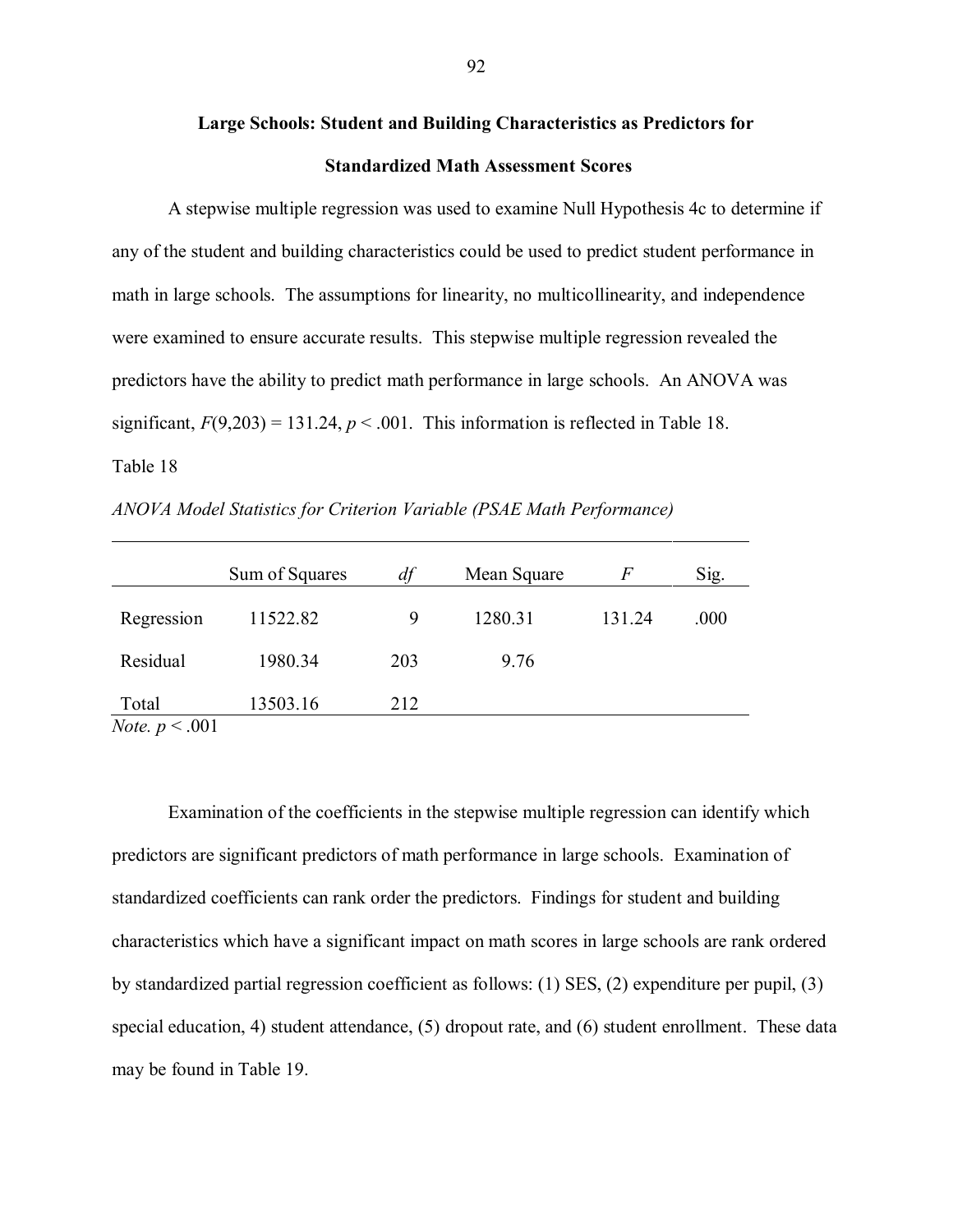**Large Schools: Student and Building Characteristics as Predictors for Standardized Math Assessment Scores**

A stepwise multiple regression was used to examine Null Hypothesis 4c to determine if any of the student and building characteristics could be used to predict student performance in math in large schools. The assumptions for linearity, no multicollinearity, and independence were examined to ensure accurate results. This stepwise multiple regression revealed the predictors have the ability to predict math performance in large schools. An ANOVA was significant, $F(9,203) = 131.24$, $p < .001$. This information is reflected in Table 18.

Table 18

*ANOVA Model Statistics for Criterion Variable (PSAE Math Performance)*

| | Sum of Squares | *df* | Mean Square | *F* | Sig. |
|---|---|---|---|---|---|
| Regression | 11522.82 | 9 | 1280.31 | 131.24 | .000 |
| Residual | 1980.34 | 203 | 9.76 | | |
| Total | 13503.16 | 212 | | | |

*Note.* $p < .001$

Examination of the coefficients in the stepwise multiple regression can identify which predictors are significant predictors of math performance in large schools. Examination of standardized coefficients can rank order the predictors. Findings for student and building characteristics which have a significant impact on math scores in large schools are rank ordered by standardized partial regression coefficient as follows: (1) SES, (2) expenditure per pupil, (3) special education, 4) student attendance, (5) dropout rate, and (6) student enrollment. These data may be found in Table 19.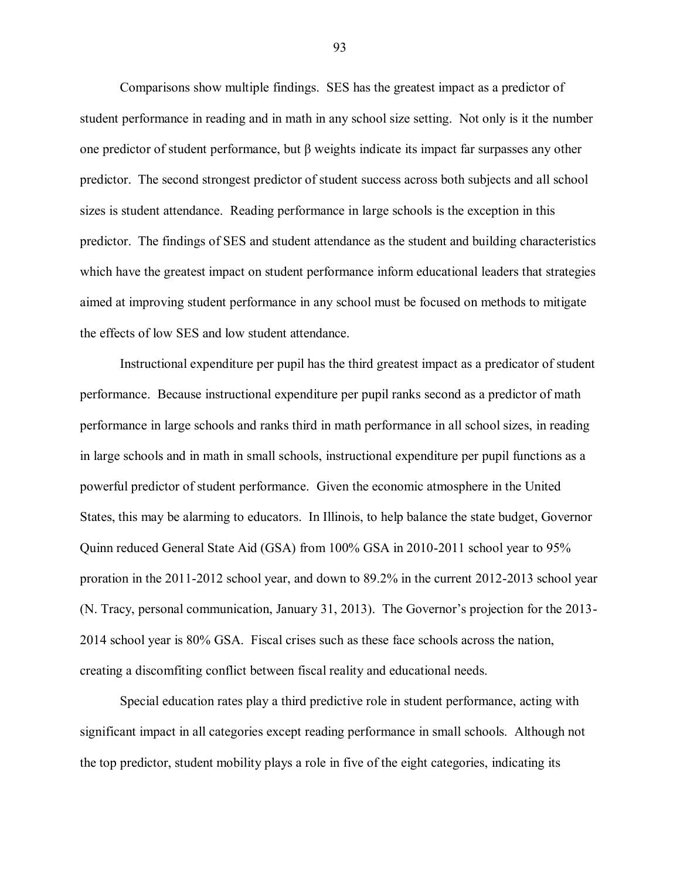Comparisons show multiple findings. SES has the greatest impact as a predictor of student performance in reading and in math in any school size setting. Not only is it the number one predictor of student performance, but β weights indicate its impact far surpasses any other predictor. The second strongest predictor of student success across both subjects and all school sizes is student attendance. Reading performance in large schools is the exception in this predictor. The findings of SES and student attendance as the student and building characteristics which have the greatest impact on student performance inform educational leaders that strategies aimed at improving student performance in any school must be focused on methods to mitigate the effects of low SES and low student attendance.

Instructional expenditure per pupil has the third greatest impact as a predicator of student performance. Because instructional expenditure per pupil ranks second as a predictor of math performance in large schools and ranks third in math performance in all school sizes, in reading in large schools and in math in small schools, instructional expenditure per pupil functions as a powerful predictor of student performance. Given the economic atmosphere in the United States, this may be alarming to educators. In Illinois, to help balance the state budget, Governor Quinn reduced General State Aid (GSA) from 100% GSA in 2010-2011 school year to 95% proration in the 2011-2012 school year, and down to 89.2% in the current 2012-2013 school year (N. Tracy, personal communication, January 31, 2013). The Governor's projection for the 2013-2014 school year is 80% GSA. Fiscal crises such as these face schools across the nation, creating a discomfiting conflict between fiscal reality and educational needs.

Special education rates play a third predictive role in student performance, acting with significant impact in all categories except reading performance in small schools. Although not the top predictor, student mobility plays a role in five of the eight categories, indicating its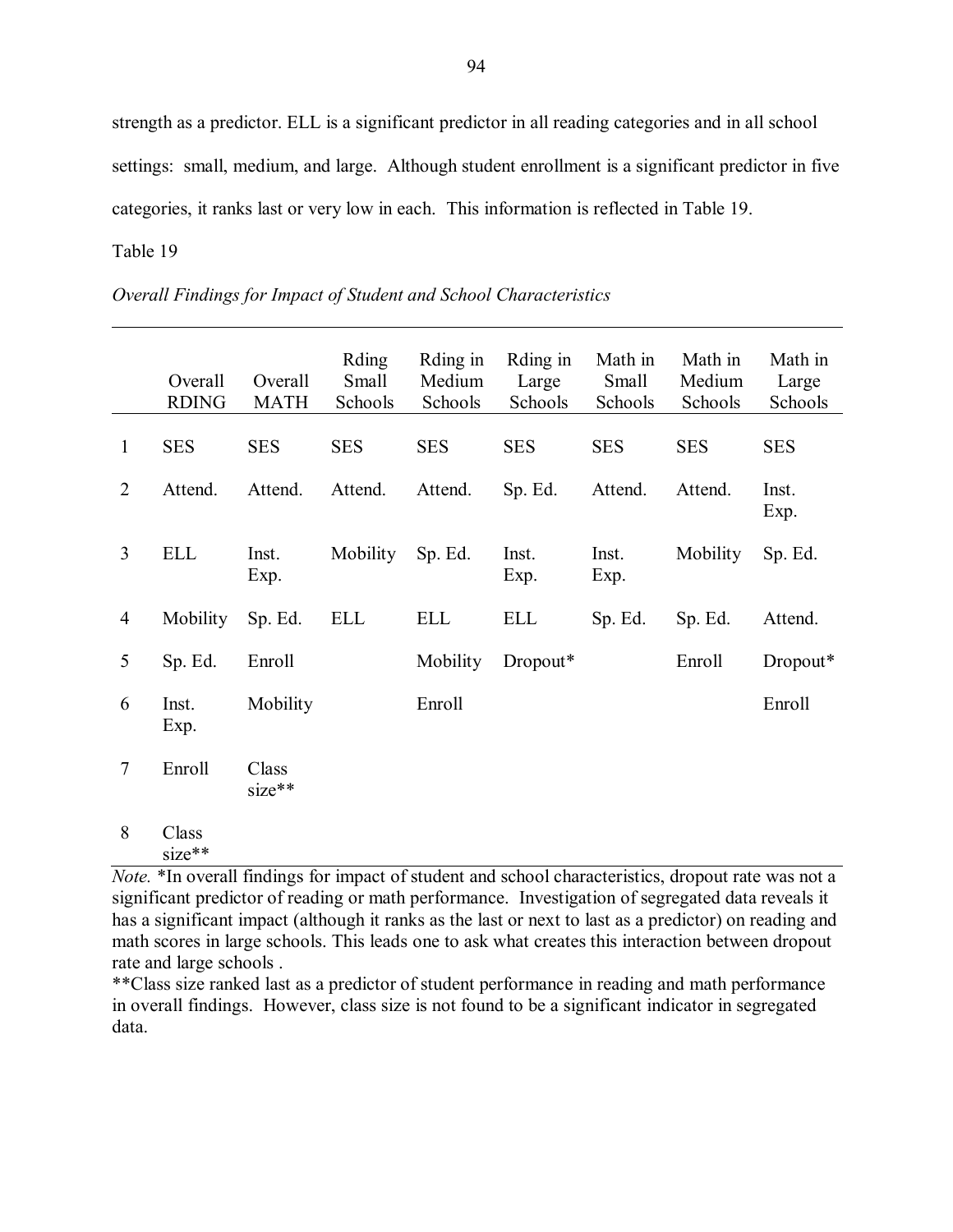strength as a predictor. ELL is a significant predictor in all reading categories and in all school settings: small, medium, and large. Although student enrollment is a significant predictor in five categories, it ranks last or very low in each. This information is reflected in Table 19.

Table 19

*Overall Findings for Impact of Student and School Characteristics*

| | Overall RDING | Overall MATH | Rding Small Schools | Rding in Medium Schools | Rding in Large Schools | Math in Small Schools | Math in Medium Schools | Math in Large Schools |
|---|---|---|---|---|---|---|---|---|
| 1 | SES | SES | SES | SES | SES | SES | SES | SES |
| 2 | Attend. | Attend. | Attend. | Attend. | Sp. Ed. | Attend. | Attend. | Inst. Exp. |
| 3 | ELL | Inst. Exp. | Mobility | Sp. Ed. | Inst. Exp. | Inst. Exp. | Mobility | Sp. Ed. |
| 4 | Mobility | Sp. Ed. | ELL | ELL | ELL | Sp. Ed. | Sp. Ed. | Attend. |
| 5 | Sp. Ed. | Enroll | | Mobility | Dropout* | | Enroll | Dropout* |
| 6 | Inst. Exp. | Mobility | | Enroll | | | | Enroll |
| 7 | Enroll | Class size** | | | | | | |
| 8 | Class size** | | | | | | | |

*Note.* *In overall findings for impact of student and school characteristics, dropout rate was not a significant predictor of reading or math performance. Investigation of segregated data reveals it has a significant impact (although it ranks as the last or next to last as a predictor) on reading and math scores in large schools. This leads one to ask what creates this interaction between dropout rate and large schools .

**Class size ranked last as a predictor of student performance in reading and math performance in overall findings. However, class size is not found to be a significant indicator in segregated data.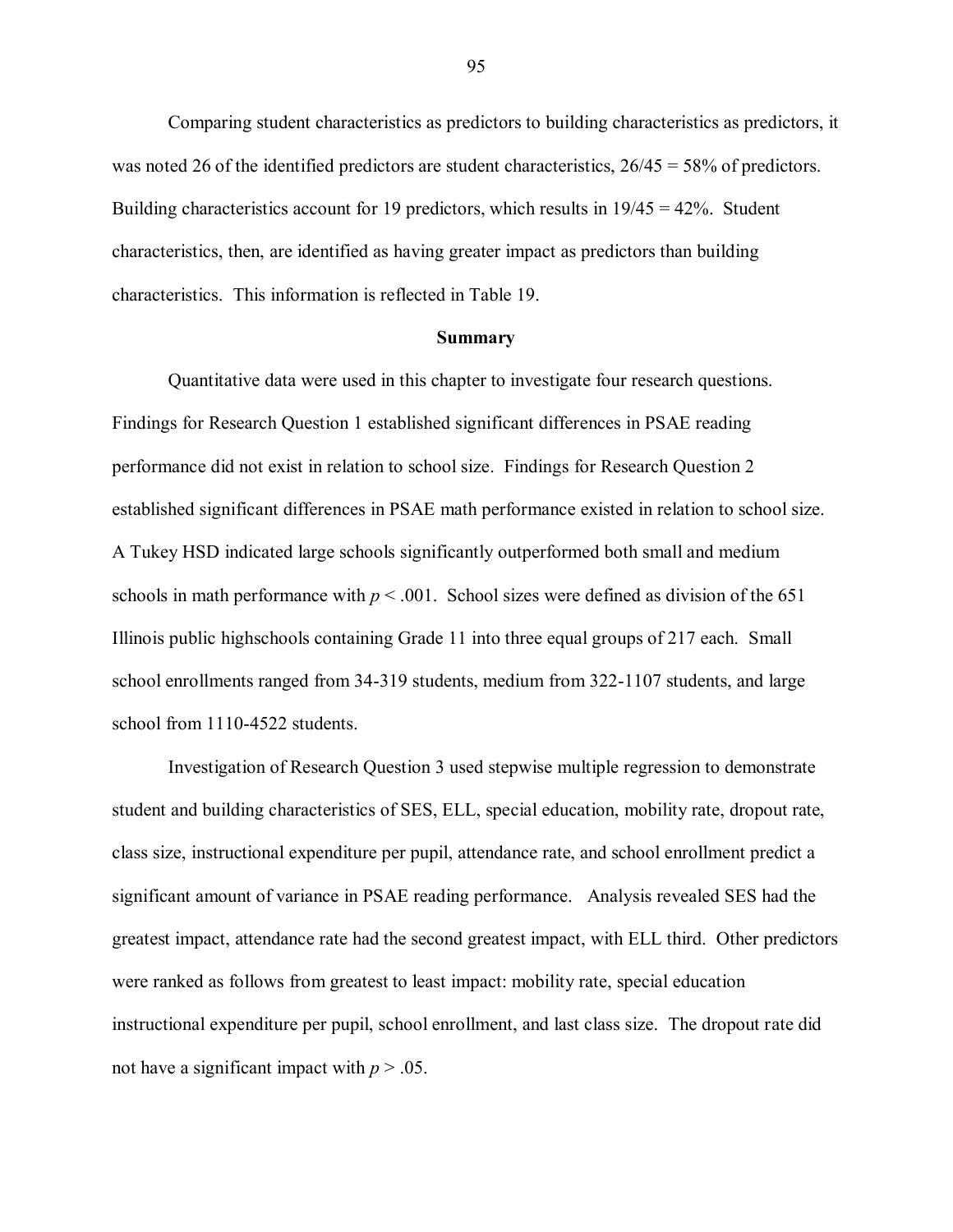Comparing student characteristics as predictors to building characteristics as predictors, it was noted 26 of the identified predictors are student characteristics, 26/45 = 58% of predictors. Building characteristics account for 19 predictors, which results in 19/45 = 42%. Student characteristics, then, are identified as having greater impact as predictors than building characteristics. This information is reflected in Table 19.

## Summary

Quantitative data were used in this chapter to investigate four research questions. Findings for Research Question 1 established significant differences in PSAE reading performance did not exist in relation to school size. Findings for Research Question 2 established significant differences in PSAE math performance existed in relation to school size. A Tukey HSD indicated large schools significantly outperformed both small and medium schools in math performance with $p < .001$. School sizes were defined as division of the 651 Illinois public highschools containing Grade 11 into three equal groups of 217 each. Small school enrollments ranged from 34-319 students, medium from 322-1107 students, and large school from 1110-4522 students.

Investigation of Research Question 3 used stepwise multiple regression to demonstrate student and building characteristics of SES, ELL, special education, mobility rate, dropout rate, class size, instructional expenditure per pupil, attendance rate, and school enrollment predict a significant amount of variance in PSAE reading performance. Analysis revealed SES had the greatest impact, attendance rate had the second greatest impact, with ELL third. Other predictors were ranked as follows from greatest to least impact: mobility rate, special education instructional expenditure per pupil, school enrollment, and last class size. The dropout rate did not have a significant impact with $p > .05$.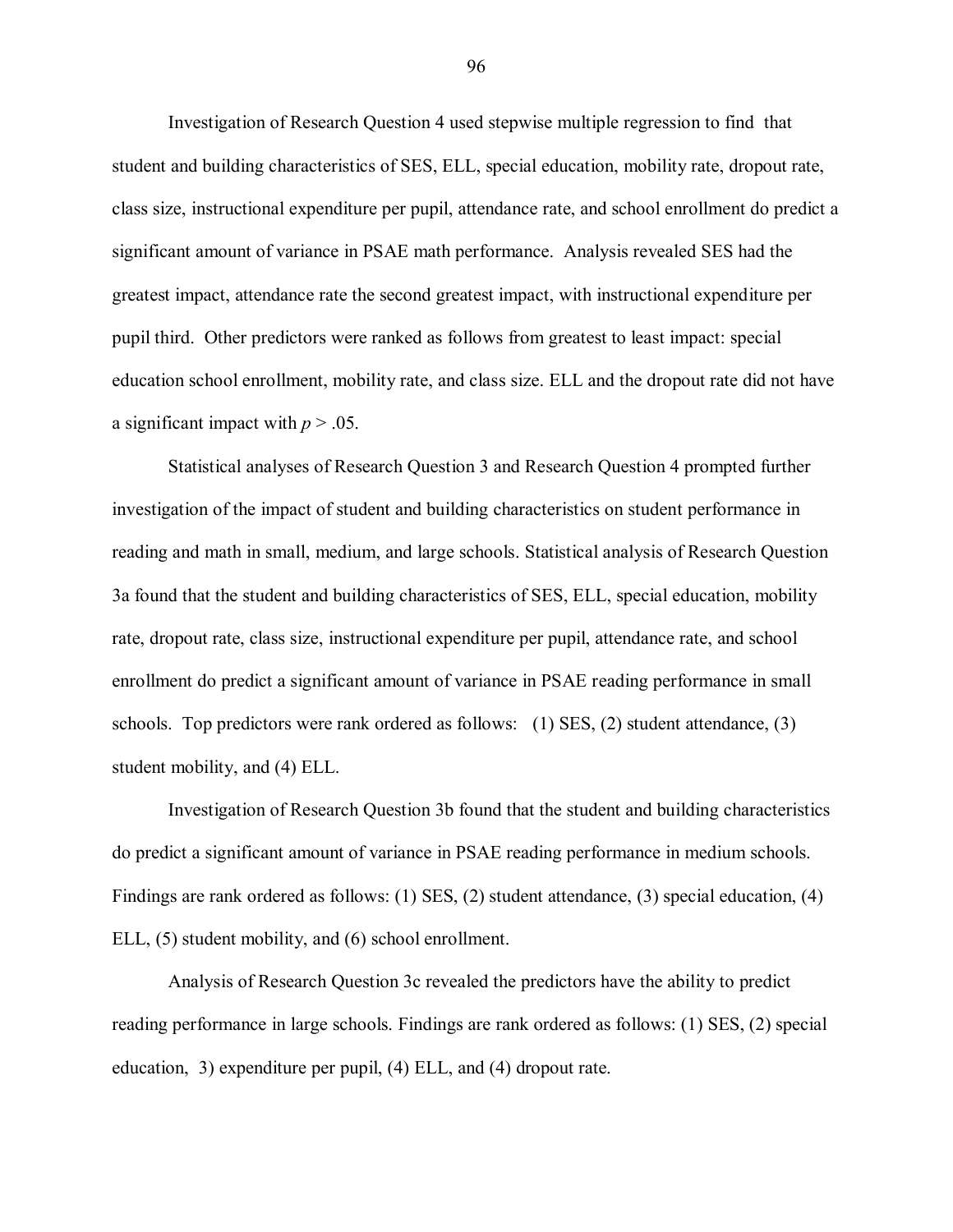Investigation of Research Question 4 used stepwise multiple regression to find that student and building characteristics of SES, ELL, special education, mobility rate, dropout rate, class size, instructional expenditure per pupil, attendance rate, and school enrollment do predict a significant amount of variance in PSAE math performance. Analysis revealed SES had the greatest impact, attendance rate the second greatest impact, with instructional expenditure per pupil third. Other predictors were ranked as follows from greatest to least impact: special education school enrollment, mobility rate, and class size. ELL and the dropout rate did not have a significant impact with $p > .05$.

Statistical analyses of Research Question 3 and Research Question 4 prompted further investigation of the impact of student and building characteristics on student performance in reading and math in small, medium, and large schools. Statistical analysis of Research Question 3a found that the student and building characteristics of SES, ELL, special education, mobility rate, dropout rate, class size, instructional expenditure per pupil, attendance rate, and school enrollment do predict a significant amount of variance in PSAE reading performance in small schools. Top predictors were rank ordered as follows: (1) SES, (2) student attendance, (3) student mobility, and (4) ELL.

Investigation of Research Question 3b found that the student and building characteristics do predict a significant amount of variance in PSAE reading performance in medium schools. Findings are rank ordered as follows: (1) SES, (2) student attendance, (3) special education, (4) ELL, (5) student mobility, and (6) school enrollment.

Analysis of Research Question 3c revealed the predictors have the ability to predict reading performance in large schools. Findings are rank ordered as follows: (1) SES, (2) special education, 3) expenditure per pupil, (4) ELL, and (4) dropout rate.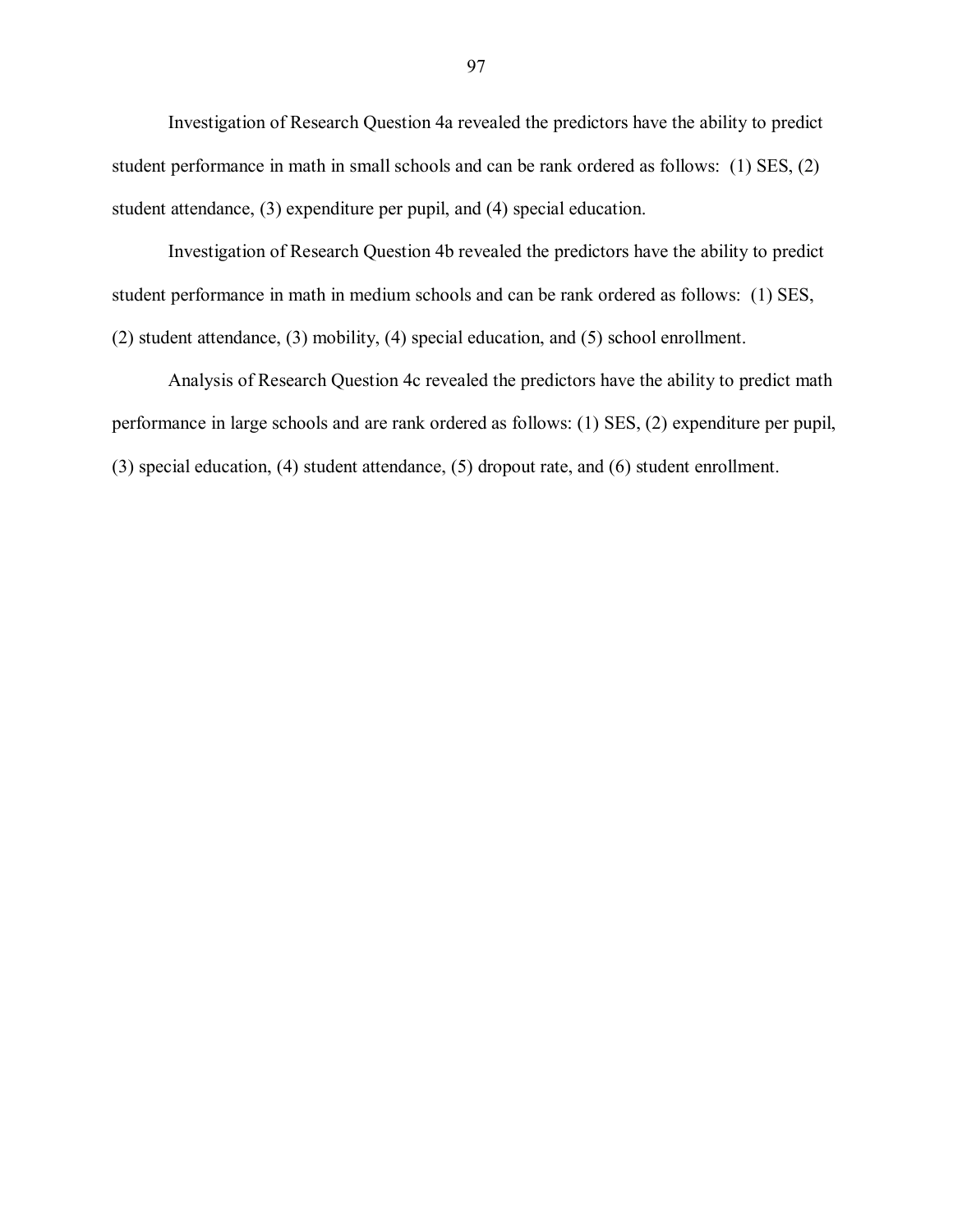Investigation of Research Question 4a revealed the predictors have the ability to predict student performance in math in small schools and can be rank ordered as follows: (1) SES, (2) student attendance, (3) expenditure per pupil, and (4) special education.

Investigation of Research Question 4b revealed the predictors have the ability to predict student performance in math in medium schools and can be rank ordered as follows: (1) SES, (2) student attendance, (3) mobility, (4) special education, and (5) school enrollment.

Analysis of Research Question 4c revealed the predictors have the ability to predict math performance in large schools and are rank ordered as follows: (1) SES, (2) expenditure per pupil, (3) special education, (4) student attendance, (5) dropout rate, and (6) student enrollment.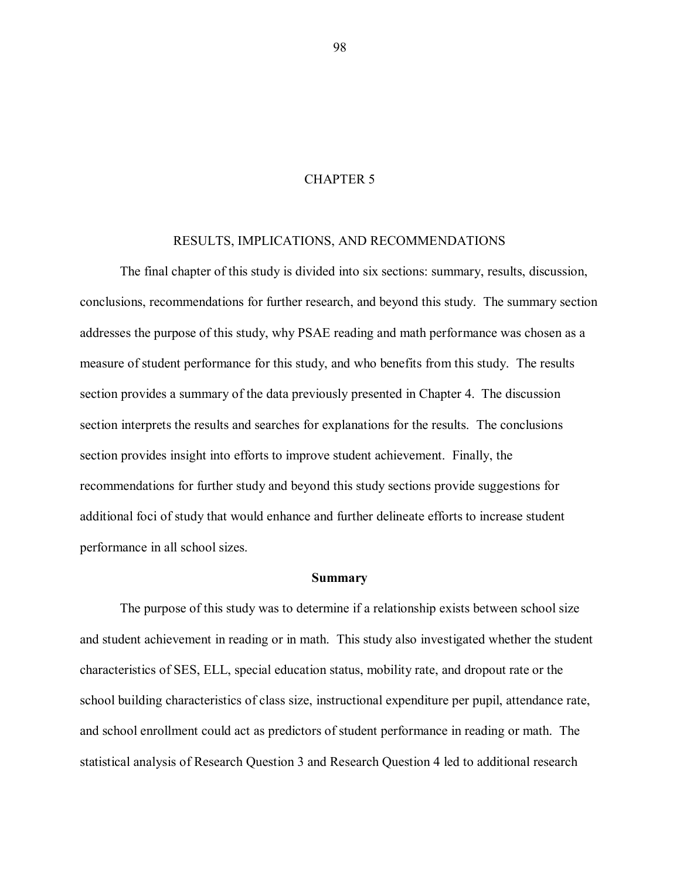# CHAPTER 5

## RESULTS, IMPLICATIONS, AND RECOMMENDATIONS

The final chapter of this study is divided into six sections: summary, results, discussion, conclusions, recommendations for further research, and beyond this study. The summary section addresses the purpose of this study, why PSAE reading and math performance was chosen as a measure of student performance for this study, and who benefits from this study. The results section provides a summary of the data previously presented in Chapter 4. The discussion section interprets the results and searches for explanations for the results. The conclusions section provides insight into efforts to improve student achievement. Finally, the recommendations for further study and beyond this study sections provide suggestions for additional foci of study that would enhance and further delineate efforts to increase student performance in all school sizes.

### Summary

The purpose of this study was to determine if a relationship exists between school size and student achievement in reading or in math. This study also investigated whether the student characteristics of SES, ELL, special education status, mobility rate, and dropout rate or the school building characteristics of class size, instructional expenditure per pupil, attendance rate, and school enrollment could act as predictors of student performance in reading or math. The statistical analysis of Research Question 3 and Research Question 4 led to additional research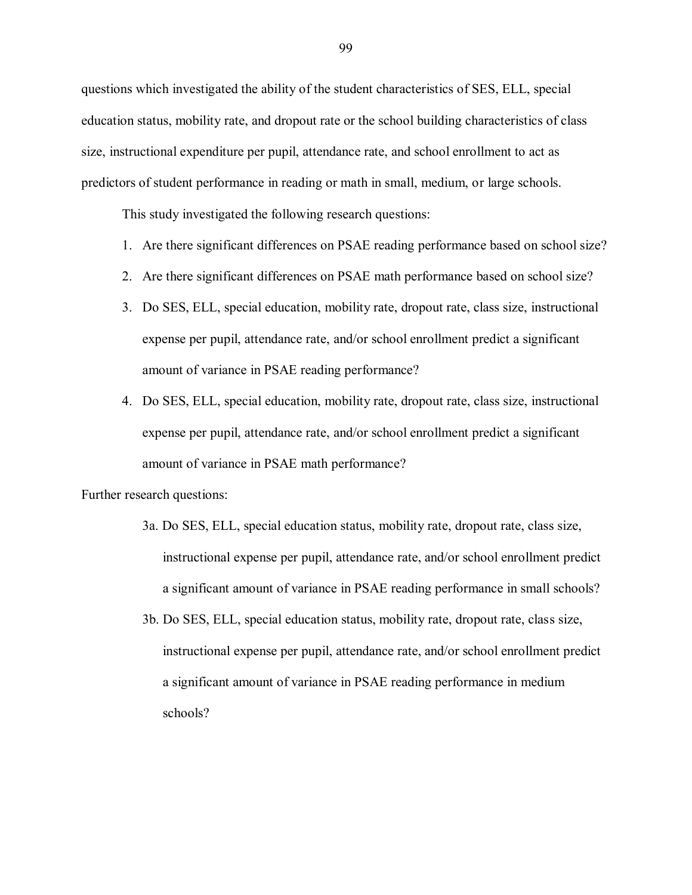questions which investigated the ability of the student characteristics of SES, ELL, special education status, mobility rate, and dropout rate or the school building characteristics of class size, instructional expenditure per pupil, attendance rate, and school enrollment to act as predictors of student performance in reading or math in small, medium, or large schools.

This study investigated the following research questions:

1. Are there significant differences on PSAE reading performance based on school size?
2. Are there significant differences on PSAE math performance based on school size?
3. Do SES, ELL, special education, mobility rate, dropout rate, class size, instructional expense per pupil, attendance rate, and/or school enrollment predict a significant amount of variance in PSAE reading performance?
4. Do SES, ELL, special education, mobility rate, dropout rate, class size, instructional expense per pupil, attendance rate, and/or school enrollment predict a significant amount of variance in PSAE math performance?

Further research questions:

3a. Do SES, ELL, special education status, mobility rate, dropout rate, class size, instructional expense per pupil, attendance rate, and/or school enrollment predict a significant amount of variance in PSAE reading performance in small schools?

3b. Do SES, ELL, special education status, mobility rate, dropout rate, class size, instructional expense per pupil, attendance rate, and/or school enrollment predict a significant amount of variance in PSAE reading performance in medium schools?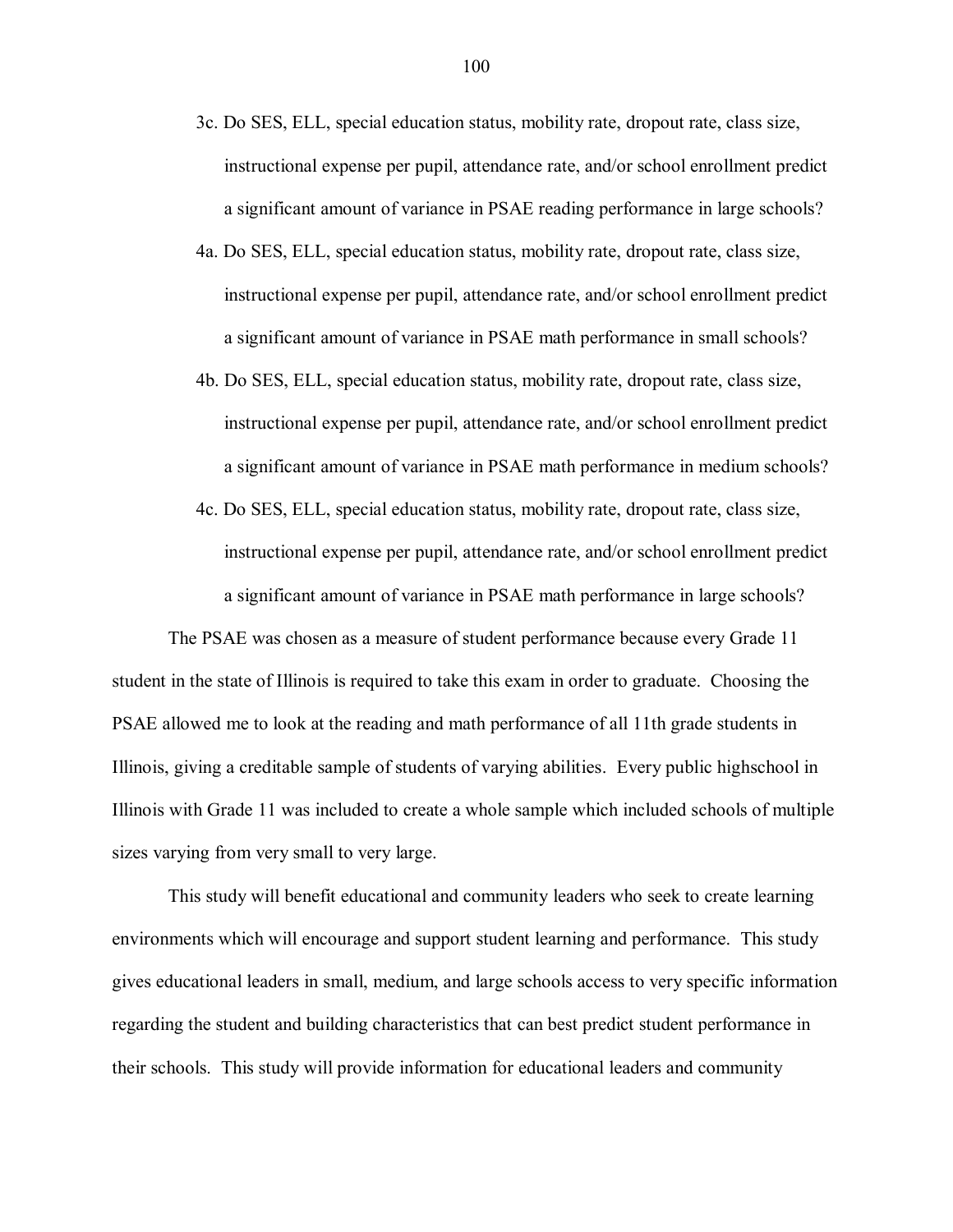3c. Do SES, ELL, special education status, mobility rate, dropout rate, class size, instructional expense per pupil, attendance rate, and/or school enrollment predict a significant amount of variance in PSAE reading performance in large schools?

4a. Do SES, ELL, special education status, mobility rate, dropout rate, class size, instructional expense per pupil, attendance rate, and/or school enrollment predict a significant amount of variance in PSAE math performance in small schools?

4b. Do SES, ELL, special education status, mobility rate, dropout rate, class size, instructional expense per pupil, attendance rate, and/or school enrollment predict a significant amount of variance in PSAE math performance in medium schools?

4c. Do SES, ELL, special education status, mobility rate, dropout rate, class size, instructional expense per pupil, attendance rate, and/or school enrollment predict a significant amount of variance in PSAE math performance in large schools?

The PSAE was chosen as a measure of student performance because every Grade 11 student in the state of Illinois is required to take this exam in order to graduate. Choosing the PSAE allowed me to look at the reading and math performance of all 11th grade students in Illinois, giving a creditable sample of students of varying abilities. Every public highschool in Illinois with Grade 11 was included to create a whole sample which included schools of multiple sizes varying from very small to very large.

This study will benefit educational and community leaders who seek to create learning environments which will encourage and support student learning and performance. This study gives educational leaders in small, medium, and large schools access to very specific information regarding the student and building characteristics that can best predict student performance in their schools. This study will provide information for educational leaders and community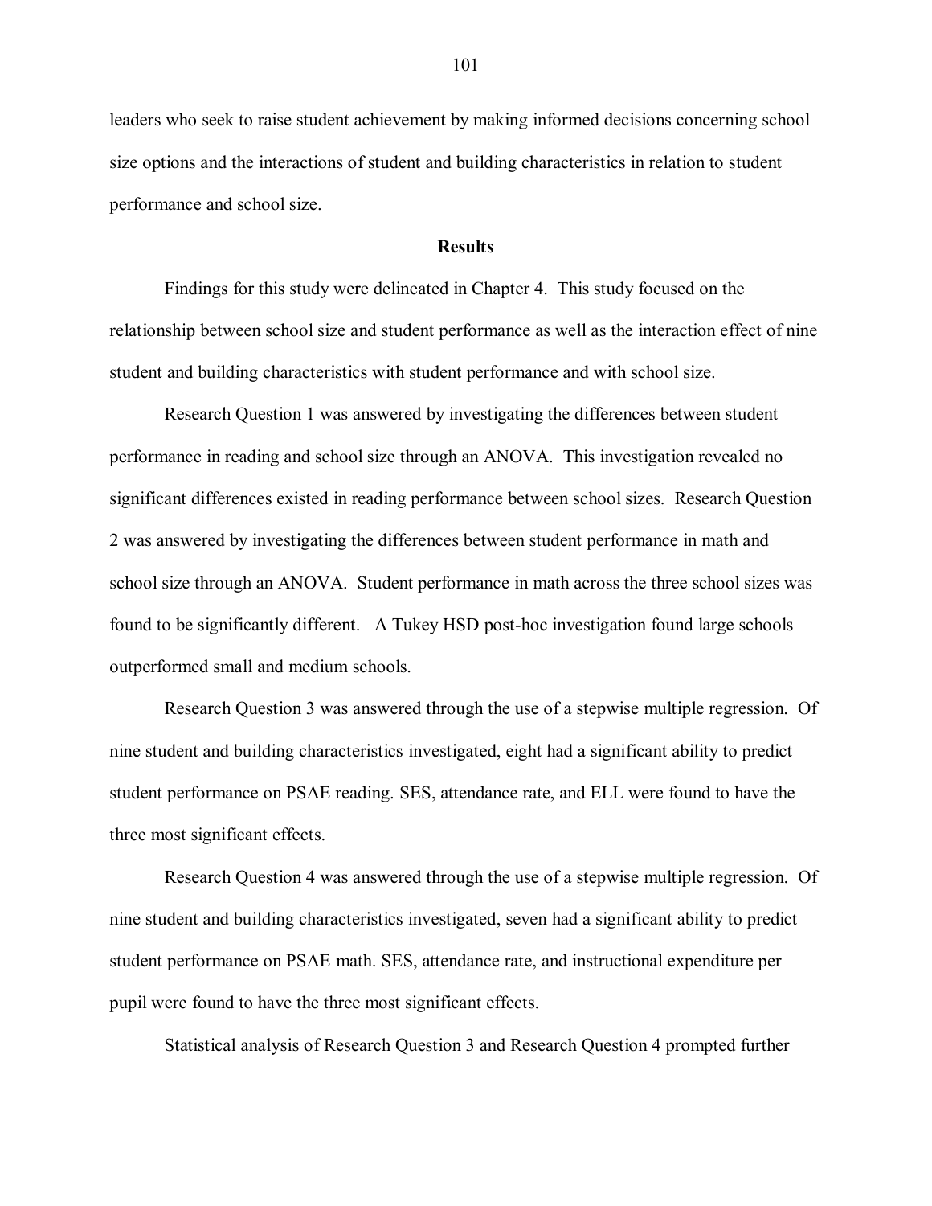leaders who seek to raise student achievement by making informed decisions concerning school size options and the interactions of student and building characteristics in relation to student performance and school size.

## Results

Findings for this study were delineated in Chapter 4. This study focused on the relationship between school size and student performance as well as the interaction effect of nine student and building characteristics with student performance and with school size.

Research Question 1 was answered by investigating the differences between student performance in reading and school size through an ANOVA. This investigation revealed no significant differences existed in reading performance between school sizes. Research Question 2 was answered by investigating the differences between student performance in math and school size through an ANOVA. Student performance in math across the three school sizes was found to be significantly different. A Tukey HSD post-hoc investigation found large schools outperformed small and medium schools.

Research Question 3 was answered through the use of a stepwise multiple regression. Of nine student and building characteristics investigated, eight had a significant ability to predict student performance on PSAE reading. SES, attendance rate, and ELL were found to have the three most significant effects.

Research Question 4 was answered through the use of a stepwise multiple regression. Of nine student and building characteristics investigated, seven had a significant ability to predict student performance on PSAE math. SES, attendance rate, and instructional expenditure per pupil were found to have the three most significant effects.

Statistical analysis of Research Question 3 and Research Question 4 prompted further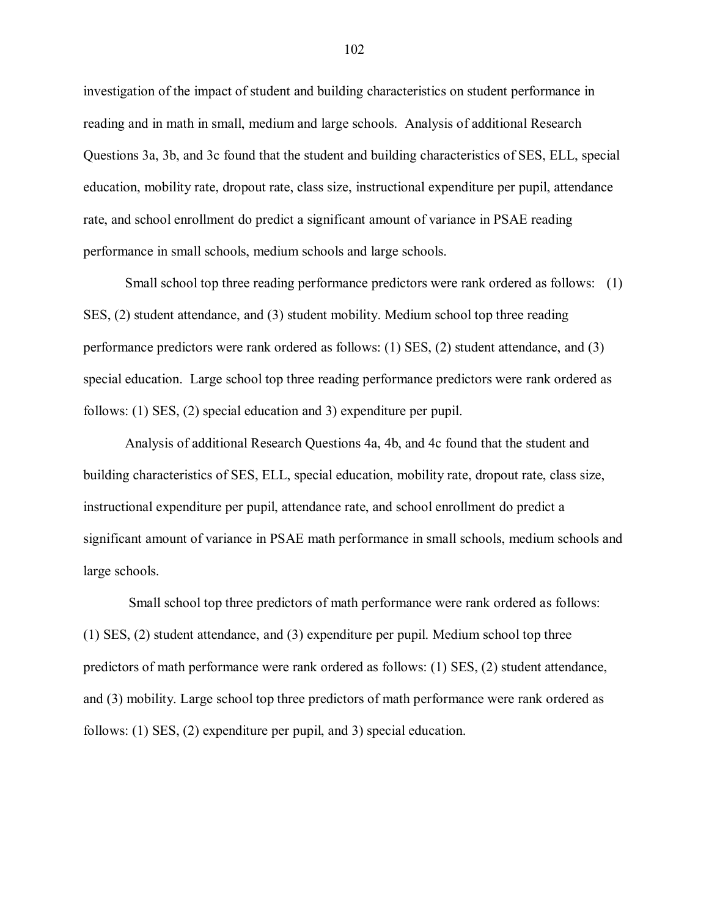investigation of the impact of student and building characteristics on student performance in reading and in math in small, medium and large schools. Analysis of additional Research Questions 3a, 3b, and 3c found that the student and building characteristics of SES, ELL, special education, mobility rate, dropout rate, class size, instructional expenditure per pupil, attendance rate, and school enrollment do predict a significant amount of variance in PSAE reading performance in small schools, medium schools and large schools.

Small school top three reading performance predictors were rank ordered as follows: (1) SES, (2) student attendance, and (3) student mobility. Medium school top three reading performance predictors were rank ordered as follows: (1) SES, (2) student attendance, and (3) special education. Large school top three reading performance predictors were rank ordered as follows: (1) SES, (2) special education and 3) expenditure per pupil.

Analysis of additional Research Questions 4a, 4b, and 4c found that the student and building characteristics of SES, ELL, special education, mobility rate, dropout rate, class size, instructional expenditure per pupil, attendance rate, and school enrollment do predict a significant amount of variance in PSAE math performance in small schools, medium schools and large schools.

Small school top three predictors of math performance were rank ordered as follows: (1) SES, (2) student attendance, and (3) expenditure per pupil. Medium school top three predictors of math performance were rank ordered as follows: (1) SES, (2) student attendance, and (3) mobility. Large school top three predictors of math performance were rank ordered as follows: (1) SES, (2) expenditure per pupil, and 3) special education.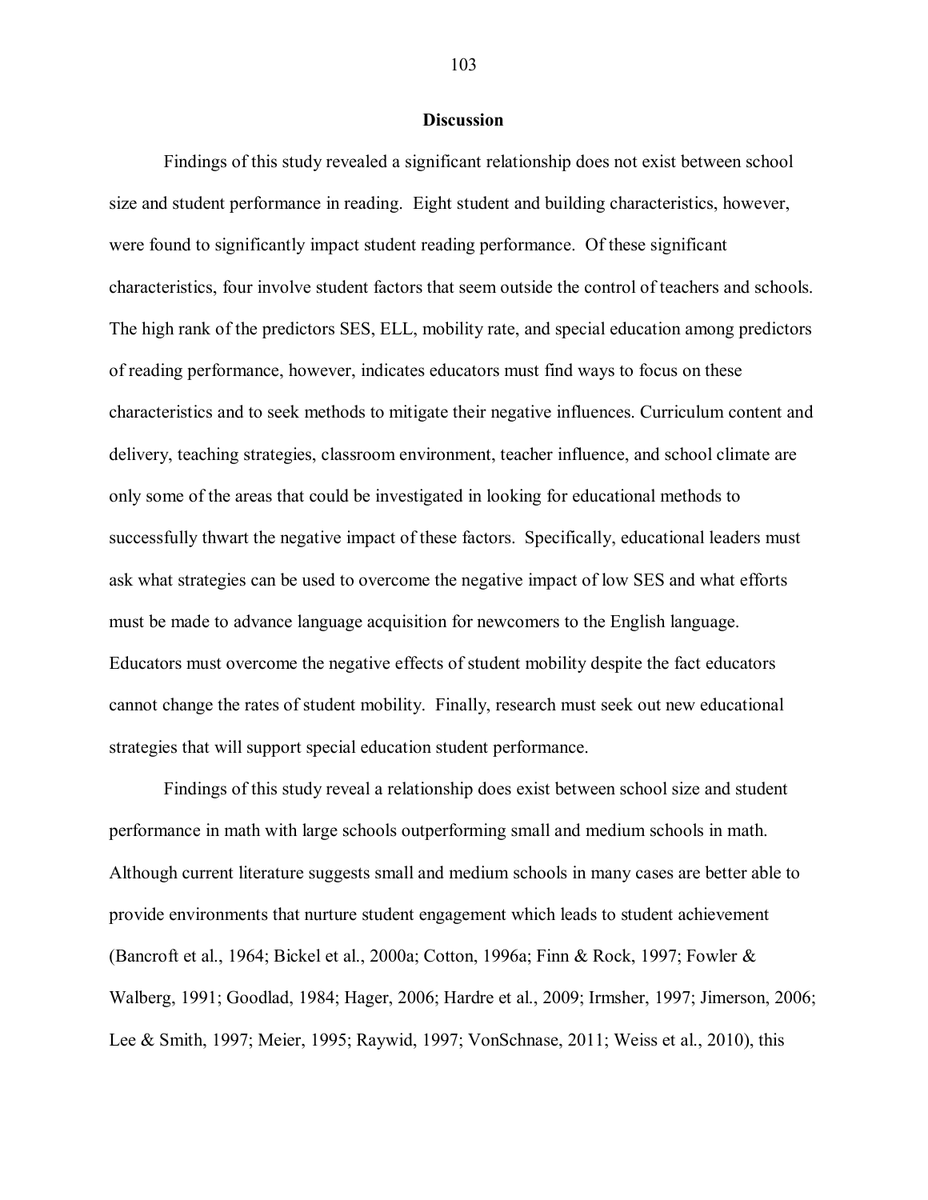## Discussion

Findings of this study revealed a significant relationship does not exist between school size and student performance in reading. Eight student and building characteristics, however, were found to significantly impact student reading performance. Of these significant characteristics, four involve student factors that seem outside the control of teachers and schools. The high rank of the predictors SES, ELL, mobility rate, and special education among predictors of reading performance, however, indicates educators must find ways to focus on these characteristics and to seek methods to mitigate their negative influences. Curriculum content and delivery, teaching strategies, classroom environment, teacher influence, and school climate are only some of the areas that could be investigated in looking for educational methods to successfully thwart the negative impact of these factors. Specifically, educational leaders must ask what strategies can be used to overcome the negative impact of low SES and what efforts must be made to advance language acquisition for newcomers to the English language. Educators must overcome the negative effects of student mobility despite the fact educators cannot change the rates of student mobility. Finally, research must seek out new educational strategies that will support special education student performance.

Findings of this study reveal a relationship does exist between school size and student performance in math with large schools outperforming small and medium schools in math. Although current literature suggests small and medium schools in many cases are better able to provide environments that nurture student engagement which leads to student achievement (Bancroft et al., 1964; Bickel et al., 2000a; Cotton, 1996a; Finn & Rock, 1997; Fowler & Walberg, 1991; Goodlad, 1984; Hager, 2006; Hardre et al., 2009; Irmsher, 1997; Jimerson, 2006; Lee & Smith, 1997; Meier, 1995; Raywid, 1997; VonSchnase, 2011; Weiss et al., 2010), this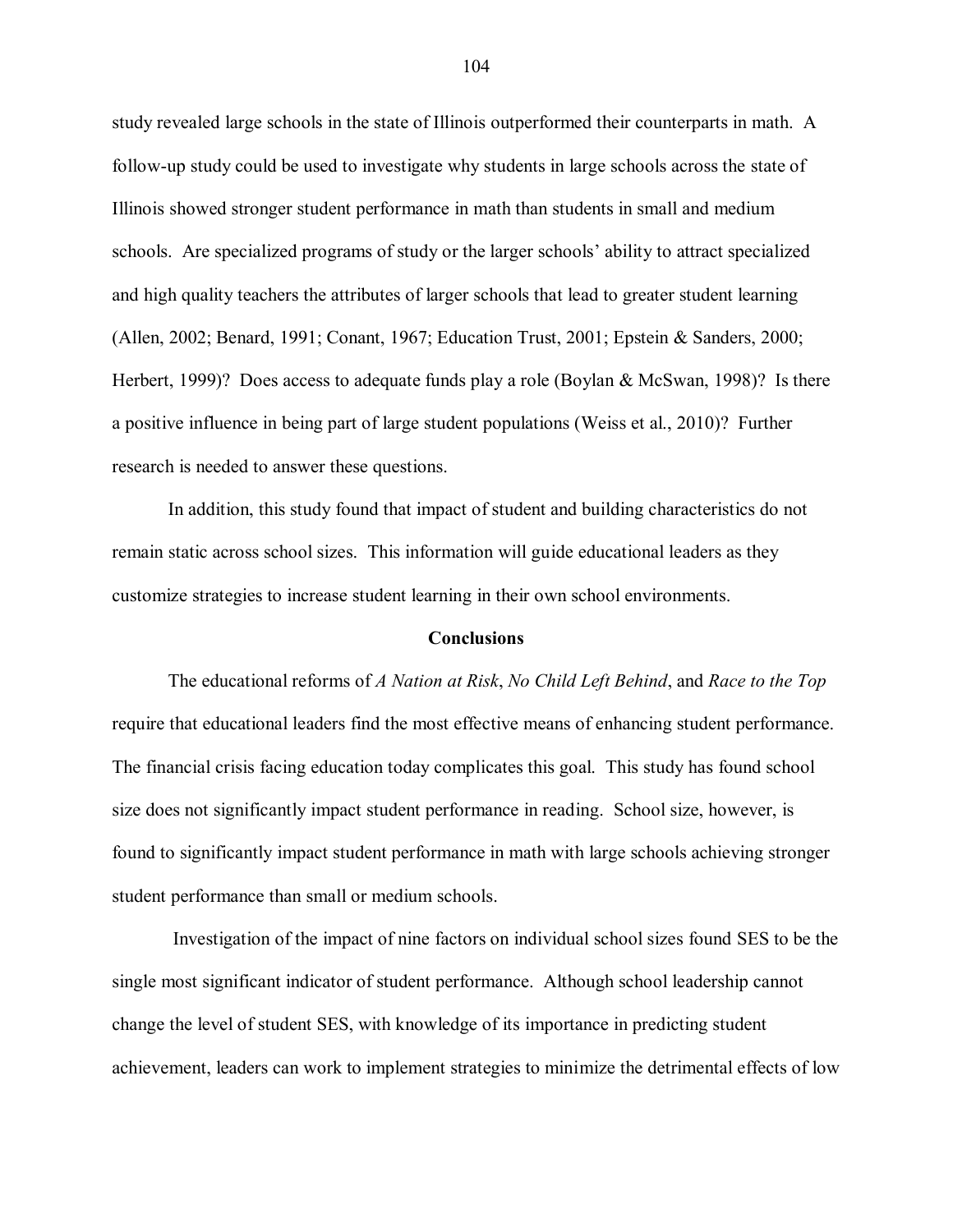study revealed large schools in the state of Illinois outperformed their counterparts in math. A follow-up study could be used to investigate why students in large schools across the state of Illinois showed stronger student performance in math than students in small and medium schools. Are specialized programs of study or the larger schools' ability to attract specialized and high quality teachers the attributes of larger schools that lead to greater student learning (Allen, 2002; Benard, 1991; Conant, 1967; Education Trust, 2001; Epstein & Sanders, 2000; Herbert, 1999)? Does access to adequate funds play a role (Boylan & McSwan, 1998)? Is there a positive influence in being part of large student populations (Weiss et al., 2010)? Further research is needed to answer these questions.

In addition, this study found that impact of student and building characteristics do not remain static across school sizes. This information will guide educational leaders as they customize strategies to increase student learning in their own school environments.

## Conclusions

The educational reforms of *A Nation at Risk*, *No Child Left Behind*, and *Race to the Top* require that educational leaders find the most effective means of enhancing student performance. The financial crisis facing education today complicates this goal. This study has found school size does not significantly impact student performance in reading. School size, however, is found to significantly impact student performance in math with large schools achieving stronger student performance than small or medium schools.

Investigation of the impact of nine factors on individual school sizes found SES to be the single most significant indicator of student performance. Although school leadership cannot change the level of student SES, with knowledge of its importance in predicting student achievement, leaders can work to implement strategies to minimize the detrimental effects of low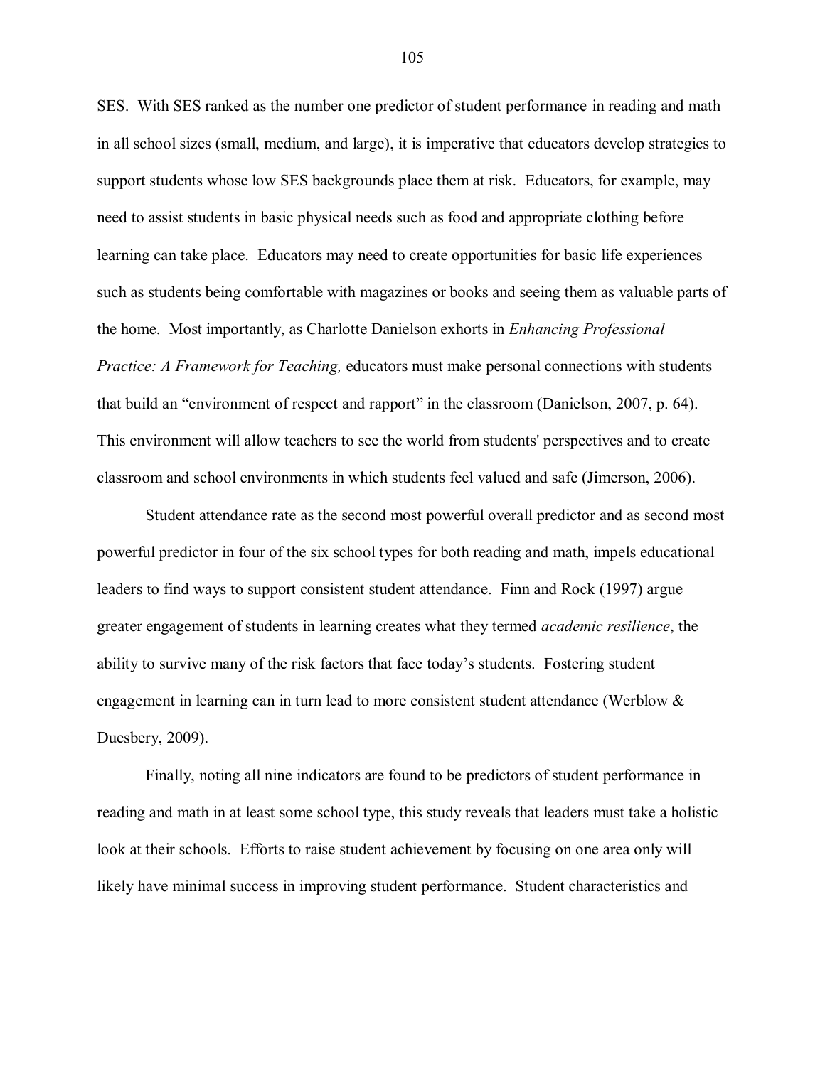SES. With SES ranked as the number one predictor of student performance in reading and math in all school sizes (small, medium, and large), it is imperative that educators develop strategies to support students whose low SES backgrounds place them at risk. Educators, for example, may need to assist students in basic physical needs such as food and appropriate clothing before learning can take place. Educators may need to create opportunities for basic life experiences such as students being comfortable with magazines or books and seeing them as valuable parts of the home. Most importantly, as Charlotte Danielson exhorts in *Enhancing Professional Practice: A Framework for Teaching,* educators must make personal connections with students that build an "environment of respect and rapport" in the classroom (Danielson, 2007, p. 64). This environment will allow teachers to see the world from students' perspectives and to create classroom and school environments in which students feel valued and safe (Jimerson, 2006).

Student attendance rate as the second most powerful overall predictor and as second most powerful predictor in four of the six school types for both reading and math, impels educational leaders to find ways to support consistent student attendance. Finn and Rock (1997) argue greater engagement of students in learning creates what they termed *academic resilience*, the ability to survive many of the risk factors that face today's students. Fostering student engagement in learning can in turn lead to more consistent student attendance (Werblow & Duesbery, 2009).

Finally, noting all nine indicators are found to be predictors of student performance in reading and math in at least some school type, this study reveals that leaders must take a holistic look at their schools. Efforts to raise student achievement by focusing on one area only will likely have minimal success in improving student performance. Student characteristics and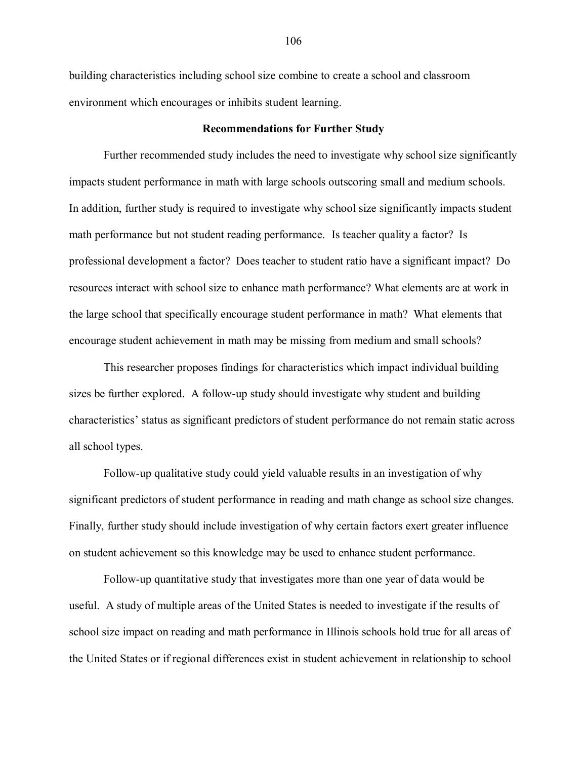building characteristics including school size combine to create a school and classroom environment which encourages or inhibits student learning.

## Recommendations for Further Study

Further recommended study includes the need to investigate why school size significantly impacts student performance in math with large schools outscoring small and medium schools. In addition, further study is required to investigate why school size significantly impacts student math performance but not student reading performance. Is teacher quality a factor? Is professional development a factor? Does teacher to student ratio have a significant impact? Do resources interact with school size to enhance math performance? What elements are at work in the large school that specifically encourage student performance in math? What elements that encourage student achievement in math may be missing from medium and small schools?

This researcher proposes findings for characteristics which impact individual building sizes be further explored. A follow-up study should investigate why student and building characteristics' status as significant predictors of student performance do not remain static across all school types.

Follow-up qualitative study could yield valuable results in an investigation of why significant predictors of student performance in reading and math change as school size changes. Finally, further study should include investigation of why certain factors exert greater influence on student achievement so this knowledge may be used to enhance student performance.

Follow-up quantitative study that investigates more than one year of data would be useful. A study of multiple areas of the United States is needed to investigate if the results of school size impact on reading and math performance in Illinois schools hold true for all areas of the United States or if regional differences exist in student achievement in relationship to school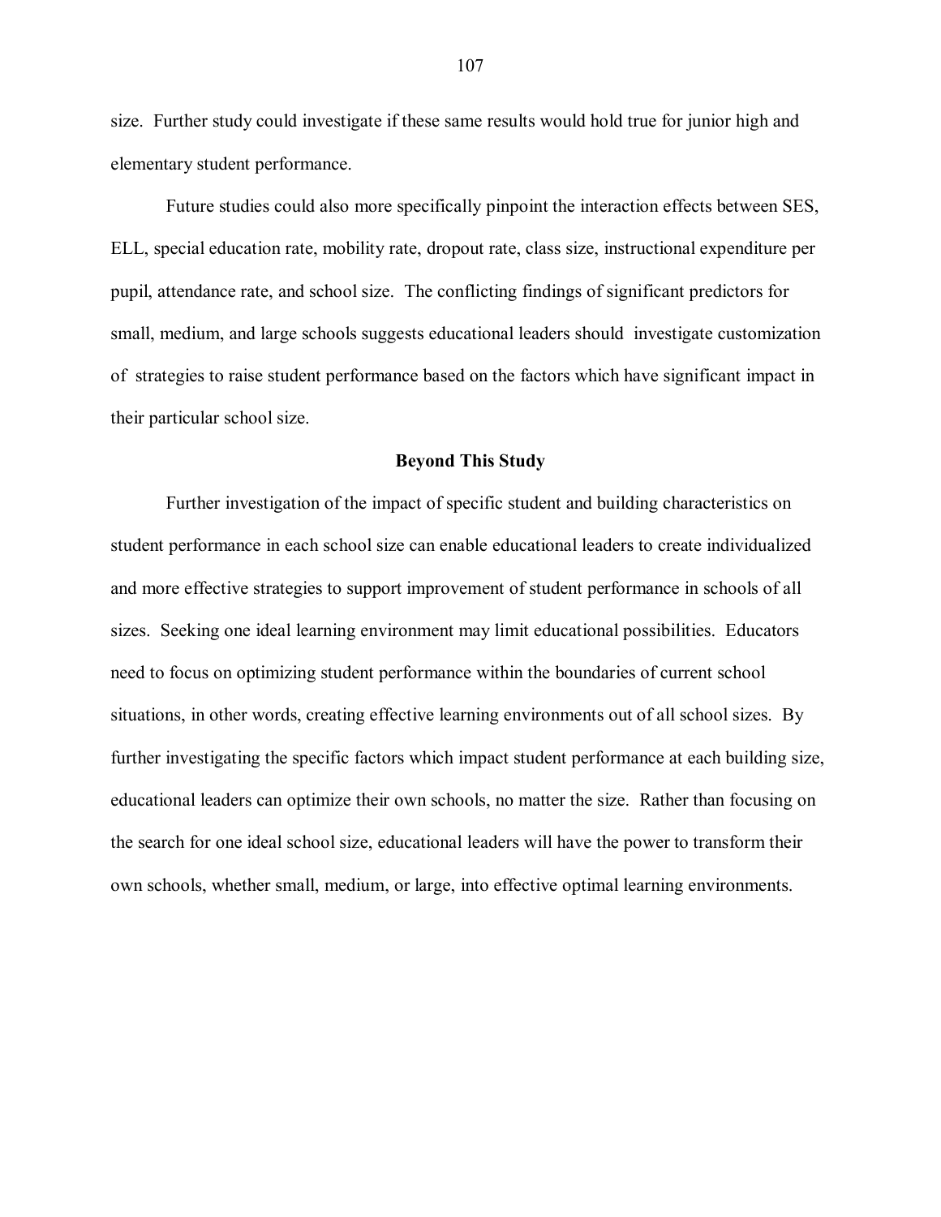size. Further study could investigate if these same results would hold true for junior high and elementary student performance.

Future studies could also more specifically pinpoint the interaction effects between SES, ELL, special education rate, mobility rate, dropout rate, class size, instructional expenditure per pupil, attendance rate, and school size. The conflicting findings of significant predictors for small, medium, and large schools suggests educational leaders should investigate customization of strategies to raise student performance based on the factors which have significant impact in their particular school size.

## Beyond This Study

Further investigation of the impact of specific student and building characteristics on student performance in each school size can enable educational leaders to create individualized and more effective strategies to support improvement of student performance in schools of all sizes. Seeking one ideal learning environment may limit educational possibilities. Educators need to focus on optimizing student performance within the boundaries of current school situations, in other words, creating effective learning environments out of all school sizes. By further investigating the specific factors which impact student performance at each building size, educational leaders can optimize their own schools, no matter the size. Rather than focusing on the search for one ideal school size, educational leaders will have the power to transform their own schools, whether small, medium, or large, into effective optimal learning environments.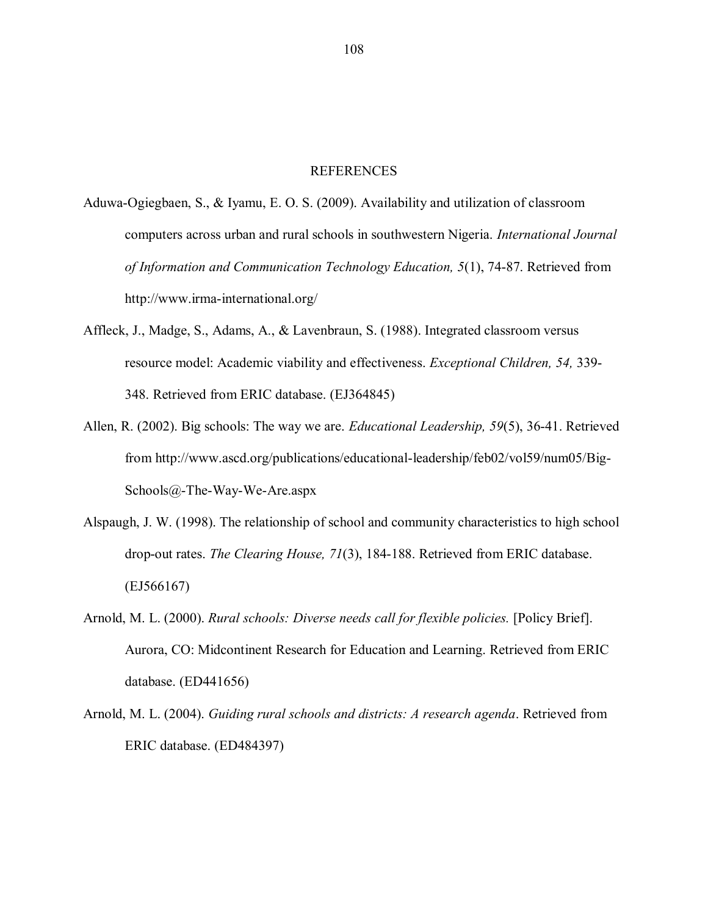# REFERENCES

Aduwa-Ogiegbaen, S., & Iyamu, E. O. S. (2009). Availability and utilization of classroom computers across urban and rural schools in southwestern Nigeria. *International Journal of Information and Communication Technology Education, 5*(1), 74-87. Retrieved from http://www.irma-international.org/

Affleck, J., Madge, S., Adams, A., & Lavenbraun, S. (1988). Integrated classroom versus resource model: Academic viability and effectiveness. *Exceptional Children, 54,* 339-348. Retrieved from ERIC database. (EJ364845)

Allen, R. (2002). Big schools: The way we are. *Educational Leadership, 59*(5), 36-41. Retrieved from http://www.ascd.org/publications/educational-leadership/feb02/vol59/num05/Big-Schools@-The-Way-We-Are.aspx

Alspaugh, J. W. (1998). The relationship of school and community characteristics to high school drop-out rates. *The Clearing House, 71*(3), 184-188. Retrieved from ERIC database. (EJ566167)

Arnold, M. L. (2000). *Rural schools: Diverse needs call for flexible policies.* [Policy Brief]. Aurora, CO: Midcontinent Research for Education and Learning. Retrieved from ERIC database. (ED441656)

Arnold, M. L. (2004). *Guiding rural schools and districts: A research agenda*. Retrieved from ERIC database. (ED484397)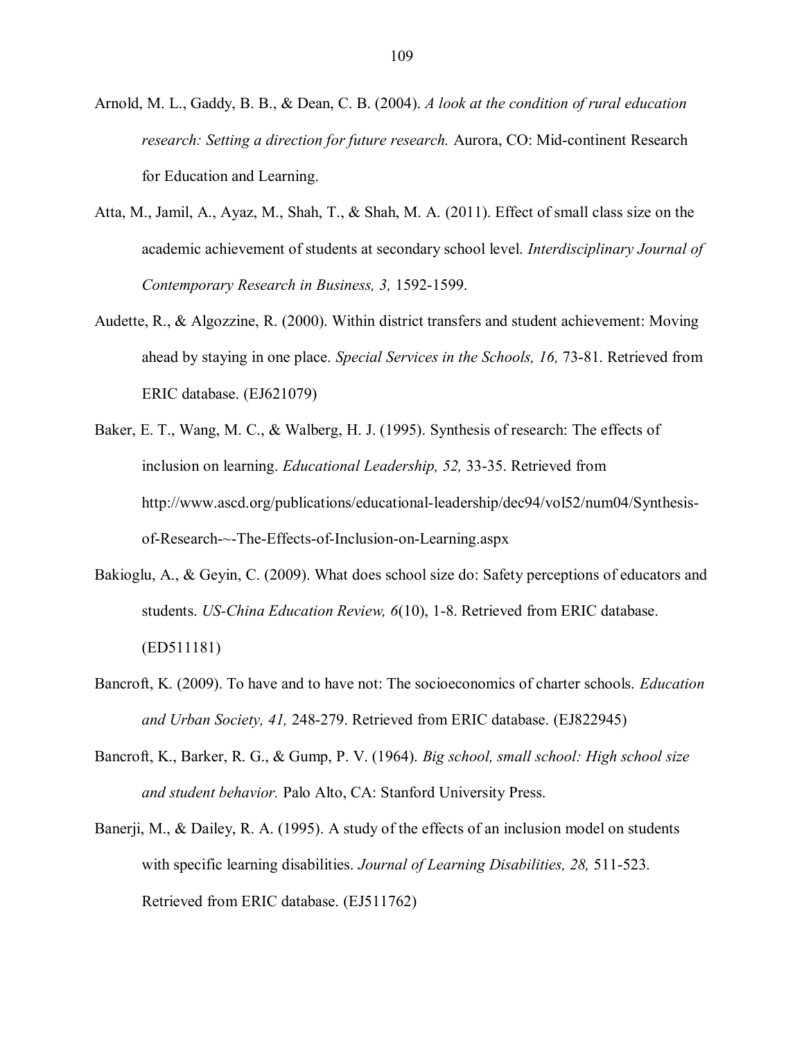Arnold, M. L., Gaddy, B. B., & Dean, C. B. (2004). *A look at the condition of rural education research: Setting a direction for future research.* Aurora, CO: Mid-continent Research for Education and Learning.

Atta, M., Jamil, A., Ayaz, M., Shah, T., & Shah, M. A. (2011). Effect of small class size on the academic achievement of students at secondary school level. *Interdisciplinary Journal of Contemporary Research in Business, 3,* 1592-1599.

Audette, R., & Algozzine, R. (2000). Within district transfers and student achievement: Moving ahead by staying in one place. *Special Services in the Schools, 16,* 73-81. Retrieved from ERIC database. (EJ621079)

Baker, E. T., Wang, M. C., & Walberg, H. J. (1995). Synthesis of research: The effects of inclusion on learning. *Educational Leadership, 52,* 33-35. Retrieved from http://www.ascd.org/publications/educational-leadership/dec94/vol52/num04/Synthesis-of-Research-~-The-Effects-of-Inclusion-on-Learning.aspx

Bakioglu, A., & Geyin, C. (2009). What does school size do: Safety perceptions of educators and students. *US-China Education Review, 6*(10), 1-8. Retrieved from ERIC database. (ED511181)

Bancroft, K. (2009). To have and to have not: The socioeconomics of charter schools. *Education and Urban Society, 41,* 248-279. Retrieved from ERIC database. (EJ822945)

Bancroft, K., Barker, R. G., & Gump, P. V. (1964). *Big school, small school: High school size and student behavior.* Palo Alto, CA: Stanford University Press.

Banerji, M., & Dailey, R. A. (1995). A study of the effects of an inclusion model on students with specific learning disabilities. *Journal of Learning Disabilities, 28,* 511-523. Retrieved from ERIC database. (EJ511762)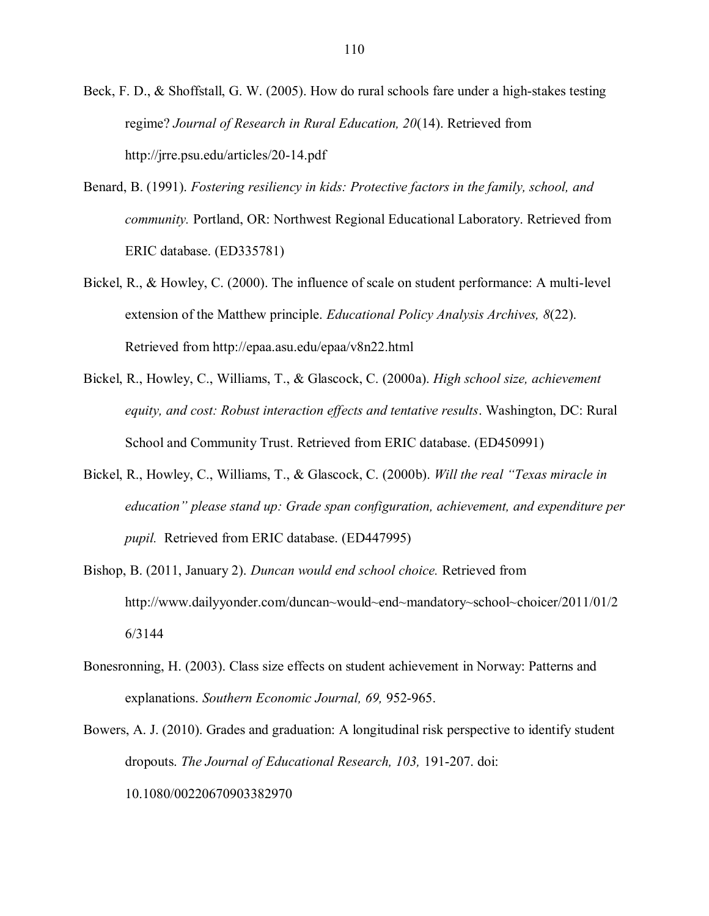Beck, F. D., & Shoffstall, G. W. (2005). How do rural schools fare under a high-stakes testing regime? *Journal of Research in Rural Education, 20*(14). Retrieved from http://jrre.psu.edu/articles/20-14.pdf

Benard, B. (1991). *Fostering resiliency in kids: Protective factors in the family, school, and community.* Portland, OR: Northwest Regional Educational Laboratory. Retrieved from ERIC database. (ED335781)

Bickel, R., & Howley, C. (2000). The influence of scale on student performance: A multi-level extension of the Matthew principle. *Educational Policy Analysis Archives, 8*(22). Retrieved from http://epaa.asu.edu/epaa/v8n22.html

Bickel, R., Howley, C., Williams, T., & Glascock, C. (2000a). *High school size, achievement equity, and cost: Robust interaction effects and tentative results*. Washington, DC: Rural School and Community Trust. Retrieved from ERIC database. (ED450991)

Bickel, R., Howley, C., Williams, T., & Glascock, C. (2000b). *Will the real "Texas miracle in education" please stand up: Grade span configuration, achievement, and expenditure per pupil.* Retrieved from ERIC database. (ED447995)

Bishop, B. (2011, January 2). *Duncan would end school choice.* Retrieved from http://www.dailyyonder.com/duncan~would~end~mandatory~school~choicer/2011/01/26/3144

Bonesronning, H. (2003). Class size effects on student achievement in Norway: Patterns and explanations. *Southern Economic Journal, 69,* 952-965.

Bowers, A. J. (2010). Grades and graduation: A longitudinal risk perspective to identify student dropouts. *The Journal of Educational Research, 103,* 191-207. doi: 10.1080/00220670903382970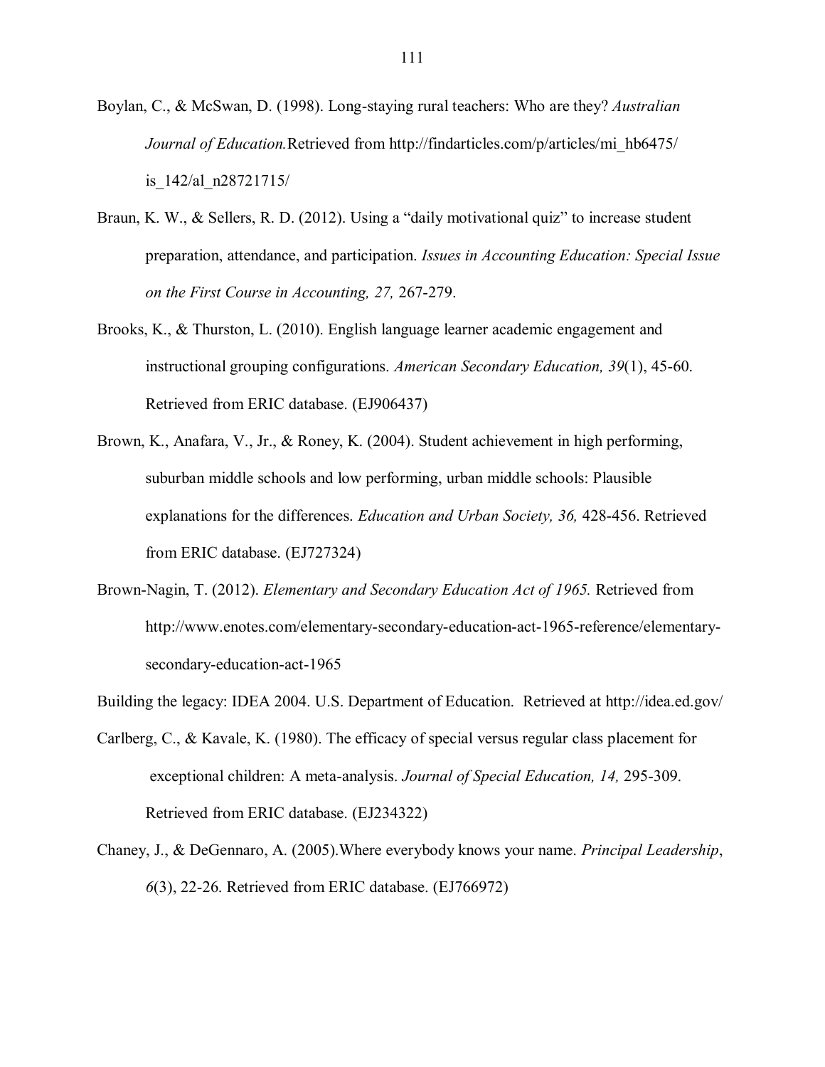Boylan, C., & McSwan, D. (1998). Long-staying rural teachers: Who are they? *Australian Journal of Education.*Retrieved from http://findarticles.com/p/articles/mi_hb6475/is_142/al_n28721715/

Braun, K. W., & Sellers, R. D. (2012). Using a "daily motivational quiz" to increase student preparation, attendance, and participation. *Issues in Accounting Education: Special Issue on the First Course in Accounting, 27,* 267-279.

Brooks, K., & Thurston, L. (2010). English language learner academic engagement and instructional grouping configurations. *American Secondary Education, 39*(1), 45-60. Retrieved from ERIC database. (EJ906437)

Brown, K., Anafara, V., Jr., & Roney, K. (2004). Student achievement in high performing, suburban middle schools and low performing, urban middle schools: Plausible explanations for the differences. *Education and Urban Society, 36,* 428-456. Retrieved from ERIC database. (EJ727324)

Brown-Nagin, T. (2012). *Elementary and Secondary Education Act of 1965.* Retrieved from http://www.enotes.com/elementary-secondary-education-act-1965-reference/elementary-secondary-education-act-1965

Building the legacy: IDEA 2004. U.S. Department of Education. Retrieved at http://idea.ed.gov/

Carlberg, C., & Kavale, K. (1980). The efficacy of special versus regular class placement for exceptional children: A meta-analysis. *Journal of Special Education, 14,* 295-309. Retrieved from ERIC database. (EJ234322)

Chaney, J., & DeGennaro, A. (2005).Where everybody knows your name. *Principal Leadership*, *6*(3), 22-26. Retrieved from ERIC database. (EJ766972)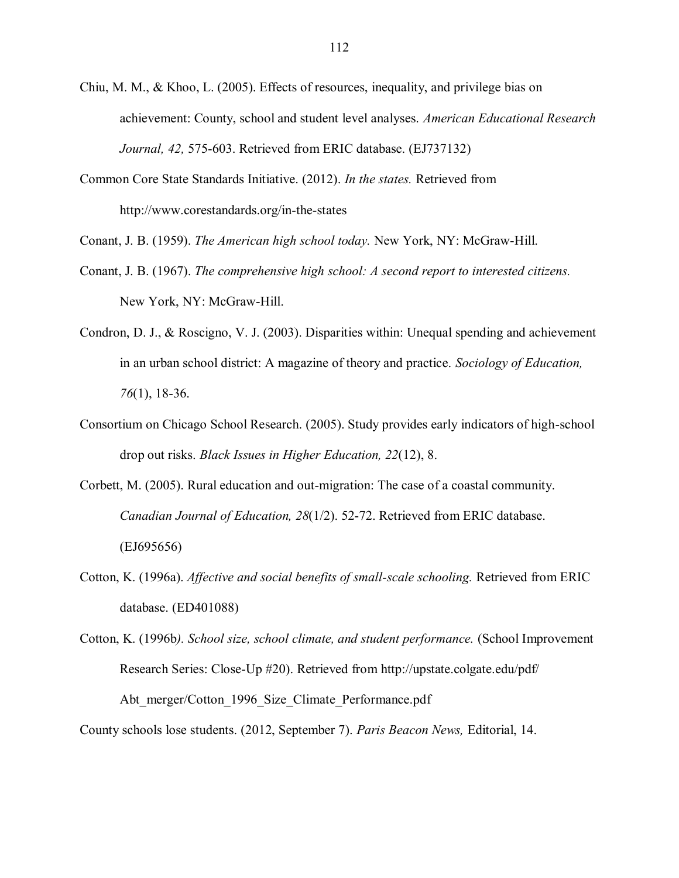Chiu, M. M., & Khoo, L. (2005). Effects of resources, inequality, and privilege bias on achievement: County, school and student level analyses. *American Educational Research Journal, 42,* 575-603. Retrieved from ERIC database. (EJ737132)

Common Core State Standards Initiative. (2012). *In the states.* Retrieved from http://www.corestandards.org/in-the-states

Conant, J. B. (1959). *The American high school today.* New York, NY: McGraw-Hill.

Conant, J. B. (1967). *The comprehensive high school: A second report to interested citizens.* New York, NY: McGraw-Hill.

Condron, D. J., & Roscigno, V. J. (2003). Disparities within: Unequal spending and achievement in an urban school district: A magazine of theory and practice. *Sociology of Education, 76*(1), 18-36.

Consortium on Chicago School Research. (2005). Study provides early indicators of high-school drop out risks. *Black Issues in Higher Education, 22*(12), 8.

Corbett, M. (2005). Rural education and out-migration: The case of a coastal community. *Canadian Journal of Education, 28*(1/2). 52-72. Retrieved from ERIC database. (EJ695656)

Cotton, K. (1996a). *Affective and social benefits of small-scale schooling.* Retrieved from ERIC database. (ED401088)

Cotton, K. (1996b*). School size, school climate, and student performance.* (School Improvement Research Series: Close-Up #20). Retrieved from http://upstate.colgate.edu/pdf/Abt_merger/Cotton_1996_Size_Climate_Performance.pdf

County schools lose students. (2012, September 7). *Paris Beacon News,* Editorial, 14.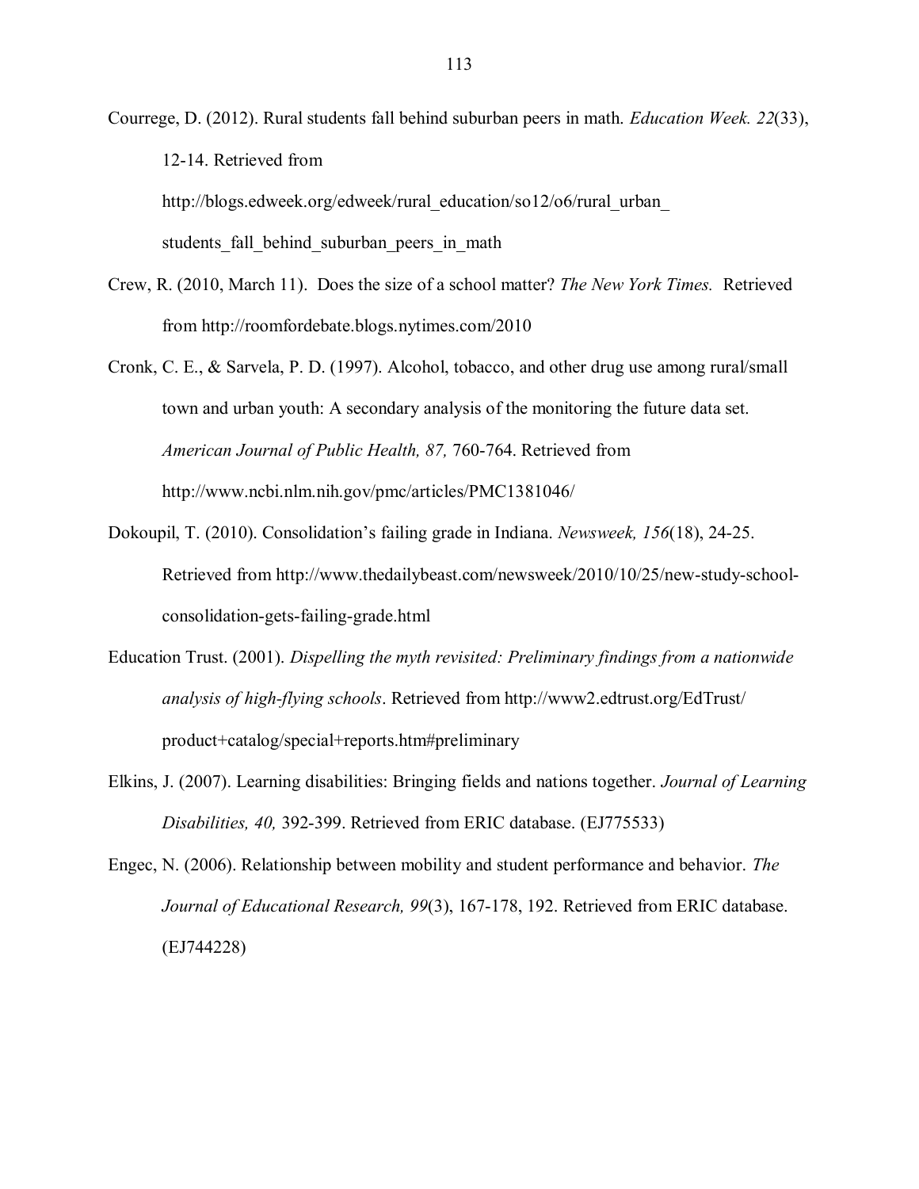Courrege, D. (2012). Rural students fall behind suburban peers in math. *Education Week. 22*(33), 12-14. Retrieved from http://blogs.edweek.org/edweek/rural_education/so12/o6/rural_urban_ students_fall_behind_suburban_peers_in_math

Crew, R. (2010, March 11). Does the size of a school matter? *The New York Times.* Retrieved from http://roomfordebate.blogs.nytimes.com/2010

Cronk, C. E., & Sarvela, P. D. (1997). Alcohol, tobacco, and other drug use among rural/small town and urban youth: A secondary analysis of the monitoring the future data set. *American Journal of Public Health, 87,* 760-764. Retrieved from http://www.ncbi.nlm.nih.gov/pmc/articles/PMC1381046/

Dokoupil, T. (2010). Consolidation's failing grade in Indiana. *Newsweek, 156*(18), 24-25. Retrieved from http://www.thedailybeast.com/newsweek/2010/10/25/new-study-school-consolidation-gets-failing-grade.html

Education Trust. (2001). *Dispelling the myth revisited: Preliminary findings from a nationwide analysis of high-flying schools*. Retrieved from http://www2.edtrust.org/EdTrust/ product+catalog/special+reports.htm#preliminary

Elkins, J. (2007). Learning disabilities: Bringing fields and nations together. *Journal of Learning Disabilities, 40,* 392-399. Retrieved from ERIC database. (EJ775533)

Engec, N. (2006). Relationship between mobility and student performance and behavior. *The Journal of Educational Research, 99*(3), 167-178, 192. Retrieved from ERIC database. (EJ744228)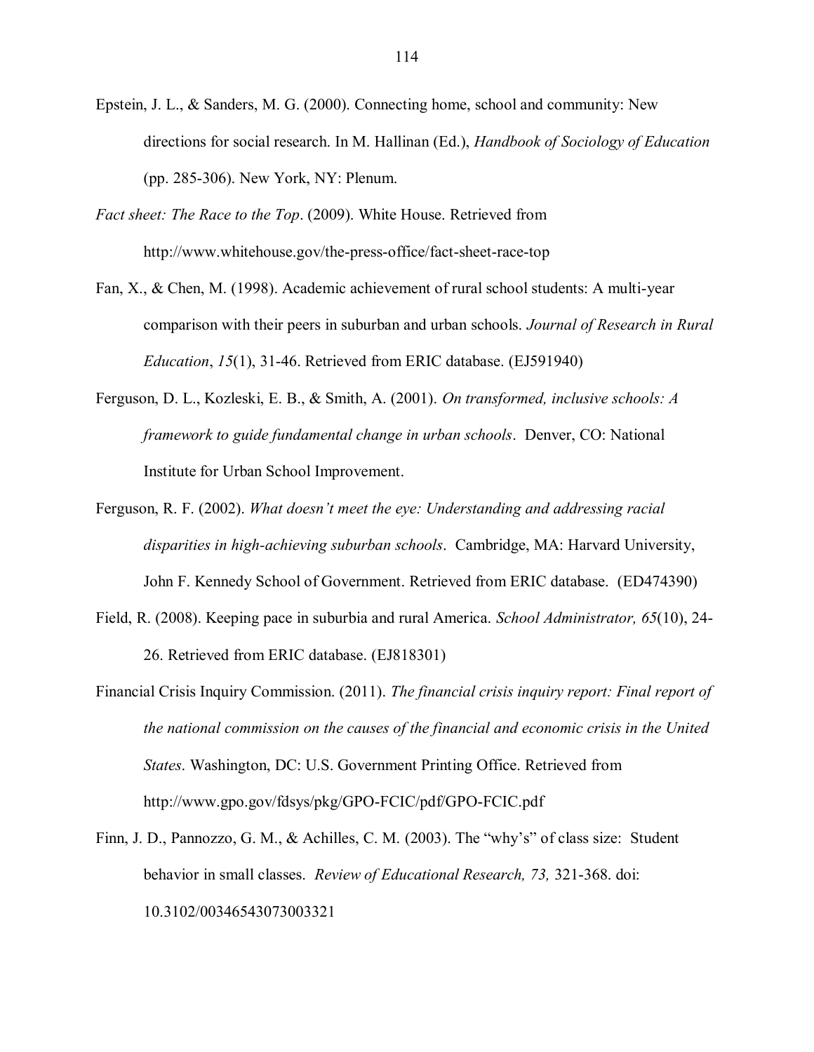Epstein, J. L., & Sanders, M. G. (2000). Connecting home, school and community: New directions for social research. In M. Hallinan (Ed.), *Handbook of Sociology of Education* (pp. 285-306). New York, NY: Plenum.

*Fact sheet: The Race to the Top*. (2009). White House. Retrieved from http://www.whitehouse.gov/the-press-office/fact-sheet-race-top

Fan, X., & Chen, M. (1998). Academic achievement of rural school students: A multi-year comparison with their peers in suburban and urban schools. *Journal of Research in Rural Education*, *15*(1), 31-46. Retrieved from ERIC database. (EJ591940)

Ferguson, D. L., Kozleski, E. B., & Smith, A. (2001). *On transformed, inclusive schools: A framework to guide fundamental change in urban schools*. Denver, CO: National Institute for Urban School Improvement.

Ferguson, R. F. (2002). *What doesn't meet the eye: Understanding and addressing racial disparities in high-achieving suburban schools*. Cambridge, MA: Harvard University, John F. Kennedy School of Government. Retrieved from ERIC database. (ED474390)

Field, R. (2008). Keeping pace in suburbia and rural America. *School Administrator, 65*(10), 24-26. Retrieved from ERIC database. (EJ818301)

Financial Crisis Inquiry Commission. (2011). *The financial crisis inquiry report: Final report of the national commission on the causes of the financial and economic crisis in the United States*. Washington, DC: U.S. Government Printing Office. Retrieved from http://www.gpo.gov/fdsys/pkg/GPO-FCIC/pdf/GPO-FCIC.pdf

Finn, J. D., Pannozzo, G. M., & Achilles, C. M. (2003). The "why's" of class size: Student behavior in small classes. *Review of Educational Research, 73,* 321-368. doi: 10.3102/00346543073003321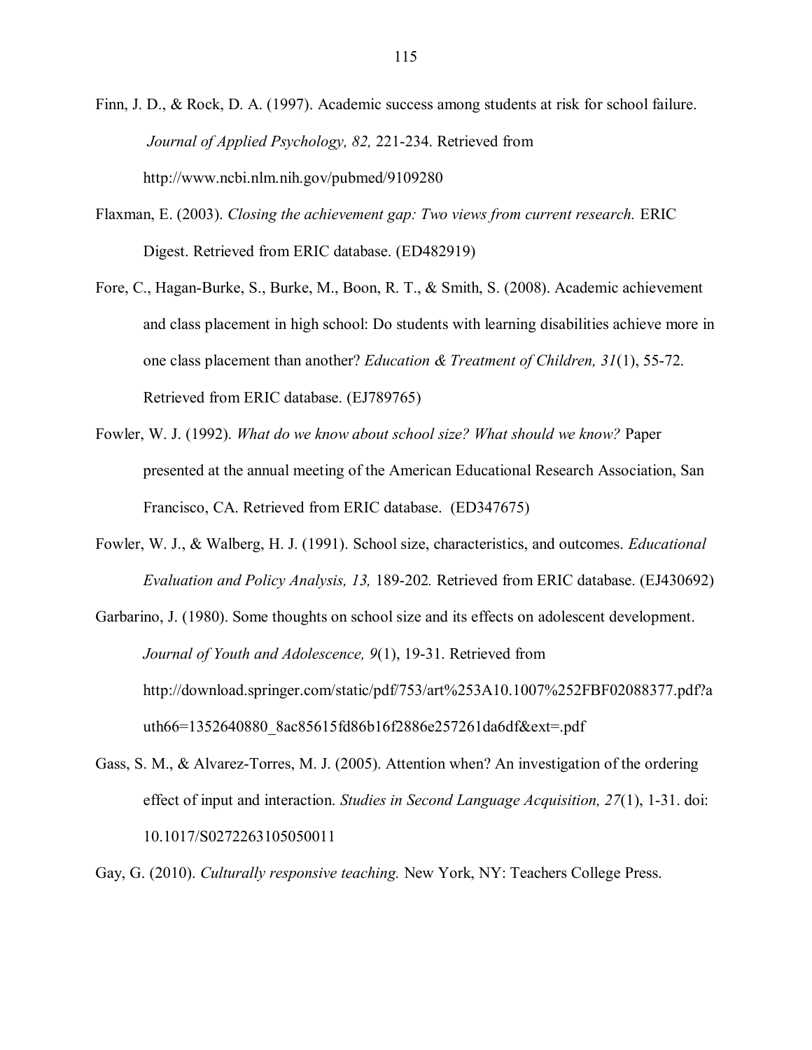Finn, J. D., & Rock, D. A. (1997). Academic success among students at risk for school failure. *Journal of Applied Psychology, 82,* 221-234. Retrieved from http://www.ncbi.nlm.nih.gov/pubmed/9109280

Flaxman, E. (2003). *Closing the achievement gap: Two views from current research.* ERIC Digest. Retrieved from ERIC database. (ED482919)

Fore, C., Hagan-Burke, S., Burke, M., Boon, R. T., & Smith, S. (2008). Academic achievement and class placement in high school: Do students with learning disabilities achieve more in one class placement than another? *Education & Treatment of Children, 31*(1), 55-72. Retrieved from ERIC database. (EJ789765)

Fowler, W. J. (1992). *What do we know about school size? What should we know?* Paper presented at the annual meeting of the American Educational Research Association, San Francisco, CA. Retrieved from ERIC database. (ED347675)

Fowler, W. J., & Walberg, H. J. (1991). School size, characteristics, and outcomes. *Educational Evaluation and Policy Analysis, 13,* 189-202*.* Retrieved from ERIC database. (EJ430692)

Garbarino, J. (1980). Some thoughts on school size and its effects on adolescent development. *Journal of Youth and Adolescence, 9*(1), 19-31. Retrieved from http://download.springer.com/static/pdf/753/art%253A10.1007%252FBF02088377.pdf?auth66=1352640880_8ac85615fd86b16f2886e257261da6df&ext=.pdf

Gass, S. M., & Alvarez-Torres, M. J. (2005). Attention when? An investigation of the ordering effect of input and interaction. *Studies in Second Language Acquisition, 27*(1), 1-31. doi: 10.1017/S0272263105050011

Gay, G. (2010). *Culturally responsive teaching.* New York, NY: Teachers College Press.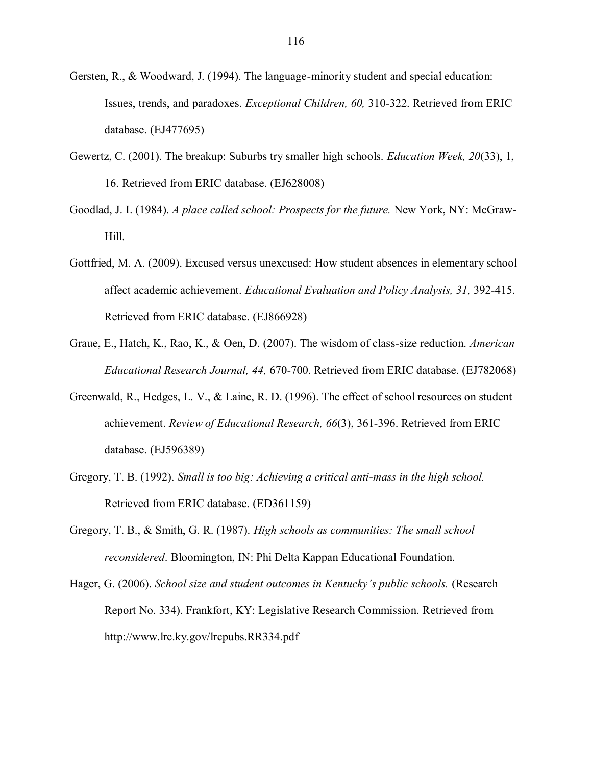Gersten, R., & Woodward, J. (1994). The language-minority student and special education: Issues, trends, and paradoxes. *Exceptional Children, 60,* 310-322. Retrieved from ERIC database. (EJ477695)

Gewertz, C. (2001). The breakup: Suburbs try smaller high schools. *Education Week, 20*(33), 1, 16. Retrieved from ERIC database. (EJ628008)

Goodlad, J. I. (1984). *A place called school: Prospects for the future.* New York, NY: McGraw-Hill.

Gottfried, M. A. (2009). Excused versus unexcused: How student absences in elementary school affect academic achievement. *Educational Evaluation and Policy Analysis, 31,* 392-415. Retrieved from ERIC database. (EJ866928)

Graue, E., Hatch, K., Rao, K., & Oen, D. (2007). The wisdom of class-size reduction. *American Educational Research Journal, 44,* 670-700. Retrieved from ERIC database. (EJ782068)

Greenwald, R., Hedges, L. V., & Laine, R. D. (1996). The effect of school resources on student achievement. *Review of Educational Research, 66*(3), 361-396. Retrieved from ERIC database. (EJ596389)

Gregory, T. B. (1992). *Small is too big: Achieving a critical anti-mass in the high school.* Retrieved from ERIC database. (ED361159)

Gregory, T. B., & Smith, G. R. (1987). *High schools as communities: The small school reconsidered*. Bloomington, IN: Phi Delta Kappan Educational Foundation.

Hager, G. (2006). *School size and student outcomes in Kentucky's public schools.* (Research Report No. 334). Frankfort, KY: Legislative Research Commission. Retrieved from http://www.lrc.ky.gov/lrcpubs.RR334.pdf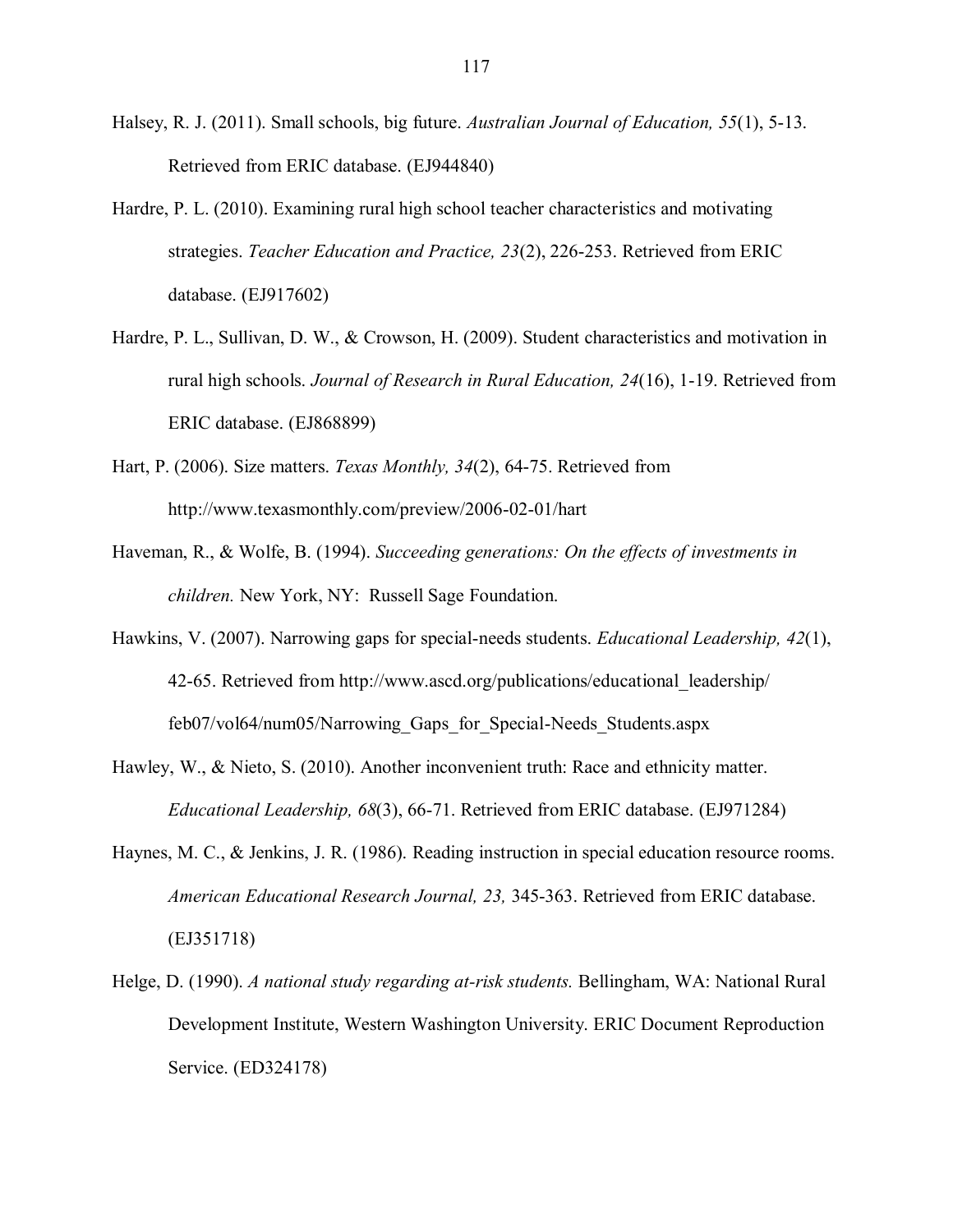Halsey, R. J. (2011). Small schools, big future. *Australian Journal of Education, 55*(1), 5-13. Retrieved from ERIC database. (EJ944840)

Hardre, P. L. (2010). Examining rural high school teacher characteristics and motivating strategies. *Teacher Education and Practice, 23*(2), 226-253. Retrieved from ERIC database. (EJ917602)

Hardre, P. L., Sullivan, D. W., & Crowson, H. (2009). Student characteristics and motivation in rural high schools. *Journal of Research in Rural Education, 24*(16), 1-19. Retrieved from ERIC database. (EJ868899)

Hart, P. (2006). Size matters. *Texas Monthly, 34*(2), 64-75. Retrieved from http://www.texasmonthly.com/preview/2006-02-01/hart

Haveman, R., & Wolfe, B. (1994). *Succeeding generations: On the effects of investments in children.* New York, NY: Russell Sage Foundation.

Hawkins, V. (2007). Narrowing gaps for special-needs students. *Educational Leadership, 42*(1), 42-65. Retrieved from http://www.ascd.org/publications/educational_leadership/feb07/vol64/num05/Narrowing_Gaps_for_Special-Needs_Students.aspx

Hawley, W., & Nieto, S. (2010). Another inconvenient truth: Race and ethnicity matter. *Educational Leadership, 68*(3), 66-71. Retrieved from ERIC database. (EJ971284)

Haynes, M. C., & Jenkins, J. R. (1986). Reading instruction in special education resource rooms. *American Educational Research Journal, 23,* 345-363. Retrieved from ERIC database. (EJ351718)

Helge, D. (1990). *A national study regarding at-risk students.* Bellingham, WA: National Rural Development Institute, Western Washington University. ERIC Document Reproduction Service. (ED324178)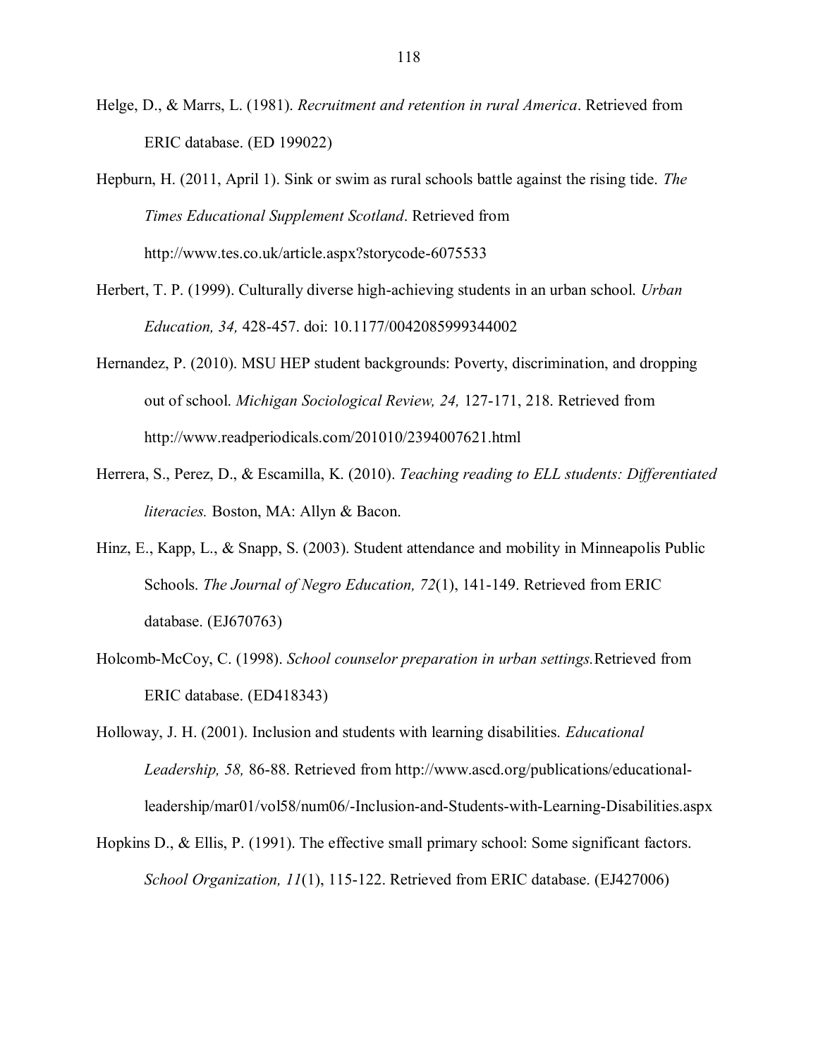Helge, D., & Marrs, L. (1981). *Recruitment and retention in rural America*. Retrieved from ERIC database. (ED 199022)

Hepburn, H. (2011, April 1). Sink or swim as rural schools battle against the rising tide. *The Times Educational Supplement Scotland*. Retrieved from http://www.tes.co.uk/article.aspx?storycode-6075533

Herbert, T. P. (1999). Culturally diverse high-achieving students in an urban school. *Urban Education, 34,* 428-457. doi: 10.1177/0042085999344002

Hernandez, P. (2010). MSU HEP student backgrounds: Poverty, discrimination, and dropping out of school. *Michigan Sociological Review, 24,* 127-171, 218. Retrieved from http://www.readperiodicals.com/201010/2394007621.html

Herrera, S., Perez, D., & Escamilla, K. (2010). *Teaching reading to ELL students: Differentiated literacies.* Boston, MA: Allyn & Bacon.

Hinz, E., Kapp, L., & Snapp, S. (2003). Student attendance and mobility in Minneapolis Public Schools. *The Journal of Negro Education, 72*(1), 141-149. Retrieved from ERIC database. (EJ670763)

Holcomb-McCoy, C. (1998). *School counselor preparation in urban settings.*Retrieved from ERIC database. (ED418343)

Holloway, J. H. (2001). Inclusion and students with learning disabilities. *Educational Leadership, 58,* 86-88. Retrieved from http://www.ascd.org/publications/educational-leadership/mar01/vol58/num06/-Inclusion-and-Students-with-Learning-Disabilities.aspx

Hopkins D., & Ellis, P. (1991). The effective small primary school: Some significant factors. *School Organization, 11*(1), 115-122. Retrieved from ERIC database. (EJ427006)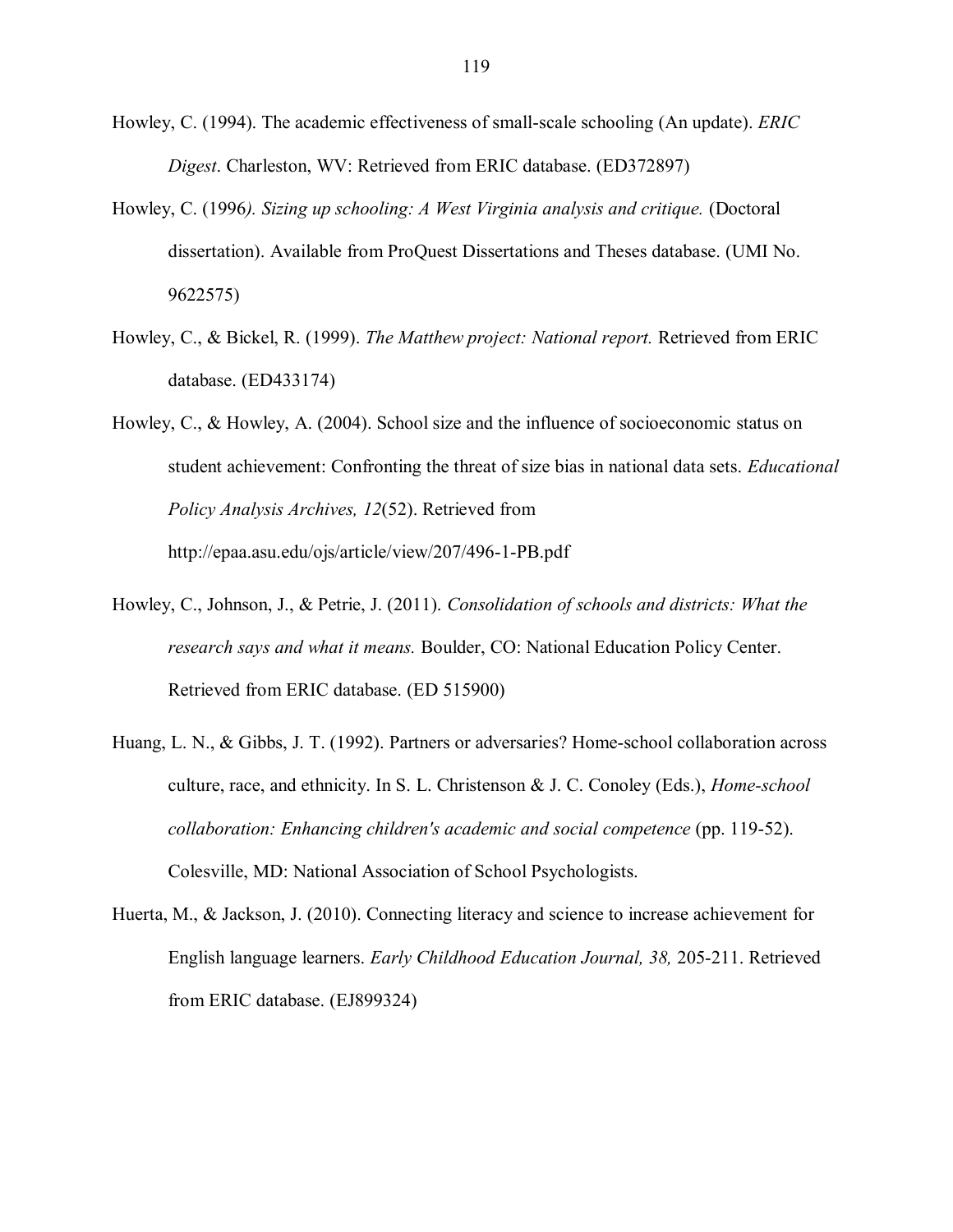Howley, C. (1994). The academic effectiveness of small-scale schooling (An update). *ERIC Digest*. Charleston, WV: Retrieved from ERIC database. (ED372897)

Howley, C. (1996*). Sizing up schooling: A West Virginia analysis and critique.* (Doctoral dissertation). Available from ProQuest Dissertations and Theses database. (UMI No. 9622575)

Howley, C., & Bickel, R. (1999). *The Matthew project: National report.* Retrieved from ERIC database. (ED433174)

Howley, C., & Howley, A. (2004). School size and the influence of socioeconomic status on student achievement: Confronting the threat of size bias in national data sets. *Educational Policy Analysis Archives, 12*(52). Retrieved from http://epaa.asu.edu/ojs/article/view/207/496-1-PB.pdf

Howley, C., Johnson, J., & Petrie, J. (2011). *Consolidation of schools and districts: What the research says and what it means.* Boulder, CO: National Education Policy Center. Retrieved from ERIC database. (ED 515900)

Huang, L. N., & Gibbs, J. T. (1992). Partners or adversaries? Home-school collaboration across culture, race, and ethnicity. In S. L. Christenson & J. C. Conoley (Eds.), *Home-school collaboration: Enhancing children's academic and social competence* (pp. 119-52). Colesville, MD: National Association of School Psychologists.

Huerta, M., & Jackson, J. (2010). Connecting literacy and science to increase achievement for English language learners. *Early Childhood Education Journal, 38,* 205-211. Retrieved from ERIC database. (EJ899324)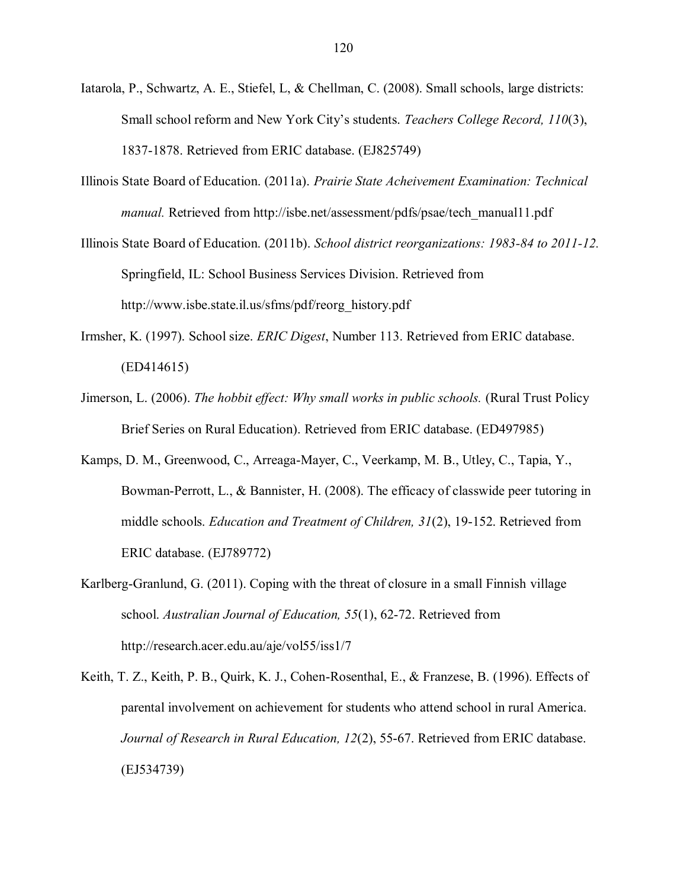Iatarola, P., Schwartz, A. E., Stiefel, L, & Chellman, C. (2008). Small schools, large districts: Small school reform and New York City's students. *Teachers College Record, 110*(3), 1837-1878. Retrieved from ERIC database. (EJ825749)

Illinois State Board of Education. (2011a). *Prairie State Acheivement Examination: Technical manual.* Retrieved from http://isbe.net/assessment/pdfs/psae/tech_manual11.pdf

Illinois State Board of Education. (2011b). *School district reorganizations: 1983-84 to 2011-12.* Springfield, IL: School Business Services Division. Retrieved from http://www.isbe.state.il.us/sfms/pdf/reorg_history.pdf

Irmsher, K. (1997). School size. *ERIC Digest*, Number 113. Retrieved from ERIC database. (ED414615)

Jimerson, L. (2006). *The hobbit effect: Why small works in public schools.* (Rural Trust Policy Brief Series on Rural Education). Retrieved from ERIC database. (ED497985)

Kamps, D. M., Greenwood, C., Arreaga-Mayer, C., Veerkamp, M. B., Utley, C., Tapia, Y., Bowman-Perrott, L., & Bannister, H. (2008). The efficacy of classwide peer tutoring in middle schools. *Education and Treatment of Children, 31*(2), 19-152. Retrieved from ERIC database. (EJ789772)

Karlberg-Granlund, G. (2011). Coping with the threat of closure in a small Finnish village school. *Australian Journal of Education, 55*(1), 62-72. Retrieved from http://research.acer.edu.au/aje/vol55/iss1/7

Keith, T. Z., Keith, P. B., Quirk, K. J., Cohen-Rosenthal, E., & Franzese, B. (1996). Effects of parental involvement on achievement for students who attend school in rural America. *Journal of Research in Rural Education, 12*(2), 55-67. Retrieved from ERIC database. (EJ534739)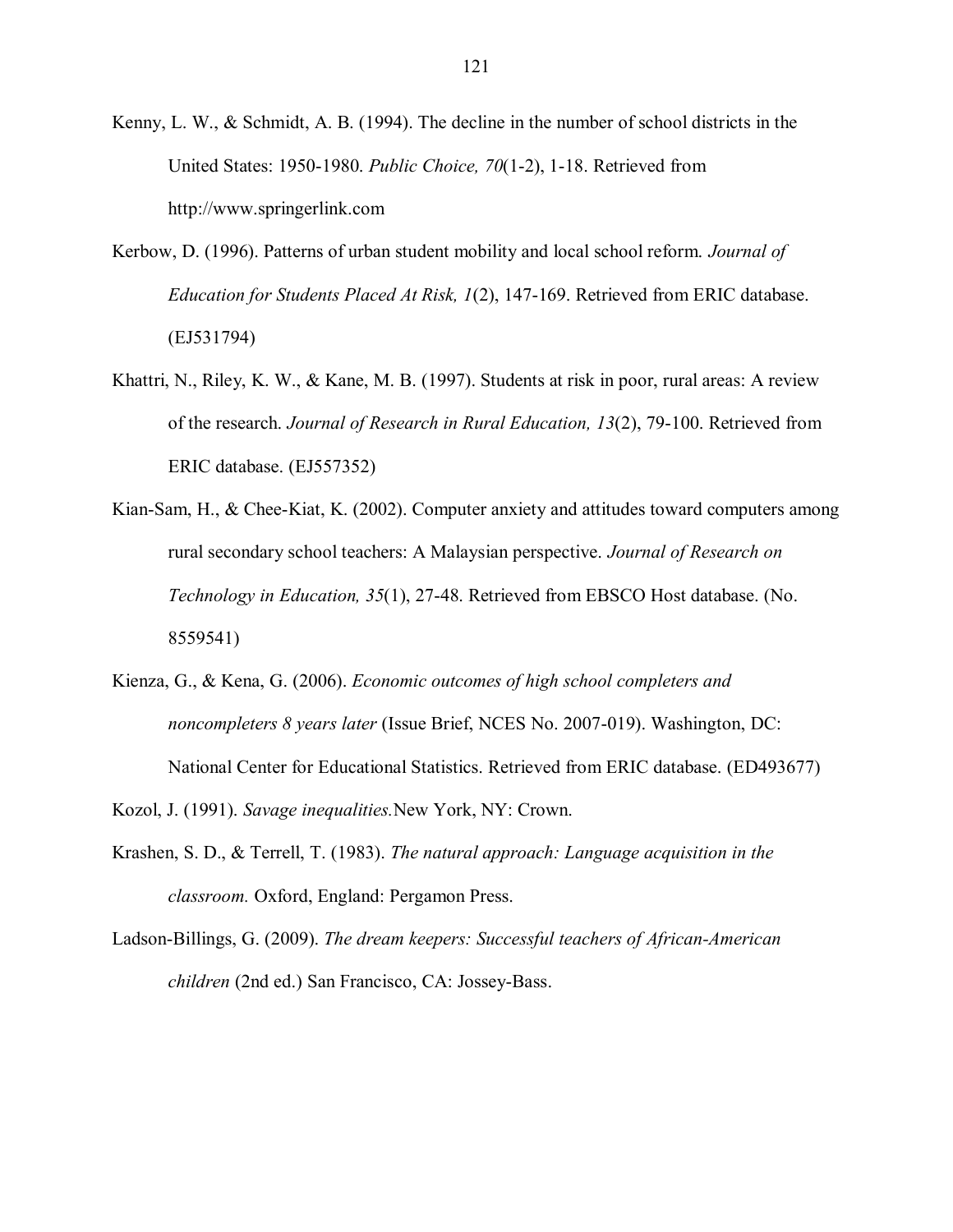Kenny, L. W., & Schmidt, A. B. (1994). The decline in the number of school districts in the United States: 1950-1980. *Public Choice, 70*(1-2), 1-18. Retrieved from http://www.springerlink.com

Kerbow, D. (1996). Patterns of urban student mobility and local school reform. *Journal of Education for Students Placed At Risk, 1*(2), 147-169. Retrieved from ERIC database. (EJ531794)

Khattri, N., Riley, K. W., & Kane, M. B. (1997). Students at risk in poor, rural areas: A review of the research. *Journal of Research in Rural Education, 13*(2), 79-100. Retrieved from ERIC database. (EJ557352)

Kian-Sam, H., & Chee-Kiat, K. (2002). Computer anxiety and attitudes toward computers among rural secondary school teachers: A Malaysian perspective. *Journal of Research on Technology in Education, 35*(1), 27-48. Retrieved from EBSCO Host database. (No. 8559541)

Kienza, G., & Kena, G. (2006). *Economic outcomes of high school completers and noncompleters 8 years later* (Issue Brief, NCES No. 2007-019). Washington, DC: National Center for Educational Statistics. Retrieved from ERIC database. (ED493677)

Kozol, J. (1991). *Savage inequalities.*New York, NY: Crown.

Krashen, S. D., & Terrell, T. (1983). *The natural approach: Language acquisition in the classroom.* Oxford, England: Pergamon Press.

Ladson-Billings, G. (2009). *The dream keepers: Successful teachers of African-American children* (2nd ed.) San Francisco, CA: Jossey-Bass.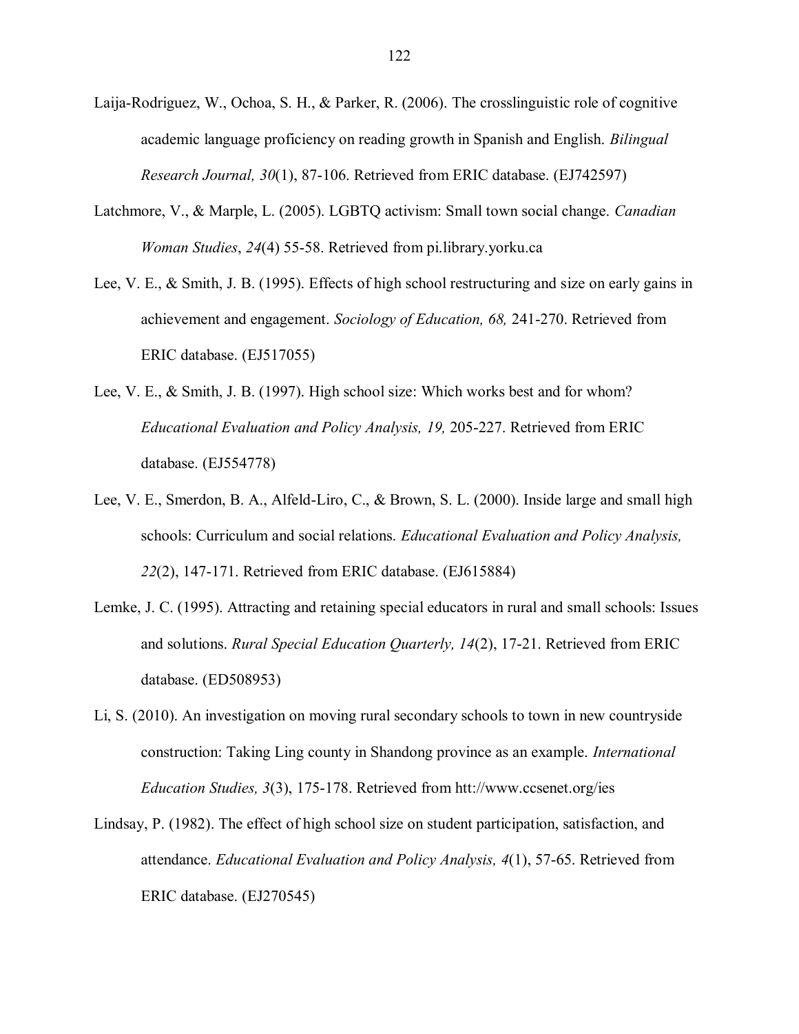Laija-Rodriguez, W., Ochoa, S. H., & Parker, R. (2006). The crosslinguistic role of cognitive academic language proficiency on reading growth in Spanish and English. *Bilingual Research Journal, 30*(1), 87-106. Retrieved from ERIC database. (EJ742597)

Latchmore, V., & Marple, L. (2005). LGBTQ activism: Small town social change. *Canadian Woman Studies*, *24*(4) 55-58. Retrieved from pi.library.yorku.ca

Lee, V. E., & Smith, J. B. (1995). Effects of high school restructuring and size on early gains in achievement and engagement. *Sociology of Education, 68,* 241-270. Retrieved from ERIC database. (EJ517055)

Lee, V. E., & Smith, J. B. (1997). High school size: Which works best and for whom? *Educational Evaluation and Policy Analysis, 19,* 205-227. Retrieved from ERIC database. (EJ554778)

Lee, V. E., Smerdon, B. A., Alfeld-Liro, C., & Brown, S. L. (2000). Inside large and small high schools: Curriculum and social relations. *Educational Evaluation and Policy Analysis, 22*(2), 147-171. Retrieved from ERIC database. (EJ615884)

Lemke, J. C. (1995). Attracting and retaining special educators in rural and small schools: Issues and solutions. *Rural Special Education Quarterly, 14*(2), 17-21. Retrieved from ERIC database. (ED508953)

Li, S. (2010). An investigation on moving rural secondary schools to town in new countryside construction: Taking Ling county in Shandong province as an example. *International Education Studies, 3*(3), 175-178. Retrieved from htt://www.ccsenet.org/ies

Lindsay, P. (1982). The effect of high school size on student participation, satisfaction, and attendance. *Educational Evaluation and Policy Analysis, 4*(1), 57-65. Retrieved from ERIC database. (EJ270545)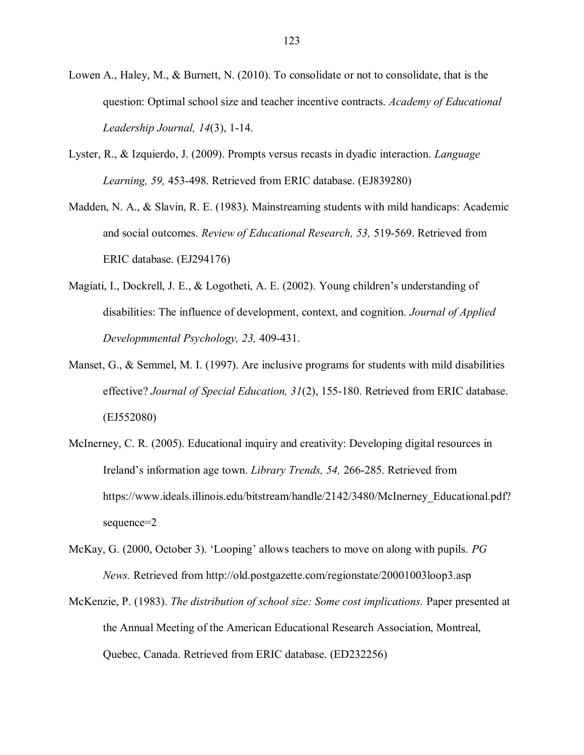Lowen A., Haley, M., & Burnett, N. (2010). To consolidate or not to consolidate, that is the question: Optimal school size and teacher incentive contracts. *Academy of Educational Leadership Journal, 14*(3), 1-14.

Lyster, R., & Izquierdo, J. (2009). Prompts versus recasts in dyadic interaction. *Language Learning, 59,* 453-498. Retrieved from ERIC database. (EJ839280)

Madden, N. A., & Slavin, R. E. (1983). Mainstreaming students with mild handicaps: Academic and social outcomes. *Review of Educational Research, 53,* 519-569. Retrieved from ERIC database. (EJ294176)

Magiati, I., Dockrell, J. E., & Logotheti, A. E. (2002). Young children's understanding of disabilities: The influence of development, context, and cognition. *Journal of Applied Developmmental Psychology, 23,* 409-431.

Manset, G., & Semmel, M. I. (1997). Are inclusive programs for students with mild disabilities effective? *Journal of Special Education, 31*(2), 155-180. Retrieved from ERIC database. (EJ552080)

McInerney, C. R. (2005). Educational inquiry and creativity: Developing digital resources in Ireland's information age town. *Library Trends, 54,* 266-285. Retrieved from https://www.ideals.illinois.edu/bitstream/handle/2142/3480/McInerney_Educational.pdf?sequence=2

McKay, G. (2000, October 3). 'Looping' allows teachers to move on along with pupils. *PG News.* Retrieved from http://old.postgazette.com/regionstate/20001003loop3.asp

McKenzie, P. (1983). *The distribution of school size: Some cost implications.* Paper presented at the Annual Meeting of the American Educational Research Association, Montreal, Quebec, Canada. Retrieved from ERIC database. (ED232256)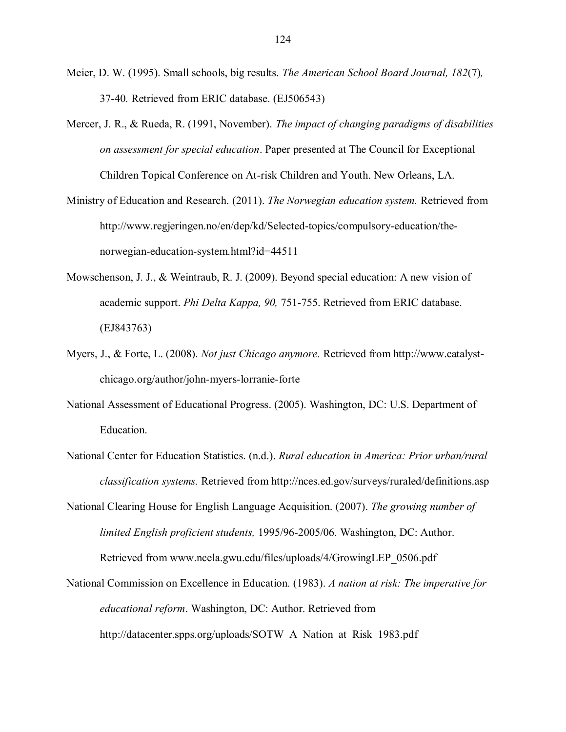Meier, D. W. (1995). Small schools, big results. *The American School Board Journal, 182*(7)*,* 37-40*.* Retrieved from ERIC database. (EJ506543)

Mercer, J. R., & Rueda, R. (1991, November). *The impact of changing paradigms of disabilities on assessment for special education*. Paper presented at The Council for Exceptional Children Topical Conference on At-risk Children and Youth. New Orleans, LA.

Ministry of Education and Research. (2011). *The Norwegian education system.* Retrieved from http://www.regjeringen.no/en/dep/kd/Selected-topics/compulsory-education/the-norwegian-education-system.html?id=44511

Mowschenson, J. J., & Weintraub, R. J. (2009). Beyond special education: A new vision of academic support. *Phi Delta Kappa, 90,* 751-755. Retrieved from ERIC database. (EJ843763)

Myers, J., & Forte, L. (2008). *Not just Chicago anymore.* Retrieved from http://www.catalyst-chicago.org/author/john-myers-lorranie-forte

National Assessment of Educational Progress. (2005). Washington, DC: U.S. Department of Education.

National Center for Education Statistics. (n.d.). *Rural education in America: Prior urban/rural classification systems.* Retrieved from http://nces.ed.gov/surveys/ruraled/definitions.asp

National Clearing House for English Language Acquisition. (2007). *The growing number of limited English proficient students,* 1995/96-2005/06. Washington, DC: Author. Retrieved from www.ncela.gwu.edu/files/uploads/4/GrowingLEP_0506.pdf

National Commission on Excellence in Education. (1983). *A nation at risk: The imperative for educational reform*. Washington, DC: Author. Retrieved from http://datacenter.spps.org/uploads/SOTW_A_Nation_at_Risk_1983.pdf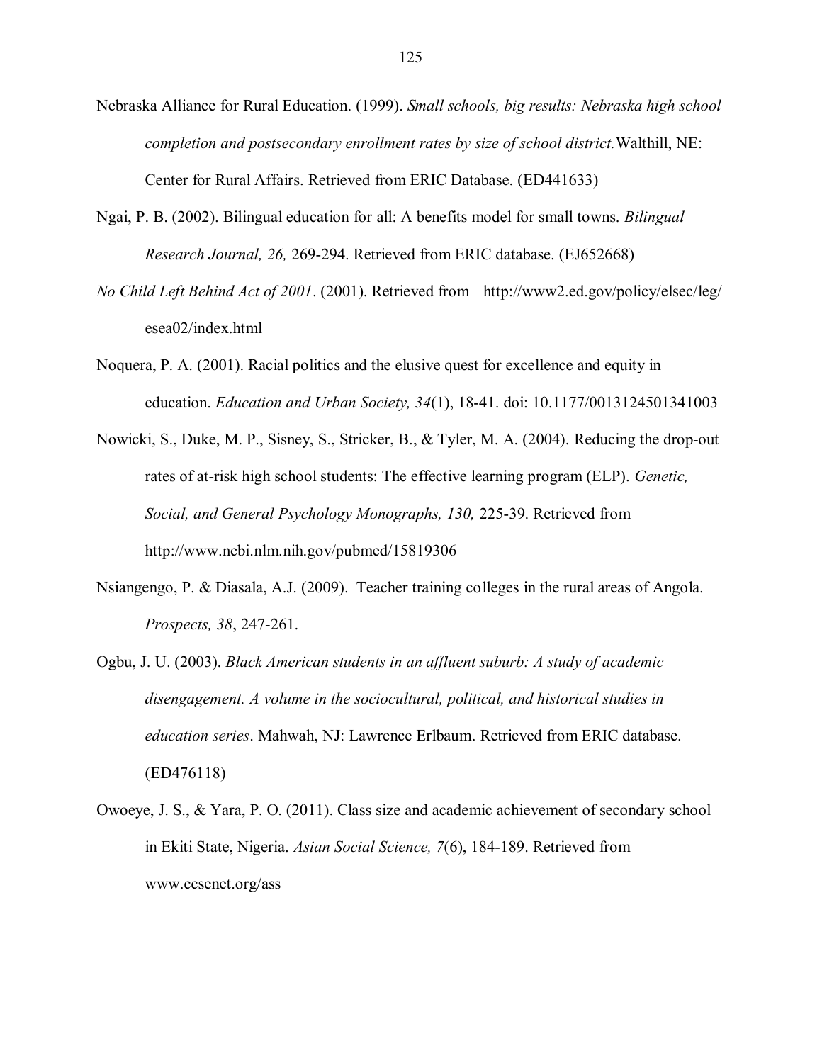Nebraska Alliance for Rural Education. (1999). *Small schools, big results: Nebraska high school completion and postsecondary enrollment rates by size of school district.* Walthill, NE: Center for Rural Affairs. Retrieved from ERIC Database. (ED441633)

Ngai, P. B. (2002). Bilingual education for all: A benefits model for small towns. *Bilingual Research Journal, 26,* 269-294. Retrieved from ERIC database. (EJ652668)

*No Child Left Behind Act of 2001*. (2001). Retrieved from http://www2.ed.gov/policy/elsec/leg/esea02/index.html

Noquera, P. A. (2001). Racial politics and the elusive quest for excellence and equity in education. *Education and Urban Society, 34*(1), 18-41. doi: 10.1177/0013124501341003

Nowicki, S., Duke, M. P., Sisney, S., Stricker, B., & Tyler, M. A. (2004). Reducing the drop-out rates of at-risk high school students: The effective learning program (ELP). *Genetic, Social, and General Psychology Monographs, 130,* 225-39. Retrieved from http://www.ncbi.nlm.nih.gov/pubmed/15819306

Nsiangengo, P. & Diasala, A.J. (2009). Teacher training colleges in the rural areas of Angola. *Prospects, 38*, 247-261.

Ogbu, J. U. (2003). *Black American students in an affluent suburb: A study of academic disengagement. A volume in the sociocultural, political, and historical studies in education series*. Mahwah, NJ: Lawrence Erlbaum. Retrieved from ERIC database. (ED476118)

Owoeye, J. S., & Yara, P. O. (2011). Class size and academic achievement of secondary school in Ekiti State, Nigeria. *Asian Social Science, 7*(6), 184-189. Retrieved from www.ccsenet.org/ass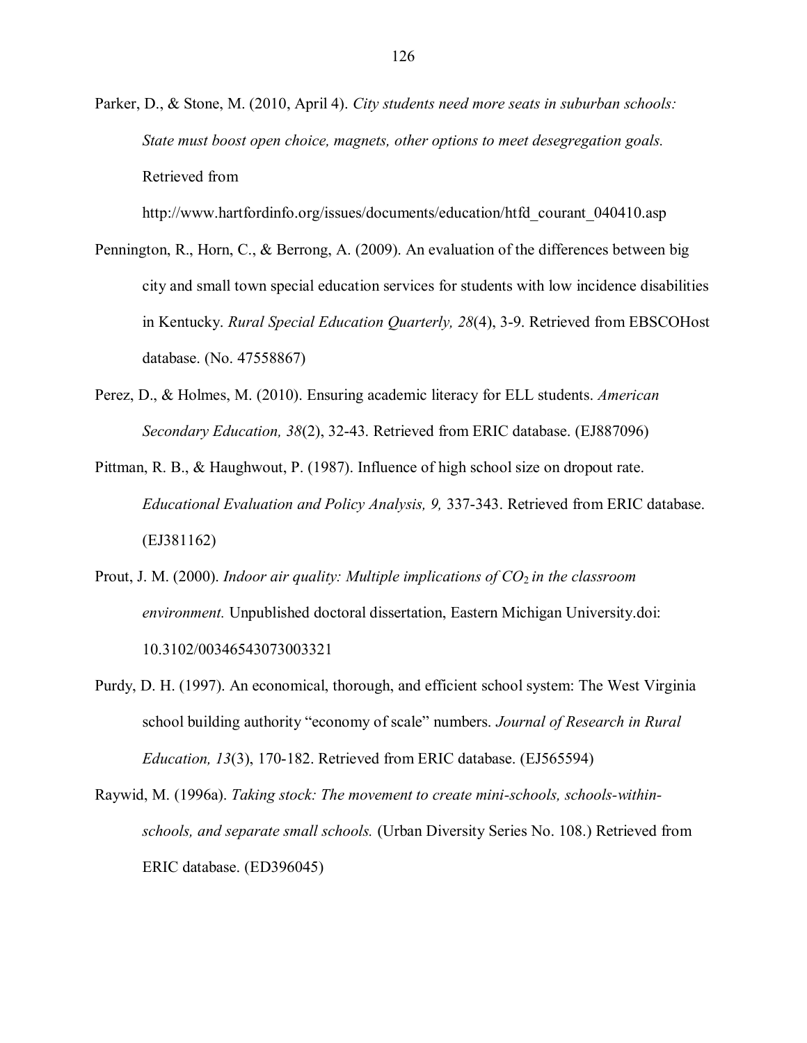Parker, D., & Stone, M. (2010, April 4). *City students need more seats in suburban schools: State must boost open choice, magnets, other options to meet desegregation goals.* Retrieved from http://www.hartfordinfo.org/issues/documents/education/htfd_courant_040410.asp

Pennington, R., Horn, C., & Berrong, A. (2009). An evaluation of the differences between big city and small town special education services for students with low incidence disabilities in Kentucky. *Rural Special Education Quarterly, 28*(4), 3-9. Retrieved from EBSCOHost database. (No. 47558867)

Perez, D., & Holmes, M. (2010). Ensuring academic literacy for ELL students. *American Secondary Education, 38*(2), 32-43. Retrieved from ERIC database. (EJ887096)

Pittman, R. B., & Haughwout, P. (1987). Influence of high school size on dropout rate. *Educational Evaluation and Policy Analysis, 9,* 337-343. Retrieved from ERIC database. (EJ381162)

Prout, J. M. (2000). *Indoor air quality: Multiple implications of $CO_2$ in the classroom environment.* Unpublished doctoral dissertation, Eastern Michigan University.doi: 10.3102/00346543073003321

Purdy, D. H. (1997). An economical, thorough, and efficient school system: The West Virginia school building authority "economy of scale" numbers. *Journal of Research in Rural Education, 13*(3), 170-182. Retrieved from ERIC database. (EJ565594)

Raywid, M. (1996a). *Taking stock: The movement to create mini-schools, schools-within-schools, and separate small schools.* (Urban Diversity Series No. 108.) Retrieved from ERIC database. (ED396045)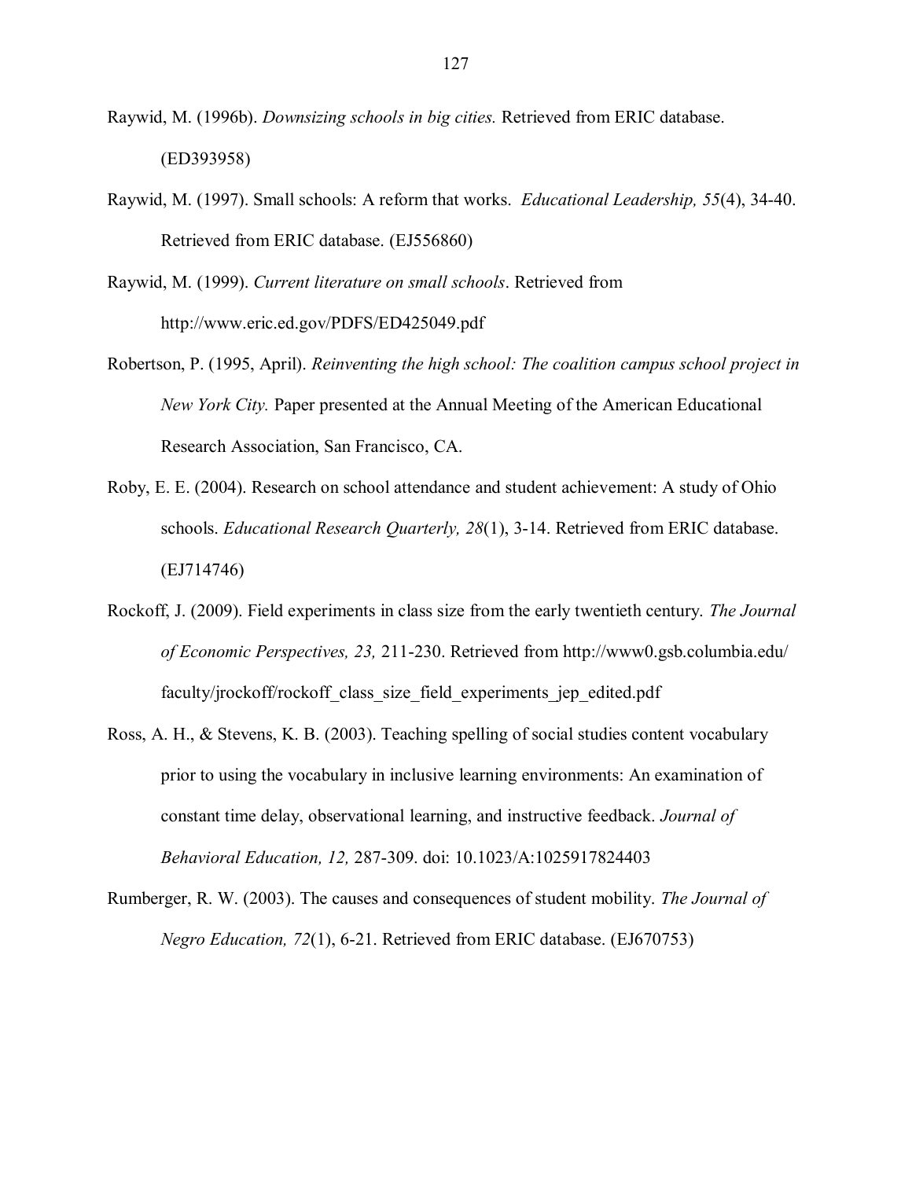Raywid, M. (1996b). *Downsizing schools in big cities.* Retrieved from ERIC database. (ED393958)

Raywid, M. (1997). Small schools: A reform that works. *Educational Leadership, 55*(4), 34-40. Retrieved from ERIC database. (EJ556860)

Raywid, M. (1999). *Current literature on small schools*. Retrieved from http://www.eric.ed.gov/PDFS/ED425049.pdf

Robertson, P. (1995, April). *Reinventing the high school: The coalition campus school project in New York City.* Paper presented at the Annual Meeting of the American Educational Research Association, San Francisco, CA.

Roby, E. E. (2004). Research on school attendance and student achievement: A study of Ohio schools. *Educational Research Quarterly, 28*(1), 3-14. Retrieved from ERIC database. (EJ714746)

Rockoff, J. (2009). Field experiments in class size from the early twentieth century. *The Journal of Economic Perspectives, 23,* 211-230. Retrieved from http://www0.gsb.columbia.edu/faculty/jrockoff/rockoff_class_size_field_experiments_jep_edited.pdf

Ross, A. H., & Stevens, K. B. (2003). Teaching spelling of social studies content vocabulary prior to using the vocabulary in inclusive learning environments: An examination of constant time delay, observational learning, and instructive feedback. *Journal of Behavioral Education, 12,* 287-309. doi: 10.1023/A:1025917824403

Rumberger, R. W. (2003). The causes and consequences of student mobility. *The Journal of Negro Education, 72*(1), 6-21. Retrieved from ERIC database. (EJ670753)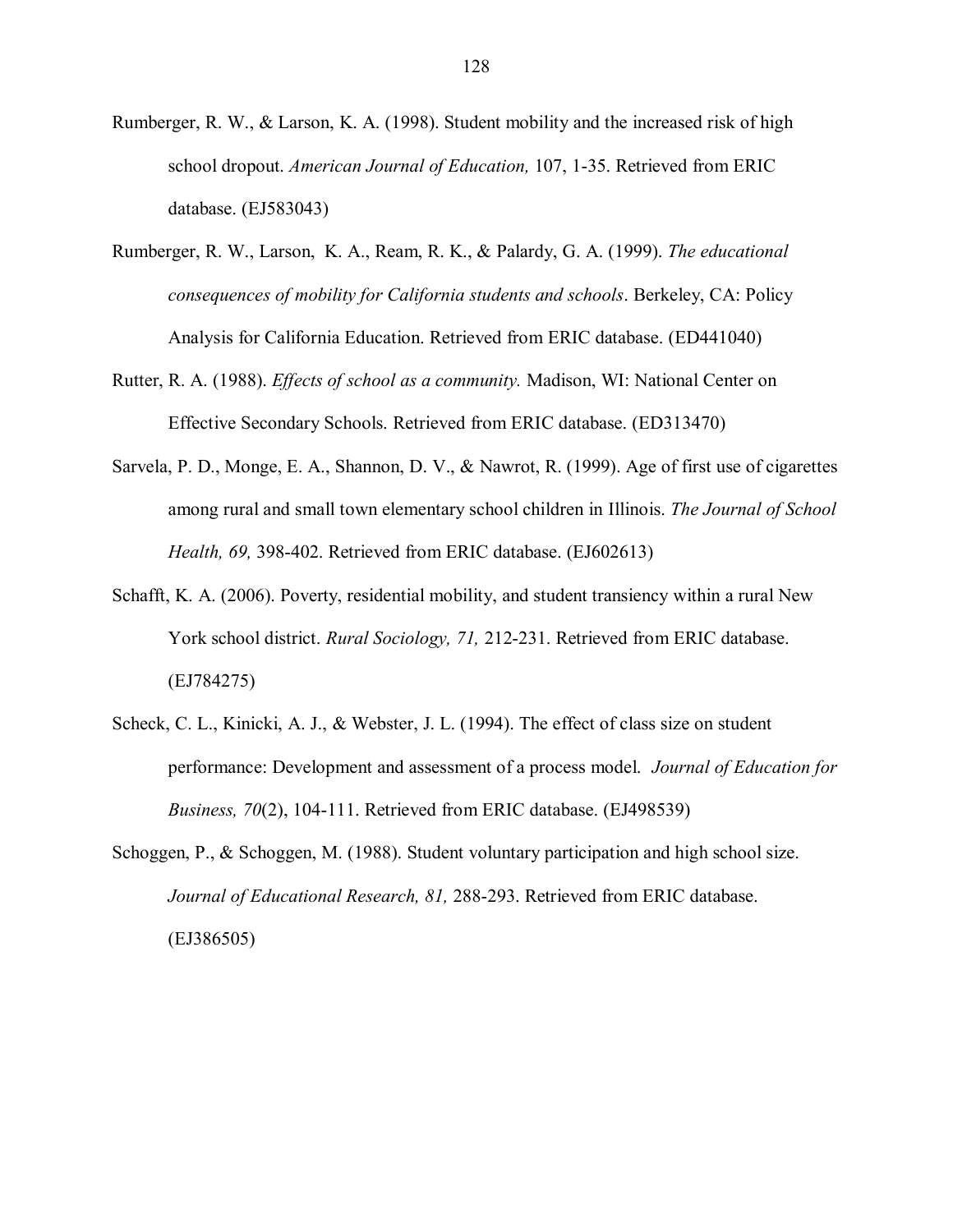Rumberger, R. W., & Larson, K. A. (1998). Student mobility and the increased risk of high school dropout. *American Journal of Education,* 107, 1-35. Retrieved from ERIC database. (EJ583043)

Rumberger, R. W., Larson, K. A., Ream, R. K., & Palardy, G. A. (1999). *The educational consequences of mobility for California students and schools*. Berkeley, CA: Policy Analysis for California Education. Retrieved from ERIC database. (ED441040)

Rutter, R. A. (1988). *Effects of school as a community.* Madison, WI: National Center on Effective Secondary Schools. Retrieved from ERIC database. (ED313470)

Sarvela, P. D., Monge, E. A., Shannon, D. V., & Nawrot, R. (1999). Age of first use of cigarettes among rural and small town elementary school children in Illinois. *The Journal of School Health, 69,* 398-402. Retrieved from ERIC database. (EJ602613)

Schafft, K. A. (2006). Poverty, residential mobility, and student transiency within a rural New York school district. *Rural Sociology, 71,* 212-231. Retrieved from ERIC database. (EJ784275)

Scheck, C. L., Kinicki, A. J., & Webster, J. L. (1994). The effect of class size on student performance: Development and assessment of a process model. *Journal of Education for Business, 70*(2), 104-111. Retrieved from ERIC database. (EJ498539)

Schoggen, P., & Schoggen, M. (1988). Student voluntary participation and high school size. *Journal of Educational Research, 81,* 288-293. Retrieved from ERIC database. (EJ386505)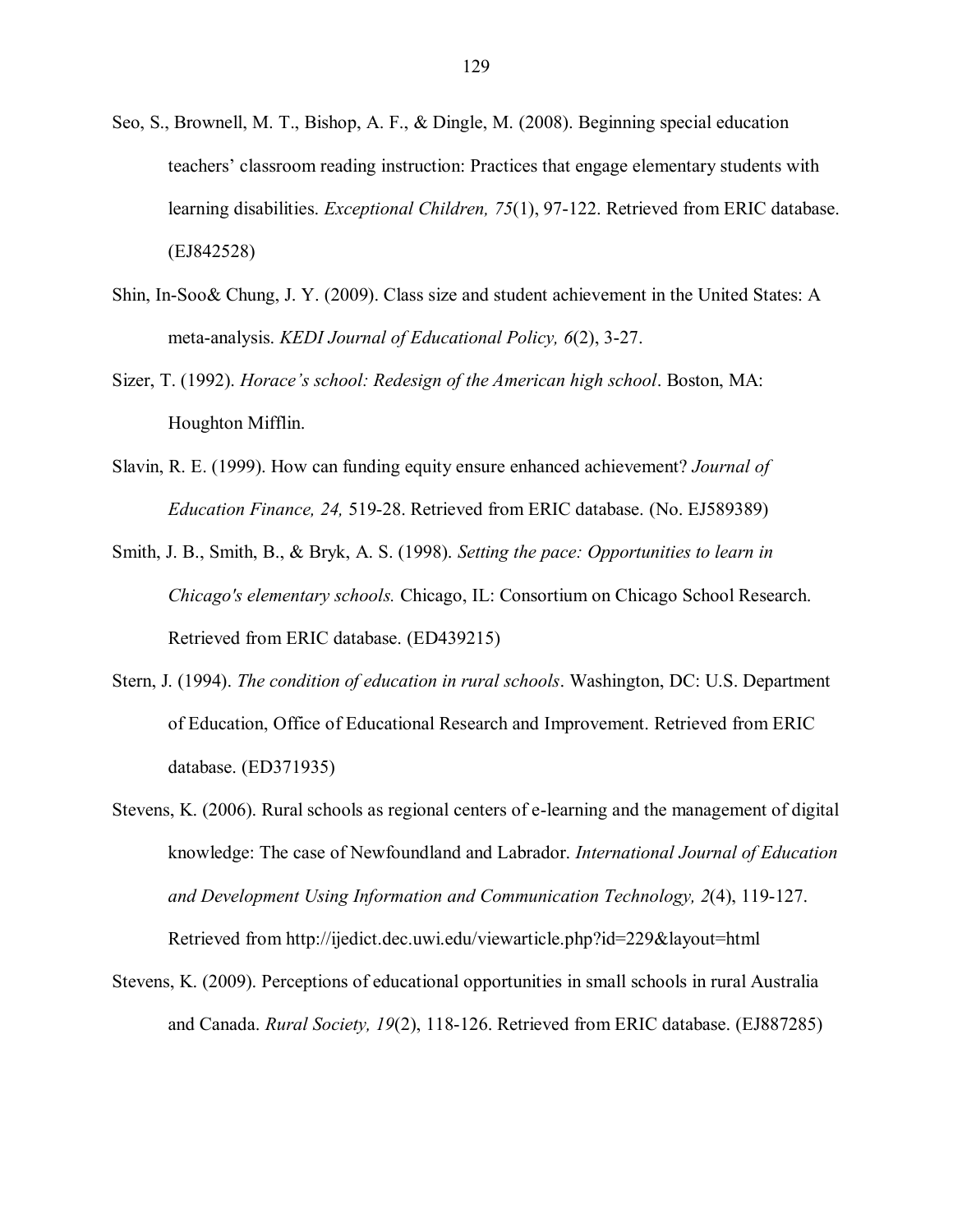Seo, S., Brownell, M. T., Bishop, A. F., & Dingle, M. (2008). Beginning special education teachers' classroom reading instruction: Practices that engage elementary students with learning disabilities. *Exceptional Children, 75*(1), 97-122. Retrieved from ERIC database. (EJ842528)

Shin, In-Soo& Chung, J. Y. (2009). Class size and student achievement in the United States: A meta-analysis. *KEDI Journal of Educational Policy, 6*(2), 3-27.

Sizer, T. (1992). *Horace's school: Redesign of the American high school*. Boston, MA: Houghton Mifflin.

Slavin, R. E. (1999). How can funding equity ensure enhanced achievement? *Journal of Education Finance, 24,* 519-28. Retrieved from ERIC database. (No. EJ589389)

Smith, J. B., Smith, B., & Bryk, A. S. (1998). *Setting the pace: Opportunities to learn in Chicago's elementary schools.* Chicago, IL: Consortium on Chicago School Research. Retrieved from ERIC database. (ED439215)

Stern, J. (1994). *The condition of education in rural schools*. Washington, DC: U.S. Department of Education, Office of Educational Research and Improvement. Retrieved from ERIC database. (ED371935)

Stevens, K. (2006). Rural schools as regional centers of e-learning and the management of digital knowledge: The case of Newfoundland and Labrador. *International Journal of Education and Development Using Information and Communication Technology, 2*(4), 119-127. Retrieved from http://ijedict.dec.uwi.edu/viewarticle.php?id=229&layout=html

Stevens, K. (2009). Perceptions of educational opportunities in small schools in rural Australia and Canada. *Rural Society, 19*(2), 118-126. Retrieved from ERIC database. (EJ887285)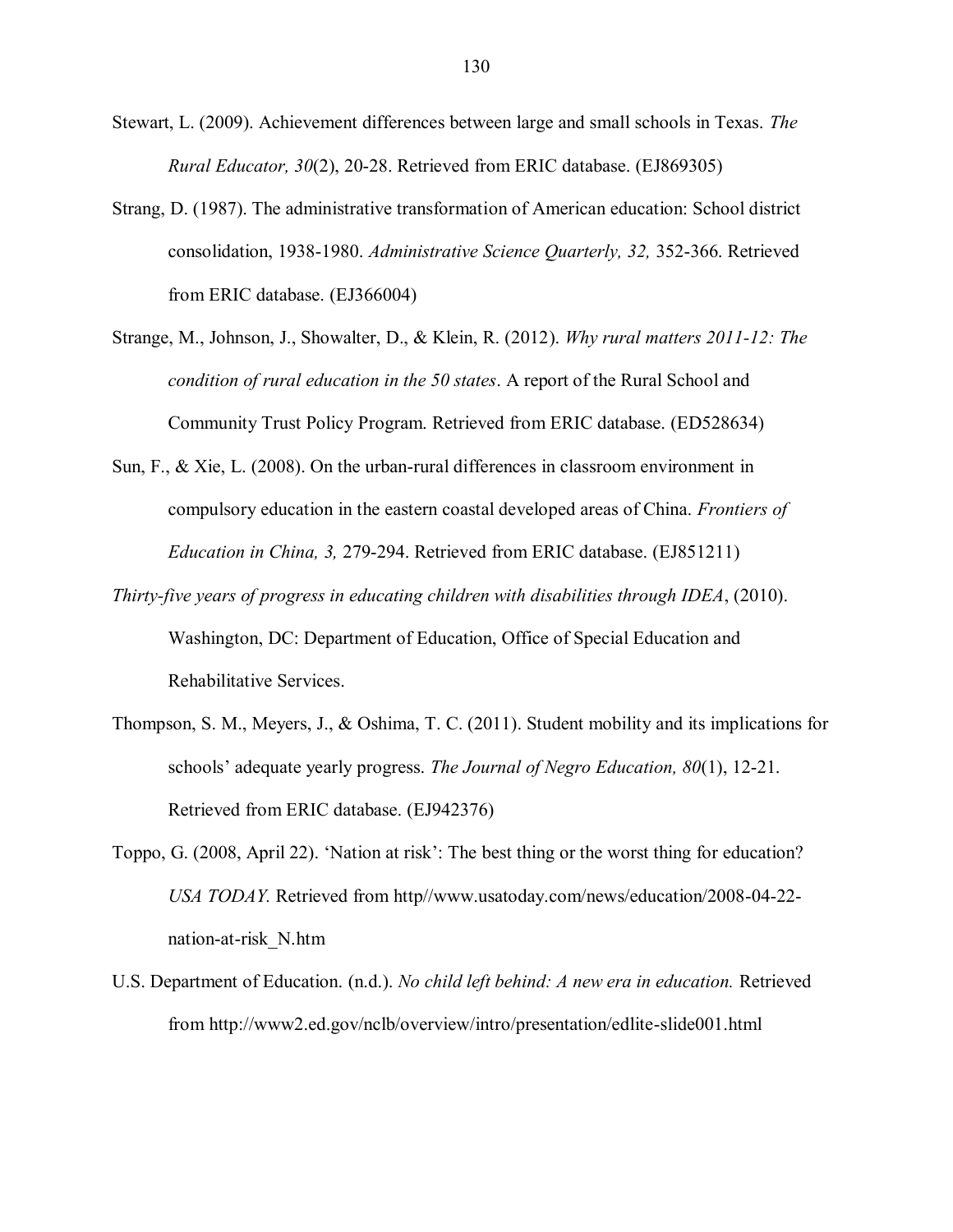Stewart, L. (2009). Achievement differences between large and small schools in Texas. *The Rural Educator, 30*(2), 20-28. Retrieved from ERIC database. (EJ869305)

Strang, D. (1987). The administrative transformation of American education: School district consolidation, 1938-1980. *Administrative Science Quarterly, 32,* 352-366. Retrieved from ERIC database. (EJ366004)

Strange, M., Johnson, J., Showalter, D., & Klein, R. (2012). *Why rural matters 2011-12: The condition of rural education in the 50 states*. A report of the Rural School and Community Trust Policy Program. Retrieved from ERIC database. (ED528634)

Sun, F., & Xie, L. (2008). On the urban-rural differences in classroom environment in compulsory education in the eastern coastal developed areas of China. *Frontiers of Education in China, 3,* 279-294. Retrieved from ERIC database. (EJ851211)

*Thirty-five years of progress in educating children with disabilities through IDEA*, (2010). Washington, DC: Department of Education, Office of Special Education and Rehabilitative Services.

Thompson, S. M., Meyers, J., & Oshima, T. C. (2011). Student mobility and its implications for schools' adequate yearly progress. *The Journal of Negro Education, 80*(1), 12-21. Retrieved from ERIC database. (EJ942376)

Toppo, G. (2008, April 22). 'Nation at risk': The best thing or the worst thing for education? *USA TODAY.* Retrieved from http//www.usatoday.com/news/education/2008-04-22-nation-at-risk_N.htm

U.S. Department of Education. (n.d.). *No child left behind: A new era in education.* Retrieved from http://www2.ed.gov/nclb/overview/intro/presentation/edlite-slide001.html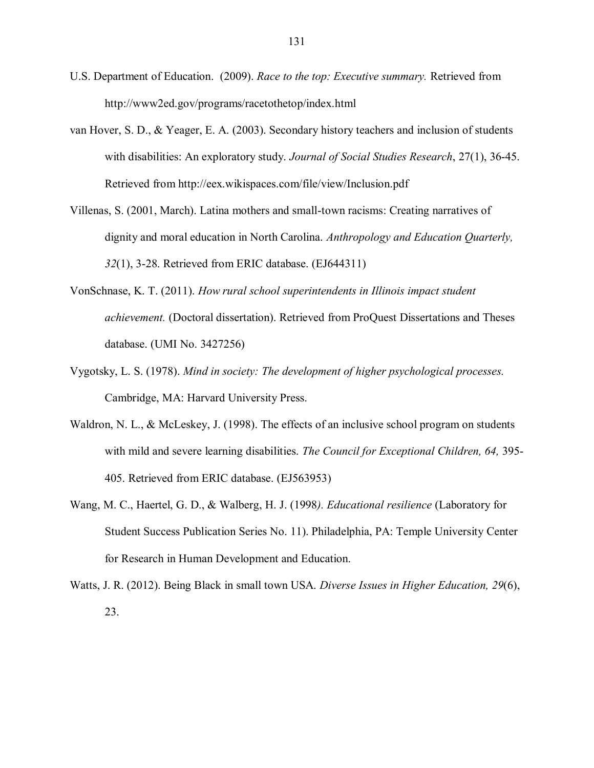U.S. Department of Education. (2009). *Race to the top: Executive summary.* Retrieved from http://www2ed.gov/programs/racetothetop/index.html

van Hover, S. D., & Yeager, E. A. (2003). Secondary history teachers and inclusion of students with disabilities: An exploratory study. *Journal of Social Studies Research*, 27(1), 36-45. Retrieved from http://eex.wikispaces.com/file/view/Inclusion.pdf

Villenas, S. (2001, March). Latina mothers and small-town racisms: Creating narratives of dignity and moral education in North Carolina. *Anthropology and Education Quarterly, 32*(1), 3-28. Retrieved from ERIC database. (EJ644311)

VonSchnase, K. T. (2011). *How rural school superintendents in Illinois impact student achievement.* (Doctoral dissertation). Retrieved from ProQuest Dissertations and Theses database. (UMI No. 3427256)

Vygotsky, L. S. (1978). *Mind in society: The development of higher psychological processes.* Cambridge, MA: Harvard University Press.

Waldron, N. L., & McLeskey, J. (1998). The effects of an inclusive school program on students with mild and severe learning disabilities. *The Council for Exceptional Children, 64,* 395-405. Retrieved from ERIC database. (EJ563953)

Wang, M. C., Haertel, G. D., & Walberg, H. J. (1998*). Educational resilience* (Laboratory for Student Success Publication Series No. 11). Philadelphia, PA: Temple University Center for Research in Human Development and Education.

Watts, J. R. (2012). Being Black in small town USA. *Diverse Issues in Higher Education, 29*(6), 23.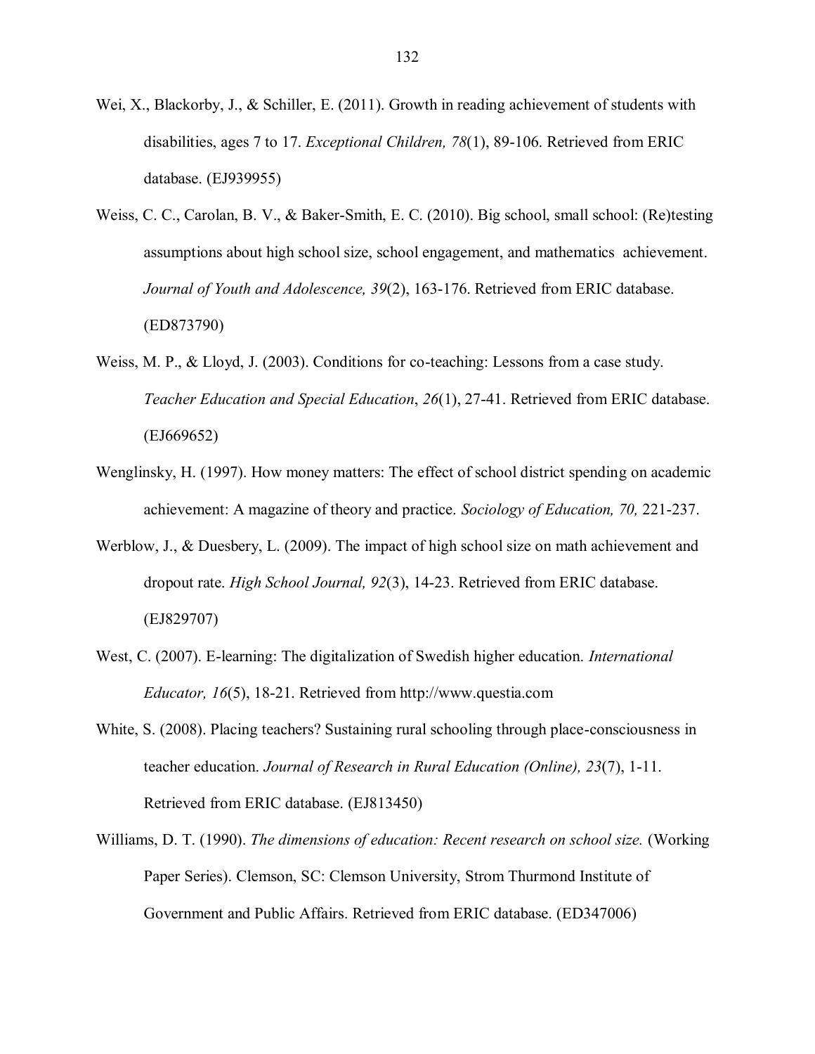Wei, X., Blackorby, J., & Schiller, E. (2011). Growth in reading achievement of students with disabilities, ages 7 to 17. *Exceptional Children, 78*(1), 89-106. Retrieved from ERIC database. (EJ939955)

Weiss, C. C., Carolan, B. V., & Baker-Smith, E. C. (2010). Big school, small school: (Re)testing assumptions about high school size, school engagement, and mathematics achievement. *Journal of Youth and Adolescence, 39*(2), 163-176. Retrieved from ERIC database. (ED873790)

Weiss, M. P., & Lloyd, J. (2003). Conditions for co-teaching: Lessons from a case study. *Teacher Education and Special Education*, *26*(1), 27-41. Retrieved from ERIC database. (EJ669652)

Wenglinsky, H. (1997). How money matters: The effect of school district spending on academic achievement: A magazine of theory and practice. *Sociology of Education, 70,* 221-237.

Werblow, J., & Duesbery, L. (2009). The impact of high school size on math achievement and dropout rate. *High School Journal, 92*(3), 14-23. Retrieved from ERIC database. (EJ829707)

West, C. (2007). E-learning: The digitalization of Swedish higher education. *International Educator, 16*(5), 18-21. Retrieved from http://www.questia.com

White, S. (2008). Placing teachers? Sustaining rural schooling through place-consciousness in teacher education. *Journal of Research in Rural Education (Online), 23*(7), 1-11. Retrieved from ERIC database. (EJ813450)

Williams, D. T. (1990). *The dimensions of education: Recent research on school size.* (Working Paper Series). Clemson, SC: Clemson University, Strom Thurmond Institute of Government and Public Affairs. Retrieved from ERIC database. (ED347006)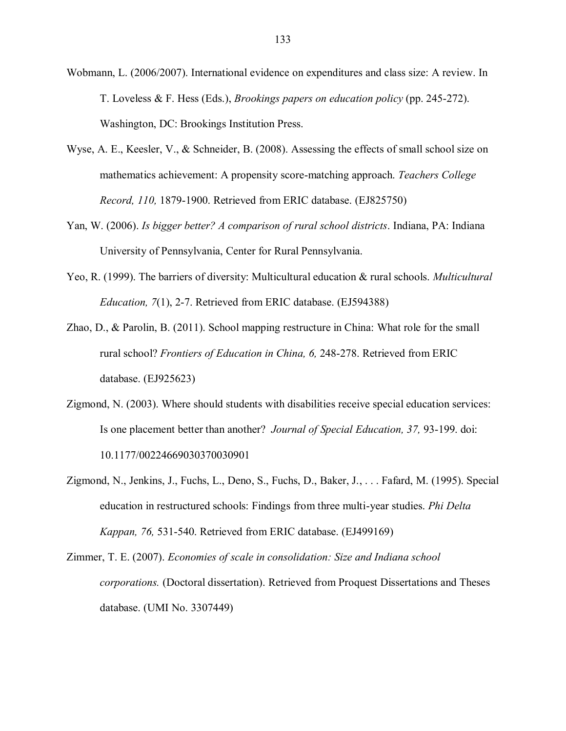Wobmann, L. (2006/2007). International evidence on expenditures and class size: A review. In T. Loveless & F. Hess (Eds.), *Brookings papers on education policy* (pp. 245-272). Washington, DC: Brookings Institution Press.

Wyse, A. E., Keesler, V., & Schneider, B. (2008). Assessing the effects of small school size on mathematics achievement: A propensity score-matching approach. *Teachers College Record, 110,* 1879-1900. Retrieved from ERIC database. (EJ825750)

Yan, W. (2006). *Is bigger better? A comparison of rural school districts*. Indiana, PA: Indiana University of Pennsylvania, Center for Rural Pennsylvania.

Yeo, R. (1999). The barriers of diversity: Multicultural education & rural schools. *Multicultural Education, 7*(1), 2-7. Retrieved from ERIC database. (EJ594388)

Zhao, D., & Parolin, B. (2011). School mapping restructure in China: What role for the small rural school? *Frontiers of Education in China, 6,* 248-278. Retrieved from ERIC database. (EJ925623)

Zigmond, N. (2003). Where should students with disabilities receive special education services: Is one placement better than another? *Journal of Special Education, 37,* 93-199. doi: 10.1177/00224669030370030901

Zigmond, N., Jenkins, J., Fuchs, L., Deno, S., Fuchs, D., Baker, J., . . . Fafard, M. (1995). Special education in restructured schools: Findings from three multi-year studies. *Phi Delta Kappan, 76,* 531-540. Retrieved from ERIC database. (EJ499169)

Zimmer, T. E. (2007). *Economies of scale in consolidation: Size and Indiana school corporations.* (Doctoral dissertation). Retrieved from Proquest Dissertations and Theses database. (UMI No. 3307449)